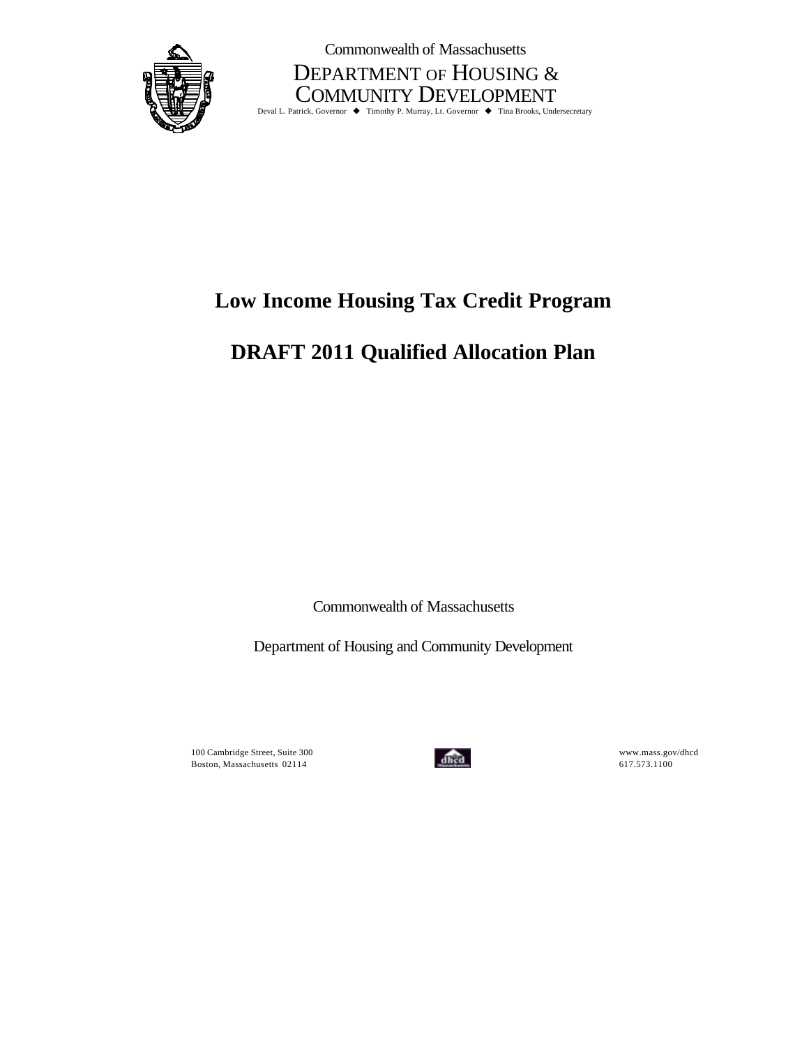Commonwealth of Massachusetts

DEPARTMENT OF HOUSING & COMMUNITY DEVELOPMENT

Deval L. Patrick, Governor ◆ Timothy P. Murray, Lt. Governor ◆ Tina Brooks, Undersecretary

# Low Income Housing Tax Credit Program

# DRAFT 2011 Qualified Allocation Plan

Commonwealth of Massachusetts

Department of Housing and Community Development

100 Cambridge Street, Suite 300
Boston, Massachusetts 02114

www.mass.gov/dhcd
617.573.1100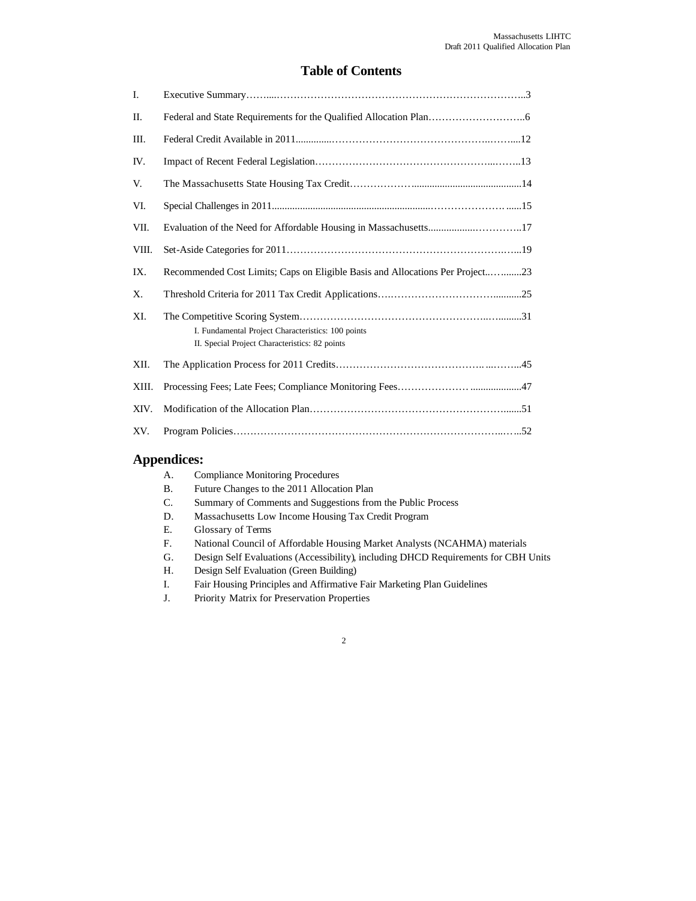# Table of Contents

| | | |
|---|---|---|
| I. | Executive Summary | 3 |
| II. | Federal and State Requirements for the Qualified Allocation Plan | 6 |
| III. | Federal Credit Available in 2011 | 12 |
| IV. | Impact of Recent Federal Legislation | 13 |
| V. | The Massachusetts State Housing Tax Credit | 14 |
| VI. | Special Challenges in 2011 | 15 |
| VII. | Evaluation of the Need for Affordable Housing in Massachusetts | 17 |
| VIII. | Set-Aside Categories for 2011 | 19 |
| IX. | Recommended Cost Limits; Caps on Eligible Basis and Allocations Per Project | 23 |
| X. | Threshold Criteria for 2011 Tax Credit Applications | 25 |
| XI. | The Competitive Scoring System<br>I. Fundamental Project Characteristics: 100 points<br>II. Special Project Characteristics: 82 points | 31 |
| XII. | The Application Process for 2011 Credits | 45 |
| XIII. | Processing Fees; Late Fees; Compliance Monitoring Fees | 47 |
| XIV. | Modification of the Allocation Plan | 51 |
| XV. | Program Policies | 52 |

## Appendices:

A. Compliance Monitoring Procedures
B. Future Changes to the 2011 Allocation Plan
C. Summary of Comments and Suggestions from the Public Process
D. Massachusetts Low Income Housing Tax Credit Program
E. Glossary of Terms
F. National Council of Affordable Housing Market Analysts (NCAHMA) materials
G. Design Self Evaluations (Accessibility), including DHCD Requirements for CBH Units
H. Design Self Evaluation (Green Building)
I. Fair Housing Principles and Affirmative Fair Marketing Plan Guidelines
J. Priority Matrix for Preservation Properties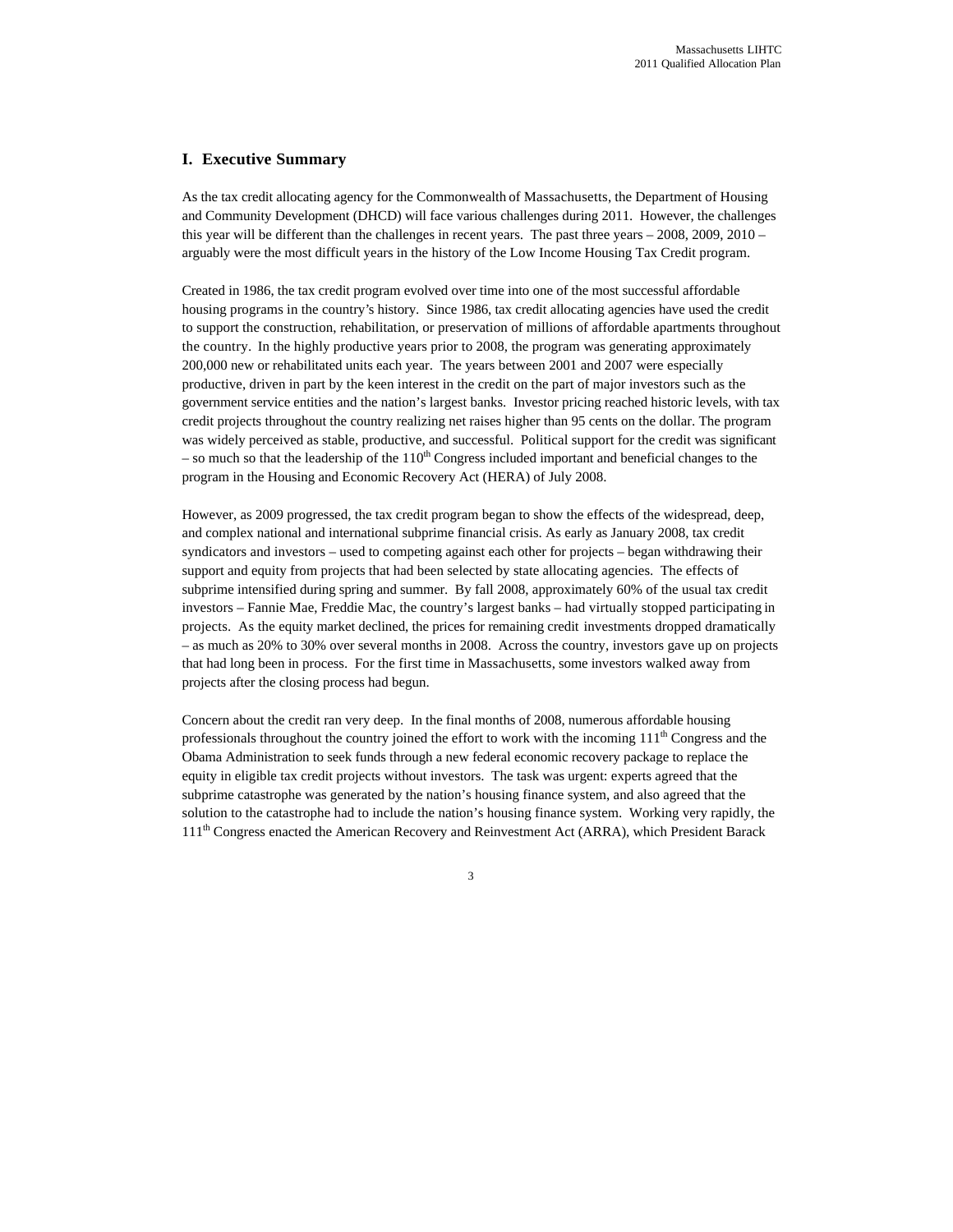## I. Executive Summary

As the tax credit allocating agency for the Commonwealth of Massachusetts, the Department of Housing and Community Development (DHCD) will face various challenges during 2011. However, the challenges this year will be different than the challenges in recent years. The past three years – 2008, 2009, 2010 – arguably were the most difficult years in the history of the Low Income Housing Tax Credit program.

Created in 1986, the tax credit program evolved over time into one of the most successful affordable housing programs in the country's history. Since 1986, tax credit allocating agencies have used the credit to support the construction, rehabilitation, or preservation of millions of affordable apartments throughout the country. In the highly productive years prior to 2008, the program was generating approximately 200,000 new or rehabilitated units each year. The years between 2001 and 2007 were especially productive, driven in part by the keen interest in the credit on the part of major investors such as the government service entities and the nation's largest banks. Investor pricing reached historic levels, with tax credit projects throughout the country realizing net raises higher than 95 cents on the dollar. The program was widely perceived as stable, productive, and successful. Political support for the credit was significant – so much so that the leadership of the 110th Congress included important and beneficial changes to the program in the Housing and Economic Recovery Act (HERA) of July 2008.

However, as 2009 progressed, the tax credit program began to show the effects of the widespread, deep, and complex national and international subprime financial crisis. As early as January 2008, tax credit syndicators and investors – used to competing against each other for projects – began withdrawing their support and equity from projects that had been selected by state allocating agencies. The effects of subprime intensified during spring and summer. By fall 2008, approximately 60% of the usual tax credit investors – Fannie Mae, Freddie Mac, the country's largest banks – had virtually stopped participating in projects. As the equity market declined, the prices for remaining credit investments dropped dramatically – as much as 20% to 30% over several months in 2008. Across the country, investors gave up on projects that had long been in process. For the first time in Massachusetts, some investors walked away from projects after the closing process had begun.

Concern about the credit ran very deep. In the final months of 2008, numerous affordable housing professionals throughout the country joined the effort to work with the incoming 111th Congress and the Obama Administration to seek funds through a new federal economic recovery package to replace the equity in eligible tax credit projects without investors. The task was urgent: experts agreed that the subprime catastrophe was generated by the nation's housing finance system, and also agreed that the solution to the catastrophe had to include the nation's housing finance system. Working very rapidly, the 111th Congress enacted the American Recovery and Reinvestment Act (ARRA), which President Barack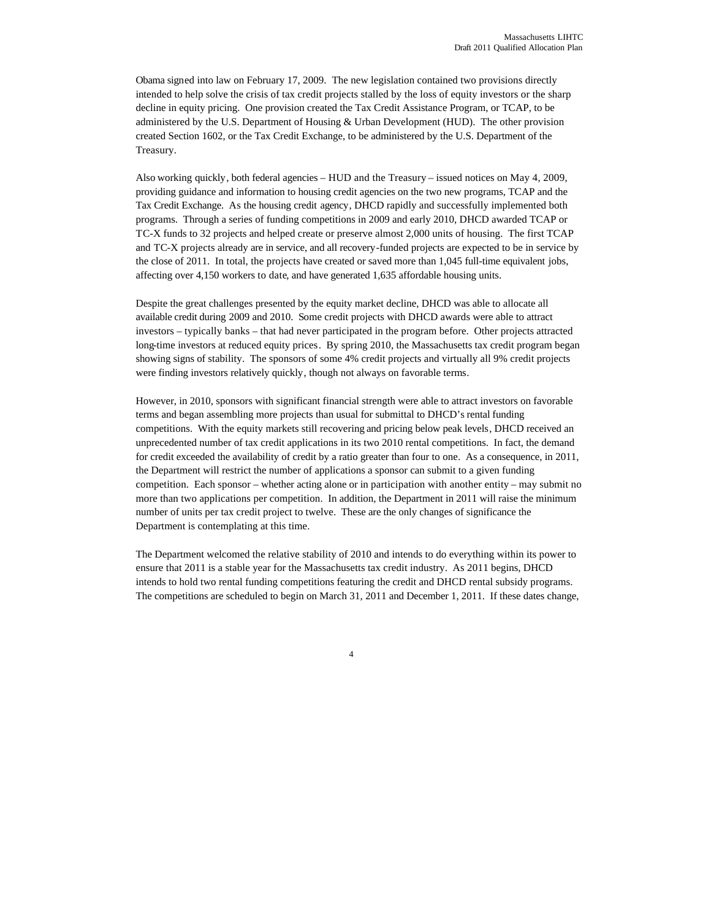Obama signed into law on February 17, 2009. The new legislation contained two provisions directly intended to help solve the crisis of tax credit projects stalled by the loss of equity investors or the sharp decline in equity pricing. One provision created the Tax Credit Assistance Program, or TCAP, to be administered by the U.S. Department of Housing & Urban Development (HUD). The other provision created Section 1602, or the Tax Credit Exchange, to be administered by the U.S. Department of the Treasury.

Also working quickly, both federal agencies – HUD and the Treasury – issued notices on May 4, 2009, providing guidance and information to housing credit agencies on the two new programs, TCAP and the Tax Credit Exchange. As the housing credit agency, DHCD rapidly and successfully implemented both programs. Through a series of funding competitions in 2009 and early 2010, DHCD awarded TCAP or TC-X funds to 32 projects and helped create or preserve almost 2,000 units of housing. The first TCAP and TC-X projects already are in service, and all recovery-funded projects are expected to be in service by the close of 2011. In total, the projects have created or saved more than 1,045 full-time equivalent jobs, affecting over 4,150 workers to date, and have generated 1,635 affordable housing units.

Despite the great challenges presented by the equity market decline, DHCD was able to allocate all available credit during 2009 and 2010. Some credit projects with DHCD awards were able to attract investors – typically banks – that had never participated in the program before. Other projects attracted long-time investors at reduced equity prices. By spring 2010, the Massachusetts tax credit program began showing signs of stability. The sponsors of some 4% credit projects and virtually all 9% credit projects were finding investors relatively quickly, though not always on favorable terms.

However, in 2010, sponsors with significant financial strength were able to attract investors on favorable terms and began assembling more projects than usual for submittal to DHCD's rental funding competitions. With the equity markets still recovering and pricing below peak levels, DHCD received an unprecedented number of tax credit applications in its two 2010 rental competitions. In fact, the demand for credit exceeded the availability of credit by a ratio greater than four to one. As a consequence, in 2011, the Department will restrict the number of applications a sponsor can submit to a given funding competition. Each sponsor – whether acting alone or in participation with another entity – may submit no more than two applications per competition. In addition, the Department in 2011 will raise the minimum number of units per tax credit project to twelve. These are the only changes of significance the Department is contemplating at this time.

The Department welcomed the relative stability of 2010 and intends to do everything within its power to ensure that 2011 is a stable year for the Massachusetts tax credit industry. As 2011 begins, DHCD intends to hold two rental funding competitions featuring the credit and DHCD rental subsidy programs. The competitions are scheduled to begin on March 31, 2011 and December 1, 2011. If these dates change,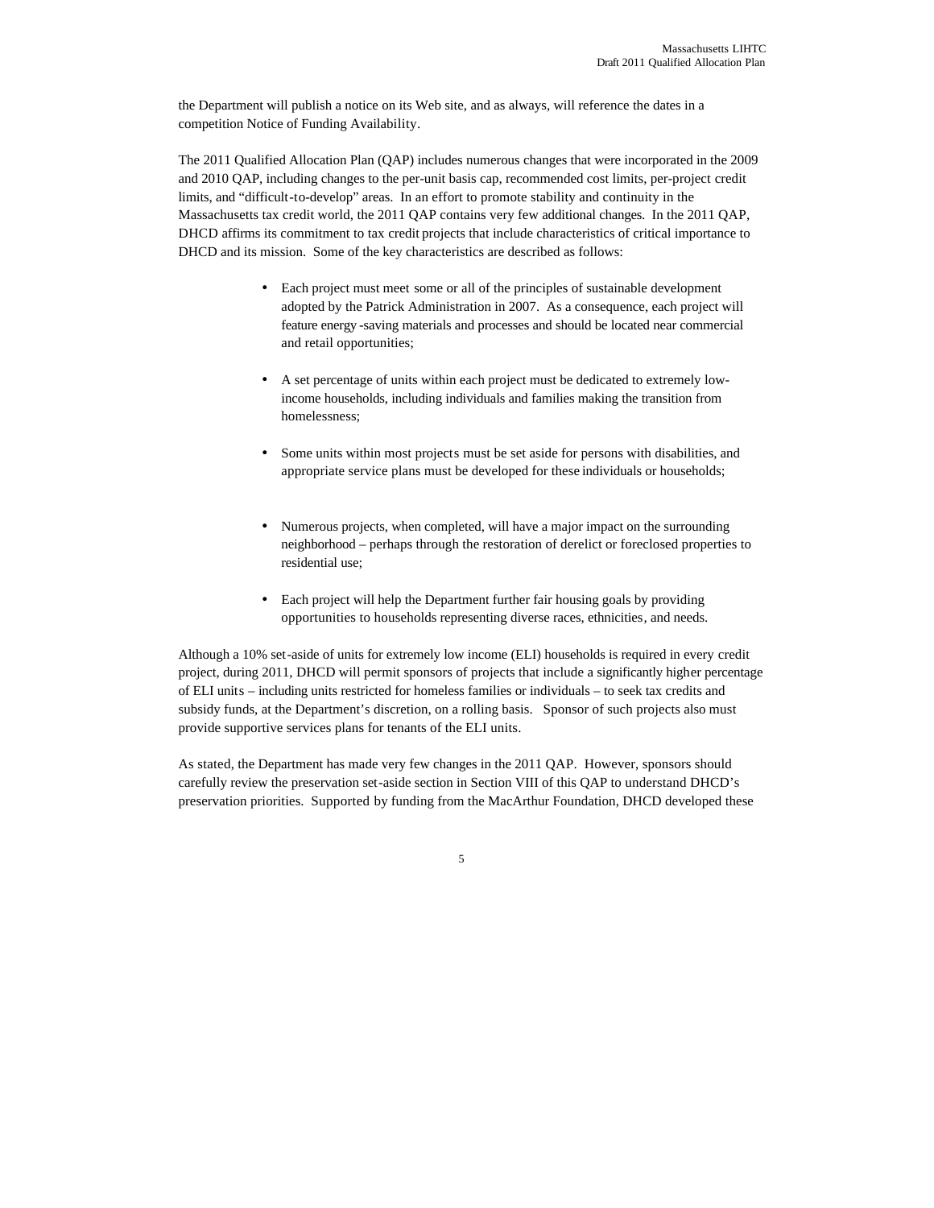the Department will publish a notice on its Web site, and as always, will reference the dates in a competition Notice of Funding Availability.

The 2011 Qualified Allocation Plan (QAP) includes numerous changes that were incorporated in the 2009 and 2010 QAP, including changes to the per-unit basis cap, recommended cost limits, per-project credit limits, and "difficult-to-develop" areas. In an effort to promote stability and continuity in the Massachusetts tax credit world, the 2011 QAP contains very few additional changes. In the 2011 QAP, DHCD affirms its commitment to tax credit projects that include characteristics of critical importance to DHCD and its mission. Some of the key characteristics are described as follows:

- Each project must meet some or all of the principles of sustainable development adopted by the Patrick Administration in 2007. As a consequence, each project will feature energy-saving materials and processes and should be located near commercial and retail opportunities;

- A set percentage of units within each project must be dedicated to extremely low-income households, including individuals and families making the transition from homelessness;

- Some units within most projects must be set aside for persons with disabilities, and appropriate service plans must be developed for these individuals or households;

- Numerous projects, when completed, will have a major impact on the surrounding neighborhood – perhaps through the restoration of derelict or foreclosed properties to residential use;

- Each project will help the Department further fair housing goals by providing opportunities to households representing diverse races, ethnicities, and needs.

Although a 10% set-aside of units for extremely low income (ELI) households is required in every credit project, during 2011, DHCD will permit sponsors of projects that include a significantly higher percentage of ELI units – including units restricted for homeless families or individuals – to seek tax credits and subsidy funds, at the Department's discretion, on a rolling basis. Sponsor of such projects also must provide supportive services plans for tenants of the ELI units.

As stated, the Department has made very few changes in the 2011 QAP. However, sponsors should carefully review the preservation set-aside section in Section VIII of this QAP to understand DHCD's preservation priorities. Supported by funding from the MacArthur Foundation, DHCD developed these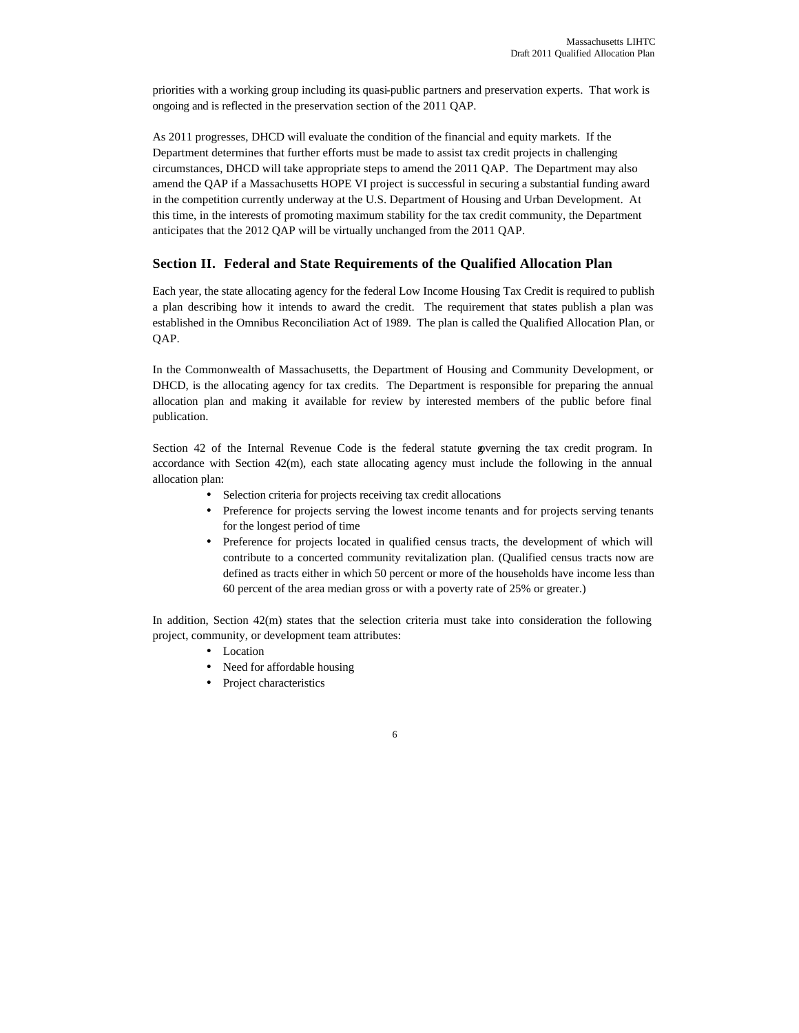priorities with a working group including its quasi-public partners and preservation experts. That work is ongoing and is reflected in the preservation section of the 2011 QAP.

As 2011 progresses, DHCD will evaluate the condition of the financial and equity markets. If the Department determines that further efforts must be made to assist tax credit projects in challenging circumstances, DHCD will take appropriate steps to amend the 2011 QAP. The Department may also amend the QAP if a Massachusetts HOPE VI project is successful in securing a substantial funding award in the competition currently underway at the U.S. Department of Housing and Urban Development. At this time, in the interests of promoting maximum stability for the tax credit community, the Department anticipates that the 2012 QAP will be virtually unchanged from the 2011 QAP.

## Section II. Federal and State Requirements of the Qualified Allocation Plan

Each year, the state allocating agency for the federal Low Income Housing Tax Credit is required to publish a plan describing how it intends to award the credit. The requirement that states publish a plan was established in the Omnibus Reconciliation Act of 1989. The plan is called the Qualified Allocation Plan, or QAP.

In the Commonwealth of Massachusetts, the Department of Housing and Community Development, or DHCD, is the allocating agency for tax credits. The Department is responsible for preparing the annual allocation plan and making it available for review by interested members of the public before final publication.

Section 42 of the Internal Revenue Code is the federal statute governing the tax credit program. In accordance with Section 42(m), each state allocating agency must include the following in the annual allocation plan:

- Selection criteria for projects receiving tax credit allocations
- Preference for projects serving the lowest income tenants and for projects serving tenants for the longest period of time
- Preference for projects located in qualified census tracts, the development of which will contribute to a concerted community revitalization plan. (Qualified census tracts now are defined as tracts either in which 50 percent or more of the households have income less than 60 percent of the area median gross or with a poverty rate of 25% or greater.)

In addition, Section 42(m) states that the selection criteria must take into consideration the following project, community, or development team attributes:

- Location
- Need for affordable housing
- Project characteristics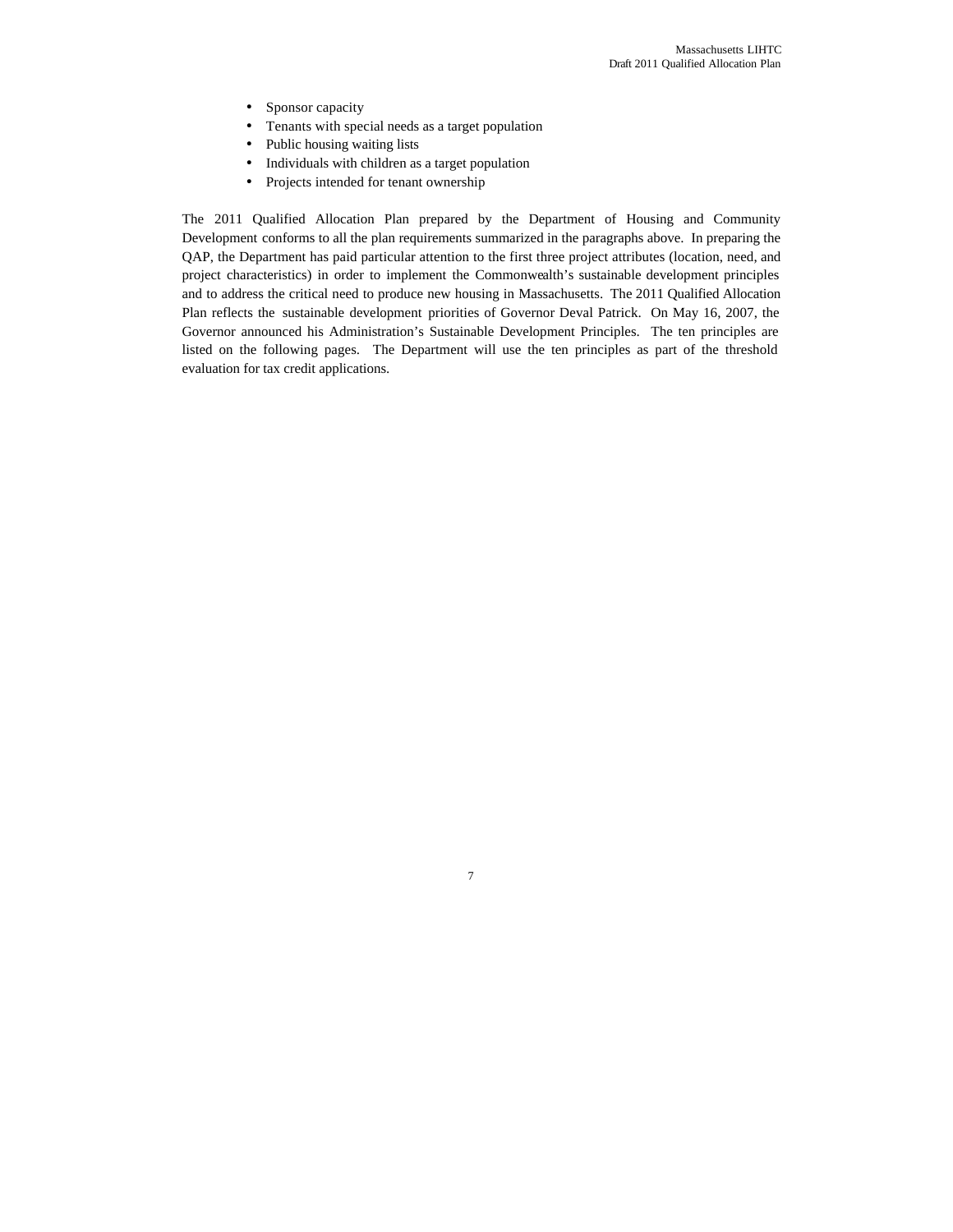- Sponsor capacity
- Tenants with special needs as a target population
- Public housing waiting lists
- Individuals with children as a target population
- Projects intended for tenant ownership

The 2011 Qualified Allocation Plan prepared by the Department of Housing and Community Development conforms to all the plan requirements summarized in the paragraphs above. In preparing the QAP, the Department has paid particular attention to the first three project attributes (location, need, and project characteristics) in order to implement the Commonwealth's sustainable development principles and to address the critical need to produce new housing in Massachusetts. The 2011 Qualified Allocation Plan reflects the sustainable development priorities of Governor Deval Patrick. On May 16, 2007, the Governor announced his Administration's Sustainable Development Principles. The ten principles are listed on the following pages. The Department will use the ten principles as part of the threshold evaluation for tax credit applications.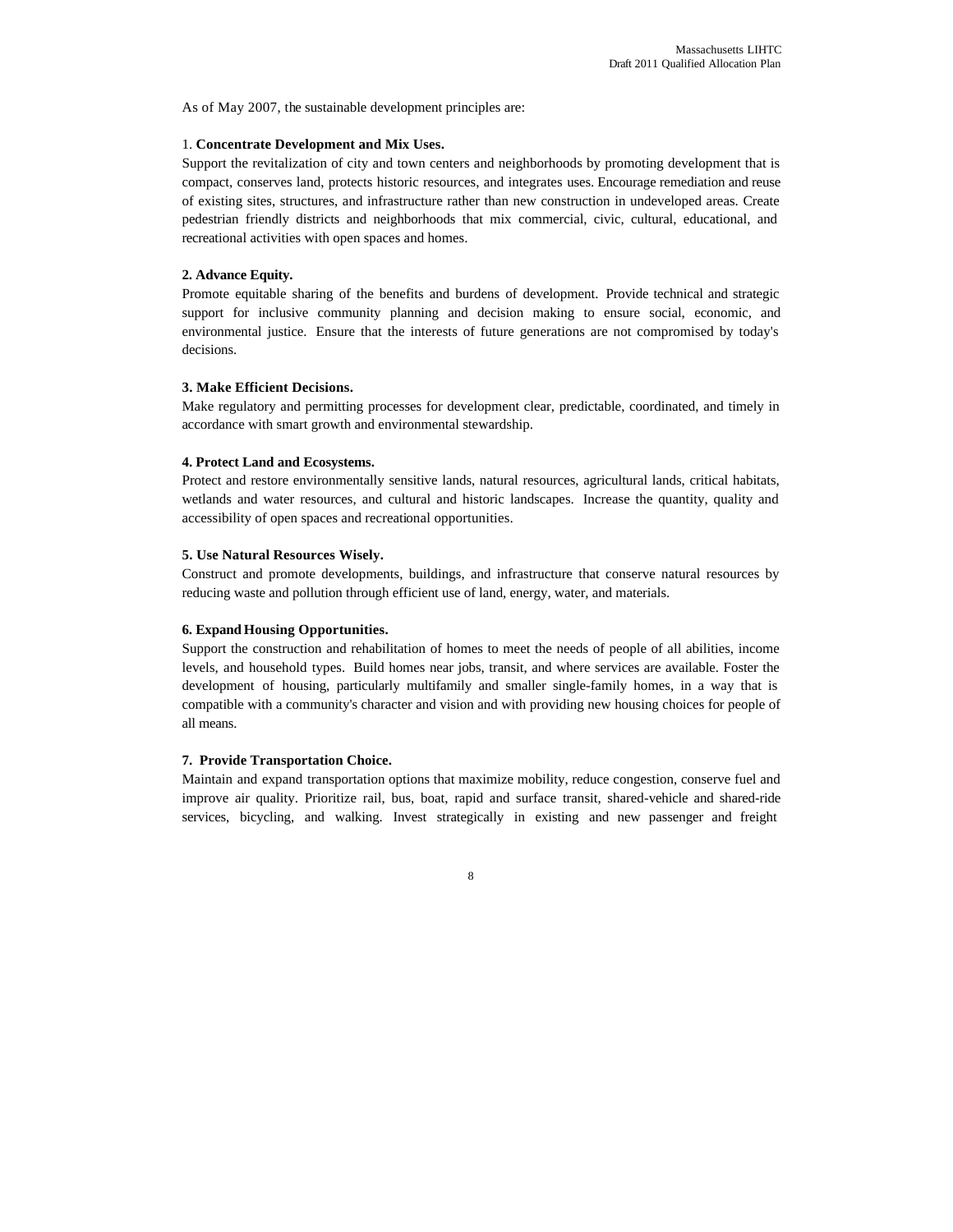As of May 2007, the sustainable development principles are:

1. **Concentrate Development and Mix Uses.**
Support the revitalization of city and town centers and neighborhoods by promoting development that is compact, conserves land, protects historic resources, and integrates uses. Encourage remediation and reuse of existing sites, structures, and infrastructure rather than new construction in undeveloped areas. Create pedestrian friendly districts and neighborhoods that mix commercial, civic, cultural, educational, and recreational activities with open spaces and homes.

**2. Advance Equity.**
Promote equitable sharing of the benefits and burdens of development. Provide technical and strategic support for inclusive community planning and decision making to ensure social, economic, and environmental justice. Ensure that the interests of future generations are not compromised by today's decisions.

**3. Make Efficient Decisions.**
Make regulatory and permitting processes for development clear, predictable, coordinated, and timely in accordance with smart growth and environmental stewardship.

**4. Protect Land and Ecosystems.**
Protect and restore environmentally sensitive lands, natural resources, agricultural lands, critical habitats, wetlands and water resources, and cultural and historic landscapes. Increase the quantity, quality and accessibility of open spaces and recreational opportunities.

**5. Use Natural Resources Wisely.**
Construct and promote developments, buildings, and infrastructure that conserve natural resources by reducing waste and pollution through efficient use of land, energy, water, and materials.

**6. Expand Housing Opportunities.**
Support the construction and rehabilitation of homes to meet the needs of people of all abilities, income levels, and household types. Build homes near jobs, transit, and where services are available. Foster the development of housing, particularly multifamily and smaller single-family homes, in a way that is compatible with a community's character and vision and with providing new housing choices for people of all means.

**7. Provide Transportation Choice.**
Maintain and expand transportation options that maximize mobility, reduce congestion, conserve fuel and improve air quality. Prioritize rail, bus, boat, rapid and surface transit, shared-vehicle and shared-ride services, bicycling, and walking. Invest strategically in existing and new passenger and freight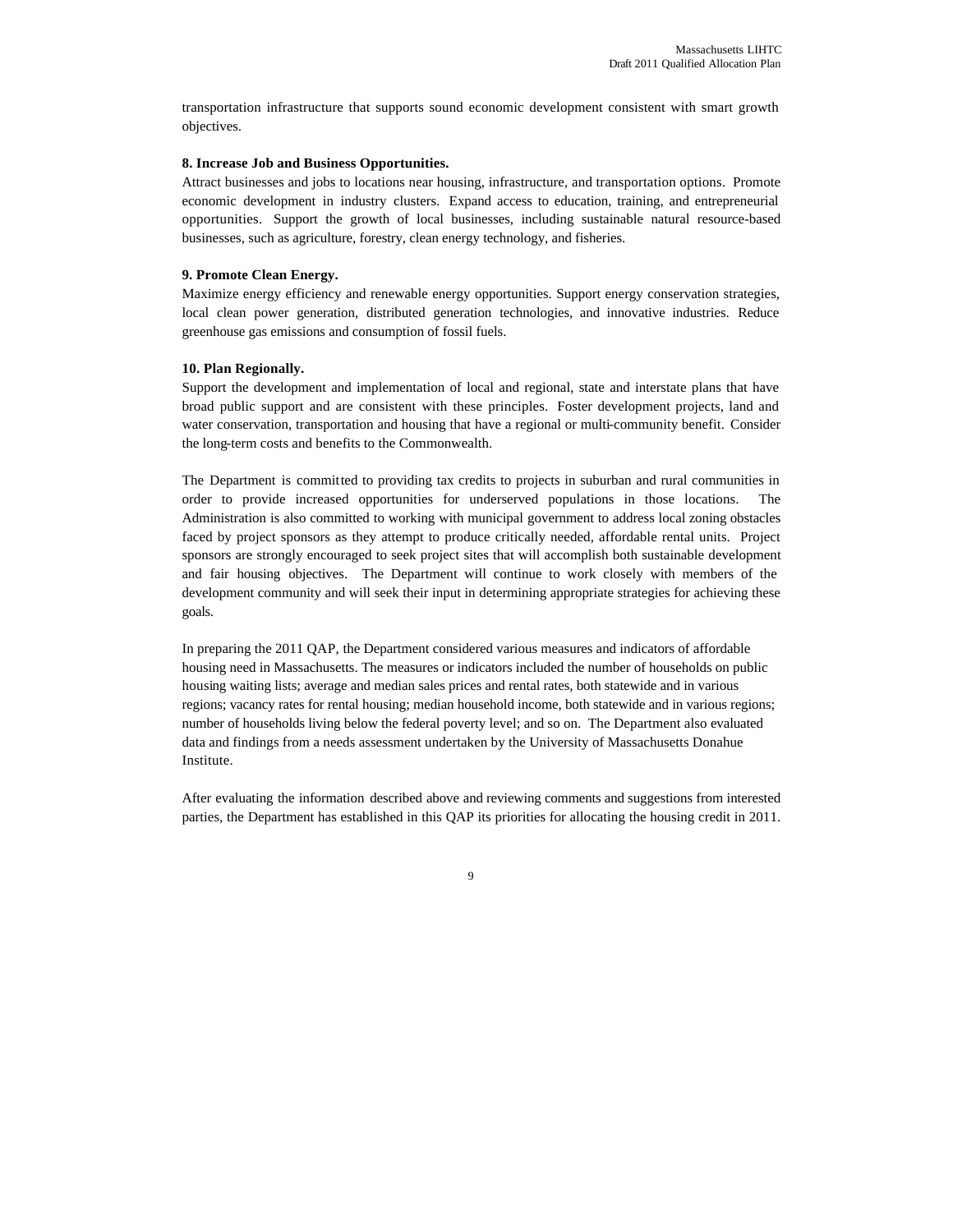transportation infrastructure that supports sound economic development consistent with smart growth objectives.

**8. Increase Job and Business Opportunities.**
Attract businesses and jobs to locations near housing, infrastructure, and transportation options. Promote economic development in industry clusters. Expand access to education, training, and entrepreneurial opportunities. Support the growth of local businesses, including sustainable natural resource-based businesses, such as agriculture, forestry, clean energy technology, and fisheries.

**9. Promote Clean Energy.**
Maximize energy efficiency and renewable energy opportunities. Support energy conservation strategies, local clean power generation, distributed generation technologies, and innovative industries. Reduce greenhouse gas emissions and consumption of fossil fuels.

**10. Plan Regionally.**
Support the development and implementation of local and regional, state and interstate plans that have broad public support and are consistent with these principles. Foster development projects, land and water conservation, transportation and housing that have a regional or multi-community benefit. Consider the long-term costs and benefits to the Commonwealth.

The Department is committed to providing tax credits to projects in suburban and rural communities in order to provide increased opportunities for underserved populations in those locations. The Administration is also committed to working with municipal government to address local zoning obstacles faced by project sponsors as they attempt to produce critically needed, affordable rental units. Project sponsors are strongly encouraged to seek project sites that will accomplish both sustainable development and fair housing objectives. The Department will continue to work closely with members of the development community and will seek their input in determining appropriate strategies for achieving these goals.

In preparing the 2011 QAP, the Department considered various measures and indicators of affordable housing need in Massachusetts. The measures or indicators included the number of households on public housing waiting lists; average and median sales prices and rental rates, both statewide and in various regions; vacancy rates for rental housing; median household income, both statewide and in various regions; number of households living below the federal poverty level; and so on. The Department also evaluated data and findings from a needs assessment undertaken by the University of Massachusetts Donahue Institute.

After evaluating the information described above and reviewing comments and suggestions from interested parties, the Department has established in this QAP its priorities for allocating the housing credit in 2011.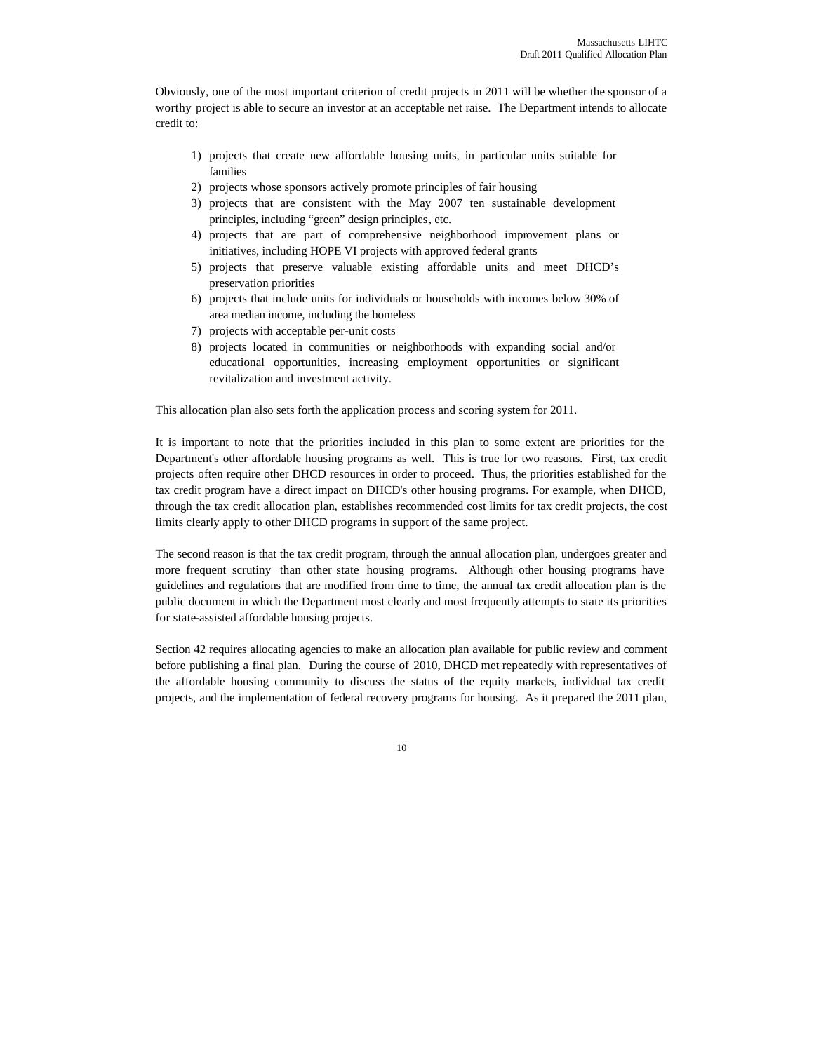Obviously, one of the most important criterion of credit projects in 2011 will be whether the sponsor of a worthy project is able to secure an investor at an acceptable net raise. The Department intends to allocate credit to:

1) projects that create new affordable housing units, in particular units suitable for families
2) projects whose sponsors actively promote principles of fair housing
3) projects that are consistent with the May 2007 ten sustainable development principles, including "green" design principles, etc.
4) projects that are part of comprehensive neighborhood improvement plans or initiatives, including HOPE VI projects with approved federal grants
5) projects that preserve valuable existing affordable units and meet DHCD's preservation priorities
6) projects that include units for individuals or households with incomes below 30% of area median income, including the homeless
7) projects with acceptable per-unit costs
8) projects located in communities or neighborhoods with expanding social and/or educational opportunities, increasing employment opportunities or significant revitalization and investment activity.

This allocation plan also sets forth the application process and scoring system for 2011.

It is important to note that the priorities included in this plan to some extent are priorities for the Department's other affordable housing programs as well. This is true for two reasons. First, tax credit projects often require other DHCD resources in order to proceed. Thus, the priorities established for the tax credit program have a direct impact on DHCD's other housing programs. For example, when DHCD, through the tax credit allocation plan, establishes recommended cost limits for tax credit projects, the cost limits clearly apply to other DHCD programs in support of the same project.

The second reason is that the tax credit program, through the annual allocation plan, undergoes greater and more frequent scrutiny than other state housing programs. Although other housing programs have guidelines and regulations that are modified from time to time, the annual tax credit allocation plan is the public document in which the Department most clearly and most frequently attempts to state its priorities for state-assisted affordable housing projects.

Section 42 requires allocating agencies to make an allocation plan available for public review and comment before publishing a final plan. During the course of 2010, DHCD met repeatedly with representatives of the affordable housing community to discuss the status of the equity markets, individual tax credit projects, and the implementation of federal recovery programs for housing. As it prepared the 2011 plan,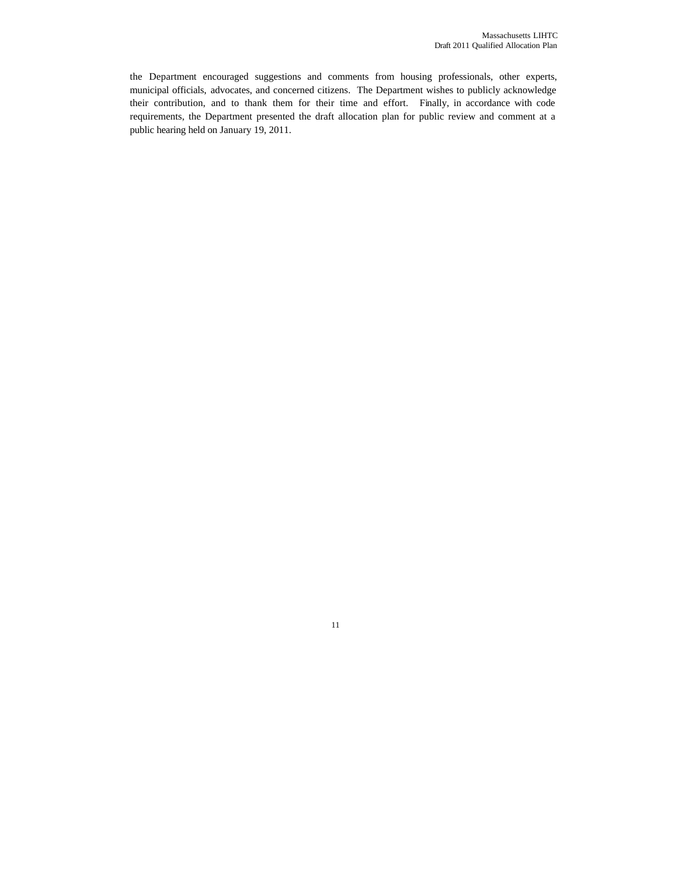the Department encouraged suggestions and comments from housing professionals, other experts, municipal officials, advocates, and concerned citizens. The Department wishes to publicly acknowledge their contribution, and to thank them for their time and effort. Finally, in accordance with code requirements, the Department presented the draft allocation plan for public review and comment at a public hearing held on January 19, 2011.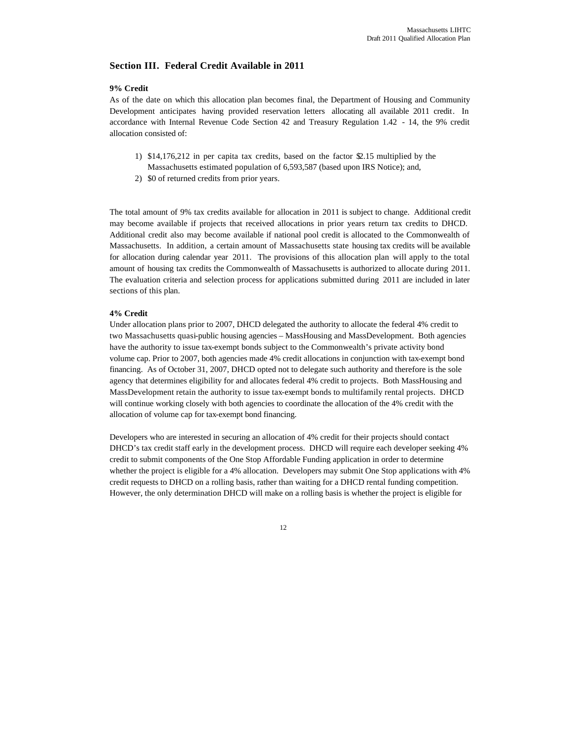## Section III. Federal Credit Available in 2011

**9% Credit**

As of the date on which this allocation plan becomes final, the Department of Housing and Community Development anticipates having provided reservation letters allocating all available 2011 credit. In accordance with Internal Revenue Code Section 42 and Treasury Regulation 1.42 - 14, the 9% credit allocation consisted of:

1) $14,176,212 in per capita tax credits, based on the factor $2.15 multiplied by the Massachusetts estimated population of 6,593,587 (based upon IRS Notice); and,
2) $0 of returned credits from prior years.

The total amount of 9% tax credits available for allocation in 2011 is subject to change. Additional credit may become available if projects that received allocations in prior years return tax credits to DHCD. Additional credit also may become available if national pool credit is allocated to the Commonwealth of Massachusetts. In addition, a certain amount of Massachusetts state housing tax credits will be available for allocation during calendar year 2011. The provisions of this allocation plan will apply to the total amount of housing tax credits the Commonwealth of Massachusetts is authorized to allocate during 2011. The evaluation criteria and selection process for applications submitted during 2011 are included in later sections of this plan.

**4% Credit**

Under allocation plans prior to 2007, DHCD delegated the authority to allocate the federal 4% credit to two Massachusetts quasi-public housing agencies – MassHousing and MassDevelopment. Both agencies have the authority to issue tax-exempt bonds subject to the Commonwealth's private activity bond volume cap. Prior to 2007, both agencies made 4% credit allocations in conjunction with tax-exempt bond financing. As of October 31, 2007, DHCD opted not to delegate such authority and therefore is the sole agency that determines eligibility for and allocates federal 4% credit to projects. Both MassHousing and MassDevelopment retain the authority to issue tax-exempt bonds to multifamily rental projects. DHCD will continue working closely with both agencies to coordinate the allocation of the 4% credit with the allocation of volume cap for tax-exempt bond financing.

Developers who are interested in securing an allocation of 4% credit for their projects should contact DHCD's tax credit staff early in the development process. DHCD will require each developer seeking 4% credit to submit components of the One Stop Affordable Funding application in order to determine whether the project is eligible for a 4% allocation. Developers may submit One Stop applications with 4% credit requests to DHCD on a rolling basis, rather than waiting for a DHCD rental funding competition. However, the only determination DHCD will make on a rolling basis is whether the project is eligible for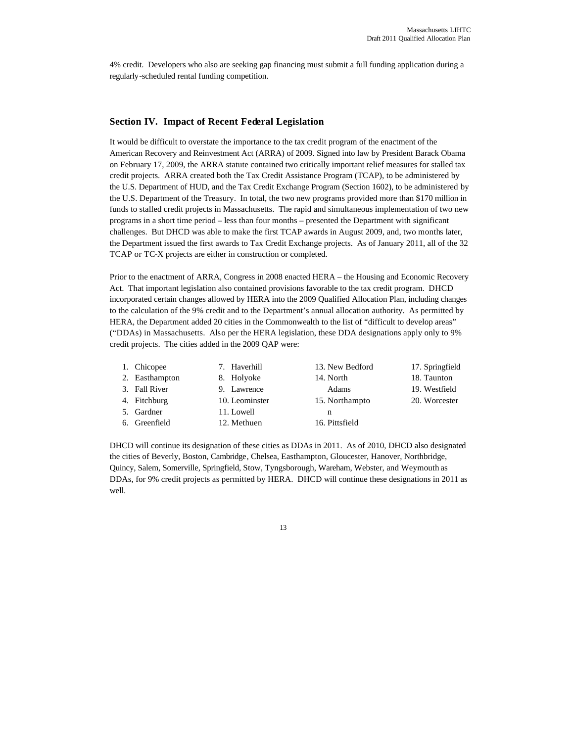4% credit. Developers who also are seeking gap financing must submit a full funding application during a regularly-scheduled rental funding competition.

## Section IV. Impact of Recent Federal Legislation

It would be difficult to overstate the importance to the tax credit program of the enactment of the American Recovery and Reinvestment Act (ARRA) of 2009. Signed into law by President Barack Obama on February 17, 2009, the ARRA statute contained two critically important relief measures for stalled tax credit projects. ARRA created both the Tax Credit Assistance Program (TCAP), to be administered by the U.S. Department of HUD, and the Tax Credit Exchange Program (Section 1602), to be administered by the U.S. Department of the Treasury. In total, the two new programs provided more than $170 million in funds to stalled credit projects in Massachusetts. The rapid and simultaneous implementation of two new programs in a short time period – less than four months – presented the Department with significant challenges. But DHCD was able to make the first TCAP awards in August 2009, and, two months later, the Department issued the first awards to Tax Credit Exchange projects. As of January 2011, all of the 32 TCAP or TC-X projects are either in construction or completed.

Prior to the enactment of ARRA, Congress in 2008 enacted HERA – the Housing and Economic Recovery Act. That important legislation also contained provisions favorable to the tax credit program. DHCD incorporated certain changes allowed by HERA into the 2009 Qualified Allocation Plan, including changes to the calculation of the 9% credit and to the Department's annual allocation authority. As permitted by HERA, the Department added 20 cities in the Commonwealth to the list of "difficult to develop areas" ("DDAs) in Massachusetts. Also per the HERA legislation, these DDA designations apply only to 9% credit projects. The cities added in the 2009 QAP were:

1. Chicopee
2. Easthampton
3. Fall River
4. Fitchburg
5. Gardner
6. Greenfield
7. Haverhill
8. Holyoke
9. Lawrence
10. Leominster
11. Lowell
12. Methuen
13. New Bedford
14. North Adams
15. Northampton
16. Pittsfield
17. Springfield
18. Taunton
19. Westfield
20. Worcester

DHCD will continue its designation of these cities as DDAs in 2011. As of 2010, DHCD also designated the cities of Beverly, Boston, Cambridge, Chelsea, Easthampton, Gloucester, Hanover, Northbridge, Quincy, Salem, Somerville, Springfield, Stow, Tyngsborough, Wareham, Webster, and Weymouth as DDAs, for 9% credit projects as permitted by HERA. DHCD will continue these designations in 2011 as well.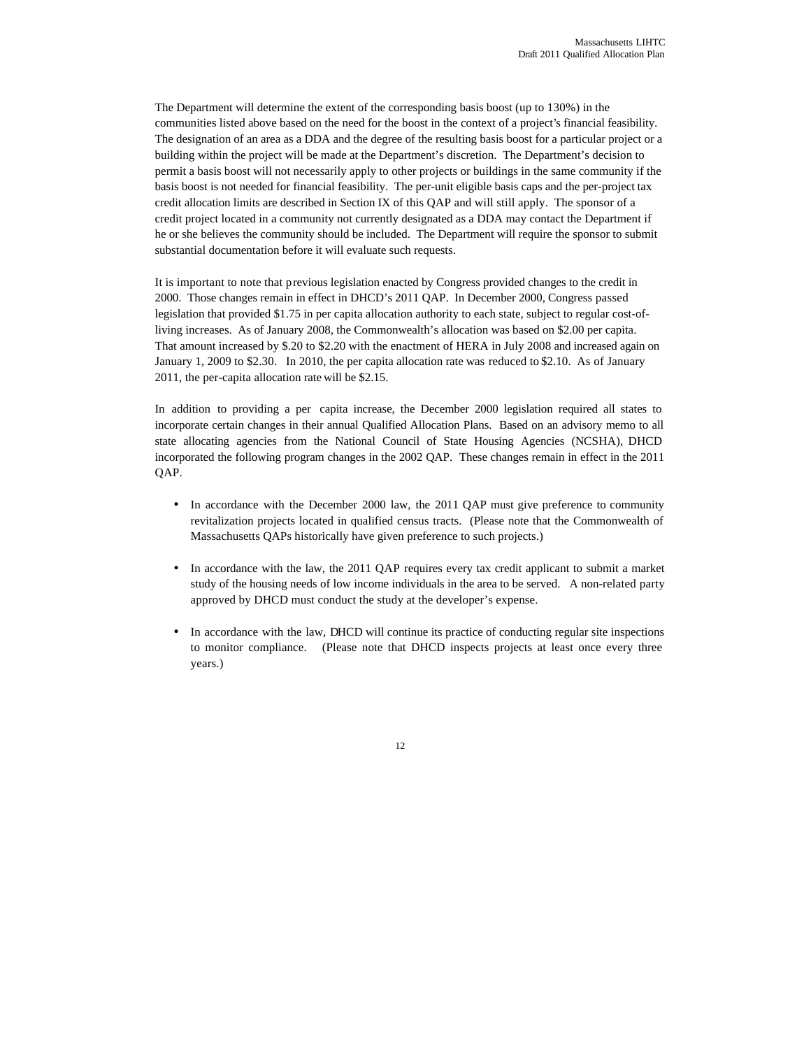The Department will determine the extent of the corresponding basis boost (up to 130%) in the communities listed above based on the need for the boost in the context of a project's financial feasibility. The designation of an area as a DDA and the degree of the resulting basis boost for a particular project or a building within the project will be made at the Department's discretion. The Department's decision to permit a basis boost will not necessarily apply to other projects or buildings in the same community if the basis boost is not needed for financial feasibility. The per-unit eligible basis caps and the per-project tax credit allocation limits are described in Section IX of this QAP and will still apply. The sponsor of a credit project located in a community not currently designated as a DDA may contact the Department if he or she believes the community should be included. The Department will require the sponsor to submit substantial documentation before it will evaluate such requests.

It is important to note that previous legislation enacted by Congress provided changes to the credit in 2000. Those changes remain in effect in DHCD's 2011 QAP. In December 2000, Congress passed legislation that provided $1.75 in per capita allocation authority to each state, subject to regular cost-of-living increases. As of January 2008, the Commonwealth's allocation was based on $2.00 per capita. That amount increased by $.20 to $2.20 with the enactment of HERA in July 2008 and increased again on January 1, 2009 to $2.30. In 2010, the per capita allocation rate was reduced to $2.10. As of January 2011, the per-capita allocation rate will be $2.15.

In addition to providing a per capita increase, the December 2000 legislation required all states to incorporate certain changes in their annual Qualified Allocation Plans. Based on an advisory memo to all state allocating agencies from the National Council of State Housing Agencies (NCSHA), DHCD incorporated the following program changes in the 2002 QAP. These changes remain in effect in the 2011 QAP.

- In accordance with the December 2000 law, the 2011 QAP must give preference to community revitalization projects located in qualified census tracts. (Please note that the Commonwealth of Massachusetts QAPs historically have given preference to such projects.)

- In accordance with the law, the 2011 QAP requires every tax credit applicant to submit a market study of the housing needs of low income individuals in the area to be served. A non-related party approved by DHCD must conduct the study at the developer's expense.

- In accordance with the law, DHCD will continue its practice of conducting regular site inspections to monitor compliance. (Please note that DHCD inspects projects at least once every three years.)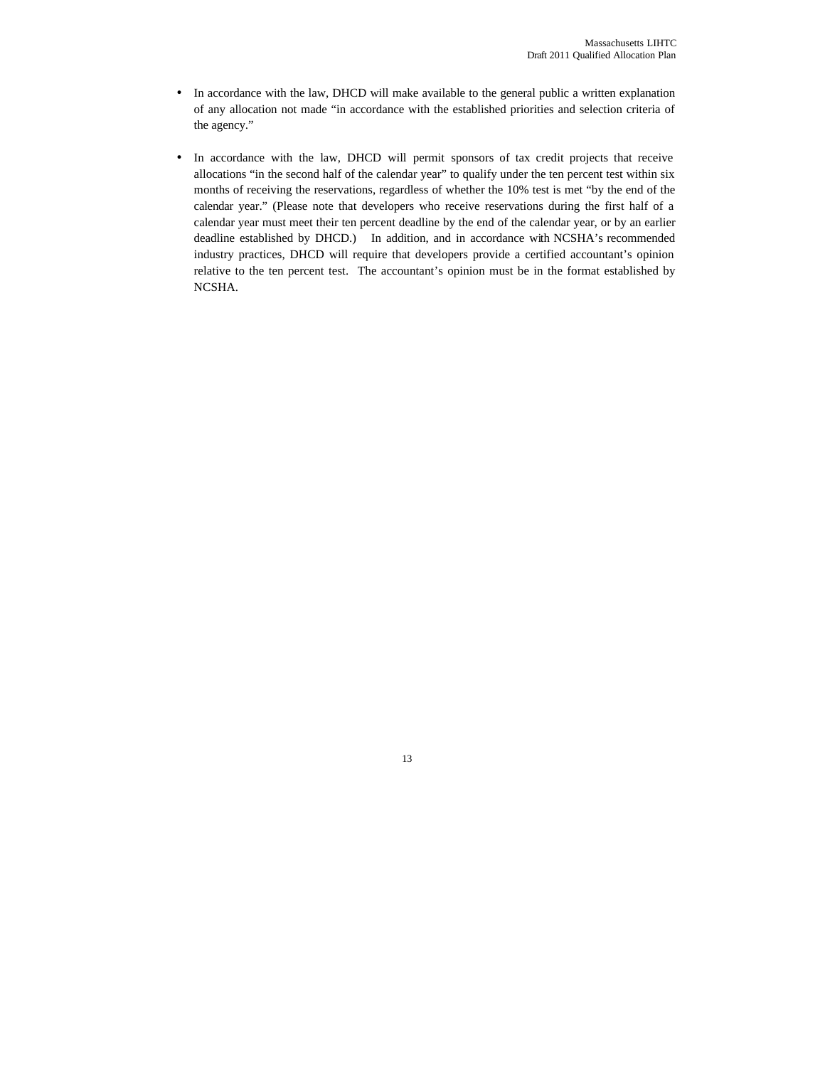- In accordance with the law, DHCD will make available to the general public a written explanation of any allocation not made "in accordance with the established priorities and selection criteria of the agency."

- In accordance with the law, DHCD will permit sponsors of tax credit projects that receive allocations "in the second half of the calendar year" to qualify under the ten percent test within six months of receiving the reservations, regardless of whether the 10% test is met "by the end of the calendar year." (Please note that developers who receive reservations during the first half of a calendar year must meet their ten percent deadline by the end of the calendar year, or by an earlier deadline established by DHCD.) In addition, and in accordance with NCSHA's recommended industry practices, DHCD will require that developers provide a certified accountant's opinion relative to the ten percent test. The accountant's opinion must be in the format established by NCSHA.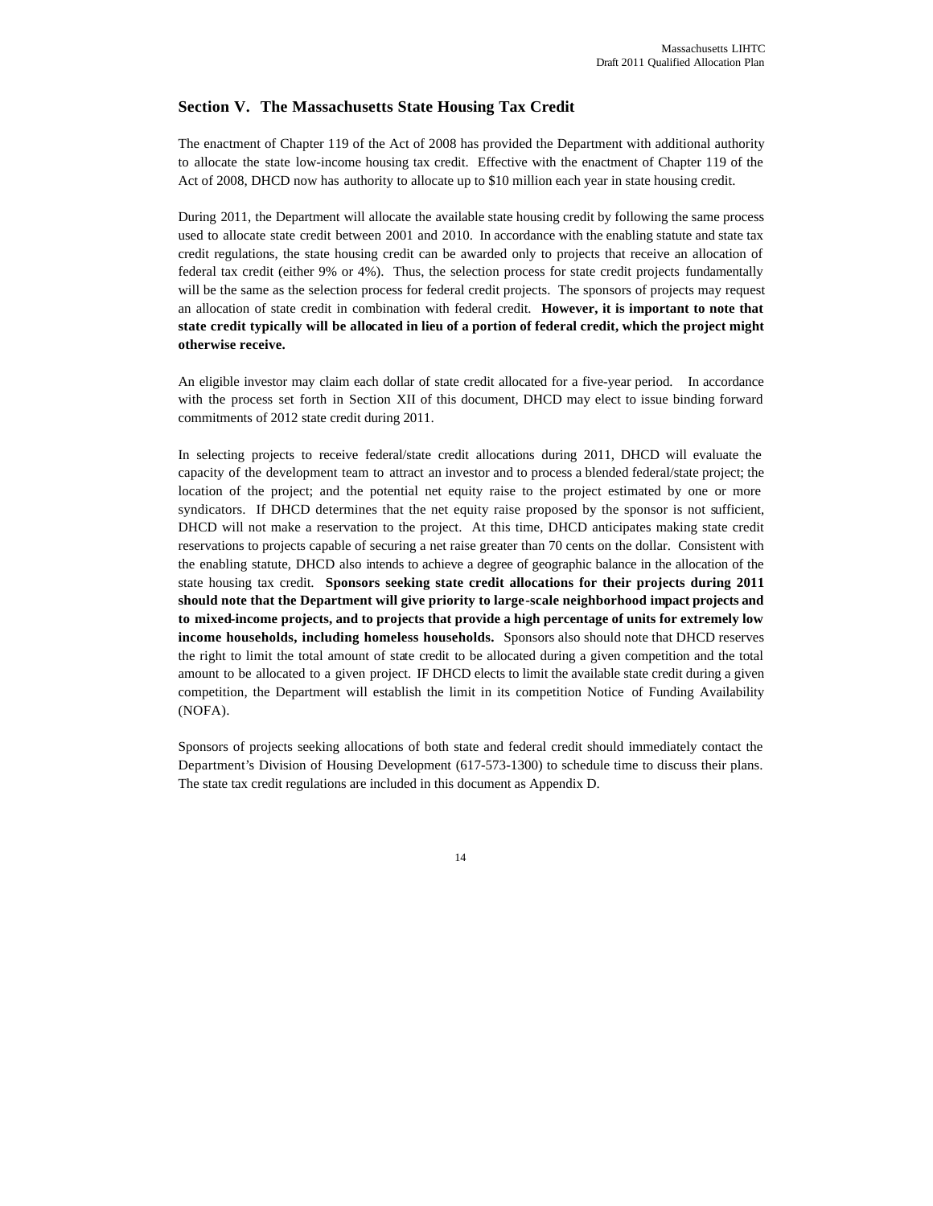## Section V. The Massachusetts State Housing Tax Credit

The enactment of Chapter 119 of the Act of 2008 has provided the Department with additional authority to allocate the state low-income housing tax credit. Effective with the enactment of Chapter 119 of the Act of 2008, DHCD now has authority to allocate up to $10 million each year in state housing credit.

During 2011, the Department will allocate the available state housing credit by following the same process used to allocate state credit between 2001 and 2010. In accordance with the enabling statute and state tax credit regulations, the state housing credit can be awarded only to projects that receive an allocation of federal tax credit (either 9% or 4%). Thus, the selection process for state credit projects fundamentally will be the same as the selection process for federal credit projects. The sponsors of projects may request an allocation of state credit in combination with federal credit. **However, it is important to note that state credit typically will be allocated in lieu of a portion of federal credit, which the project might otherwise receive.**

An eligible investor may claim each dollar of state credit allocated for a five-year period. In accordance with the process set forth in Section XII of this document, DHCD may elect to issue binding forward commitments of 2012 state credit during 2011.

In selecting projects to receive federal/state credit allocations during 2011, DHCD will evaluate the capacity of the development team to attract an investor and to process a blended federal/state project; the location of the project; and the potential net equity raise to the project estimated by one or more syndicators. If DHCD determines that the net equity raise proposed by the sponsor is not sufficient, DHCD will not make a reservation to the project. At this time, DHCD anticipates making state credit reservations to projects capable of securing a net raise greater than 70 cents on the dollar. Consistent with the enabling statute, DHCD also intends to achieve a degree of geographic balance in the allocation of the state housing tax credit. **Sponsors seeking state credit allocations for their projects during 2011 should note that the Department will give priority to large-scale neighborhood impact projects and to mixed-income projects, and to projects that provide a high percentage of units for extremely low income households, including homeless households.** Sponsors also should note that DHCD reserves the right to limit the total amount of state credit to be allocated during a given competition and the total amount to be allocated to a given project. IF DHCD elects to limit the available state credit during a given competition, the Department will establish the limit in its competition Notice of Funding Availability (NOFA).

Sponsors of projects seeking allocations of both state and federal credit should immediately contact the Department's Division of Housing Development (617-573-1300) to schedule time to discuss their plans. The state tax credit regulations are included in this document as Appendix D.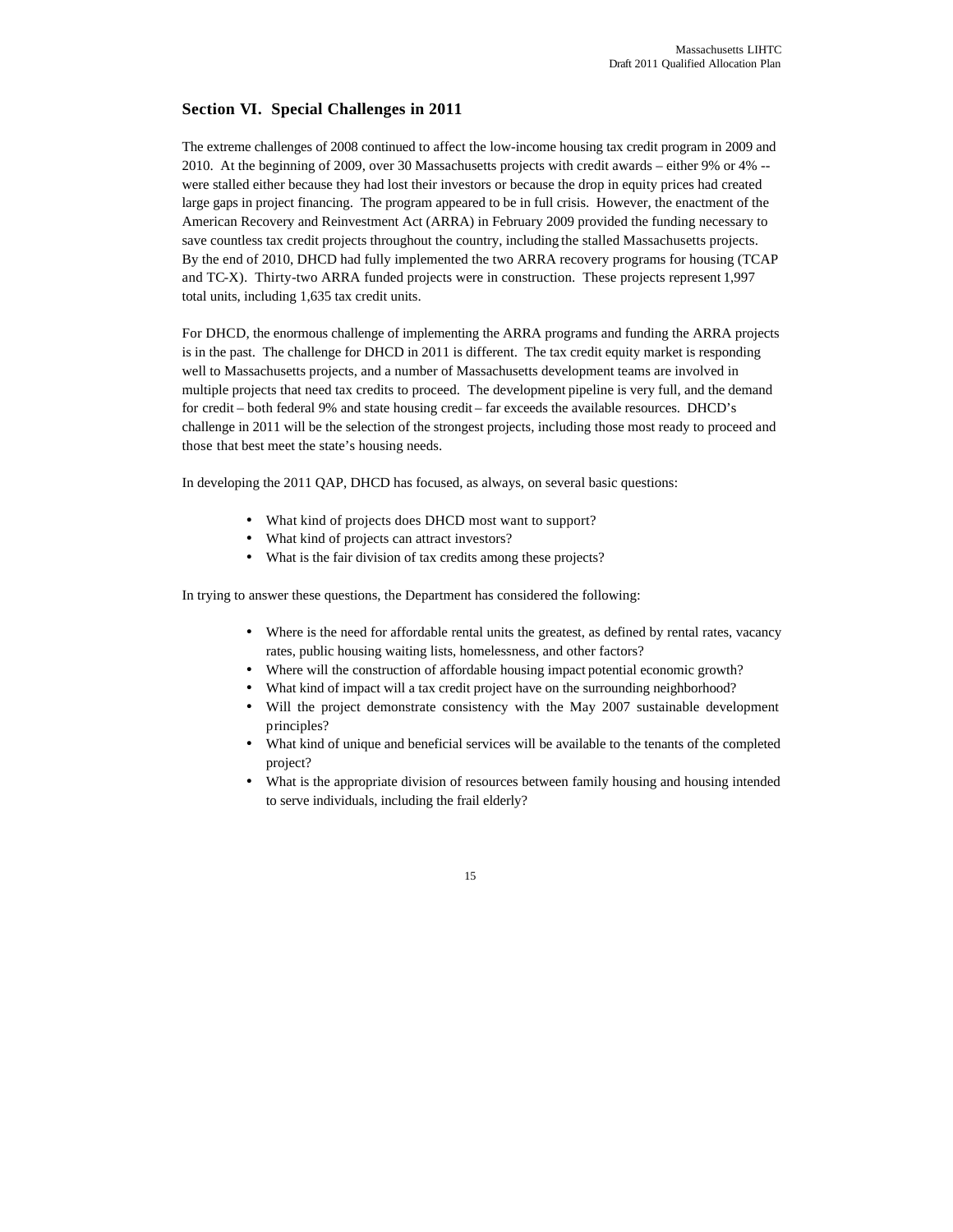## Section VI. Special Challenges in 2011

The extreme challenges of 2008 continued to affect the low-income housing tax credit program in 2009 and 2010. At the beginning of 2009, over 30 Massachusetts projects with credit awards – either 9% or 4% -- were stalled either because they had lost their investors or because the drop in equity prices had created large gaps in project financing. The program appeared to be in full crisis. However, the enactment of the American Recovery and Reinvestment Act (ARRA) in February 2009 provided the funding necessary to save countless tax credit projects throughout the country, including the stalled Massachusetts projects. By the end of 2010, DHCD had fully implemented the two ARRA recovery programs for housing (TCAP and TC-X). Thirty-two ARRA funded projects were in construction. These projects represent 1,997 total units, including 1,635 tax credit units.

For DHCD, the enormous challenge of implementing the ARRA programs and funding the ARRA projects is in the past. The challenge for DHCD in 2011 is different. The tax credit equity market is responding well to Massachusetts projects, and a number of Massachusetts development teams are involved in multiple projects that need tax credits to proceed. The development pipeline is very full, and the demand for credit – both federal 9% and state housing credit – far exceeds the available resources. DHCD's challenge in 2011 will be the selection of the strongest projects, including those most ready to proceed and those that best meet the state's housing needs.

In developing the 2011 QAP, DHCD has focused, as always, on several basic questions:

- What kind of projects does DHCD most want to support?
- What kind of projects can attract investors?
- What is the fair division of tax credits among these projects?

In trying to answer these questions, the Department has considered the following:

- Where is the need for affordable rental units the greatest, as defined by rental rates, vacancy rates, public housing waiting lists, homelessness, and other factors?
- Where will the construction of affordable housing impact potential economic growth?
- What kind of impact will a tax credit project have on the surrounding neighborhood?
- Will the project demonstrate consistency with the May 2007 sustainable development principles?
- What kind of unique and beneficial services will be available to the tenants of the completed project?
- What is the appropriate division of resources between family housing and housing intended to serve individuals, including the frail elderly?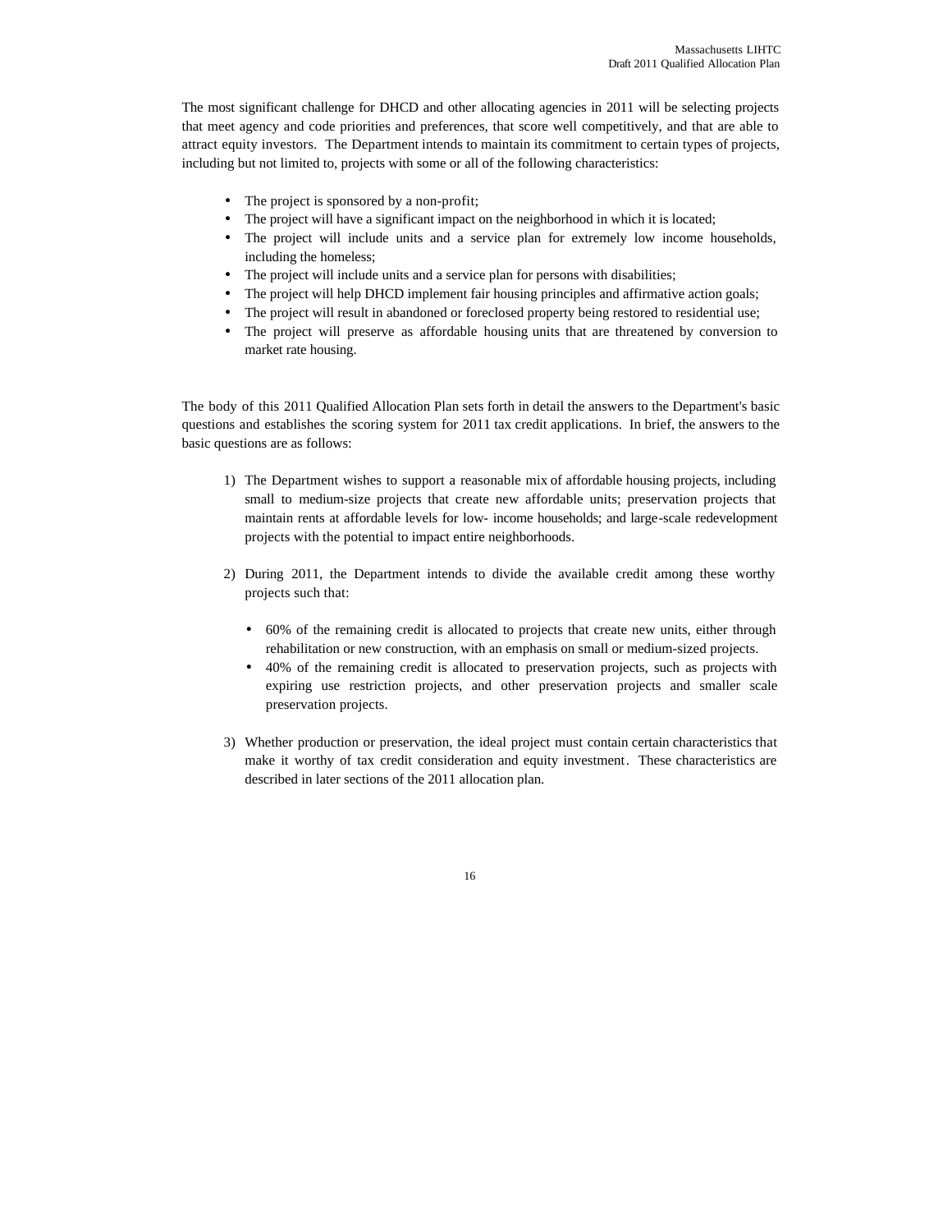The most significant challenge for DHCD and other allocating agencies in 2011 will be selecting projects that meet agency and code priorities and preferences, that score well competitively, and that are able to attract equity investors. The Department intends to maintain its commitment to certain types of projects, including but not limited to, projects with some or all of the following characteristics:

- The project is sponsored by a non-profit;
- The project will have a significant impact on the neighborhood in which it is located;
- The project will include units and a service plan for extremely low income households, including the homeless;
- The project will include units and a service plan for persons with disabilities;
- The project will help DHCD implement fair housing principles and affirmative action goals;
- The project will result in abandoned or foreclosed property being restored to residential use;
- The project will preserve as affordable housing units that are threatened by conversion to market rate housing.

The body of this 2011 Qualified Allocation Plan sets forth in detail the answers to the Department's basic questions and establishes the scoring system for 2011 tax credit applications. In brief, the answers to the basic questions are as follows:

1) The Department wishes to support a reasonable mix of affordable housing projects, including small to medium-size projects that create new affordable units; preservation projects that maintain rents at affordable levels for low- income households; and large-scale redevelopment projects with the potential to impact entire neighborhoods.

2) During 2011, the Department intends to divide the available credit among these worthy projects such that:

   - 60% of the remaining credit is allocated to projects that create new units, either through rehabilitation or new construction, with an emphasis on small or medium-sized projects.
   - 40% of the remaining credit is allocated to preservation projects, such as projects with expiring use restriction projects, and other preservation projects and smaller scale preservation projects.

3) Whether production or preservation, the ideal project must contain certain characteristics that make it worthy of tax credit consideration and equity investment. These characteristics are described in later sections of the 2011 allocation plan.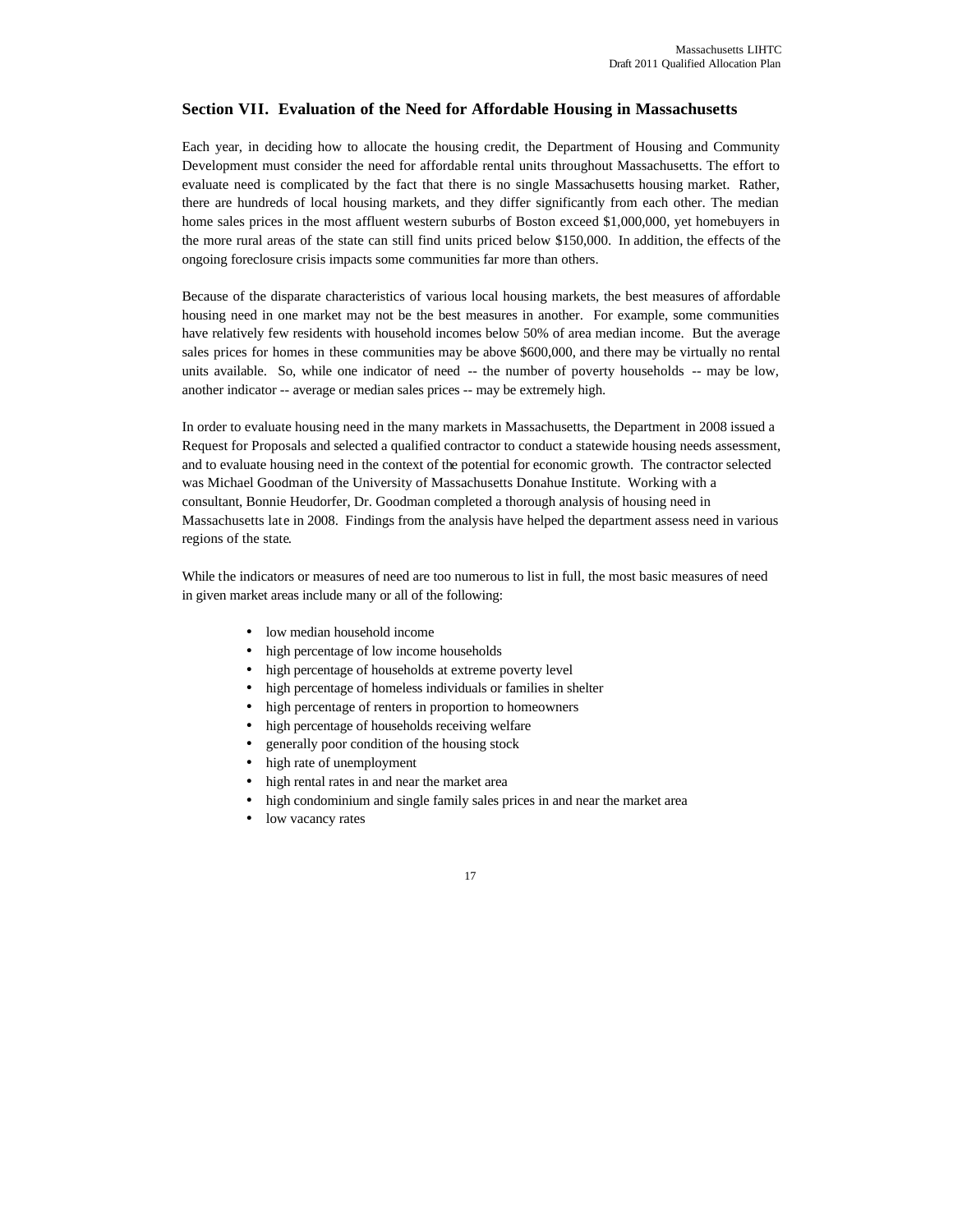## Section VII. Evaluation of the Need for Affordable Housing in Massachusetts

Each year, in deciding how to allocate the housing credit, the Department of Housing and Community Development must consider the need for affordable rental units throughout Massachusetts. The effort to evaluate need is complicated by the fact that there is no single Massachusetts housing market. Rather, there are hundreds of local housing markets, and they differ significantly from each other. The median home sales prices in the most affluent western suburbs of Boston exceed $1,000,000, yet homebuyers in the more rural areas of the state can still find units priced below $150,000. In addition, the effects of the ongoing foreclosure crisis impacts some communities far more than others.

Because of the disparate characteristics of various local housing markets, the best measures of affordable housing need in one market may not be the best measures in another. For example, some communities have relatively few residents with household incomes below 50% of area median income. But the average sales prices for homes in these communities may be above $600,000, and there may be virtually no rental units available. So, while one indicator of need -- the number of poverty households -- may be low, another indicator -- average or median sales prices -- may be extremely high.

In order to evaluate housing need in the many markets in Massachusetts, the Department in 2008 issued a Request for Proposals and selected a qualified contractor to conduct a statewide housing needs assessment, and to evaluate housing need in the context of the potential for economic growth. The contractor selected was Michael Goodman of the University of Massachusetts Donahue Institute. Working with a consultant, Bonnie Heudorfer, Dr. Goodman completed a thorough analysis of housing need in Massachusetts late in 2008. Findings from the analysis have helped the department assess need in various regions of the state.

While the indicators or measures of need are too numerous to list in full, the most basic measures of need in given market areas include many or all of the following:

- low median household income
- high percentage of low income households
- high percentage of households at extreme poverty level
- high percentage of homeless individuals or families in shelter
- high percentage of renters in proportion to homeowners
- high percentage of households receiving welfare
- generally poor condition of the housing stock
- high rate of unemployment
- high rental rates in and near the market area
- high condominium and single family sales prices in and near the market area
- low vacancy rates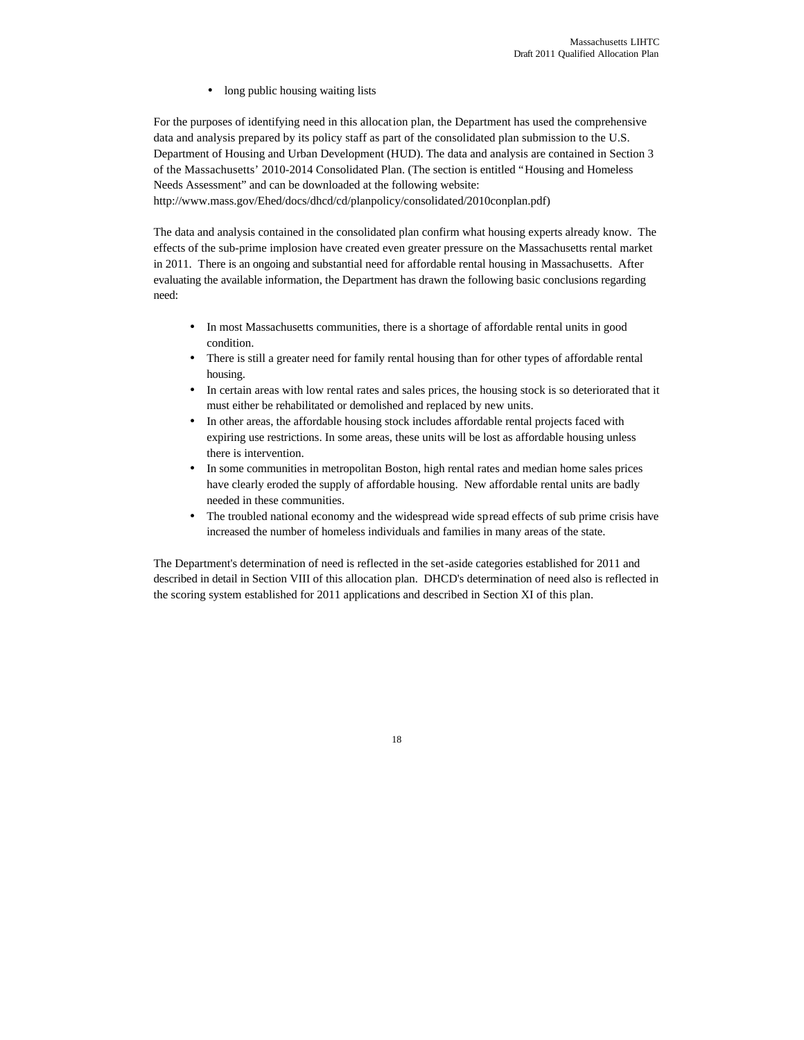- long public housing waiting lists

For the purposes of identifying need in this allocation plan, the Department has used the comprehensive data and analysis prepared by its policy staff as part of the consolidated plan submission to the U.S. Department of Housing and Urban Development (HUD). The data and analysis are contained in Section 3 of the Massachusetts' 2010-2014 Consolidated Plan. (The section is entitled "Housing and Homeless Needs Assessment" and can be downloaded at the following website: http://www.mass.gov/Ehed/docs/dhcd/cd/planpolicy/consolidated/2010conplan.pdf)

The data and analysis contained in the consolidated plan confirm what housing experts already know. The effects of the sub-prime implosion have created even greater pressure on the Massachusetts rental market in 2011. There is an ongoing and substantial need for affordable rental housing in Massachusetts. After evaluating the available information, the Department has drawn the following basic conclusions regarding need:

- In most Massachusetts communities, there is a shortage of affordable rental units in good condition.
- There is still a greater need for family rental housing than for other types of affordable rental housing.
- In certain areas with low rental rates and sales prices, the housing stock is so deteriorated that it must either be rehabilitated or demolished and replaced by new units.
- In other areas, the affordable housing stock includes affordable rental projects faced with expiring use restrictions. In some areas, these units will be lost as affordable housing unless there is intervention.
- In some communities in metropolitan Boston, high rental rates and median home sales prices have clearly eroded the supply of affordable housing. New affordable rental units are badly needed in these communities.
- The troubled national economy and the widespread wide spread effects of sub prime crisis have increased the number of homeless individuals and families in many areas of the state.

The Department's determination of need is reflected in the set-aside categories established for 2011 and described in detail in Section VIII of this allocation plan. DHCD's determination of need also is reflected in the scoring system established for 2011 applications and described in Section XI of this plan.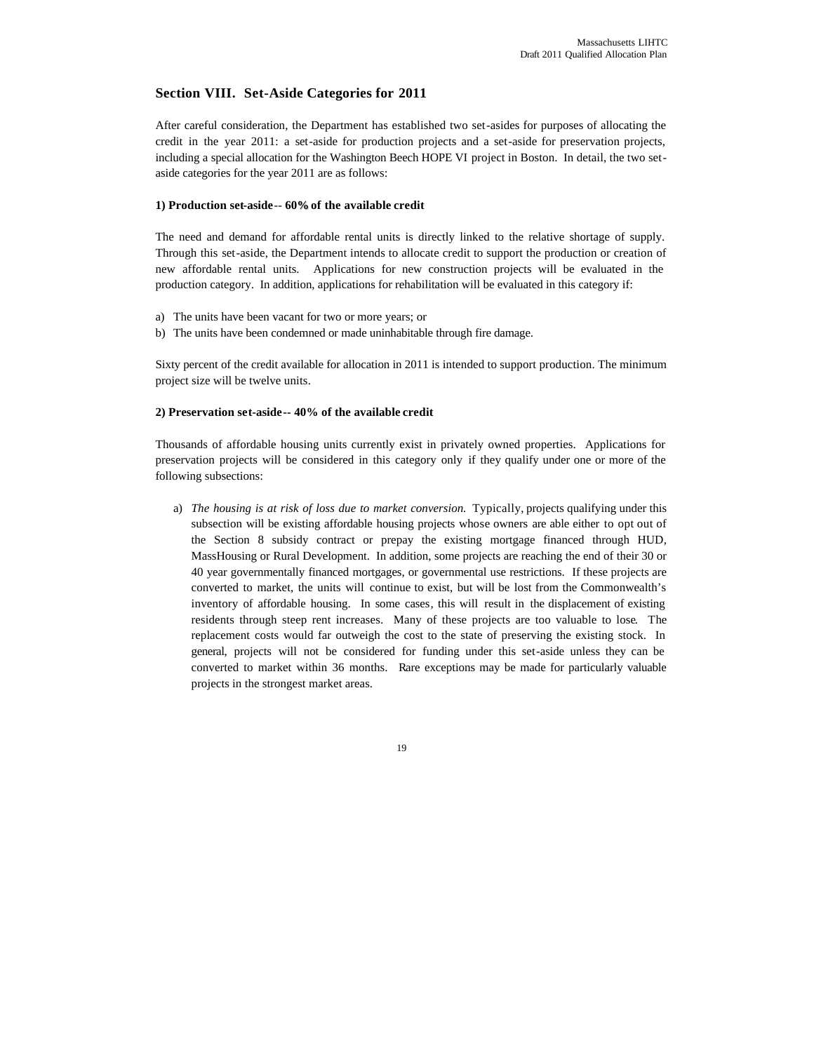## Section VIII. Set-Aside Categories for 2011

After careful consideration, the Department has established two set-asides for purposes of allocating the credit in the year 2011: a set-aside for production projects and a set-aside for preservation projects, including a special allocation for the Washington Beech HOPE VI project in Boston. In detail, the two set-aside categories for the year 2011 are as follows:

**1) Production set-aside-- 60% of the available credit**

The need and demand for affordable rental units is directly linked to the relative shortage of supply. Through this set-aside, the Department intends to allocate credit to support the production or creation of new affordable rental units. Applications for new construction projects will be evaluated in the production category. In addition, applications for rehabilitation will be evaluated in this category if:

a) The units have been vacant for two or more years; or
b) The units have been condemned or made uninhabitable through fire damage.

Sixty percent of the credit available for allocation in 2011 is intended to support production. The minimum project size will be twelve units.

**2) Preservation set-aside-- 40% of the available credit**

Thousands of affordable housing units currently exist in privately owned properties. Applications for preservation projects will be considered in this category only if they qualify under one or more of the following subsections:

a) *The housing is at risk of loss due to market conversion.* Typically, projects qualifying under this subsection will be existing affordable housing projects whose owners are able either to opt out of the Section 8 subsidy contract or prepay the existing mortgage financed through HUD, MassHousing or Rural Development. In addition, some projects are reaching the end of their 30 or 40 year governmentally financed mortgages, or governmental use restrictions. If these projects are converted to market, the units will continue to exist, but will be lost from the Commonwealth's inventory of affordable housing. In some cases, this will result in the displacement of existing residents through steep rent increases. Many of these projects are too valuable to lose. The replacement costs would far outweigh the cost to the state of preserving the existing stock. In general, projects will not be considered for funding under this set-aside unless they can be converted to market within 36 months. Rare exceptions may be made for particularly valuable projects in the strongest market areas.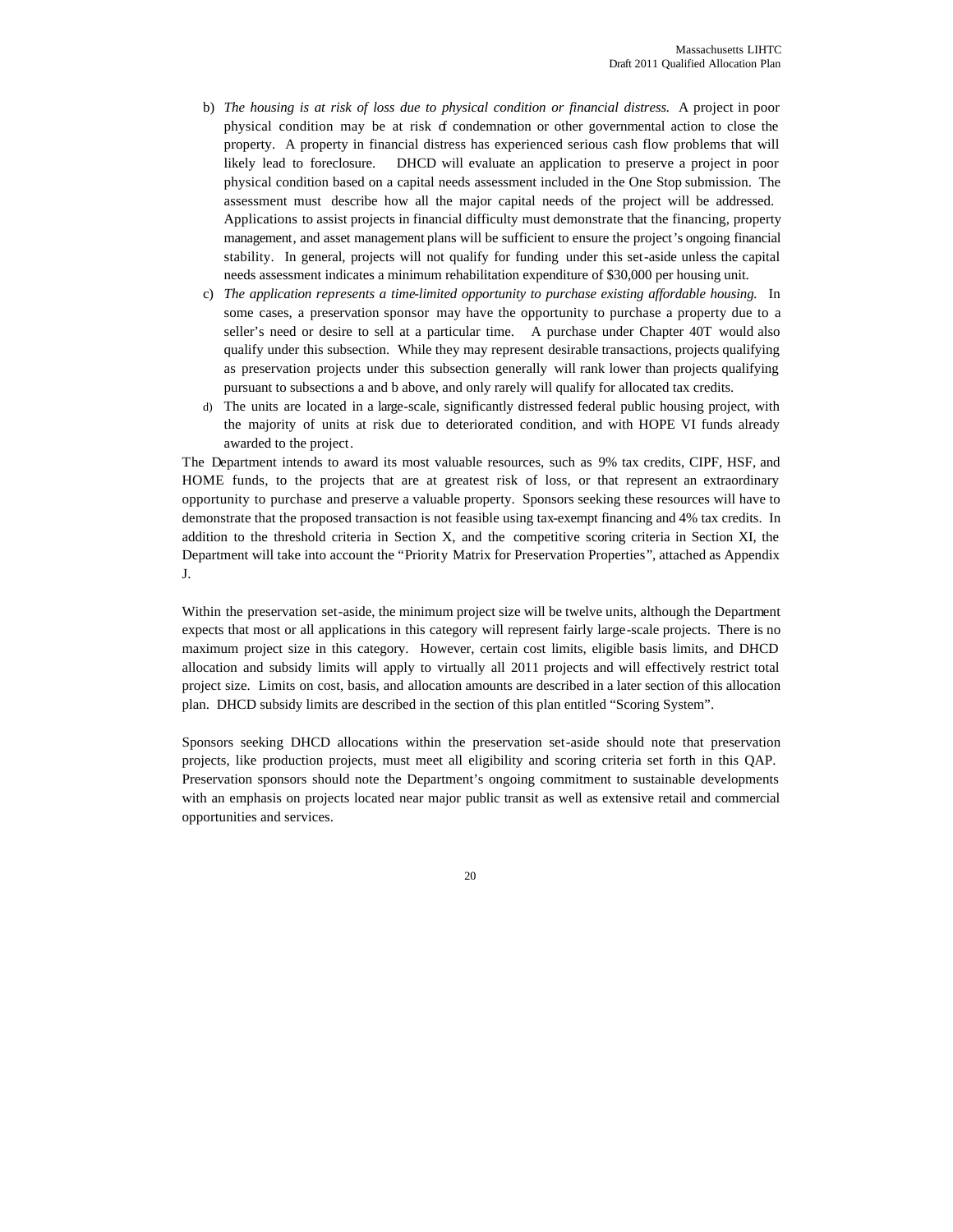b) *The housing is at risk of loss due to physical condition or financial distress.* A project in poor physical condition may be at risk of condemnation or other governmental action to close the property. A property in financial distress has experienced serious cash flow problems that will likely lead to foreclosure. DHCD will evaluate an application to preserve a project in poor physical condition based on a capital needs assessment included in the One Stop submission. The assessment must describe how all the major capital needs of the project will be addressed. Applications to assist projects in financial difficulty must demonstrate that the financing, property management, and asset management plans will be sufficient to ensure the project's ongoing financial stability. In general, projects will not qualify for funding under this set-aside unless the capital needs assessment indicates a minimum rehabilitation expenditure of $30,000 per housing unit.

c) *The application represents a time-limited opportunity to purchase existing affordable housing.* In some cases, a preservation sponsor may have the opportunity to purchase a property due to a seller's need or desire to sell at a particular time. A purchase under Chapter 40T would also qualify under this subsection. While they may represent desirable transactions, projects qualifying as preservation projects under this subsection generally will rank lower than projects qualifying pursuant to subsections a and b above, and only rarely will qualify for allocated tax credits.

d) The units are located in a large-scale, significantly distressed federal public housing project, with the majority of units at risk due to deteriorated condition, and with HOPE VI funds already awarded to the project.

The Department intends to award its most valuable resources, such as 9% tax credits, CIPF, HSF, and HOME funds, to the projects that are at greatest risk of loss, or that represent an extraordinary opportunity to purchase and preserve a valuable property. Sponsors seeking these resources will have to demonstrate that the proposed transaction is not feasible using tax-exempt financing and 4% tax credits. In addition to the threshold criteria in Section X, and the competitive scoring criteria in Section XI, the Department will take into account the "Priority Matrix for Preservation Properties", attached as Appendix J.

Within the preservation set-aside, the minimum project size will be twelve units, although the Department expects that most or all applications in this category will represent fairly large-scale projects. There is no maximum project size in this category. However, certain cost limits, eligible basis limits, and DHCD allocation and subsidy limits will apply to virtually all 2011 projects and will effectively restrict total project size. Limits on cost, basis, and allocation amounts are described in a later section of this allocation plan. DHCD subsidy limits are described in the section of this plan entitled "Scoring System".

Sponsors seeking DHCD allocations within the preservation set-aside should note that preservation projects, like production projects, must meet all eligibility and scoring criteria set forth in this QAP. Preservation sponsors should note the Department's ongoing commitment to sustainable developments with an emphasis on projects located near major public transit as well as extensive retail and commercial opportunities and services.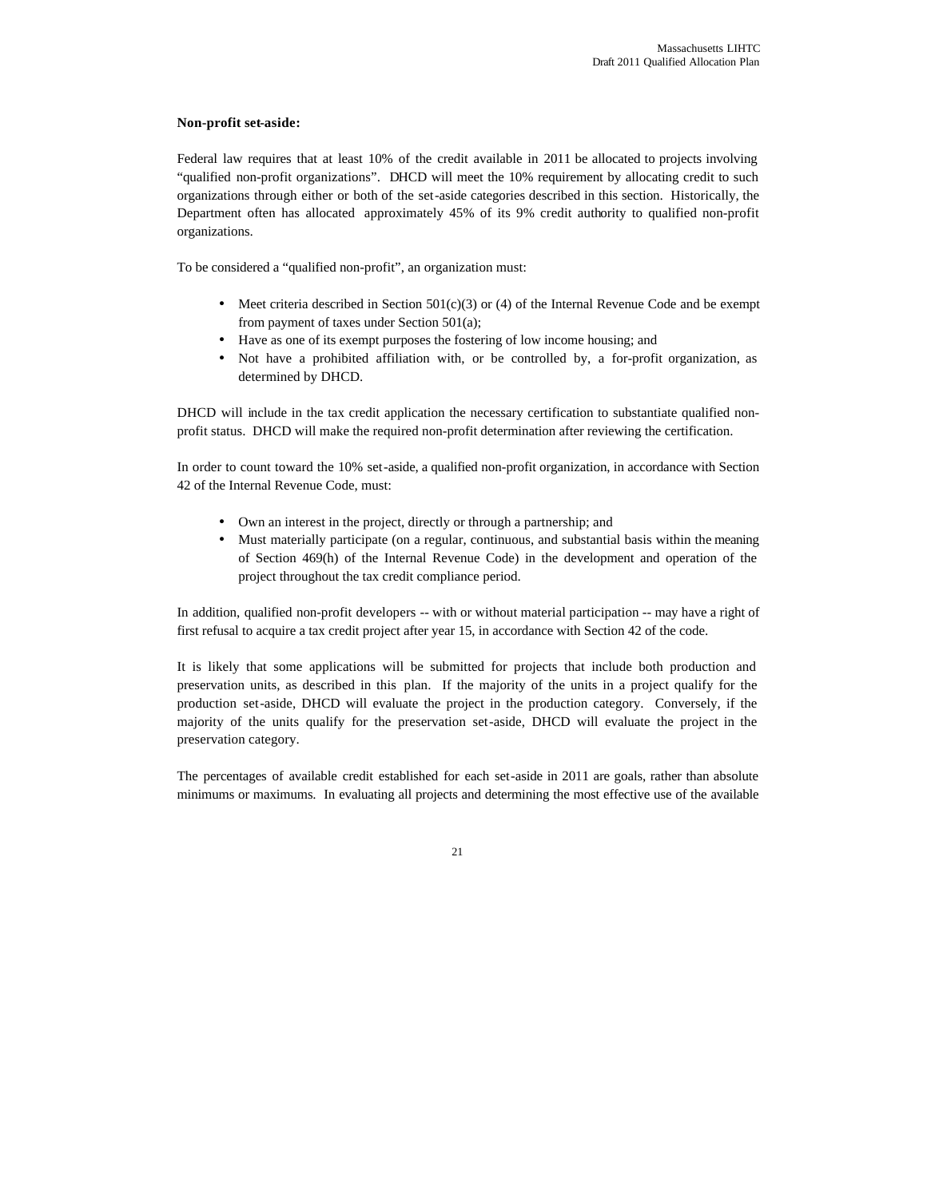**Non-profit set-aside:**

Federal law requires that at least 10% of the credit available in 2011 be allocated to projects involving "qualified non-profit organizations". DHCD will meet the 10% requirement by allocating credit to such organizations through either or both of the set-aside categories described in this section. Historically, the Department often has allocated approximately 45% of its 9% credit authority to qualified non-profit organizations.

To be considered a "qualified non-profit", an organization must:

- Meet criteria described in Section 501(c)(3) or (4) of the Internal Revenue Code and be exempt from payment of taxes under Section 501(a);
- Have as one of its exempt purposes the fostering of low income housing; and
- Not have a prohibited affiliation with, or be controlled by, a for-profit organization, as determined by DHCD.

DHCD will include in the tax credit application the necessary certification to substantiate qualified non-profit status. DHCD will make the required non-profit determination after reviewing the certification.

In order to count toward the 10% set-aside, a qualified non-profit organization, in accordance with Section 42 of the Internal Revenue Code, must:

- Own an interest in the project, directly or through a partnership; and
- Must materially participate (on a regular, continuous, and substantial basis within the meaning of Section 469(h) of the Internal Revenue Code) in the development and operation of the project throughout the tax credit compliance period.

In addition, qualified non-profit developers -- with or without material participation -- may have a right of first refusal to acquire a tax credit project after year 15, in accordance with Section 42 of the code.

It is likely that some applications will be submitted for projects that include both production and preservation units, as described in this plan. If the majority of the units in a project qualify for the production set-aside, DHCD will evaluate the project in the production category. Conversely, if the majority of the units qualify for the preservation set-aside, DHCD will evaluate the project in the preservation category.

The percentages of available credit established for each set-aside in 2011 are goals, rather than absolute minimums or maximums. In evaluating all projects and determining the most effective use of the available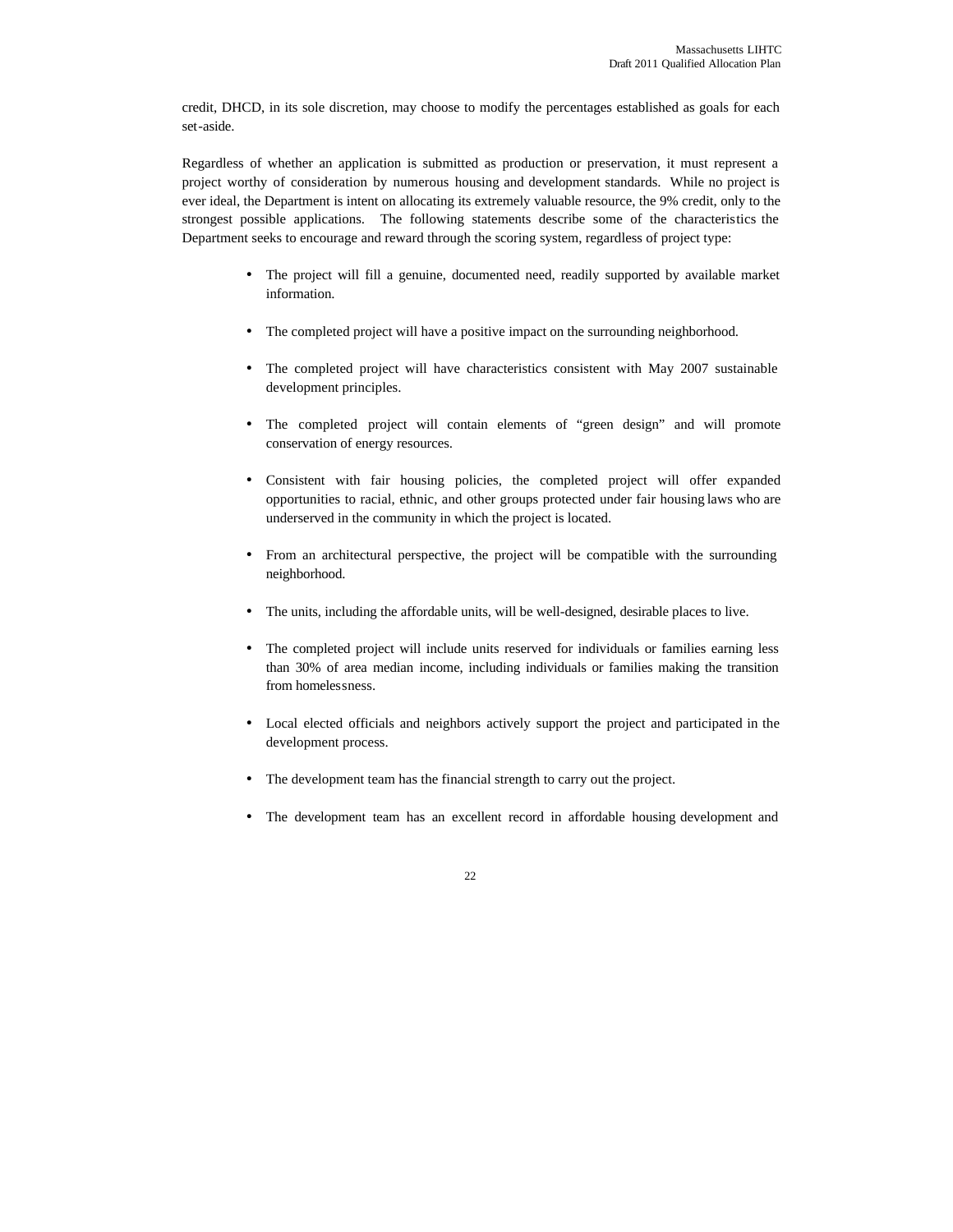credit, DHCD, in its sole discretion, may choose to modify the percentages established as goals for each set-aside.

Regardless of whether an application is submitted as production or preservation, it must represent a project worthy of consideration by numerous housing and development standards. While no project is ever ideal, the Department is intent on allocating its extremely valuable resource, the 9% credit, only to the strongest possible applications. The following statements describe some of the characteristics the Department seeks to encourage and reward through the scoring system, regardless of project type:

- The project will fill a genuine, documented need, readily supported by available market information.
- The completed project will have a positive impact on the surrounding neighborhood.
- The completed project will have characteristics consistent with May 2007 sustainable development principles.
- The completed project will contain elements of "green design" and will promote conservation of energy resources.
- Consistent with fair housing policies, the completed project will offer expanded opportunities to racial, ethnic, and other groups protected under fair housing laws who are underserved in the community in which the project is located.
- From an architectural perspective, the project will be compatible with the surrounding neighborhood.
- The units, including the affordable units, will be well-designed, desirable places to live.
- The completed project will include units reserved for individuals or families earning less than 30% of area median income, including individuals or families making the transition from homelessness.
- Local elected officials and neighbors actively support the project and participated in the development process.
- The development team has the financial strength to carry out the project.
- The development team has an excellent record in affordable housing development and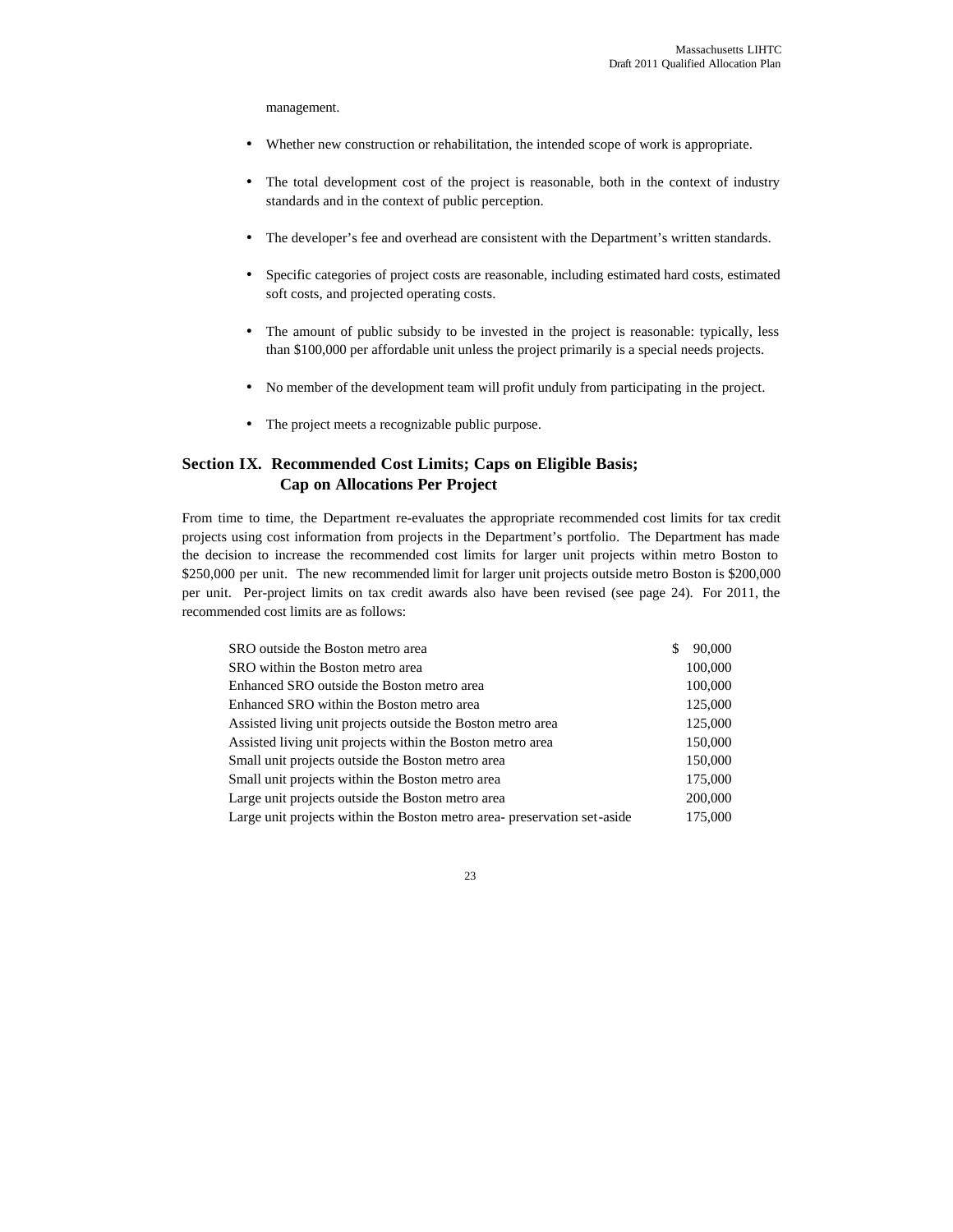management.

- Whether new construction or rehabilitation, the intended scope of work is appropriate.
- The total development cost of the project is reasonable, both in the context of industry standards and in the context of public perception.
- The developer's fee and overhead are consistent with the Department's written standards.
- Specific categories of project costs are reasonable, including estimated hard costs, estimated soft costs, and projected operating costs.
- The amount of public subsidy to be invested in the project is reasonable: typically, less than $100,000 per affordable unit unless the project primarily is a special needs projects.
- No member of the development team will profit unduly from participating in the project.
- The project meets a recognizable public purpose.

## Section IX. Recommended Cost Limits; Caps on Eligible Basis; Cap on Allocations Per Project

From time to time, the Department re-evaluates the appropriate recommended cost limits for tax credit projects using cost information from projects in the Department's portfolio. The Department has made the decision to increase the recommended cost limits for larger unit projects within metro Boston to $250,000 per unit. The new recommended limit for larger unit projects outside metro Boston is $200,000 per unit. Per-project limits on tax credit awards also have been revised (see page 24). For 2011, the recommended cost limits are as follows:

| | |
|---|---|
| SRO outside the Boston metro area | $ 90,000 |
| SRO within the Boston metro area | 100,000 |
| Enhanced SRO outside the Boston metro area | 100,000 |
| Enhanced SRO within the Boston metro area | 125,000 |
| Assisted living unit projects outside the Boston metro area | 125,000 |
| Assisted living unit projects within the Boston metro area | 150,000 |
| Small unit projects outside the Boston metro area | 150,000 |
| Small unit projects within the Boston metro area | 175,000 |
| Large unit projects outside the Boston metro area | 200,000 |
| Large unit projects within the Boston metro area- preservation set-aside | 175,000 |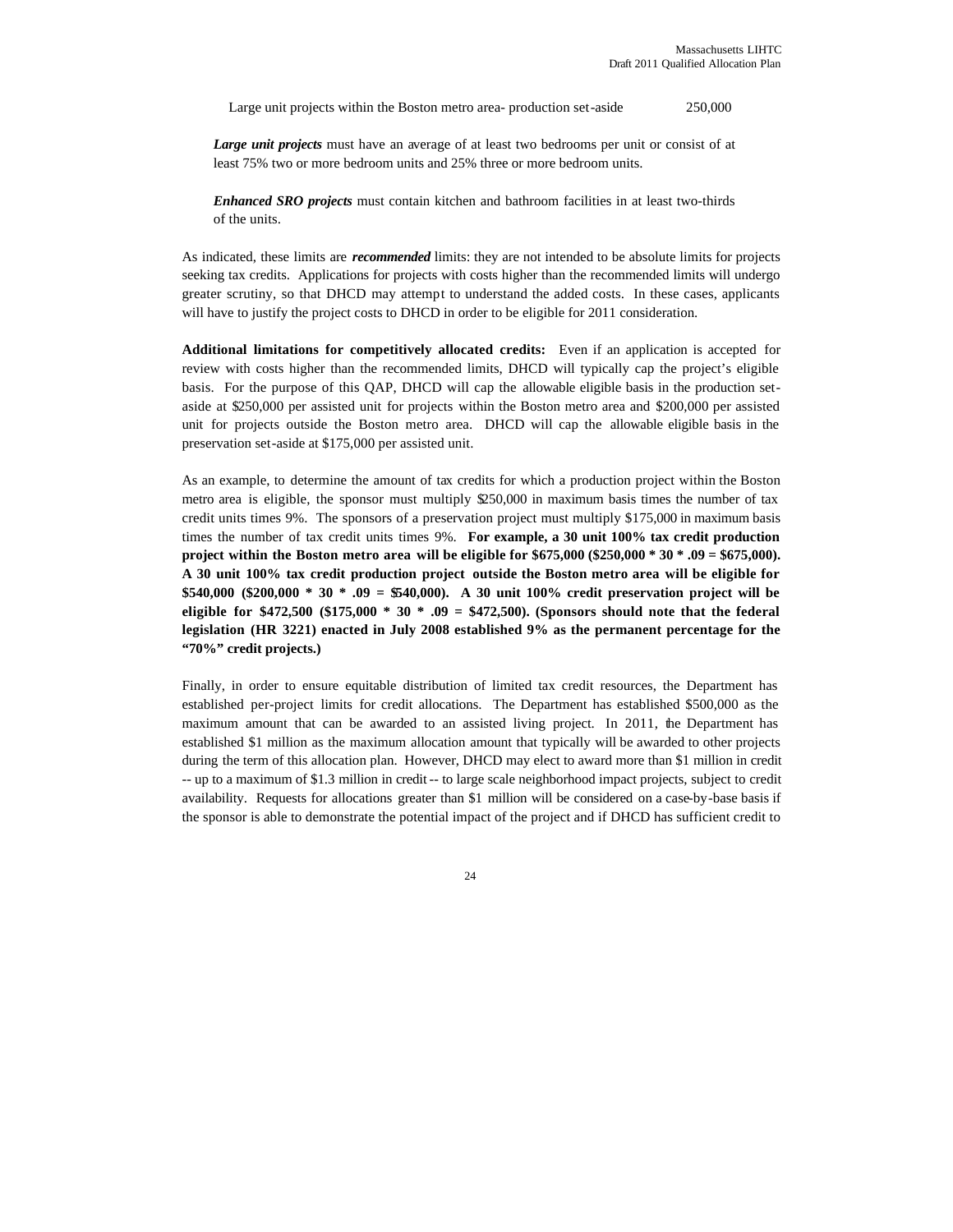| Large unit projects within the Boston metro area- production set-aside | 250,000 |
| --- | --- |

***Large unit projects*** must have an average of at least two bedrooms per unit or consist of at least 75% two or more bedroom units and 25% three or more bedroom units.

***Enhanced SRO projects*** must contain kitchen and bathroom facilities in at least two-thirds of the units.

As indicated, these limits are ***recommended*** limits: they are not intended to be absolute limits for projects seeking tax credits. Applications for projects with costs higher than the recommended limits will undergo greater scrutiny, so that DHCD may attempt to understand the added costs. In these cases, applicants will have to justify the project costs to DHCD in order to be eligible for 2011 consideration.

**Additional limitations for competitively allocated credits:** Even if an application is accepted for review with costs higher than the recommended limits, DHCD will typically cap the project's eligible basis. For the purpose of this QAP, DHCD will cap the allowable eligible basis in the production set-aside at $250,000 per assisted unit for projects within the Boston metro area and $200,000 per assisted unit for projects outside the Boston metro area. DHCD will cap the allowable eligible basis in the preservation set-aside at $175,000 per assisted unit.

As an example, to determine the amount of tax credits for which a production project within the Boston metro area is eligible, the sponsor must multiply $250,000 in maximum basis times the number of tax credit units times 9%. The sponsors of a preservation project must multiply $175,000 in maximum basis times the number of tax credit units times 9%. **For example, a 30 unit 100% tax credit production project within the Boston metro area will be eligible for $675,000 ($250,000 * 30 * .09 = $675,000). A 30 unit 100% tax credit production project outside the Boston metro area will be eligible for $540,000 ($200,000 * 30 * .09 = $540,000). A 30 unit 100% credit preservation project will be eligible for $472,500 ($175,000 * 30 * .09 = $472,500). (Sponsors should note that the federal legislation (HR 3221) enacted in July 2008 established 9% as the permanent percentage for the "70%" credit projects.)**

Finally, in order to ensure equitable distribution of limited tax credit resources, the Department has established per-project limits for credit allocations. The Department has established $500,000 as the maximum amount that can be awarded to an assisted living project. In 2011, the Department has established $1 million as the maximum allocation amount that typically will be awarded to other projects during the term of this allocation plan. However, DHCD may elect to award more than $1 million in credit -- up to a maximum of $1.3 million in credit -- to large scale neighborhood impact projects, subject to credit availability. Requests for allocations greater than $1 million will be considered on a case-by-base basis if the sponsor is able to demonstrate the potential impact of the project and if DHCD has sufficient credit to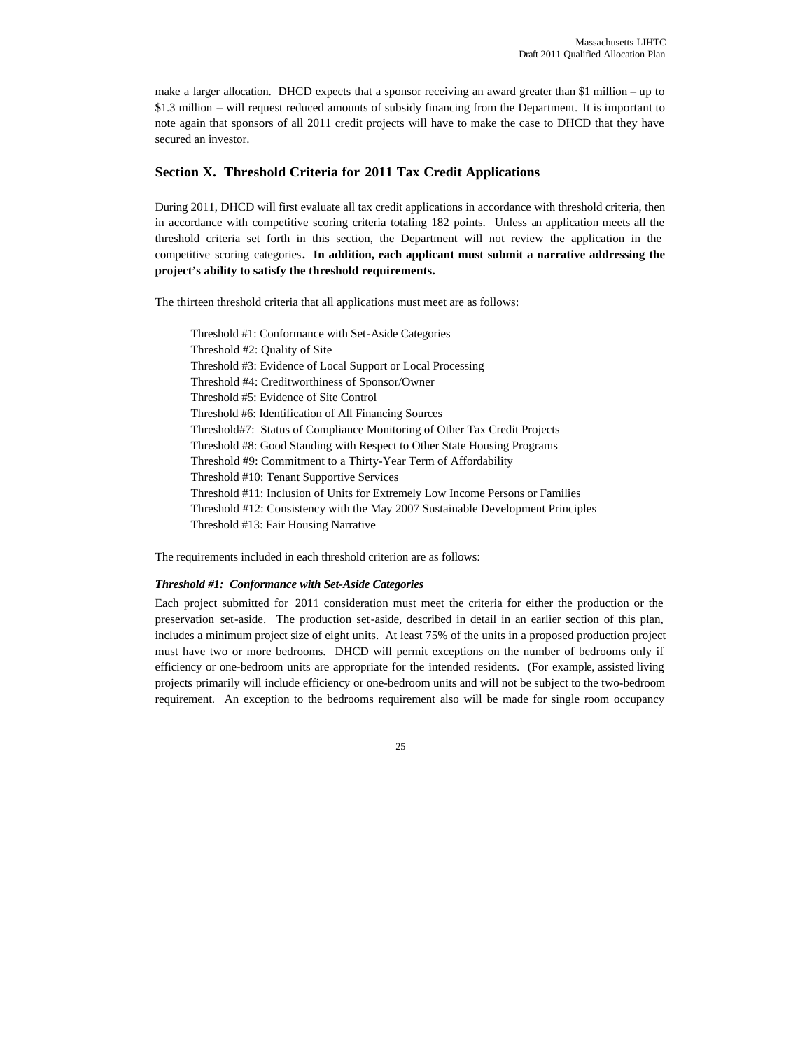make a larger allocation. DHCD expects that a sponsor receiving an award greater than $1 million – up to $1.3 million – will request reduced amounts of subsidy financing from the Department. It is important to note again that sponsors of all 2011 credit projects will have to make the case to DHCD that they have secured an investor.

## Section X. Threshold Criteria for 2011 Tax Credit Applications

During 2011, DHCD will first evaluate all tax credit applications in accordance with threshold criteria, then in accordance with competitive scoring criteria totaling 182 points. Unless an application meets all the threshold criteria set forth in this section, the Department will not review the application in the competitive scoring categories. **In addition, each applicant must submit a narrative addressing the project's ability to satisfy the threshold requirements.**

The thirteen threshold criteria that all applications must meet are as follows:

- Threshold #1: Conformance with Set-Aside Categories
- Threshold #2: Quality of Site
- Threshold #3: Evidence of Local Support or Local Processing
- Threshold #4: Creditworthiness of Sponsor/Owner
- Threshold #5: Evidence of Site Control
- Threshold #6: Identification of All Financing Sources
- Threshold#7: Status of Compliance Monitoring of Other Tax Credit Projects
- Threshold #8: Good Standing with Respect to Other State Housing Programs
- Threshold #9: Commitment to a Thirty-Year Term of Affordability
- Threshold #10: Tenant Supportive Services
- Threshold #11: Inclusion of Units for Extremely Low Income Persons or Families
- Threshold #12: Consistency with the May 2007 Sustainable Development Principles
- Threshold #13: Fair Housing Narrative

The requirements included in each threshold criterion are as follows:

***Threshold #1: Conformance with Set-Aside Categories***

Each project submitted for 2011 consideration must meet the criteria for either the production or the preservation set-aside. The production set-aside, described in detail in an earlier section of this plan, includes a minimum project size of eight units. At least 75% of the units in a proposed production project must have two or more bedrooms. DHCD will permit exceptions on the number of bedrooms only if efficiency or one-bedroom units are appropriate for the intended residents. (For example, assisted living projects primarily will include efficiency or one-bedroom units and will not be subject to the two-bedroom requirement. An exception to the bedrooms requirement also will be made for single room occupancy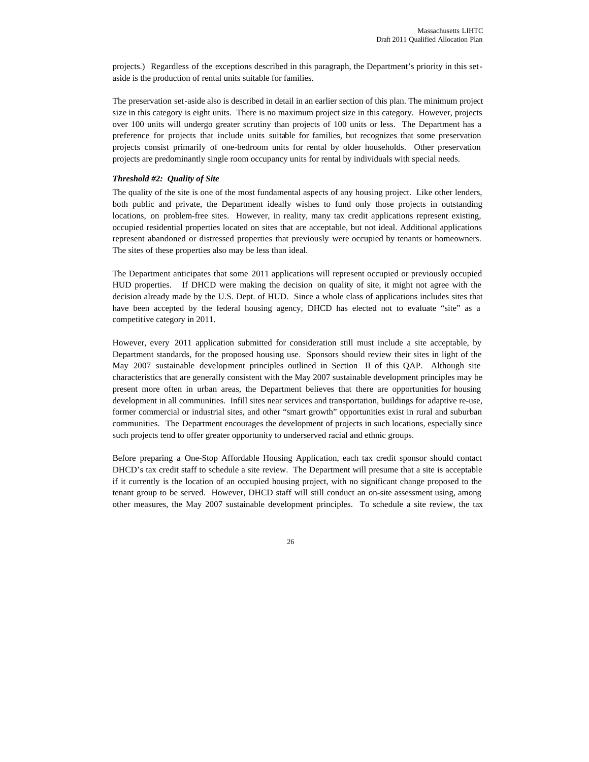projects.) Regardless of the exceptions described in this paragraph, the Department's priority in this set-aside is the production of rental units suitable for families.

The preservation set-aside also is described in detail in an earlier section of this plan. The minimum project size in this category is eight units. There is no maximum project size in this category. However, projects over 100 units will undergo greater scrutiny than projects of 100 units or less. The Department has a preference for projects that include units suitable for families, but recognizes that some preservation projects consist primarily of one-bedroom units for rental by older households. Other preservation projects are predominantly single room occupancy units for rental by individuals with special needs.

***Threshold #2: Quality of Site***

The quality of the site is one of the most fundamental aspects of any housing project. Like other lenders, both public and private, the Department ideally wishes to fund only those projects in outstanding locations, on problem-free sites. However, in reality, many tax credit applications represent existing, occupied residential properties located on sites that are acceptable, but not ideal. Additional applications represent abandoned or distressed properties that previously were occupied by tenants or homeowners. The sites of these properties also may be less than ideal.

The Department anticipates that some 2011 applications will represent occupied or previously occupied HUD properties. If DHCD were making the decision on quality of site, it might not agree with the decision already made by the U.S. Dept. of HUD. Since a whole class of applications includes sites that have been accepted by the federal housing agency, DHCD has elected not to evaluate "site" as a competitive category in 2011.

However, every 2011 application submitted for consideration still must include a site acceptable, by Department standards, for the proposed housing use. Sponsors should review their sites in light of the May 2007 sustainable development principles outlined in Section II of this QAP. Although site characteristics that are generally consistent with the May 2007 sustainable development principles may be present more often in urban areas, the Department believes that there are opportunities for housing development in all communities. Infill sites near services and transportation, buildings for adaptive re-use, former commercial or industrial sites, and other "smart growth" opportunities exist in rural and suburban communities. The Department encourages the development of projects in such locations, especially since such projects tend to offer greater opportunity to underserved racial and ethnic groups.

Before preparing a One-Stop Affordable Housing Application, each tax credit sponsor should contact DHCD's tax credit staff to schedule a site review. The Department will presume that a site is acceptable if it currently is the location of an occupied housing project, with no significant change proposed to the tenant group to be served. However, DHCD staff will still conduct an on-site assessment using, among other measures, the May 2007 sustainable development principles. To schedule a site review, the tax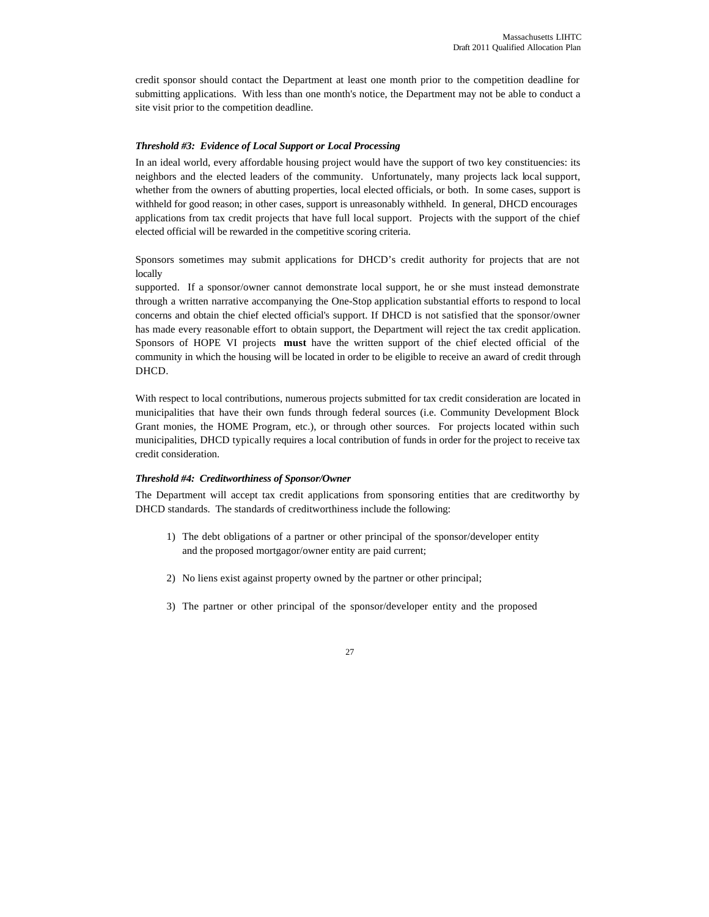credit sponsor should contact the Department at least one month prior to the competition deadline for submitting applications. With less than one month's notice, the Department may not be able to conduct a site visit prior to the competition deadline.

***Threshold #3: Evidence of Local Support or Local Processing***

In an ideal world, every affordable housing project would have the support of two key constituencies: its neighbors and the elected leaders of the community. Unfortunately, many projects lack local support, whether from the owners of abutting properties, local elected officials, or both. In some cases, support is withheld for good reason; in other cases, support is unreasonably withheld. In general, DHCD encourages applications from tax credit projects that have full local support. Projects with the support of the chief elected official will be rewarded in the competitive scoring criteria.

Sponsors sometimes may submit applications for DHCD's credit authority for projects that are not locally supported. If a sponsor/owner cannot demonstrate local support, he or she must instead demonstrate through a written narrative accompanying the One-Stop application substantial efforts to respond to local concerns and obtain the chief elected official's support. If DHCD is not satisfied that the sponsor/owner has made every reasonable effort to obtain support, the Department will reject the tax credit application. Sponsors of HOPE VI projects **must** have the written support of the chief elected official of the community in which the housing will be located in order to be eligible to receive an award of credit through DHCD.

With respect to local contributions, numerous projects submitted for tax credit consideration are located in municipalities that have their own funds through federal sources (i.e. Community Development Block Grant monies, the HOME Program, etc.), or through other sources. For projects located within such municipalities, DHCD typically requires a local contribution of funds in order for the project to receive tax credit consideration.

***Threshold #4: Creditworthiness of Sponsor/Owner***

The Department will accept tax credit applications from sponsoring entities that are creditworthy by DHCD standards. The standards of creditworthiness include the following:

1) The debt obligations of a partner or other principal of the sponsor/developer entity and the proposed mortgagor/owner entity are paid current;

2) No liens exist against property owned by the partner or other principal;

3) The partner or other principal of the sponsor/developer entity and the proposed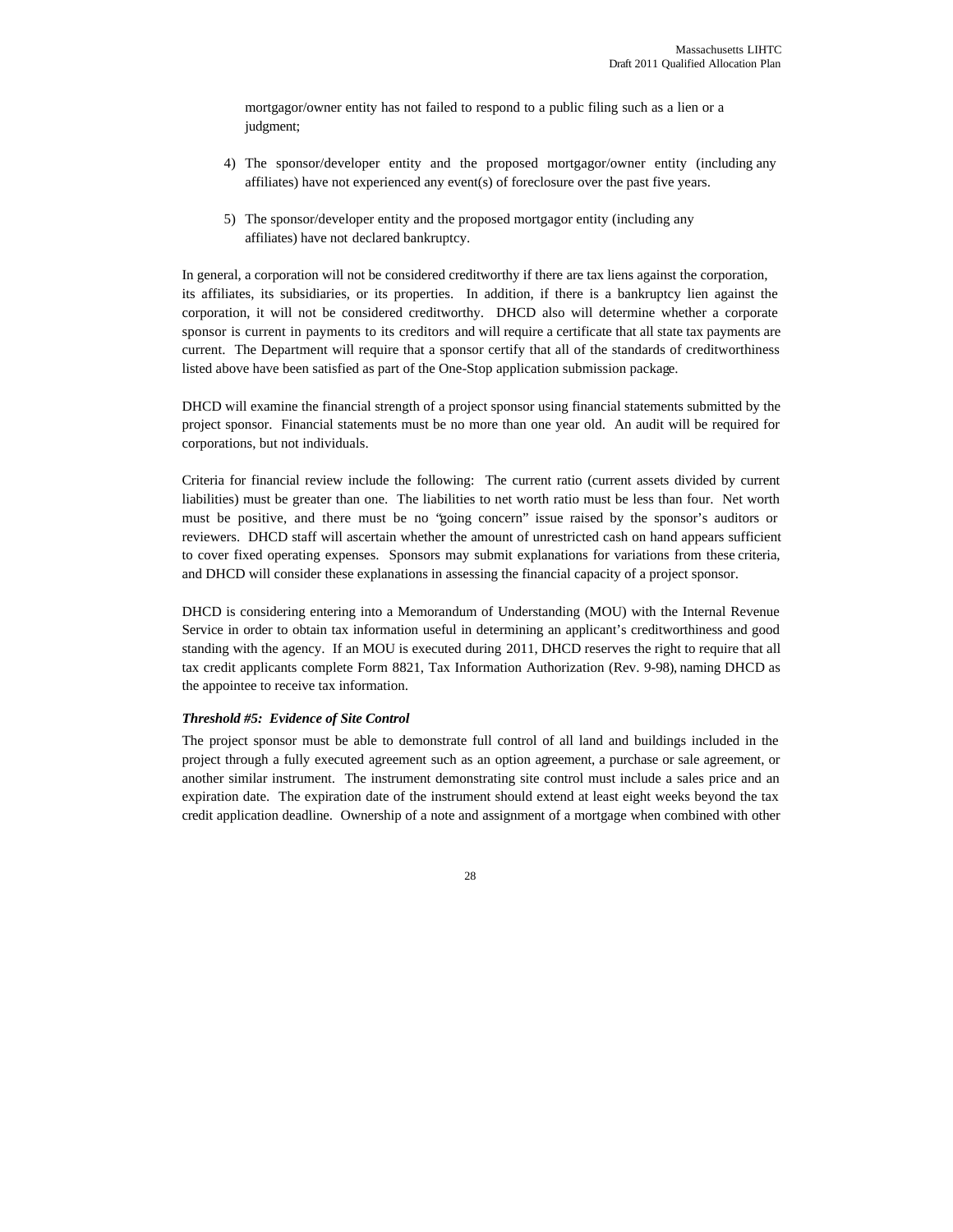mortgagor/owner entity has not failed to respond to a public filing such as a lien or a judgment;

4) The sponsor/developer entity and the proposed mortgagor/owner entity (including any affiliates) have not experienced any event(s) of foreclosure over the past five years.

5) The sponsor/developer entity and the proposed mortgagor entity (including any affiliates) have not declared bankruptcy.

In general, a corporation will not be considered creditworthy if there are tax liens against the corporation, its affiliates, its subsidiaries, or its properties. In addition, if there is a bankruptcy lien against the corporation, it will not be considered creditworthy. DHCD also will determine whether a corporate sponsor is current in payments to its creditors and will require a certificate that all state tax payments are current. The Department will require that a sponsor certify that all of the standards of creditworthiness listed above have been satisfied as part of the One-Stop application submission package.

DHCD will examine the financial strength of a project sponsor using financial statements submitted by the project sponsor. Financial statements must be no more than one year old. An audit will be required for corporations, but not individuals.

Criteria for financial review include the following: The current ratio (current assets divided by current liabilities) must be greater than one. The liabilities to net worth ratio must be less than four. Net worth must be positive, and there must be no "going concern" issue raised by the sponsor's auditors or reviewers. DHCD staff will ascertain whether the amount of unrestricted cash on hand appears sufficient to cover fixed operating expenses. Sponsors may submit explanations for variations from these criteria, and DHCD will consider these explanations in assessing the financial capacity of a project sponsor.

DHCD is considering entering into a Memorandum of Understanding (MOU) with the Internal Revenue Service in order to obtain tax information useful in determining an applicant's creditworthiness and good standing with the agency. If an MOU is executed during 2011, DHCD reserves the right to require that all tax credit applicants complete Form 8821, Tax Information Authorization (Rev. 9-98), naming DHCD as the appointee to receive tax information.

***Threshold #5: Evidence of Site Control***

The project sponsor must be able to demonstrate full control of all land and buildings included in the project through a fully executed agreement such as an option agreement, a purchase or sale agreement, or another similar instrument. The instrument demonstrating site control must include a sales price and an expiration date. The expiration date of the instrument should extend at least eight weeks beyond the tax credit application deadline. Ownership of a note and assignment of a mortgage when combined with other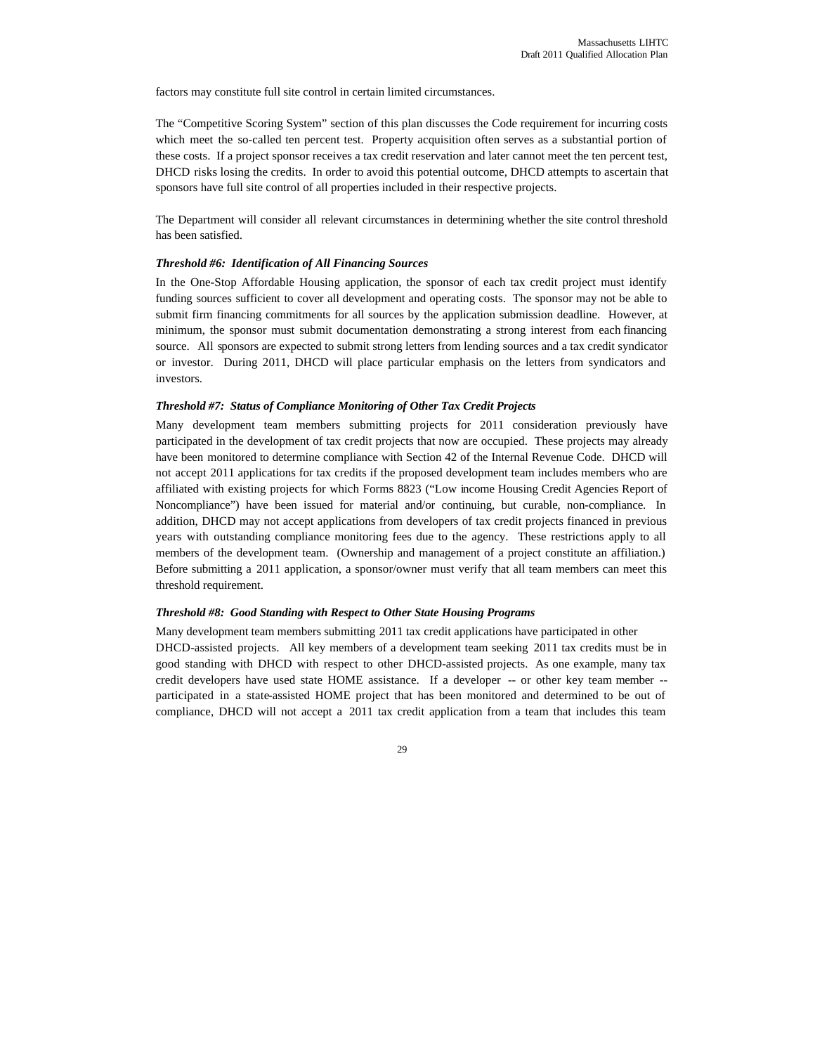factors may constitute full site control in certain limited circumstances.

The "Competitive Scoring System" section of this plan discusses the Code requirement for incurring costs which meet the so-called ten percent test. Property acquisition often serves as a substantial portion of these costs. If a project sponsor receives a tax credit reservation and later cannot meet the ten percent test, DHCD risks losing the credits. In order to avoid this potential outcome, DHCD attempts to ascertain that sponsors have full site control of all properties included in their respective projects.

The Department will consider all relevant circumstances in determining whether the site control threshold has been satisfied.

***Threshold #6: Identification of All Financing Sources***

In the One-Stop Affordable Housing application, the sponsor of each tax credit project must identify funding sources sufficient to cover all development and operating costs. The sponsor may not be able to submit firm financing commitments for all sources by the application submission deadline. However, at minimum, the sponsor must submit documentation demonstrating a strong interest from each financing source. All sponsors are expected to submit strong letters from lending sources and a tax credit syndicator or investor. During 2011, DHCD will place particular emphasis on the letters from syndicators and investors.

***Threshold #7: Status of Compliance Monitoring of Other Tax Credit Projects***

Many development team members submitting projects for 2011 consideration previously have participated in the development of tax credit projects that now are occupied. These projects may already have been monitored to determine compliance with Section 42 of the Internal Revenue Code. DHCD will not accept 2011 applications for tax credits if the proposed development team includes members who are affiliated with existing projects for which Forms 8823 ("Low income Housing Credit Agencies Report of Noncompliance") have been issued for material and/or continuing, but curable, non-compliance. In addition, DHCD may not accept applications from developers of tax credit projects financed in previous years with outstanding compliance monitoring fees due to the agency. These restrictions apply to all members of the development team. (Ownership and management of a project constitute an affiliation.) Before submitting a 2011 application, a sponsor/owner must verify that all team members can meet this threshold requirement.

***Threshold #8: Good Standing with Respect to Other State Housing Programs***

Many development team members submitting 2011 tax credit applications have participated in other DHCD-assisted projects. All key members of a development team seeking 2011 tax credits must be in good standing with DHCD with respect to other DHCD-assisted projects. As one example, many tax credit developers have used state HOME assistance. If a developer -- or other key team member -- participated in a state-assisted HOME project that has been monitored and determined to be out of compliance, DHCD will not accept a 2011 tax credit application from a team that includes this team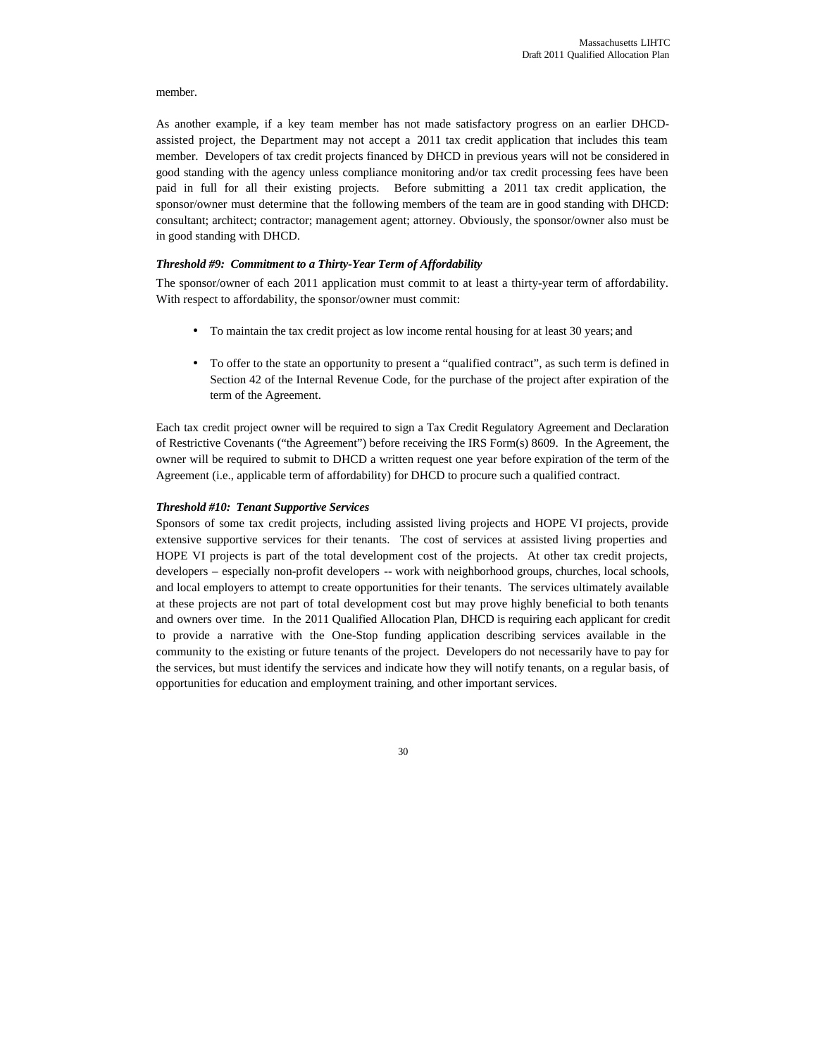member.

As another example, if a key team member has not made satisfactory progress on an earlier DHCD-assisted project, the Department may not accept a 2011 tax credit application that includes this team member. Developers of tax credit projects financed by DHCD in previous years will not be considered in good standing with the agency unless compliance monitoring and/or tax credit processing fees have been paid in full for all their existing projects. Before submitting a 2011 tax credit application, the sponsor/owner must determine that the following members of the team are in good standing with DHCD: consultant; architect; contractor; management agent; attorney. Obviously, the sponsor/owner also must be in good standing with DHCD.

***Threshold #9: Commitment to a Thirty-Year Term of Affordability***

The sponsor/owner of each 2011 application must commit to at least a thirty-year term of affordability. With respect to affordability, the sponsor/owner must commit:

- To maintain the tax credit project as low income rental housing for at least 30 years; and
- To offer to the state an opportunity to present a "qualified contract", as such term is defined in Section 42 of the Internal Revenue Code, for the purchase of the project after expiration of the term of the Agreement.

Each tax credit project owner will be required to sign a Tax Credit Regulatory Agreement and Declaration of Restrictive Covenants ("the Agreement") before receiving the IRS Form(s) 8609. In the Agreement, the owner will be required to submit to DHCD a written request one year before expiration of the term of the Agreement (i.e., applicable term of affordability) for DHCD to procure such a qualified contract.

***Threshold #10: Tenant Supportive Services***

Sponsors of some tax credit projects, including assisted living projects and HOPE VI projects, provide extensive supportive services for their tenants. The cost of services at assisted living properties and HOPE VI projects is part of the total development cost of the projects. At other tax credit projects, developers – especially non-profit developers -- work with neighborhood groups, churches, local schools, and local employers to attempt to create opportunities for their tenants. The services ultimately available at these projects are not part of total development cost but may prove highly beneficial to both tenants and owners over time. In the 2011 Qualified Allocation Plan, DHCD is requiring each applicant for credit to provide a narrative with the One-Stop funding application describing services available in the community to the existing or future tenants of the project. Developers do not necessarily have to pay for the services, but must identify the services and indicate how they will notify tenants, on a regular basis, of opportunities for education and employment training, and other important services.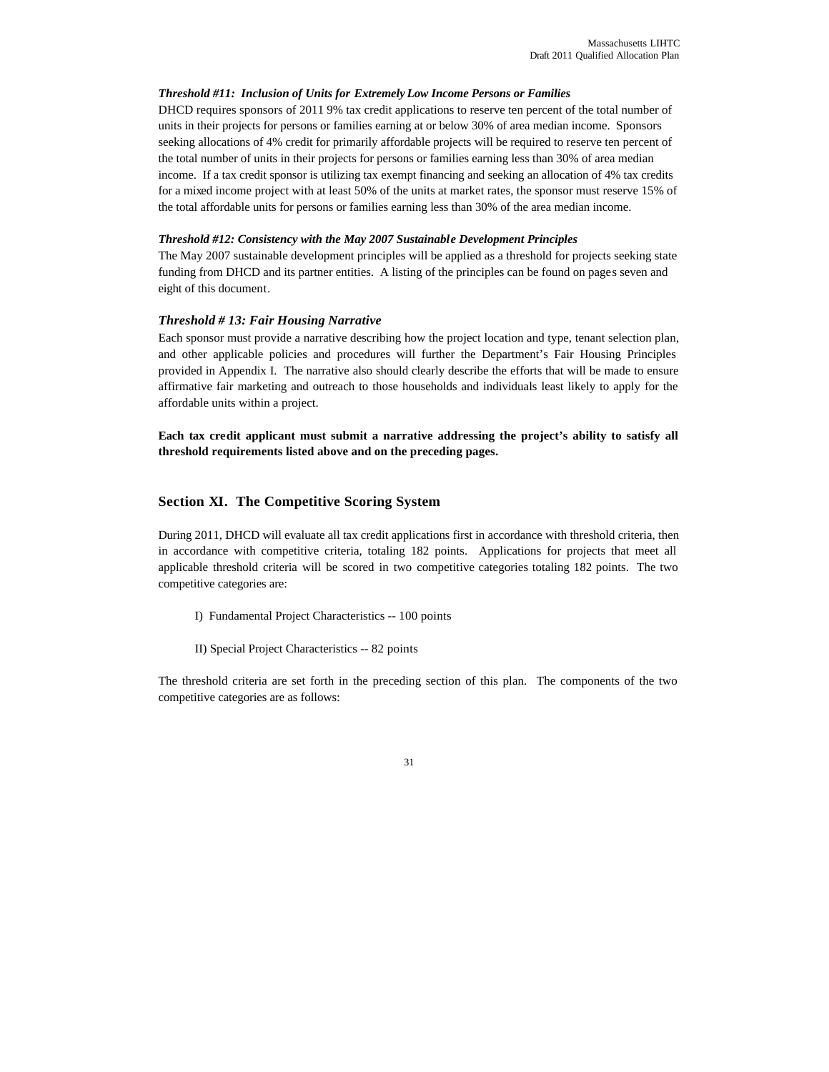***Threshold #11: Inclusion of Units for Extremely Low Income Persons or Families***

DHCD requires sponsors of 2011 9% tax credit applications to reserve ten percent of the total number of units in their projects for persons or families earning at or below 30% of area median income. Sponsors seeking allocations of 4% credit for primarily affordable projects will be required to reserve ten percent of the total number of units in their projects for persons or families earning less than 30% of area median income. If a tax credit sponsor is utilizing tax exempt financing and seeking an allocation of 4% tax credits for a mixed income project with at least 50% of the units at market rates, the sponsor must reserve 15% of the total affordable units for persons or families earning less than 30% of the area median income.

***Threshold #12: Consistency with the May 2007 Sustainable Development Principles***

The May 2007 sustainable development principles will be applied as a threshold for projects seeking state funding from DHCD and its partner entities. A listing of the principles can be found on pages seven and eight of this document.

***Threshold # 13: Fair Housing Narrative***

Each sponsor must provide a narrative describing how the project location and type, tenant selection plan, and other applicable policies and procedures will further the Department's Fair Housing Principles provided in Appendix I. The narrative also should clearly describe the efforts that will be made to ensure affirmative fair marketing and outreach to those households and individuals least likely to apply for the affordable units within a project.

**Each tax credit applicant must submit a narrative addressing the project's ability to satisfy all threshold requirements listed above and on the preceding pages.**

## Section XI. The Competitive Scoring System

During 2011, DHCD will evaluate all tax credit applications first in accordance with threshold criteria, then in accordance with competitive criteria, totaling 182 points. Applications for projects that meet all applicable threshold criteria will be scored in two competitive categories totaling 182 points. The two competitive categories are:

I) Fundamental Project Characteristics -- 100 points

II) Special Project Characteristics -- 82 points

The threshold criteria are set forth in the preceding section of this plan. The components of the two competitive categories are as follows: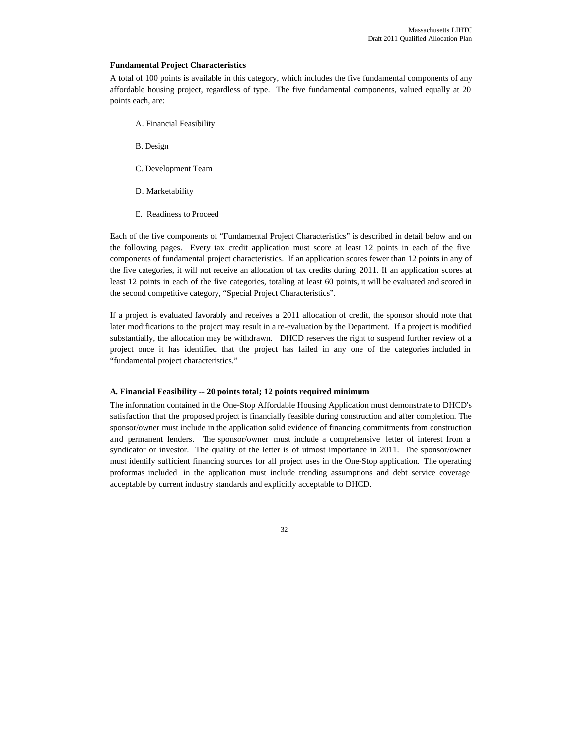**Fundamental Project Characteristics**

A total of 100 points is available in this category, which includes the five fundamental components of any affordable housing project, regardless of type. The five fundamental components, valued equally at 20 points each, are:

A. Financial Feasibility

B. Design

C. Development Team

D. Marketability

E. Readiness to Proceed

Each of the five components of "Fundamental Project Characteristics" is described in detail below and on the following pages. Every tax credit application must score at least 12 points in each of the five components of fundamental project characteristics. If an application scores fewer than 12 points in any of the five categories, it will not receive an allocation of tax credits during 2011. If an application scores at least 12 points in each of the five categories, totaling at least 60 points, it will be evaluated and scored in the second competitive category, "Special Project Characteristics".

If a project is evaluated favorably and receives a 2011 allocation of credit, the sponsor should note that later modifications to the project may result in a re-evaluation by the Department. If a project is modified substantially, the allocation may be withdrawn. DHCD reserves the right to suspend further review of a project once it has identified that the project has failed in any one of the categories included in "fundamental project characteristics."

**A. Financial Feasibility -- 20 points total; 12 points required minimum**

The information contained in the One-Stop Affordable Housing Application must demonstrate to DHCD's satisfaction that the proposed project is financially feasible during construction and after completion. The sponsor/owner must include in the application solid evidence of financing commitments from construction and permanent lenders. The sponsor/owner must include a comprehensive letter of interest from a syndicator or investor. The quality of the letter is of utmost importance in 2011. The sponsor/owner must identify sufficient financing sources for all project uses in the One-Stop application. The operating proformas included in the application must include trending assumptions and debt service coverage acceptable by current industry standards and explicitly acceptable to DHCD.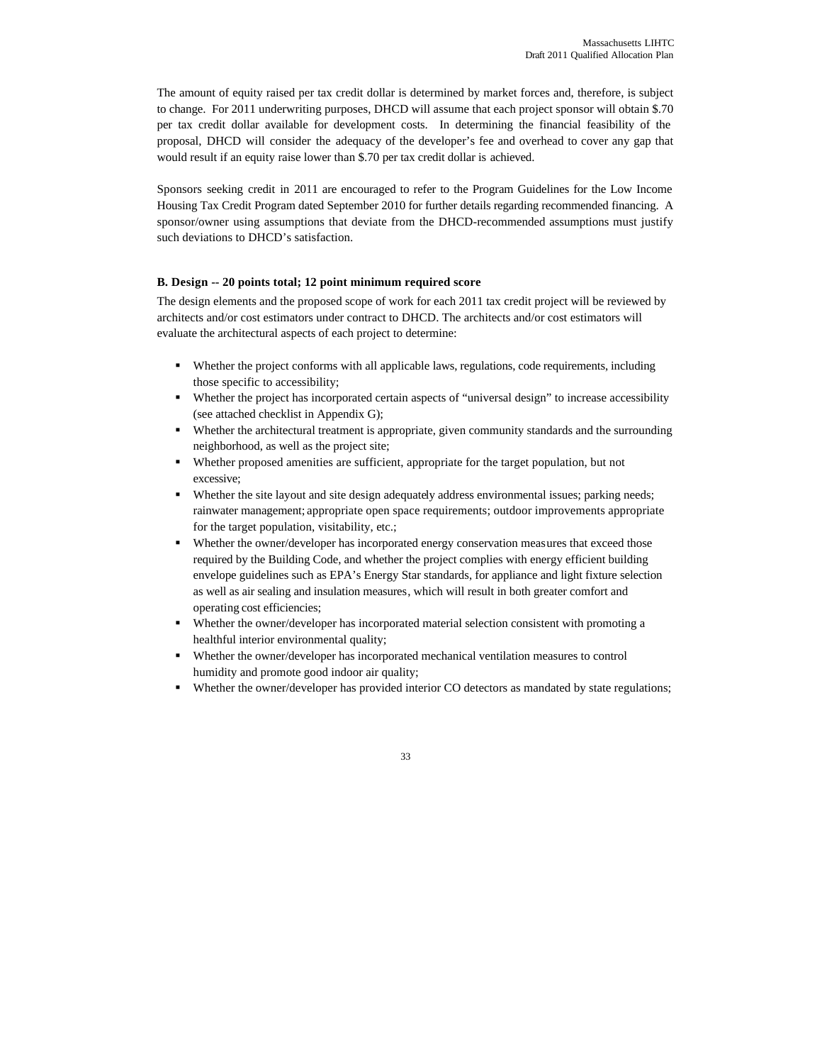The amount of equity raised per tax credit dollar is determined by market forces and, therefore, is subject to change. For 2011 underwriting purposes, DHCD will assume that each project sponsor will obtain $.70 per tax credit dollar available for development costs. In determining the financial feasibility of the proposal, DHCD will consider the adequacy of the developer's fee and overhead to cover any gap that would result if an equity raise lower than $.70 per tax credit dollar is achieved.

Sponsors seeking credit in 2011 are encouraged to refer to the Program Guidelines for the Low Income Housing Tax Credit Program dated September 2010 for further details regarding recommended financing. A sponsor/owner using assumptions that deviate from the DHCD-recommended assumptions must justify such deviations to DHCD's satisfaction.

**B. Design -- 20 points total; 12 point minimum required score**

The design elements and the proposed scope of work for each 2011 tax credit project will be reviewed by architects and/or cost estimators under contract to DHCD. The architects and/or cost estimators will evaluate the architectural aspects of each project to determine:

- Whether the project conforms with all applicable laws, regulations, code requirements, including those specific to accessibility;
- Whether the project has incorporated certain aspects of "universal design" to increase accessibility (see attached checklist in Appendix G);
- Whether the architectural treatment is appropriate, given community standards and the surrounding neighborhood, as well as the project site;
- Whether proposed amenities are sufficient, appropriate for the target population, but not excessive;
- Whether the site layout and site design adequately address environmental issues; parking needs; rainwater management; appropriate open space requirements; outdoor improvements appropriate for the target population, visitability, etc.;
- Whether the owner/developer has incorporated energy conservation measures that exceed those required by the Building Code, and whether the project complies with energy efficient building envelope guidelines such as EPA's Energy Star standards, for appliance and light fixture selection as well as air sealing and insulation measures, which will result in both greater comfort and operating cost efficiencies;
- Whether the owner/developer has incorporated material selection consistent with promoting a healthful interior environmental quality;
- Whether the owner/developer has incorporated mechanical ventilation measures to control humidity and promote good indoor air quality;
- Whether the owner/developer has provided interior CO detectors as mandated by state regulations;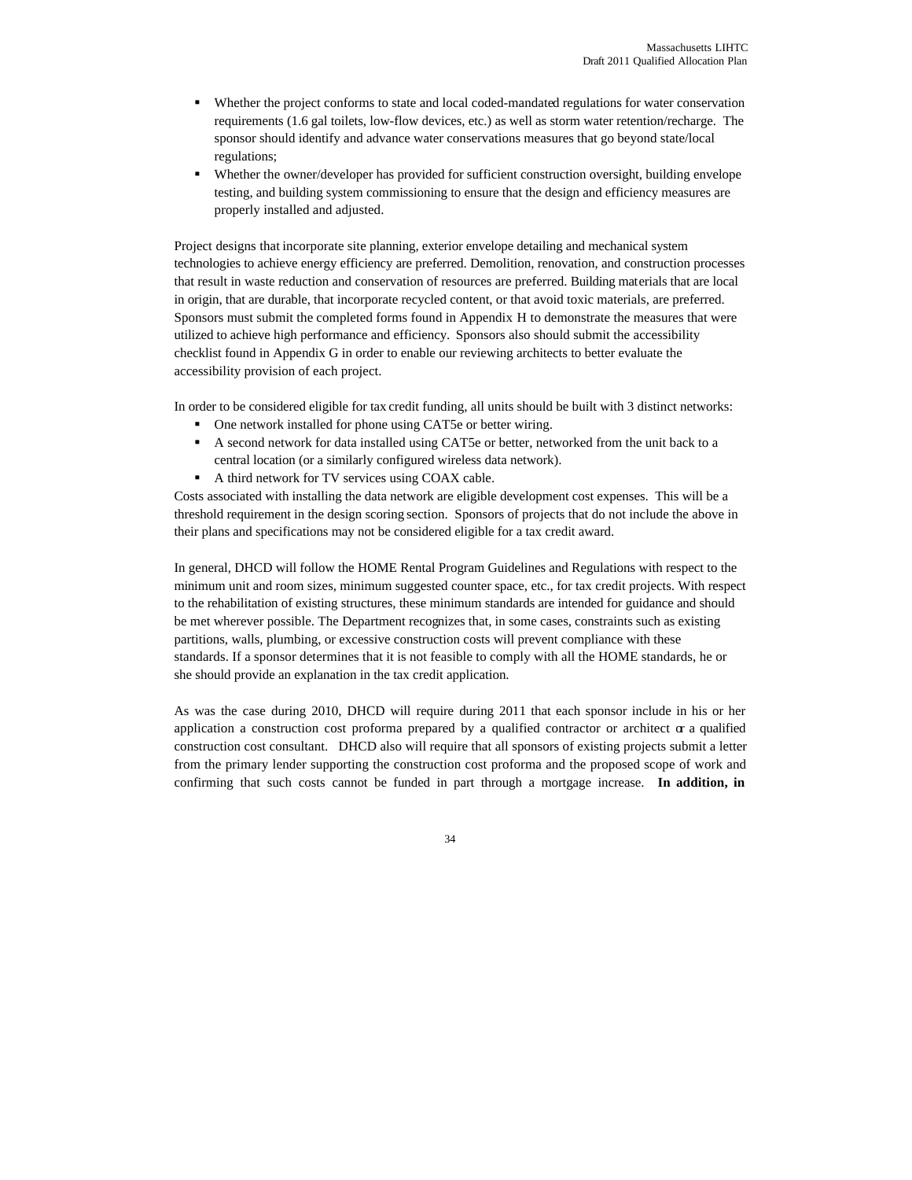- Whether the project conforms to state and local coded-mandated regulations for water conservation requirements (1.6 gal toilets, low-flow devices, etc.) as well as storm water retention/recharge. The sponsor should identify and advance water conservations measures that go beyond state/local regulations;
- Whether the owner/developer has provided for sufficient construction oversight, building envelope testing, and building system commissioning to ensure that the design and efficiency measures are properly installed and adjusted.

Project designs that incorporate site planning, exterior envelope detailing and mechanical system technologies to achieve energy efficiency are preferred. Demolition, renovation, and construction processes that result in waste reduction and conservation of resources are preferred. Building materials that are local in origin, that are durable, that incorporate recycled content, or that avoid toxic materials, are preferred. Sponsors must submit the completed forms found in Appendix H to demonstrate the measures that were utilized to achieve high performance and efficiency. Sponsors also should submit the accessibility checklist found in Appendix G in order to enable our reviewing architects to better evaluate the accessibility provision of each project.

In order to be considered eligible for tax credit funding, all units should be built with 3 distinct networks:

- One network installed for phone using CAT5e or better wiring.
- A second network for data installed using CAT5e or better, networked from the unit back to a central location (or a similarly configured wireless data network).
- A third network for TV services using COAX cable.

Costs associated with installing the data network are eligible development cost expenses. This will be a threshold requirement in the design scoring section. Sponsors of projects that do not include the above in their plans and specifications may not be considered eligible for a tax credit award.

In general, DHCD will follow the HOME Rental Program Guidelines and Regulations with respect to the minimum unit and room sizes, minimum suggested counter space, etc., for tax credit projects. With respect to the rehabilitation of existing structures, these minimum standards are intended for guidance and should be met wherever possible. The Department recognizes that, in some cases, constraints such as existing partitions, walls, plumbing, or excessive construction costs will prevent compliance with these standards. If a sponsor determines that it is not feasible to comply with all the HOME standards, he or she should provide an explanation in the tax credit application.

As was the case during 2010, DHCD will require during 2011 that each sponsor include in his or her application a construction cost proforma prepared by a qualified contractor or architect or a qualified construction cost consultant. DHCD also will require that all sponsors of existing projects submit a letter from the primary lender supporting the construction cost proforma and the proposed scope of work and confirming that such costs cannot be funded in part through a mortgage increase. **In addition, in**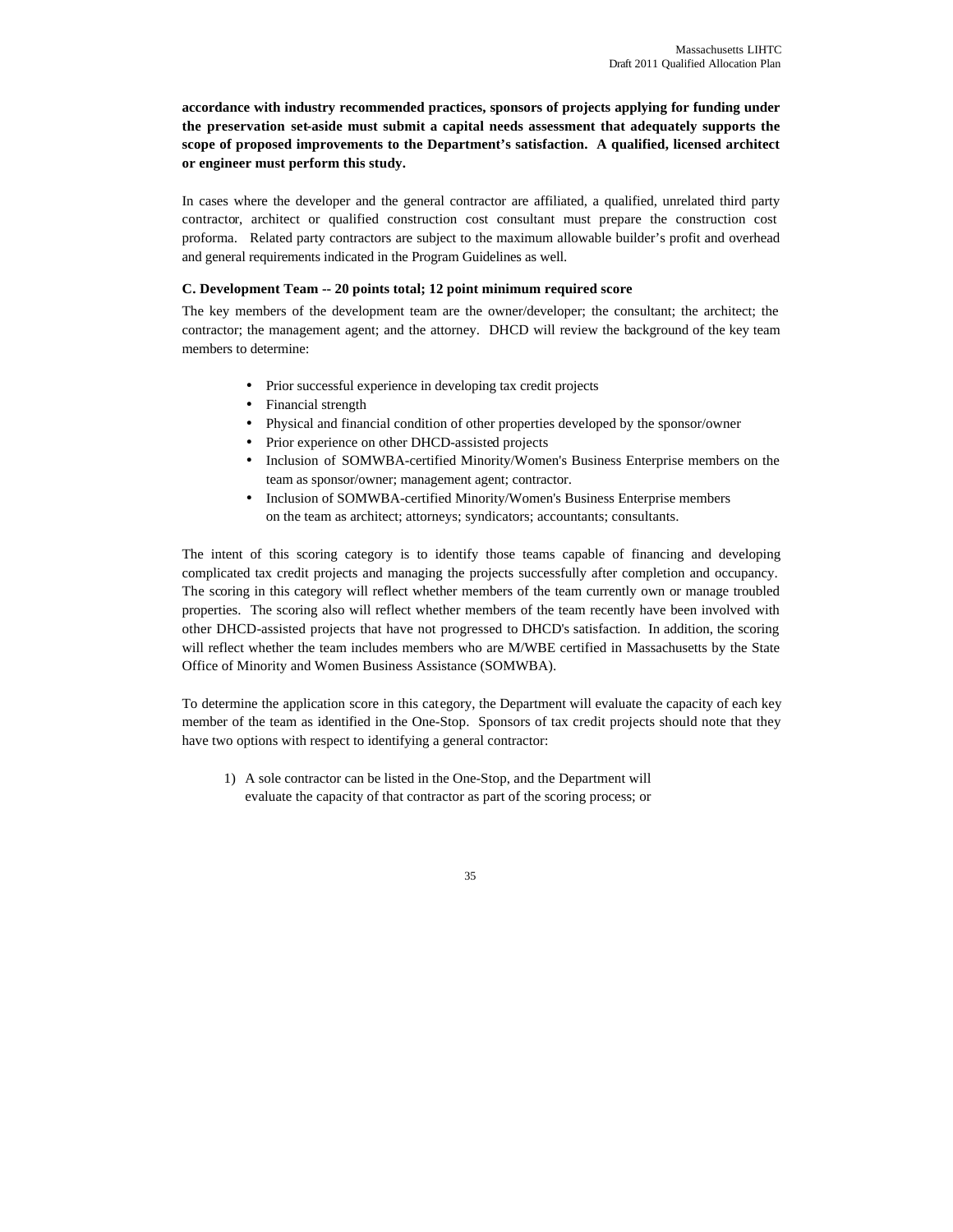**accordance with industry recommended practices, sponsors of projects applying for funding under the preservation set-aside must submit a capital needs assessment that adequately supports the scope of proposed improvements to the Department's satisfaction. A qualified, licensed architect or engineer must perform this study.**

In cases where the developer and the general contractor are affiliated, a qualified, unrelated third party contractor, architect or qualified construction cost consultant must prepare the construction cost proforma. Related party contractors are subject to the maximum allowable builder's profit and overhead and general requirements indicated in the Program Guidelines as well.

### C. Development Team -- 20 points total; 12 point minimum required score

The key members of the development team are the owner/developer; the consultant; the architect; the contractor; the management agent; and the attorney. DHCD will review the background of the key team members to determine:

- Prior successful experience in developing tax credit projects
- Financial strength
- Physical and financial condition of other properties developed by the sponsor/owner
- Prior experience on other DHCD-assisted projects
- Inclusion of SOMWBA-certified Minority/Women's Business Enterprise members on the team as sponsor/owner; management agent; contractor.
- Inclusion of SOMWBA-certified Minority/Women's Business Enterprise members on the team as architect; attorneys; syndicators; accountants; consultants.

The intent of this scoring category is to identify those teams capable of financing and developing complicated tax credit projects and managing the projects successfully after completion and occupancy. The scoring in this category will reflect whether members of the team currently own or manage troubled properties. The scoring also will reflect whether members of the team recently have been involved with other DHCD-assisted projects that have not progressed to DHCD's satisfaction. In addition, the scoring will reflect whether the team includes members who are M/WBE certified in Massachusetts by the State Office of Minority and Women Business Assistance (SOMWBA).

To determine the application score in this category, the Department will evaluate the capacity of each key member of the team as identified in the One-Stop. Sponsors of tax credit projects should note that they have two options with respect to identifying a general contractor:

1) A sole contractor can be listed in the One-Stop, and the Department will evaluate the capacity of that contractor as part of the scoring process; or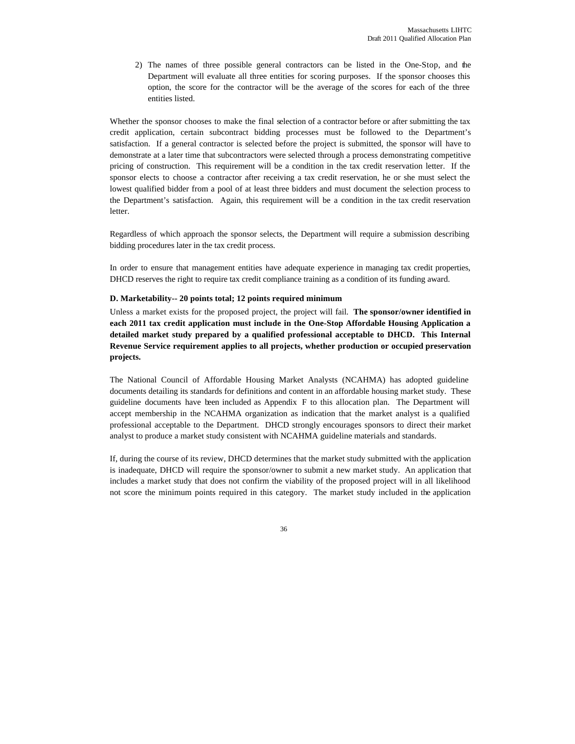2) The names of three possible general contractors can be listed in the One-Stop, and the Department will evaluate all three entities for scoring purposes. If the sponsor chooses this option, the score for the contractor will be the average of the scores for each of the three entities listed.

Whether the sponsor chooses to make the final selection of a contractor before or after submitting the tax credit application, certain subcontract bidding processes must be followed to the Department's satisfaction. If a general contractor is selected before the project is submitted, the sponsor will have to demonstrate at a later time that subcontractors were selected through a process demonstrating competitive pricing of construction. This requirement will be a condition in the tax credit reservation letter. If the sponsor elects to choose a contractor after receiving a tax credit reservation, he or she must select the lowest qualified bidder from a pool of at least three bidders and must document the selection process to the Department's satisfaction. Again, this requirement will be a condition in the tax credit reservation letter.

Regardless of which approach the sponsor selects, the Department will require a submission describing bidding procedures later in the tax credit process.

In order to ensure that management entities have adequate experience in managing tax credit properties, DHCD reserves the right to require tax credit compliance training as a condition of its funding award.

**D. Marketability-- 20 points total; 12 points required minimum**

Unless a market exists for the proposed project, the project will fail. **The sponsor/owner identified in each 2011 tax credit application must include in the One-Stop Affordable Housing Application a detailed market study prepared by a qualified professional acceptable to DHCD. This Internal Revenue Service requirement applies to all projects, whether production or occupied preservation projects.**

The National Council of Affordable Housing Market Analysts (NCAHMA) has adopted guideline documents detailing its standards for definitions and content in an affordable housing market study. These guideline documents have been included as Appendix F to this allocation plan. The Department will accept membership in the NCAHMA organization as indication that the market analyst is a qualified professional acceptable to the Department. DHCD strongly encourages sponsors to direct their market analyst to produce a market study consistent with NCAHMA guideline materials and standards.

If, during the course of its review, DHCD determines that the market study submitted with the application is inadequate, DHCD will require the sponsor/owner to submit a new market study. An application that includes a market study that does not confirm the viability of the proposed project will in all likelihood not score the minimum points required in this category. The market study included in the application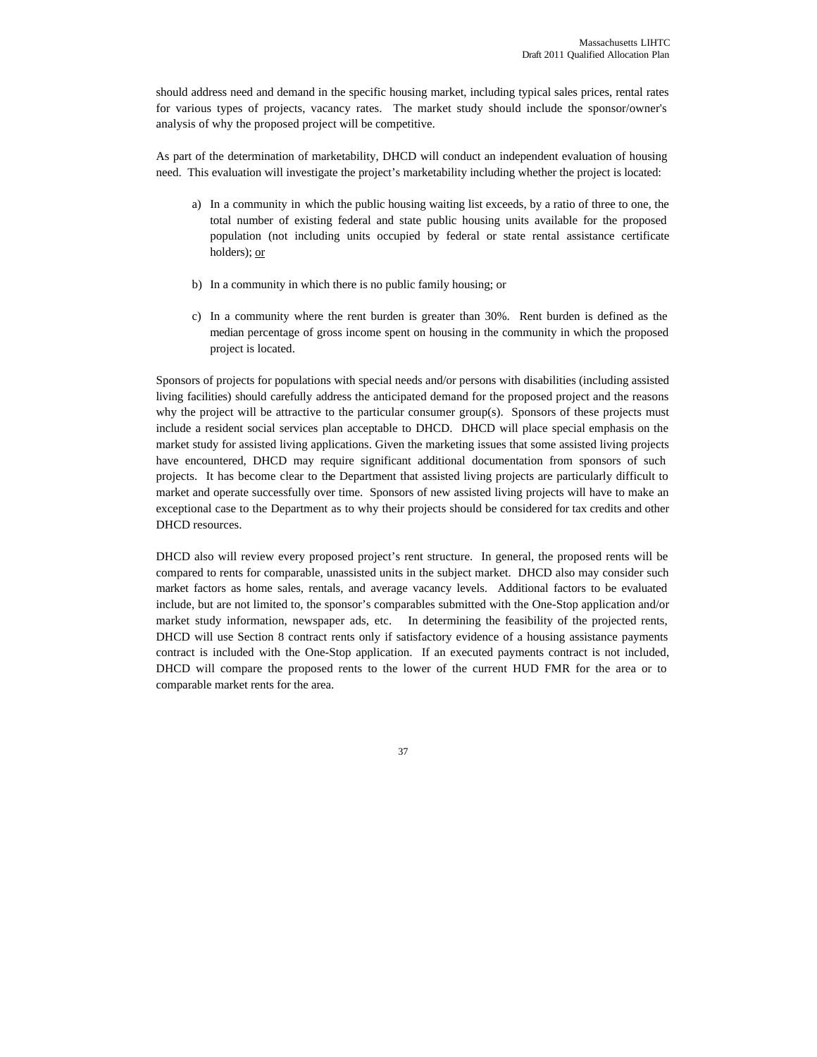should address need and demand in the specific housing market, including typical sales prices, rental rates for various types of projects, vacancy rates. The market study should include the sponsor/owner's analysis of why the proposed project will be competitive.

As part of the determination of marketability, DHCD will conduct an independent evaluation of housing need. This evaluation will investigate the project's marketability including whether the project is located:

a) In a community in which the public housing waiting list exceeds, by a ratio of three to one, the total number of existing federal and state public housing units available for the proposed population (not including units occupied by federal or state rental assistance certificate holders); or

b) In a community in which there is no public family housing; or

c) In a community where the rent burden is greater than 30%. Rent burden is defined as the median percentage of gross income spent on housing in the community in which the proposed project is located.

Sponsors of projects for populations with special needs and/or persons with disabilities (including assisted living facilities) should carefully address the anticipated demand for the proposed project and the reasons why the project will be attractive to the particular consumer group(s). Sponsors of these projects must include a resident social services plan acceptable to DHCD. DHCD will place special emphasis on the market study for assisted living applications. Given the marketing issues that some assisted living projects have encountered, DHCD may require significant additional documentation from sponsors of such projects. It has become clear to the Department that assisted living projects are particularly difficult to market and operate successfully over time. Sponsors of new assisted living projects will have to make an exceptional case to the Department as to why their projects should be considered for tax credits and other DHCD resources.

DHCD also will review every proposed project's rent structure. In general, the proposed rents will be compared to rents for comparable, unassisted units in the subject market. DHCD also may consider such market factors as home sales, rentals, and average vacancy levels. Additional factors to be evaluated include, but are not limited to, the sponsor's comparables submitted with the One-Stop application and/or market study information, newspaper ads, etc. In determining the feasibility of the projected rents, DHCD will use Section 8 contract rents only if satisfactory evidence of a housing assistance payments contract is included with the One-Stop application. If an executed payments contract is not included, DHCD will compare the proposed rents to the lower of the current HUD FMR for the area or to comparable market rents for the area.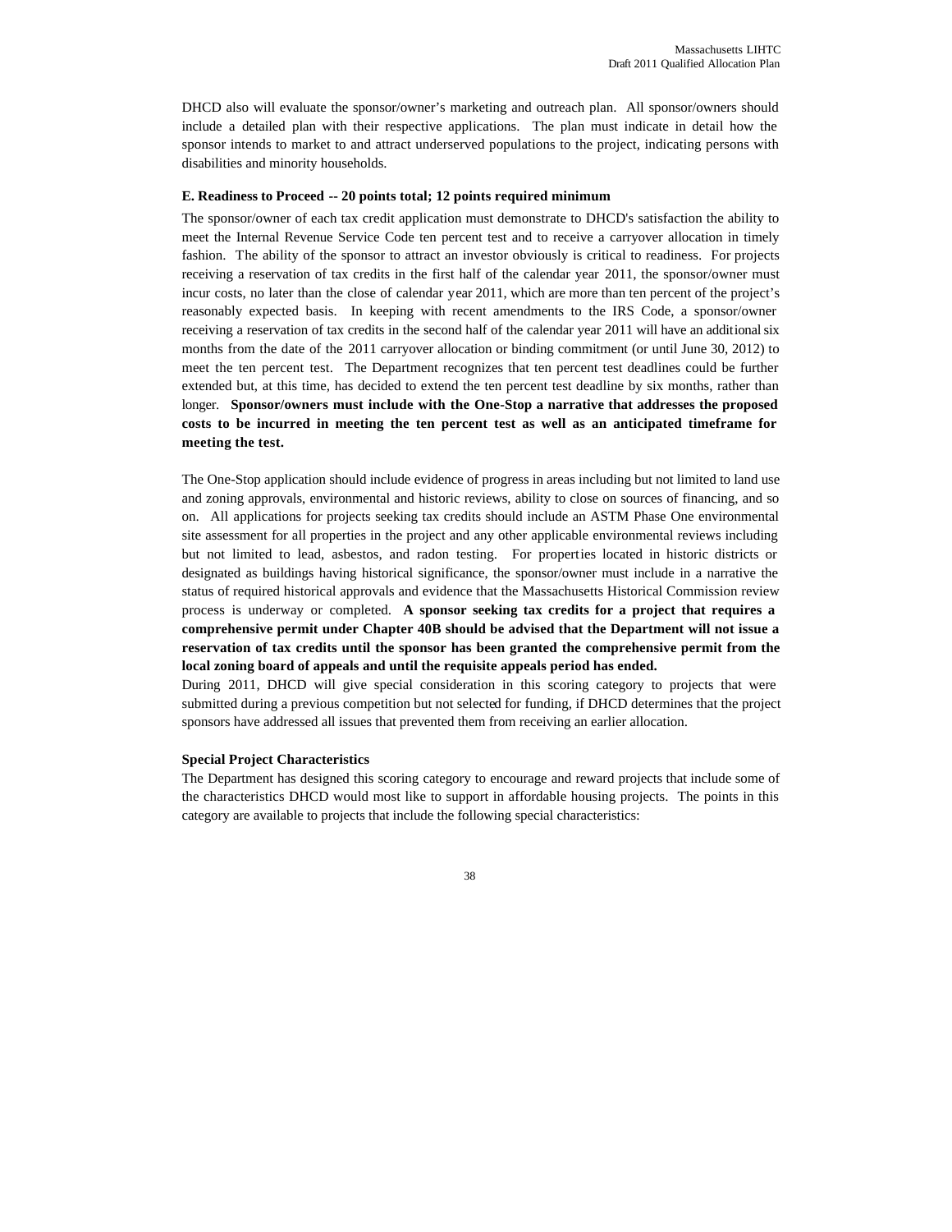DHCD also will evaluate the sponsor/owner's marketing and outreach plan. All sponsor/owners should include a detailed plan with their respective applications. The plan must indicate in detail how the sponsor intends to market to and attract underserved populations to the project, indicating persons with disabilities and minority households.

**E. Readiness to Proceed -- 20 points total; 12 points required minimum**

The sponsor/owner of each tax credit application must demonstrate to DHCD's satisfaction the ability to meet the Internal Revenue Service Code ten percent test and to receive a carryover allocation in timely fashion. The ability of the sponsor to attract an investor obviously is critical to readiness. For projects receiving a reservation of tax credits in the first half of the calendar year 2011, the sponsor/owner must incur costs, no later than the close of calendar year 2011, which are more than ten percent of the project's reasonably expected basis. In keeping with recent amendments to the IRS Code, a sponsor/owner receiving a reservation of tax credits in the second half of the calendar year 2011 will have an additional six months from the date of the 2011 carryover allocation or binding commitment (or until June 30, 2012) to meet the ten percent test. The Department recognizes that ten percent test deadlines could be further extended but, at this time, has decided to extend the ten percent test deadline by six months, rather than longer. **Sponsor/owners must include with the One-Stop a narrative that addresses the proposed costs to be incurred in meeting the ten percent test as well as an anticipated timeframe for meeting the test.**

The One-Stop application should include evidence of progress in areas including but not limited to land use and zoning approvals, environmental and historic reviews, ability to close on sources of financing, and so on. All applications for projects seeking tax credits should include an ASTM Phase One environmental site assessment for all properties in the project and any other applicable environmental reviews including but not limited to lead, asbestos, and radon testing. For properties located in historic districts or designated as buildings having historical significance, the sponsor/owner must include in a narrative the status of required historical approvals and evidence that the Massachusetts Historical Commission review process is underway or completed. **A sponsor seeking tax credits for a project that requires a comprehensive permit under Chapter 40B should be advised that the Department will not issue a reservation of tax credits until the sponsor has been granted the comprehensive permit from the local zoning board of appeals and until the requisite appeals period has ended.**

During 2011, DHCD will give special consideration in this scoring category to projects that were submitted during a previous competition but not selected for funding, if DHCD determines that the project sponsors have addressed all issues that prevented them from receiving an earlier allocation.

**Special Project Characteristics**

The Department has designed this scoring category to encourage and reward projects that include some of the characteristics DHCD would most like to support in affordable housing projects. The points in this category are available to projects that include the following special characteristics: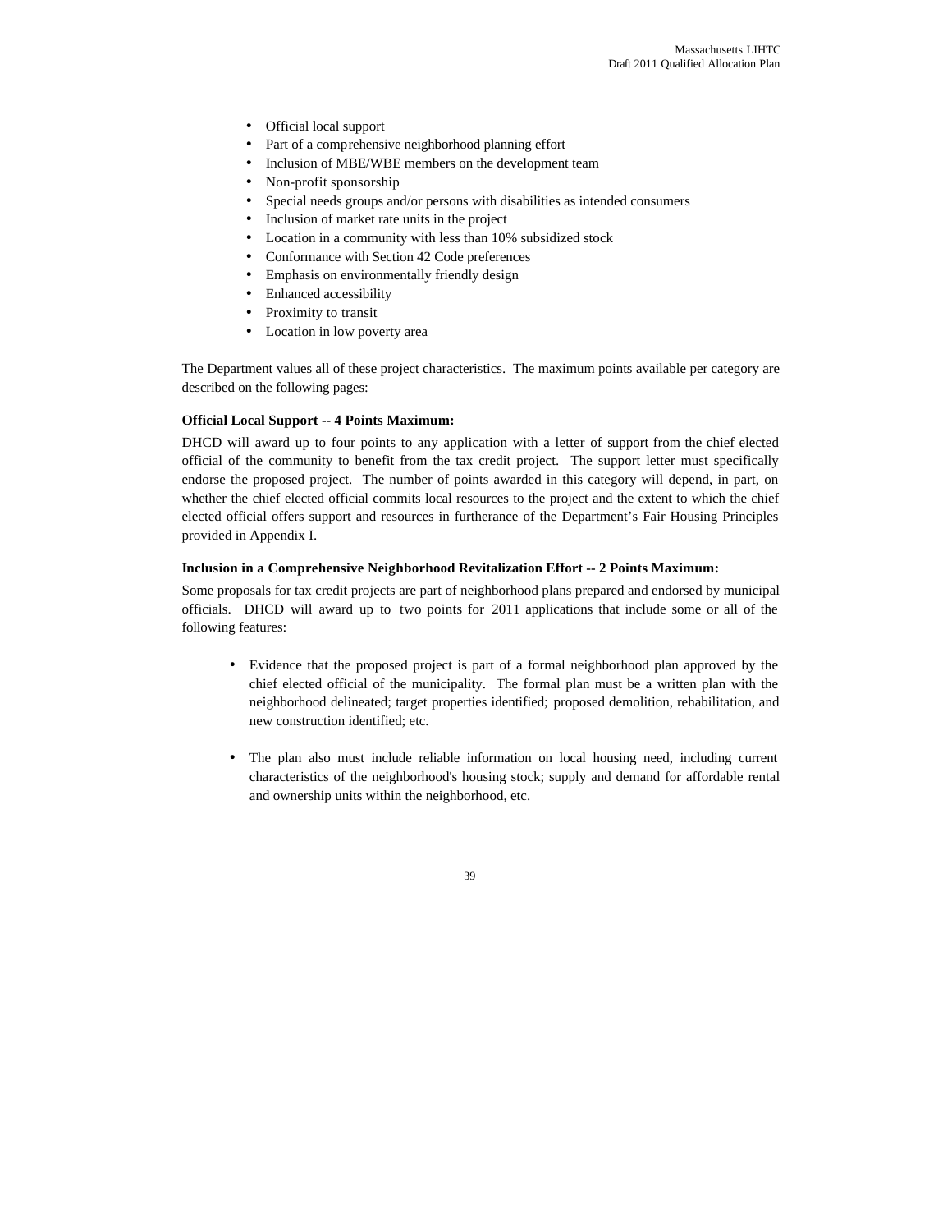- Official local support
- Part of a comprehensive neighborhood planning effort
- Inclusion of MBE/WBE members on the development team
- Non-profit sponsorship
- Special needs groups and/or persons with disabilities as intended consumers
- Inclusion of market rate units in the project
- Location in a community with less than 10% subsidized stock
- Conformance with Section 42 Code preferences
- Emphasis on environmentally friendly design
- Enhanced accessibility
- Proximity to transit
- Location in low poverty area

The Department values all of these project characteristics. The maximum points available per category are described on the following pages:

**Official Local Support -- 4 Points Maximum:**

DHCD will award up to four points to any application with a letter of support from the chief elected official of the community to benefit from the tax credit project. The support letter must specifically endorse the proposed project. The number of points awarded in this category will depend, in part, on whether the chief elected official commits local resources to the project and the extent to which the chief elected official offers support and resources in furtherance of the Department's Fair Housing Principles provided in Appendix I.

**Inclusion in a Comprehensive Neighborhood Revitalization Effort -- 2 Points Maximum:**

Some proposals for tax credit projects are part of neighborhood plans prepared and endorsed by municipal officials. DHCD will award up to two points for 2011 applications that include some or all of the following features:

- Evidence that the proposed project is part of a formal neighborhood plan approved by the chief elected official of the municipality. The formal plan must be a written plan with the neighborhood delineated; target properties identified; proposed demolition, rehabilitation, and new construction identified; etc.

- The plan also must include reliable information on local housing need, including current characteristics of the neighborhood's housing stock; supply and demand for affordable rental and ownership units within the neighborhood, etc.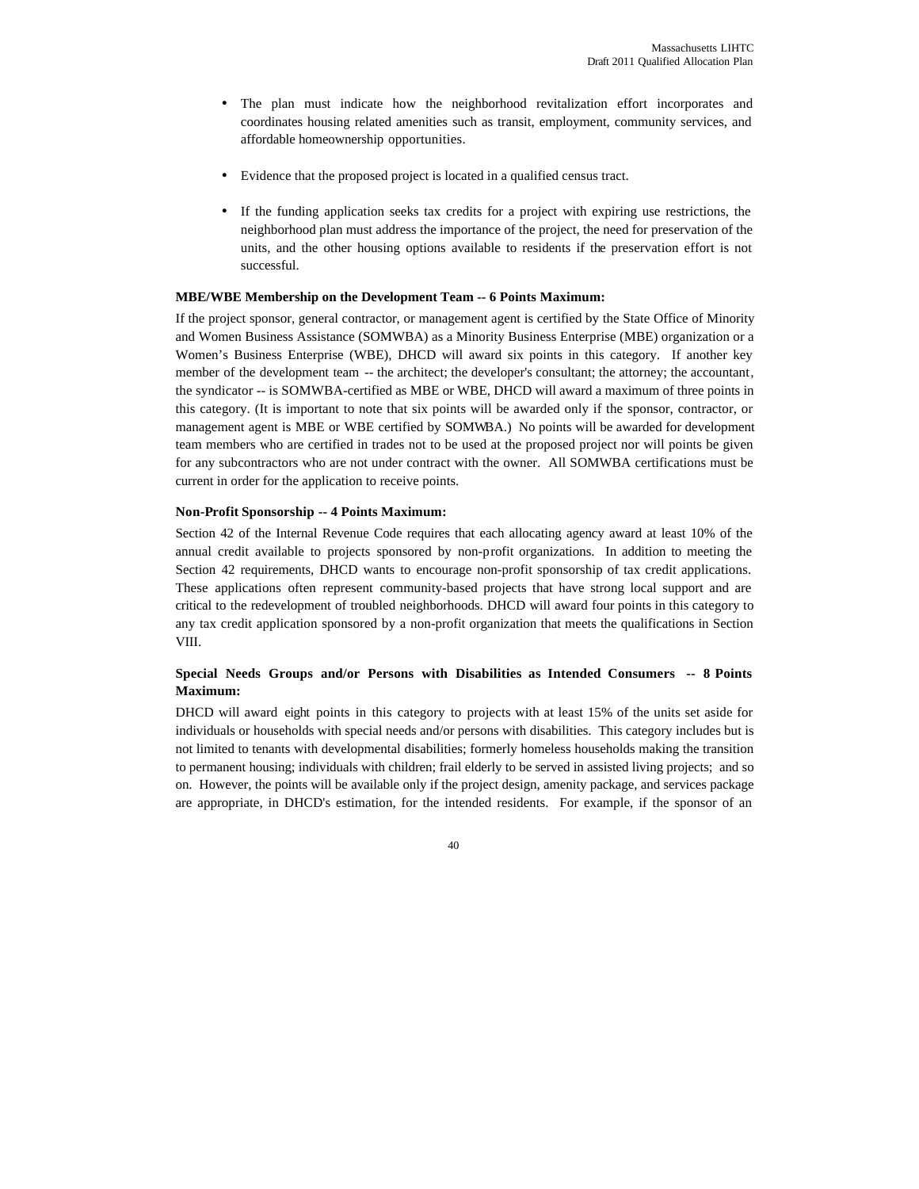- The plan must indicate how the neighborhood revitalization effort incorporates and coordinates housing related amenities such as transit, employment, community services, and affordable homeownership opportunities.
- Evidence that the proposed project is located in a qualified census tract.
- If the funding application seeks tax credits for a project with expiring use restrictions, the neighborhood plan must address the importance of the project, the need for preservation of the units, and the other housing options available to residents if the preservation effort is not successful.

**MBE/WBE Membership on the Development Team -- 6 Points Maximum:**

If the project sponsor, general contractor, or management agent is certified by the State Office of Minority and Women Business Assistance (SOMWBA) as a Minority Business Enterprise (MBE) organization or a Women's Business Enterprise (WBE), DHCD will award six points in this category. If another key member of the development team -- the architect; the developer's consultant; the attorney; the accountant, the syndicator -- is SOMWBA-certified as MBE or WBE, DHCD will award a maximum of three points in this category. (It is important to note that six points will be awarded only if the sponsor, contractor, or management agent is MBE or WBE certified by SOMWBA.) No points will be awarded for development team members who are certified in trades not to be used at the proposed project nor will points be given for any subcontractors who are not under contract with the owner. All SOMWBA certifications must be current in order for the application to receive points.

**Non-Profit Sponsorship -- 4 Points Maximum:**

Section 42 of the Internal Revenue Code requires that each allocating agency award at least 10% of the annual credit available to projects sponsored by non-profit organizations. In addition to meeting the Section 42 requirements, DHCD wants to encourage non-profit sponsorship of tax credit applications. These applications often represent community-based projects that have strong local support and are critical to the redevelopment of troubled neighborhoods. DHCD will award four points in this category to any tax credit application sponsored by a non-profit organization that meets the qualifications in Section VIII.

**Special Needs Groups and/or Persons with Disabilities as Intended Consumers -- 8 Points Maximum:**

DHCD will award eight points in this category to projects with at least 15% of the units set aside for individuals or households with special needs and/or persons with disabilities. This category includes but is not limited to tenants with developmental disabilities; formerly homeless households making the transition to permanent housing; individuals with children; frail elderly to be served in assisted living projects; and so on. However, the points will be available only if the project design, amenity package, and services package are appropriate, in DHCD's estimation, for the intended residents. For example, if the sponsor of an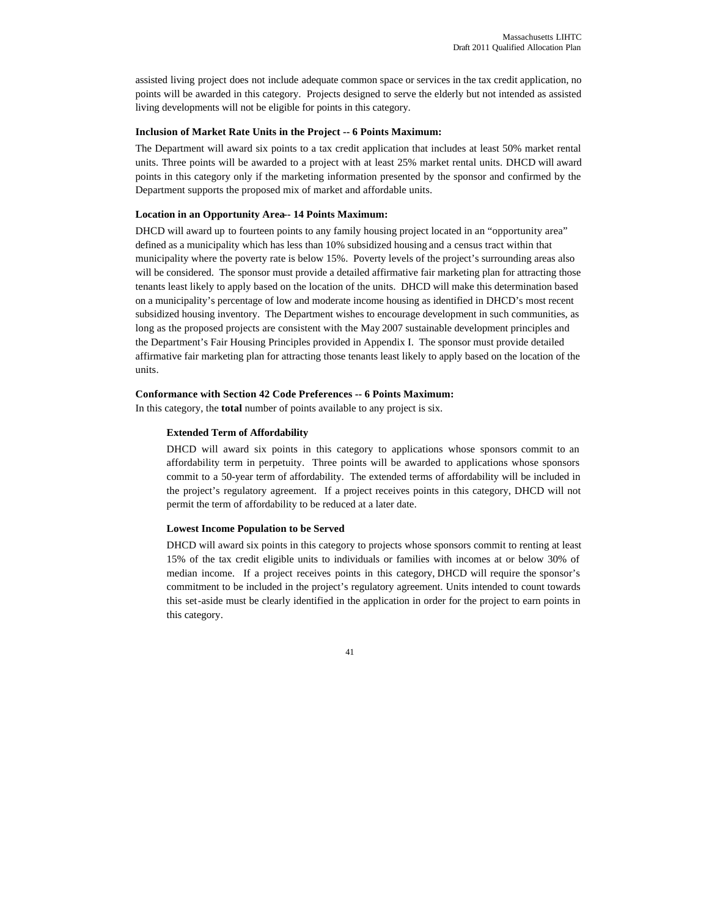assisted living project does not include adequate common space or services in the tax credit application, no points will be awarded in this category. Projects designed to serve the elderly but not intended as assisted living developments will not be eligible for points in this category.

**Inclusion of Market Rate Units in the Project -- 6 Points Maximum:**

The Department will award six points to a tax credit application that includes at least 50% market rental units. Three points will be awarded to a project with at least 25% market rental units. DHCD will award points in this category only if the marketing information presented by the sponsor and confirmed by the Department supports the proposed mix of market and affordable units.

**Location in an Opportunity Area-- 14 Points Maximum:**

DHCD will award up to fourteen points to any family housing project located in an "opportunity area" defined as a municipality which has less than 10% subsidized housing and a census tract within that municipality where the poverty rate is below 15%. Poverty levels of the project's surrounding areas also will be considered. The sponsor must provide a detailed affirmative fair marketing plan for attracting those tenants least likely to apply based on the location of the units. DHCD will make this determination based on a municipality's percentage of low and moderate income housing as identified in DHCD's most recent subsidized housing inventory. The Department wishes to encourage development in such communities, as long as the proposed projects are consistent with the May 2007 sustainable development principles and the Department's Fair Housing Principles provided in Appendix I. The sponsor must provide detailed affirmative fair marketing plan for attracting those tenants least likely to apply based on the location of the units.

**Conformance with Section 42 Code Preferences -- 6 Points Maximum:**

In this category, the **total** number of points available to any project is six.

**Extended Term of Affordability**

DHCD will award six points in this category to applications whose sponsors commit to an affordability term in perpetuity. Three points will be awarded to applications whose sponsors commit to a 50-year term of affordability. The extended terms of affordability will be included in the project's regulatory agreement. If a project receives points in this category, DHCD will not permit the term of affordability to be reduced at a later date.

**Lowest Income Population to be Served**

DHCD will award six points in this category to projects whose sponsors commit to renting at least 15% of the tax credit eligible units to individuals or families with incomes at or below 30% of median income. If a project receives points in this category, DHCD will require the sponsor's commitment to be included in the project's regulatory agreement. Units intended to count towards this set-aside must be clearly identified in the application in order for the project to earn points in this category.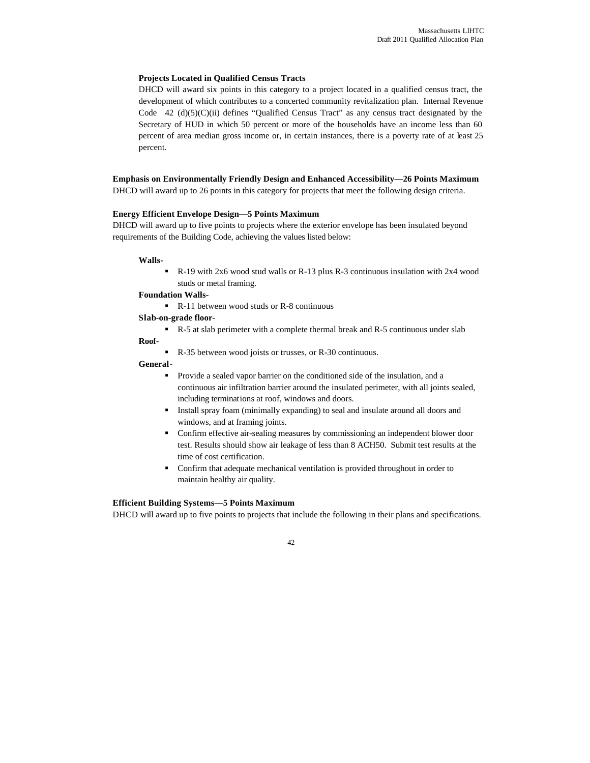**Projects Located in Qualified Census Tracts**

DHCD will award six points in this category to a project located in a qualified census tract, the development of which contributes to a concerted community revitalization plan. Internal Revenue Code 42 (d)(5)(C)(ii) defines "Qualified Census Tract" as any census tract designated by the Secretary of HUD in which 50 percent or more of the households have an income less than 60 percent of area median gross income or, in certain instances, there is a poverty rate of at least 25 percent.

**Emphasis on Environmentally Friendly Design and Enhanced Accessibility—26 Points Maximum**

DHCD will award up to 26 points in this category for projects that meet the following design criteria.

**Energy Efficient Envelope Design—5 Points Maximum**

DHCD will award up to five points to projects where the exterior envelope has been insulated beyond requirements of the Building Code, achieving the values listed below:

**Walls-**

- R-19 with 2x6 wood stud walls or R-13 plus R-3 continuous insulation with 2x4 wood studs or metal framing.

**Foundation Walls-**

- R-11 between wood studs or R-8 continuous

**Slab-on-grade floor-**

- R-5 at slab perimeter with a complete thermal break and R-5 continuous under slab

**Roof-**

- R-35 between wood joists or trusses, or R-30 continuous.

**General-**

- Provide a sealed vapor barrier on the conditioned side of the insulation, and a continuous air infiltration barrier around the insulated perimeter, with all joints sealed, including terminations at roof, windows and doors.
- Install spray foam (minimally expanding) to seal and insulate around all doors and windows, and at framing joints.
- Confirm effective air-sealing measures by commissioning an independent blower door test. Results should show air leakage of less than 8 ACH50. Submit test results at the time of cost certification.
- Confirm that adequate mechanical ventilation is provided throughout in order to maintain healthy air quality.

**Efficient Building Systems—5 Points Maximum**

DHCD will award up to five points to projects that include the following in their plans and specifications.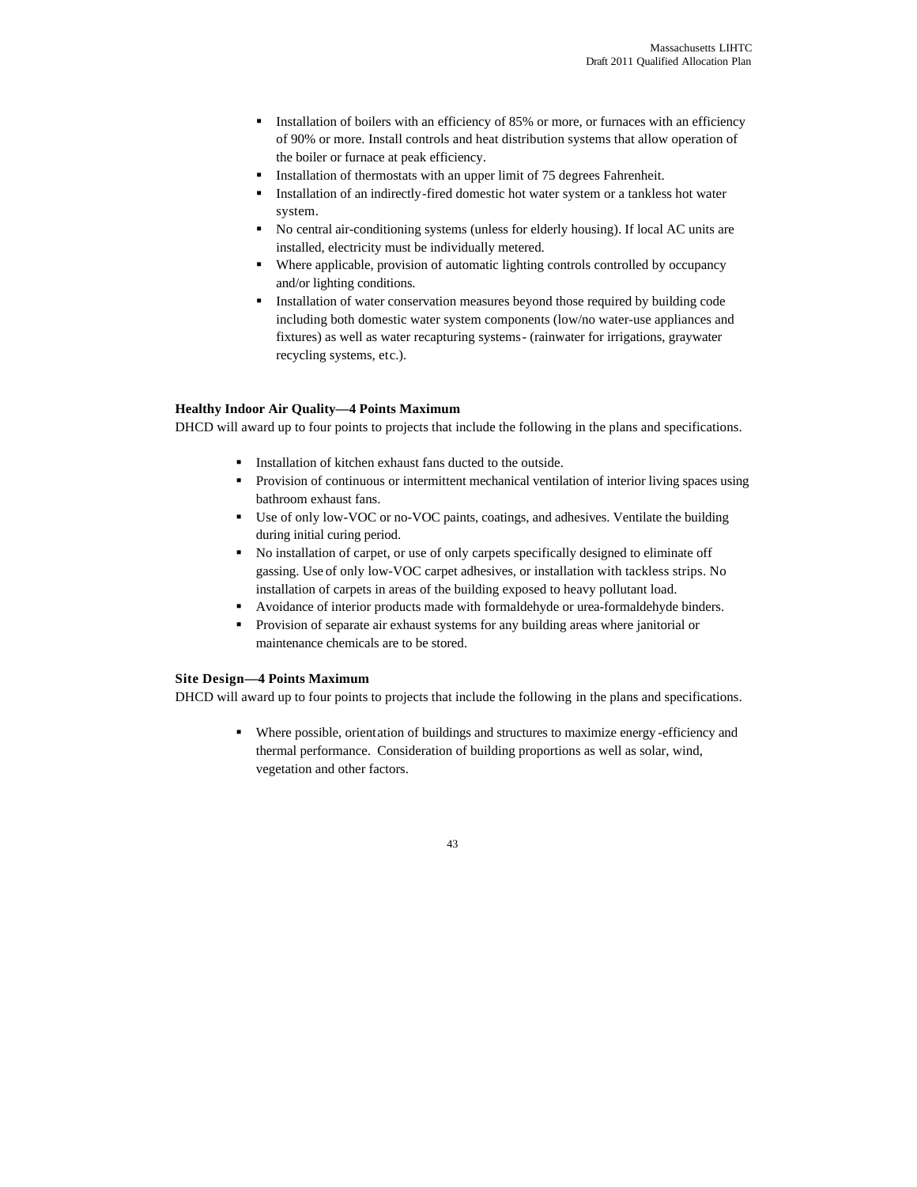- Installation of boilers with an efficiency of 85% or more, or furnaces with an efficiency of 90% or more. Install controls and heat distribution systems that allow operation of the boiler or furnace at peak efficiency.
- Installation of thermostats with an upper limit of 75 degrees Fahrenheit.
- Installation of an indirectly-fired domestic hot water system or a tankless hot water system.
- No central air-conditioning systems (unless for elderly housing). If local AC units are installed, electricity must be individually metered.
- Where applicable, provision of automatic lighting controls controlled by occupancy and/or lighting conditions.
- Installation of water conservation measures beyond those required by building code including both domestic water system components (low/no water-use appliances and fixtures) as well as water recapturing systems- (rainwater for irrigations, graywater recycling systems, etc.).

**Healthy Indoor Air Quality—4 Points Maximum**

DHCD will award up to four points to projects that include the following in the plans and specifications.

- Installation of kitchen exhaust fans ducted to the outside.
- Provision of continuous or intermittent mechanical ventilation of interior living spaces using bathroom exhaust fans.
- Use of only low-VOC or no-VOC paints, coatings, and adhesives. Ventilate the building during initial curing period.
- No installation of carpet, or use of only carpets specifically designed to eliminate off gassing. Use of only low-VOC carpet adhesives, or installation with tackless strips. No installation of carpets in areas of the building exposed to heavy pollutant load.
- Avoidance of interior products made with formaldehyde or urea-formaldehyde binders.
- Provision of separate air exhaust systems for any building areas where janitorial or maintenance chemicals are to be stored.

**Site Design—4 Points Maximum**

DHCD will award up to four points to projects that include the following in the plans and specifications.

- Where possible, orientation of buildings and structures to maximize energy-efficiency and thermal performance. Consideration of building proportions as well as solar, wind, vegetation and other factors.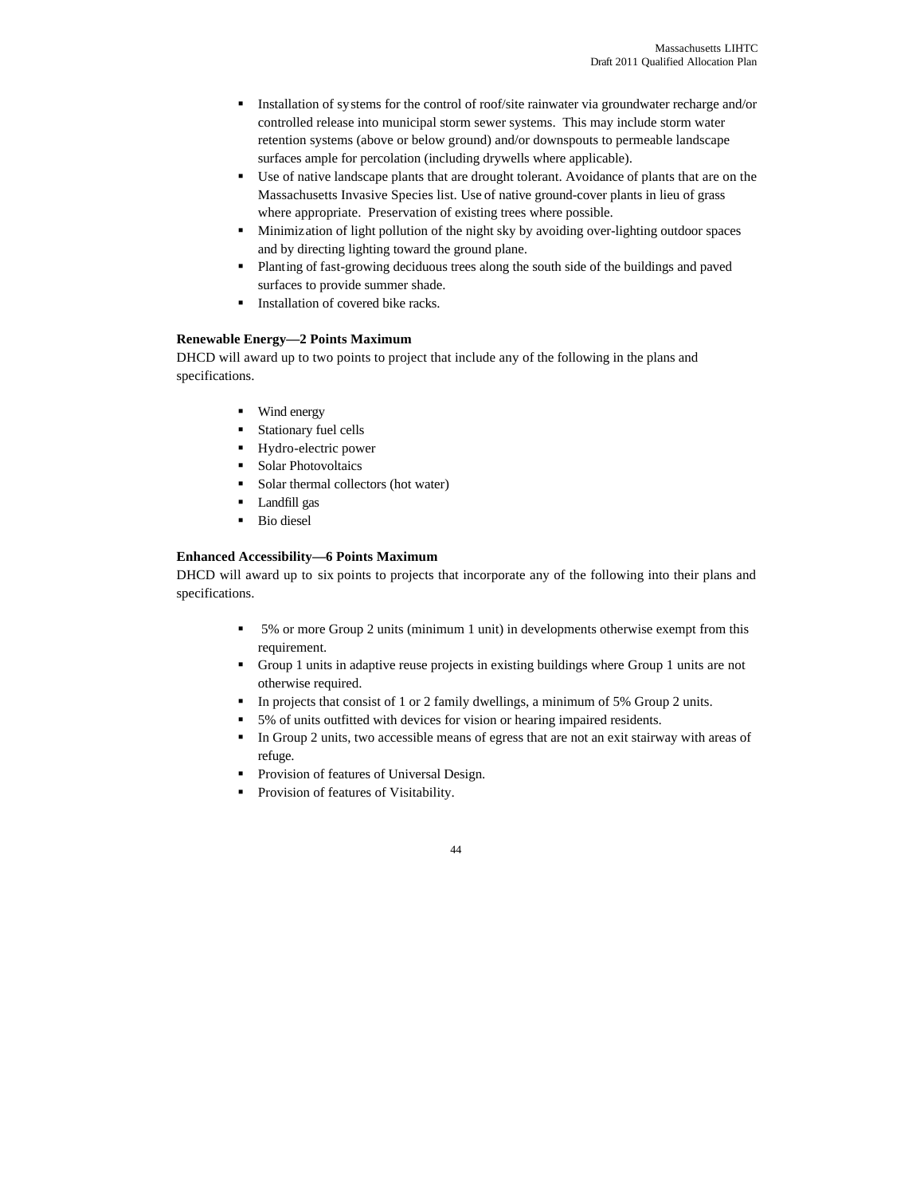- Installation of systems for the control of roof/site rainwater via groundwater recharge and/or controlled release into municipal storm sewer systems. This may include storm water retention systems (above or below ground) and/or downspouts to permeable landscape surfaces ample for percolation (including drywells where applicable).
- Use of native landscape plants that are drought tolerant. Avoidance of plants that are on the Massachusetts Invasive Species list. Use of native ground-cover plants in lieu of grass where appropriate. Preservation of existing trees where possible.
- Minimization of light pollution of the night sky by avoiding over-lighting outdoor spaces and by directing lighting toward the ground plane.
- Planting of fast-growing deciduous trees along the south side of the buildings and paved surfaces to provide summer shade.
- Installation of covered bike racks.

**Renewable Energy—2 Points Maximum**

DHCD will award up to two points to project that include any of the following in the plans and specifications.

- Wind energy
- Stationary fuel cells
- Hydro-electric power
- Solar Photovoltaics
- Solar thermal collectors (hot water)
- Landfill gas
- Bio diesel

**Enhanced Accessibility—6 Points Maximum**

DHCD will award up to six points to projects that incorporate any of the following into their plans and specifications.

- 5% or more Group 2 units (minimum 1 unit) in developments otherwise exempt from this requirement.
- Group 1 units in adaptive reuse projects in existing buildings where Group 1 units are not otherwise required.
- In projects that consist of 1 or 2 family dwellings, a minimum of 5% Group 2 units.
- 5% of units outfitted with devices for vision or hearing impaired residents.
- In Group 2 units, two accessible means of egress that are not an exit stairway with areas of refuge.
- Provision of features of Universal Design.
- Provision of features of Visitability.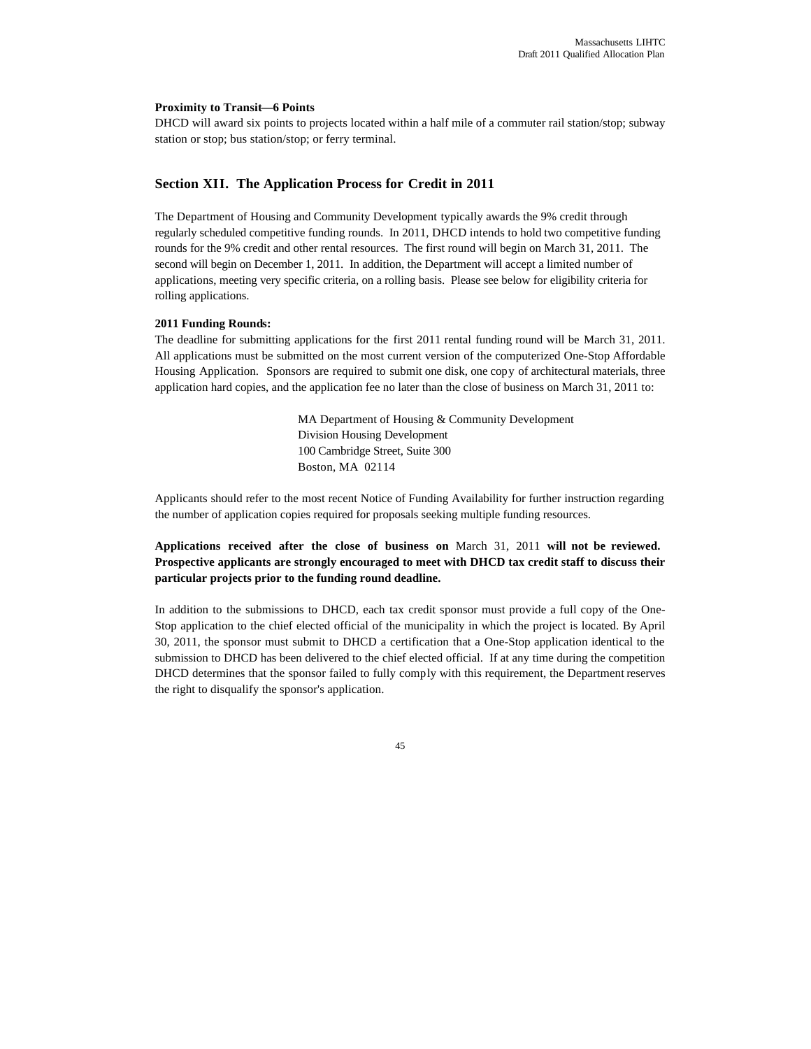**Proximity to Transit—6 Points**

DHCD will award six points to projects located within a half mile of a commuter rail station/stop; subway station or stop; bus station/stop; or ferry terminal.

## Section XII. The Application Process for Credit in 2011

The Department of Housing and Community Development typically awards the 9% credit through regularly scheduled competitive funding rounds. In 2011, DHCD intends to hold two competitive funding rounds for the 9% credit and other rental resources. The first round will begin on March 31, 2011. The second will begin on December 1, 2011. In addition, the Department will accept a limited number of applications, meeting very specific criteria, on a rolling basis. Please see below for eligibility criteria for rolling applications.

**2011 Funding Rounds:**

The deadline for submitting applications for the first 2011 rental funding round will be March 31, 2011. All applications must be submitted on the most current version of the computerized One-Stop Affordable Housing Application. Sponsors are required to submit one disk, one copy of architectural materials, three application hard copies, and the application fee no later than the close of business on March 31, 2011 to:

MA Department of Housing & Community Development
Division Housing Development
100 Cambridge Street, Suite 300
Boston, MA 02114

Applicants should refer to the most recent Notice of Funding Availability for further instruction regarding the number of application copies required for proposals seeking multiple funding resources.

**Applications received after the close of business on** March 31, 2011 **will not be reviewed. Prospective applicants are strongly encouraged to meet with DHCD tax credit staff to discuss their particular projects prior to the funding round deadline.**

In addition to the submissions to DHCD, each tax credit sponsor must provide a full copy of the One-Stop application to the chief elected official of the municipality in which the project is located. By April 30, 2011, the sponsor must submit to DHCD a certification that a One-Stop application identical to the submission to DHCD has been delivered to the chief elected official. If at any time during the competition DHCD determines that the sponsor failed to fully comply with this requirement, the Department reserves the right to disqualify the sponsor's application.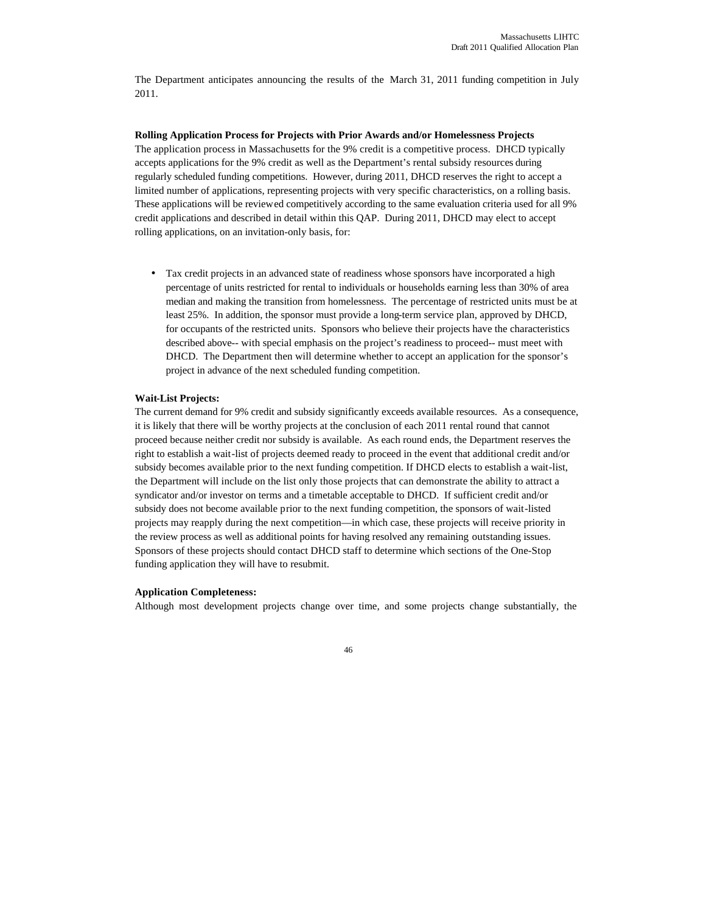The Department anticipates announcing the results of the March 31, 2011 funding competition in July 2011.

**Rolling Application Process for Projects with Prior Awards and/or Homelessness Projects**

The application process in Massachusetts for the 9% credit is a competitive process. DHCD typically accepts applications for the 9% credit as well as the Department's rental subsidy resources during regularly scheduled funding competitions. However, during 2011, DHCD reserves the right to accept a limited number of applications, representing projects with very specific characteristics, on a rolling basis. These applications will be reviewed competitively according to the same evaluation criteria used for all 9% credit applications and described in detail within this QAP. During 2011, DHCD may elect to accept rolling applications, on an invitation-only basis, for:

- Tax credit projects in an advanced state of readiness whose sponsors have incorporated a high percentage of units restricted for rental to individuals or households earning less than 30% of area median and making the transition from homelessness. The percentage of restricted units must be at least 25%. In addition, the sponsor must provide a long-term service plan, approved by DHCD, for occupants of the restricted units. Sponsors who believe their projects have the characteristics described above-- with special emphasis on the project's readiness to proceed-- must meet with DHCD. The Department then will determine whether to accept an application for the sponsor's project in advance of the next scheduled funding competition.

**Wait-List Projects:**

The current demand for 9% credit and subsidy significantly exceeds available resources. As a consequence, it is likely that there will be worthy projects at the conclusion of each 2011 rental round that cannot proceed because neither credit nor subsidy is available. As each round ends, the Department reserves the right to establish a wait-list of projects deemed ready to proceed in the event that additional credit and/or subsidy becomes available prior to the next funding competition. If DHCD elects to establish a wait-list, the Department will include on the list only those projects that can demonstrate the ability to attract a syndicator and/or investor on terms and a timetable acceptable to DHCD. If sufficient credit and/or subsidy does not become available prior to the next funding competition, the sponsors of wait-listed projects may reapply during the next competition—in which case, these projects will receive priority in the review process as well as additional points for having resolved any remaining outstanding issues. Sponsors of these projects should contact DHCD staff to determine which sections of the One-Stop funding application they will have to resubmit.

**Application Completeness:**

Although most development projects change over time, and some projects change substantially, the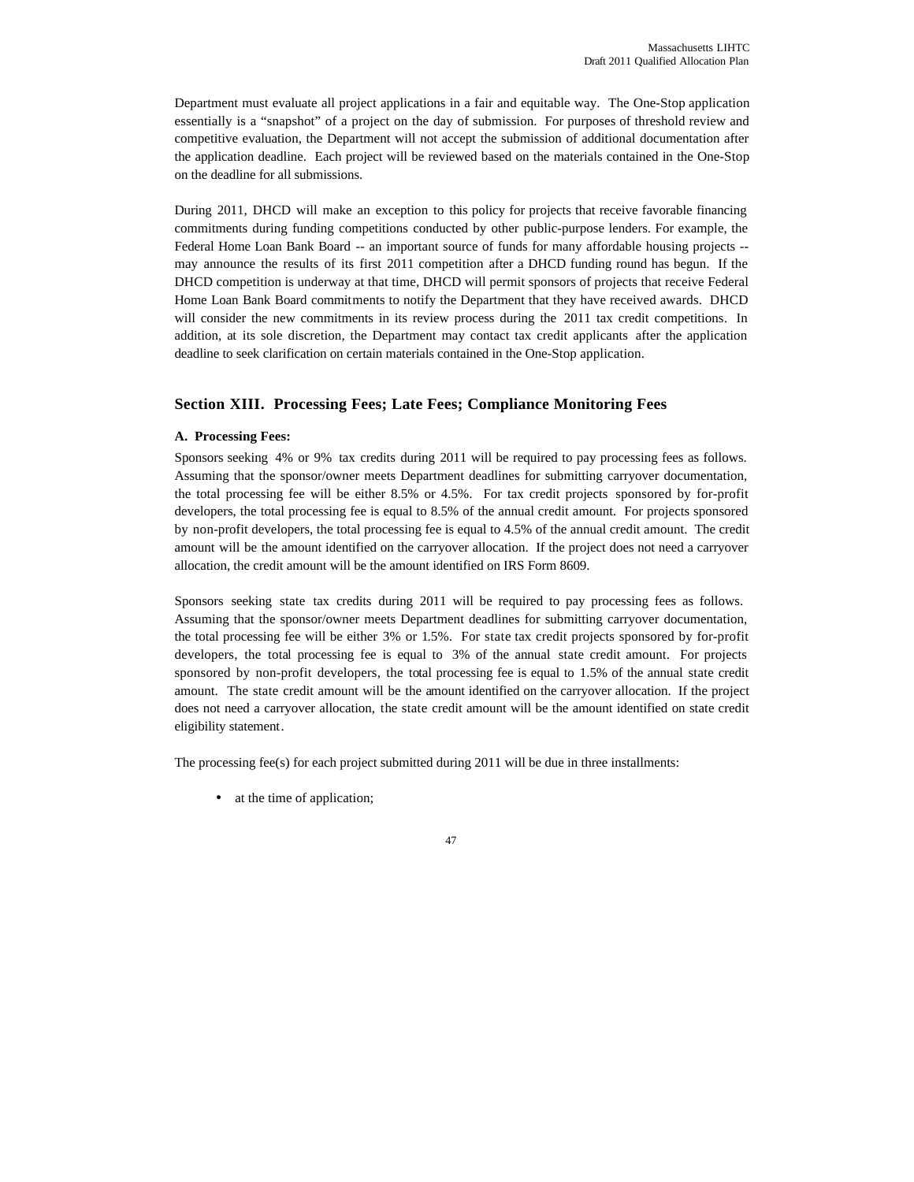Department must evaluate all project applications in a fair and equitable way. The One-Stop application essentially is a "snapshot" of a project on the day of submission. For purposes of threshold review and competitive evaluation, the Department will not accept the submission of additional documentation after the application deadline. Each project will be reviewed based on the materials contained in the One-Stop on the deadline for all submissions.

During 2011, DHCD will make an exception to this policy for projects that receive favorable financing commitments during funding competitions conducted by other public-purpose lenders. For example, the Federal Home Loan Bank Board -- an important source of funds for many affordable housing projects -- may announce the results of its first 2011 competition after a DHCD funding round has begun. If the DHCD competition is underway at that time, DHCD will permit sponsors of projects that receive Federal Home Loan Bank Board commitments to notify the Department that they have received awards. DHCD will consider the new commitments in its review process during the 2011 tax credit competitions. In addition, at its sole discretion, the Department may contact tax credit applicants after the application deadline to seek clarification on certain materials contained in the One-Stop application.

## Section XIII. Processing Fees; Late Fees; Compliance Monitoring Fees

### A. Processing Fees:

Sponsors seeking 4% or 9% tax credits during 2011 will be required to pay processing fees as follows. Assuming that the sponsor/owner meets Department deadlines for submitting carryover documentation, the total processing fee will be either 8.5% or 4.5%. For tax credit projects sponsored by for-profit developers, the total processing fee is equal to 8.5% of the annual credit amount. For projects sponsored by non-profit developers, the total processing fee is equal to 4.5% of the annual credit amount. The credit amount will be the amount identified on the carryover allocation. If the project does not need a carryover allocation, the credit amount will be the amount identified on IRS Form 8609.

Sponsors seeking state tax credits during 2011 will be required to pay processing fees as follows. Assuming that the sponsor/owner meets Department deadlines for submitting carryover documentation, the total processing fee will be either 3% or 1.5%. For state tax credit projects sponsored by for-profit developers, the total processing fee is equal to 3% of the annual state credit amount. For projects sponsored by non-profit developers, the total processing fee is equal to 1.5% of the annual state credit amount. The state credit amount will be the amount identified on the carryover allocation. If the project does not need a carryover allocation, the state credit amount will be the amount identified on state credit eligibility statement.

The processing fee(s) for each project submitted during 2011 will be due in three installments:

- at the time of application;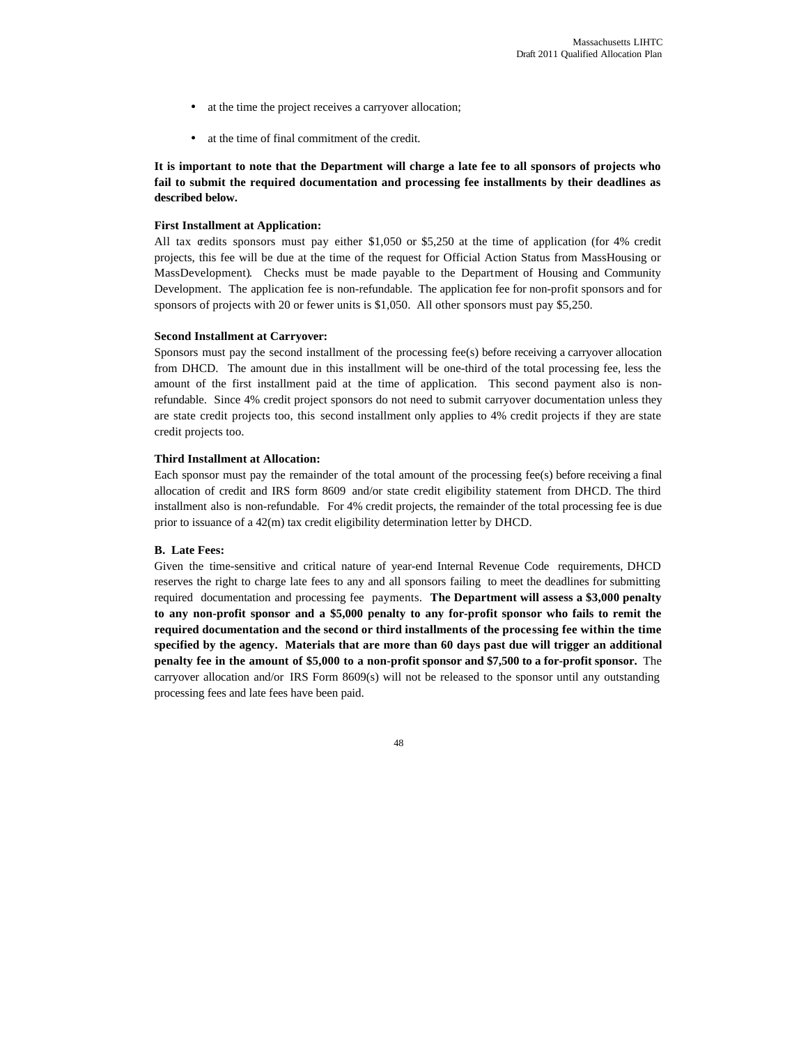- at the time the project receives a carryover allocation;
- at the time of final commitment of the credit.

**It is important to note that the Department will charge a late fee to all sponsors of projects who fail to submit the required documentation and processing fee installments by their deadlines as described below.**

**First Installment at Application:**

All tax credits sponsors must pay either $1,050 or $5,250 at the time of application (for 4% credit projects, this fee will be due at the time of the request for Official Action Status from MassHousing or MassDevelopment). Checks must be made payable to the Department of Housing and Community Development. The application fee is non-refundable. The application fee for non-profit sponsors and for sponsors of projects with 20 or fewer units is $1,050. All other sponsors must pay $5,250.

**Second Installment at Carryover:**

Sponsors must pay the second installment of the processing fee(s) before receiving a carryover allocation from DHCD. The amount due in this installment will be one-third of the total processing fee, less the amount of the first installment paid at the time of application. This second payment also is non-refundable. Since 4% credit project sponsors do not need to submit carryover documentation unless they are state credit projects too, this second installment only applies to 4% credit projects if they are state credit projects too.

**Third Installment at Allocation:**

Each sponsor must pay the remainder of the total amount of the processing fee(s) before receiving a final allocation of credit and IRS form 8609 and/or state credit eligibility statement from DHCD. The third installment also is non-refundable. For 4% credit projects, the remainder of the total processing fee is due prior to issuance of a 42(m) tax credit eligibility determination letter by DHCD.

**B. Late Fees:**

Given the time-sensitive and critical nature of year-end Internal Revenue Code requirements, DHCD reserves the right to charge late fees to any and all sponsors failing to meet the deadlines for submitting required documentation and processing fee payments. **The Department will assess a $3,000 penalty to any non-profit sponsor and a $5,000 penalty to any for-profit sponsor who fails to remit the required documentation and the second or third installments of the processing fee within the time specified by the agency. Materials that are more than 60 days past due will trigger an additional penalty fee in the amount of $5,000 to a non-profit sponsor and $7,500 to a for-profit sponsor.** The carryover allocation and/or IRS Form 8609(s) will not be released to the sponsor until any outstanding processing fees and late fees have been paid.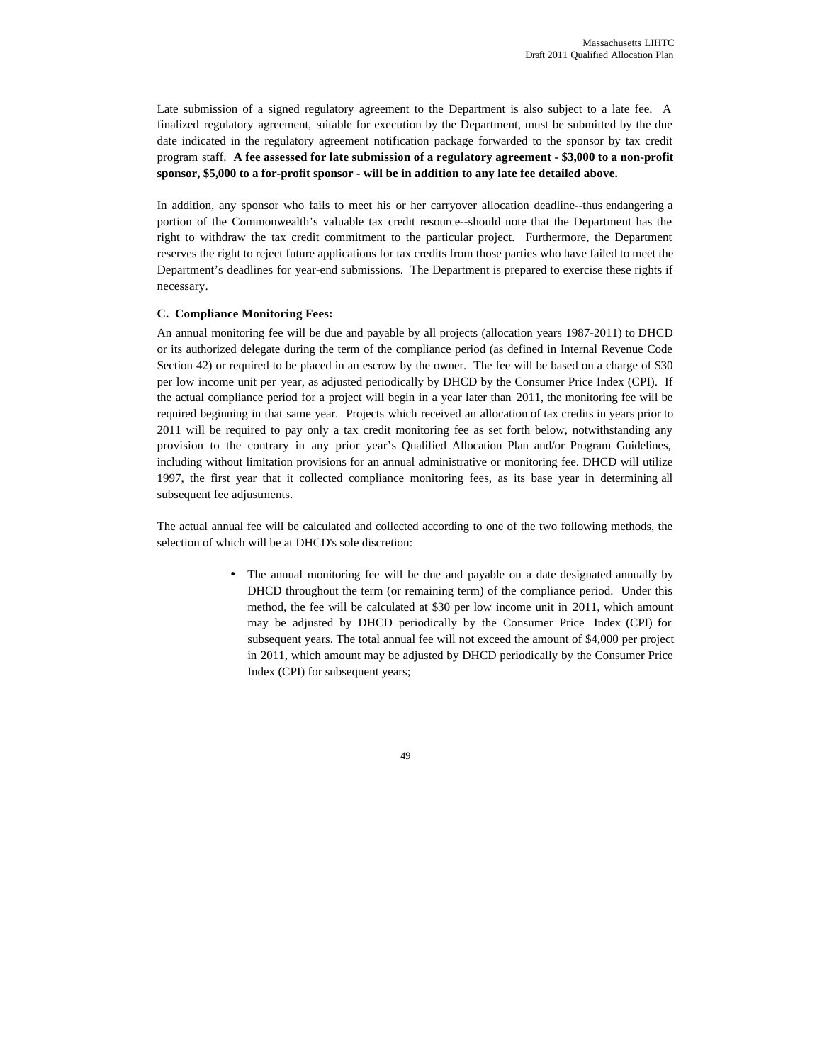Late submission of a signed regulatory agreement to the Department is also subject to a late fee. A finalized regulatory agreement, suitable for execution by the Department, must be submitted by the due date indicated in the regulatory agreement notification package forwarded to the sponsor by tax credit program staff. **A fee assessed for late submission of a regulatory agreement - $3,000 to a non-profit sponsor, $5,000 to a for-profit sponsor - will be in addition to any late fee detailed above.**

In addition, any sponsor who fails to meet his or her carryover allocation deadline--thus endangering a portion of the Commonwealth's valuable tax credit resource--should note that the Department has the right to withdraw the tax credit commitment to the particular project. Furthermore, the Department reserves the right to reject future applications for tax credits from those parties who have failed to meet the Department's deadlines for year-end submissions. The Department is prepared to exercise these rights if necessary.

**C. Compliance Monitoring Fees:**

An annual monitoring fee will be due and payable by all projects (allocation years 1987-2011) to DHCD or its authorized delegate during the term of the compliance period (as defined in Internal Revenue Code Section 42) or required to be placed in an escrow by the owner. The fee will be based on a charge of $30 per low income unit per year, as adjusted periodically by DHCD by the Consumer Price Index (CPI). If the actual compliance period for a project will begin in a year later than 2011, the monitoring fee will be required beginning in that same year. Projects which received an allocation of tax credits in years prior to 2011 will be required to pay only a tax credit monitoring fee as set forth below, notwithstanding any provision to the contrary in any prior year's Qualified Allocation Plan and/or Program Guidelines, including without limitation provisions for an annual administrative or monitoring fee. DHCD will utilize 1997, the first year that it collected compliance monitoring fees, as its base year in determining all subsequent fee adjustments.

The actual annual fee will be calculated and collected according to one of the two following methods, the selection of which will be at DHCD's sole discretion:

- The annual monitoring fee will be due and payable on a date designated annually by DHCD throughout the term (or remaining term) of the compliance period. Under this method, the fee will be calculated at $30 per low income unit in 2011, which amount may be adjusted by DHCD periodically by the Consumer Price Index (CPI) for subsequent years. The total annual fee will not exceed the amount of $4,000 per project in 2011, which amount may be adjusted by DHCD periodically by the Consumer Price Index (CPI) for subsequent years;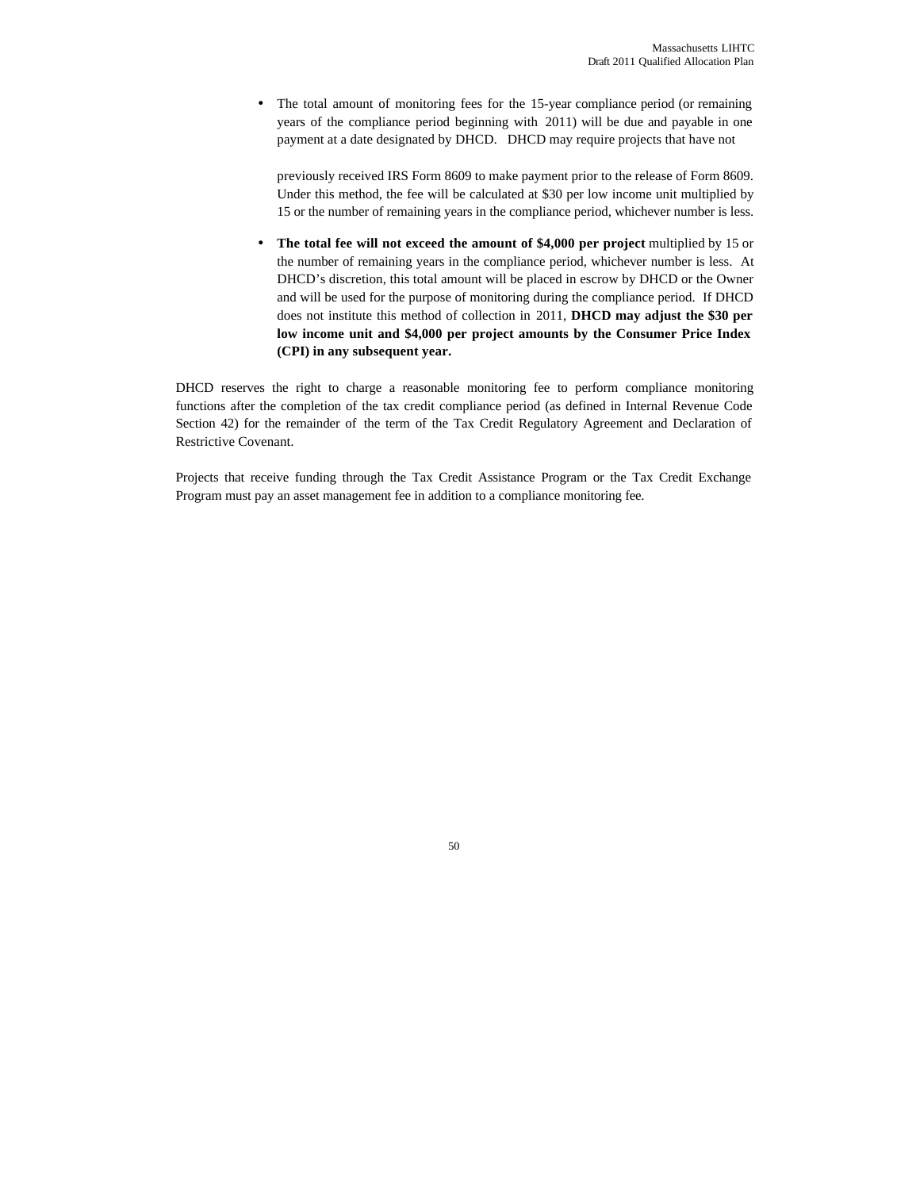- The total amount of monitoring fees for the 15-year compliance period (or remaining years of the compliance period beginning with 2011) will be due and payable in one payment at a date designated by DHCD. DHCD may require projects that have not previously received IRS Form 8609 to make payment prior to the release of Form 8609. Under this method, the fee will be calculated at $30 per low income unit multiplied by 15 or the number of remaining years in the compliance period, whichever number is less.

- **The total fee will not exceed the amount of $4,000 per project** multiplied by 15 or the number of remaining years in the compliance period, whichever number is less. At DHCD's discretion, this total amount will be placed in escrow by DHCD or the Owner and will be used for the purpose of monitoring during the compliance period. If DHCD does not institute this method of collection in 2011, **DHCD may adjust the $30 per low income unit and $4,000 per project amounts by the Consumer Price Index (CPI) in any subsequent year.**

DHCD reserves the right to charge a reasonable monitoring fee to perform compliance monitoring functions after the completion of the tax credit compliance period (as defined in Internal Revenue Code Section 42) for the remainder of the term of the Tax Credit Regulatory Agreement and Declaration of Restrictive Covenant.

Projects that receive funding through the Tax Credit Assistance Program or the Tax Credit Exchange Program must pay an asset management fee in addition to a compliance monitoring fee.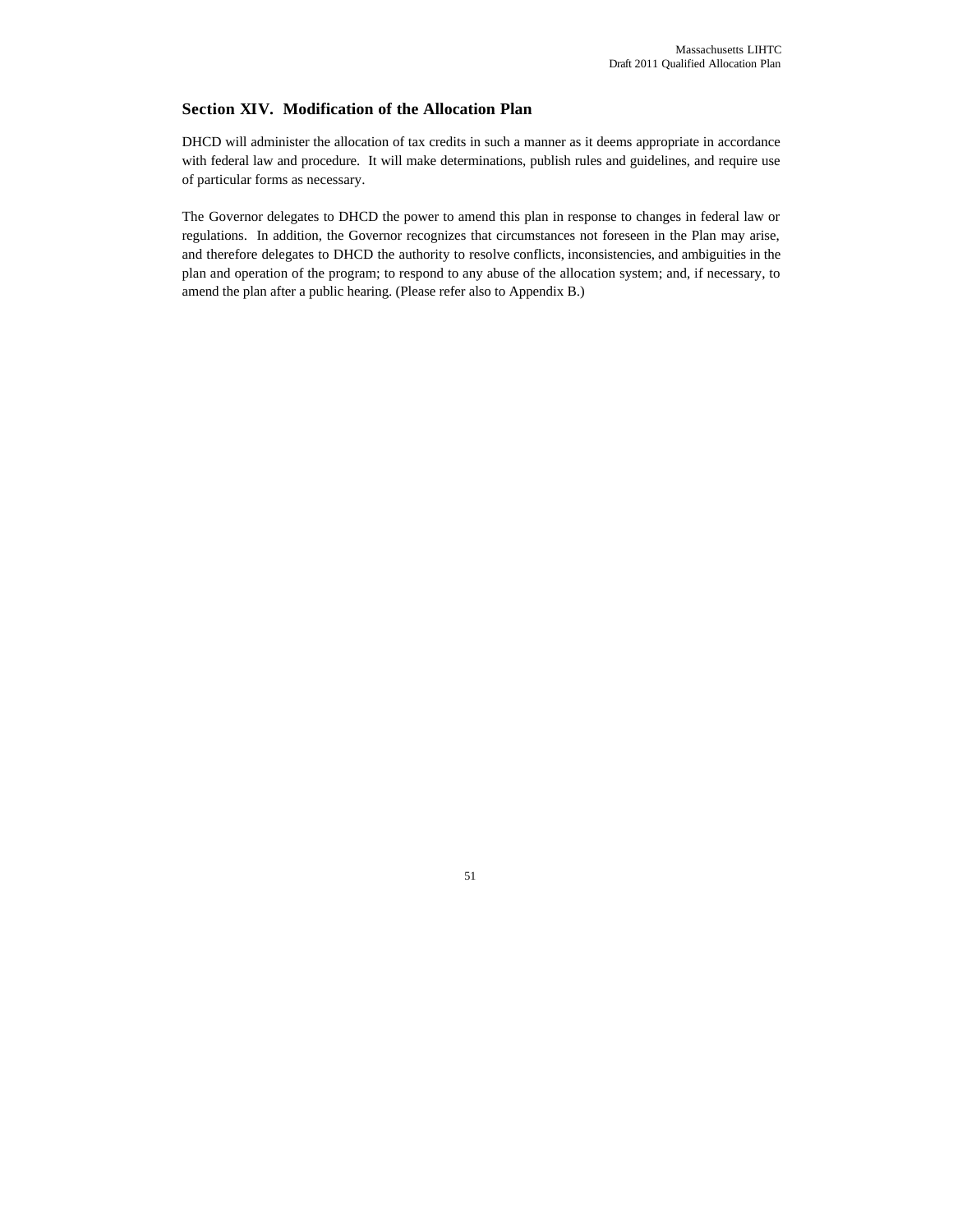## Section XIV. Modification of the Allocation Plan

DHCD will administer the allocation of tax credits in such a manner as it deems appropriate in accordance with federal law and procedure. It will make determinations, publish rules and guidelines, and require use of particular forms as necessary.

The Governor delegates to DHCD the power to amend this plan in response to changes in federal law or regulations. In addition, the Governor recognizes that circumstances not foreseen in the Plan may arise, and therefore delegates to DHCD the authority to resolve conflicts, inconsistencies, and ambiguities in the plan and operation of the program; to respond to any abuse of the allocation system; and, if necessary, to amend the plan after a public hearing. (Please refer also to Appendix B.)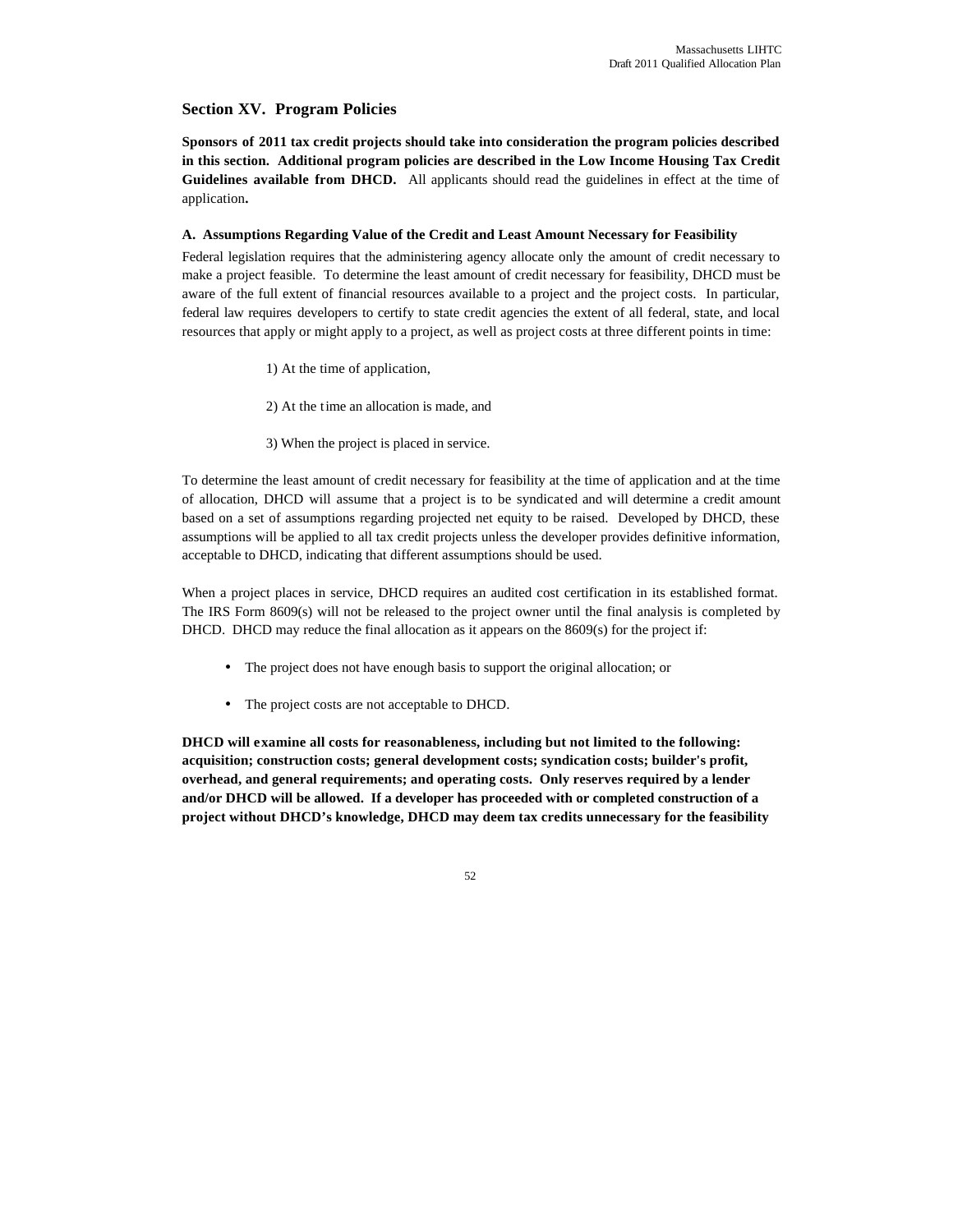## Section XV. Program Policies

**Sponsors of 2011 tax credit projects should take into consideration the program policies described in this section. Additional program policies are described in the Low Income Housing Tax Credit Guidelines available from DHCD.** All applicants should read the guidelines in effect at the time of application**.**

### A. Assumptions Regarding Value of the Credit and Least Amount Necessary for Feasibility

Federal legislation requires that the administering agency allocate only the amount of credit necessary to make a project feasible. To determine the least amount of credit necessary for feasibility, DHCD must be aware of the full extent of financial resources available to a project and the project costs. In particular, federal law requires developers to certify to state credit agencies the extent of all federal, state, and local resources that apply or might apply to a project, as well as project costs at three different points in time:

1) At the time of application,

2) At the time an allocation is made, and

3) When the project is placed in service.

To determine the least amount of credit necessary for feasibility at the time of application and at the time of allocation, DHCD will assume that a project is to be syndicated and will determine a credit amount based on a set of assumptions regarding projected net equity to be raised. Developed by DHCD, these assumptions will be applied to all tax credit projects unless the developer provides definitive information, acceptable to DHCD, indicating that different assumptions should be used.

When a project places in service, DHCD requires an audited cost certification in its established format. The IRS Form 8609(s) will not be released to the project owner until the final analysis is completed by DHCD. DHCD may reduce the final allocation as it appears on the 8609(s) for the project if:

- The project does not have enough basis to support the original allocation; or
- The project costs are not acceptable to DHCD.

**DHCD will examine all costs for reasonableness, including but not limited to the following: acquisition; construction costs; general development costs; syndication costs; builder's profit, overhead, and general requirements; and operating costs. Only reserves required by a lender and/or DHCD will be allowed. If a developer has proceeded with or completed construction of a project without DHCD's knowledge, DHCD may deem tax credits unnecessary for the feasibility**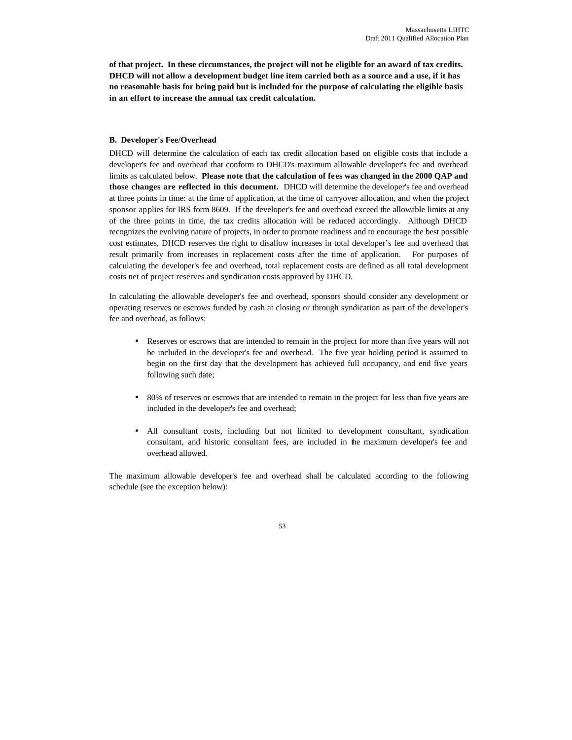**of that project. In these circumstances, the project will not be eligible for an award of tax credits. DHCD will not allow a development budget line item carried both as a source and a use, if it has no reasonable basis for being paid but is included for the purpose of calculating the eligible basis in an effort to increase the annual tax credit calculation.**

**B. Developer's Fee/Overhead**

DHCD will determine the calculation of each tax credit allocation based on eligible costs that include a developer's fee and overhead that conform to DHCD's maximum allowable developer's fee and overhead limits as calculated below. **Please note that the calculation of fees was changed in the 2000 QAP and those changes are reflected in this document.** DHCD will determine the developer's fee and overhead at three points in time: at the time of application, at the time of carryover allocation, and when the project sponsor applies for IRS form 8609. If the developer's fee and overhead exceed the allowable limits at any of the three points in time, the tax credits allocation will be reduced accordingly. Although DHCD recognizes the evolving nature of projects, in order to promote readiness and to encourage the best possible cost estimates, DHCD reserves the right to disallow increases in total developer's fee and overhead that result primarily from increases in replacement costs after the time of application. For purposes of calculating the developer's fee and overhead, total replacement costs are defined as all total development costs net of project reserves and syndication costs approved by DHCD.

In calculating the allowable developer's fee and overhead, sponsors should consider any development or operating reserves or escrows funded by cash at closing or through syndication as part of the developer's fee and overhead, as follows:

- Reserves or escrows that are intended to remain in the project for more than five years will not be included in the developer's fee and overhead. The five year holding period is assumed to begin on the first day that the development has achieved full occupancy, and end five years following such date;
- 80% of reserves or escrows that are intended to remain in the project for less than five years are included in the developer's fee and overhead;
- All consultant costs, including but not limited to development consultant, syndication consultant, and historic consultant fees, are included in the maximum developer's fee and overhead allowed.

The maximum allowable developer's fee and overhead shall be calculated according to the following schedule (see the exception below):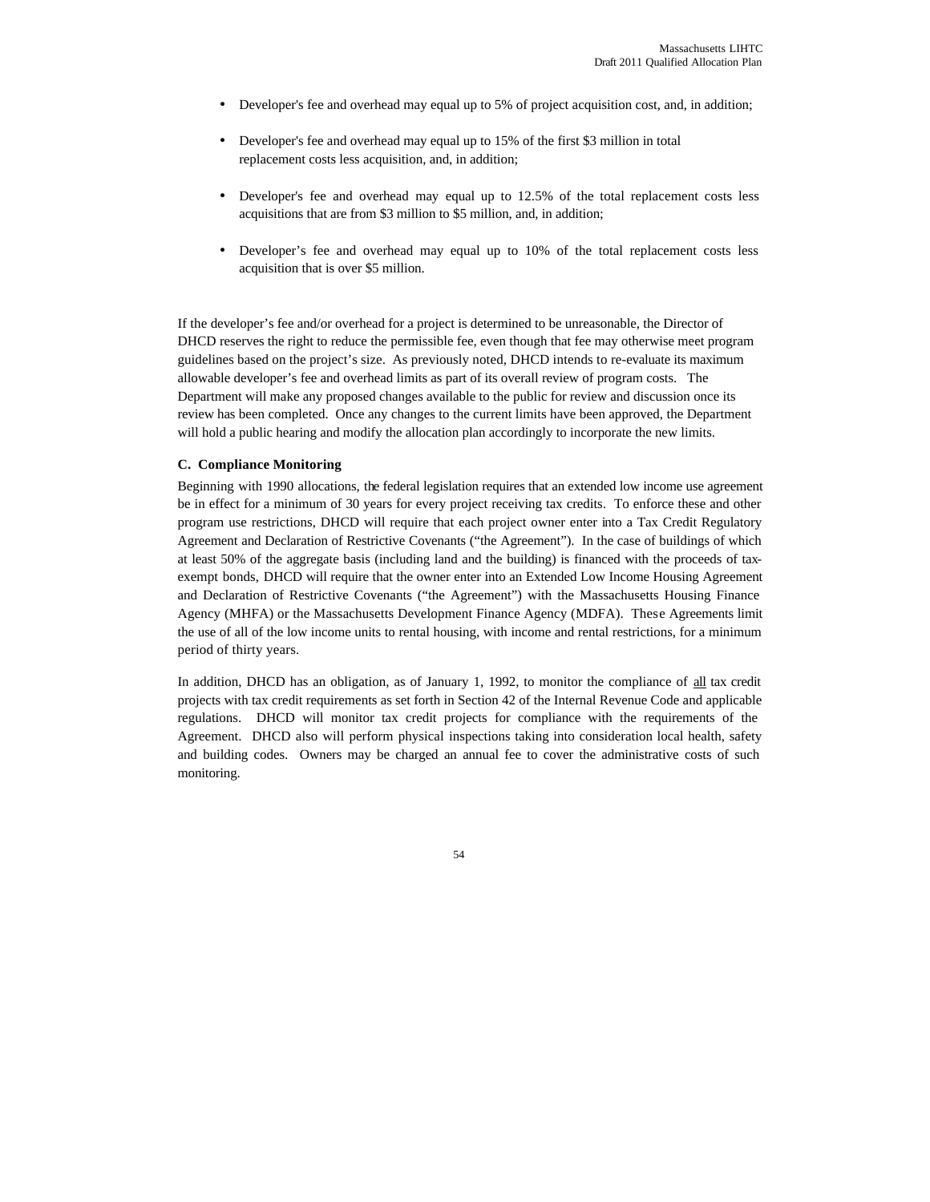- Developer's fee and overhead may equal up to 5% of project acquisition cost, and, in addition;
- Developer's fee and overhead may equal up to 15% of the first $3 million in total replacement costs less acquisition, and, in addition;
- Developer's fee and overhead may equal up to 12.5% of the total replacement costs less acquisitions that are from $3 million to $5 million, and, in addition;
- Developer's fee and overhead may equal up to 10% of the total replacement costs less acquisition that is over $5 million.

If the developer's fee and/or overhead for a project is determined to be unreasonable, the Director of DHCD reserves the right to reduce the permissible fee, even though that fee may otherwise meet program guidelines based on the project's size. As previously noted, DHCD intends to re-evaluate its maximum allowable developer's fee and overhead limits as part of its overall review of program costs. The Department will make any proposed changes available to the public for review and discussion once its review has been completed. Once any changes to the current limits have been approved, the Department will hold a public hearing and modify the allocation plan accordingly to incorporate the new limits.

### C. Compliance Monitoring

Beginning with 1990 allocations, the federal legislation requires that an extended low income use agreement be in effect for a minimum of 30 years for every project receiving tax credits. To enforce these and other program use restrictions, DHCD will require that each project owner enter into a Tax Credit Regulatory Agreement and Declaration of Restrictive Covenants ("the Agreement"). In the case of buildings of which at least 50% of the aggregate basis (including land and the building) is financed with the proceeds of tax-exempt bonds, DHCD will require that the owner enter into an Extended Low Income Housing Agreement and Declaration of Restrictive Covenants ("the Agreement") with the Massachusetts Housing Finance Agency (MHFA) or the Massachusetts Development Finance Agency (MDFA). These Agreements limit the use of all of the low income units to rental housing, with income and rental restrictions, for a minimum period of thirty years.

In addition, DHCD has an obligation, as of January 1, 1992, to monitor the compliance of all tax credit projects with tax credit requirements as set forth in Section 42 of the Internal Revenue Code and applicable regulations. DHCD will monitor tax credit projects for compliance with the requirements of the Agreement. DHCD also will perform physical inspections taking into consideration local health, safety and building codes. Owners may be charged an annual fee to cover the administrative costs of such monitoring.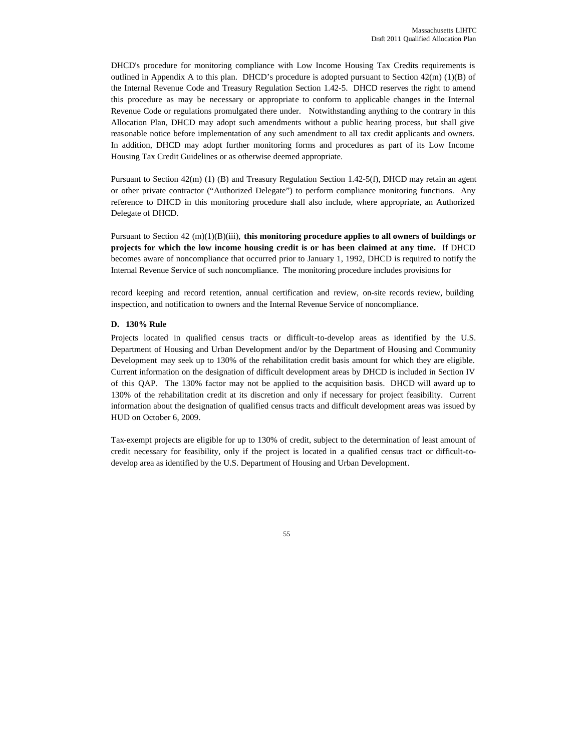DHCD's procedure for monitoring compliance with Low Income Housing Tax Credits requirements is outlined in Appendix A to this plan. DHCD's procedure is adopted pursuant to Section 42(m) (1)(B) of the Internal Revenue Code and Treasury Regulation Section 1.42-5. DHCD reserves the right to amend this procedure as may be necessary or appropriate to conform to applicable changes in the Internal Revenue Code or regulations promulgated there under. Notwithstanding anything to the contrary in this Allocation Plan, DHCD may adopt such amendments without a public hearing process, but shall give reasonable notice before implementation of any such amendment to all tax credit applicants and owners. In addition, DHCD may adopt further monitoring forms and procedures as part of its Low Income Housing Tax Credit Guidelines or as otherwise deemed appropriate.

Pursuant to Section 42(m) (1) (B) and Treasury Regulation Section 1.42-5(f), DHCD may retain an agent or other private contractor ("Authorized Delegate") to perform compliance monitoring functions. Any reference to DHCD in this monitoring procedure shall also include, where appropriate, an Authorized Delegate of DHCD.

Pursuant to Section 42 (m)(1)(B)(iii), **this monitoring procedure applies to all owners of buildings or projects for which the low income housing credit is or has been claimed at any time.** If DHCD becomes aware of noncompliance that occurred prior to January 1, 1992, DHCD is required to notify the Internal Revenue Service of such noncompliance. The monitoring procedure includes provisions for record keeping and record retention, annual certification and review, on-site records review, building inspection, and notification to owners and the Internal Revenue Service of noncompliance.

**D. 130% Rule**

Projects located in qualified census tracts or difficult-to-develop areas as identified by the U.S. Department of Housing and Urban Development and/or by the Department of Housing and Community Development may seek up to 130% of the rehabilitation credit basis amount for which they are eligible. Current information on the designation of difficult development areas by DHCD is included in Section IV of this QAP. The 130% factor may not be applied to the acquisition basis. DHCD will award up to 130% of the rehabilitation credit at its discretion and only if necessary for project feasibility. Current information about the designation of qualified census tracts and difficult development areas was issued by HUD on October 6, 2009.

Tax-exempt projects are eligible for up to 130% of credit, subject to the determination of least amount of credit necessary for feasibility, only if the project is located in a qualified census tract or difficult-to-develop area as identified by the U.S. Department of Housing and Urban Development.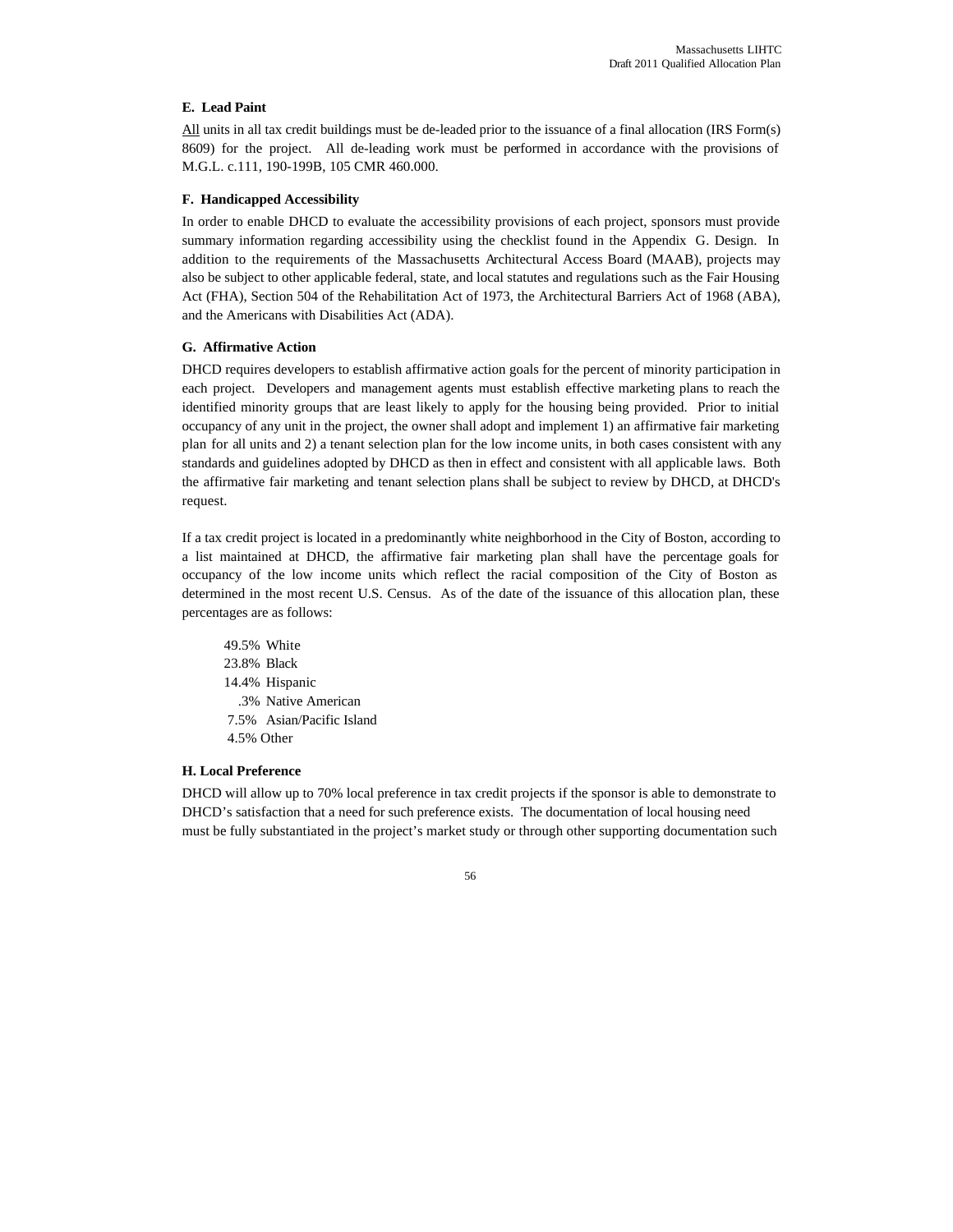**E. Lead Paint**

<u>All</u> units in all tax credit buildings must be de-leaded prior to the issuance of a final allocation (IRS Form(s) 8609) for the project. All de-leading work must be performed in accordance with the provisions of M.G.L. c.111, 190-199B, 105 CMR 460.000.

**F. Handicapped Accessibility**

In order to enable DHCD to evaluate the accessibility provisions of each project, sponsors must provide summary information regarding accessibility using the checklist found in the Appendix G. Design. In addition to the requirements of the Massachusetts Architectural Access Board (MAAB), projects may also be subject to other applicable federal, state, and local statutes and regulations such as the Fair Housing Act (FHA), Section 504 of the Rehabilitation Act of 1973, the Architectural Barriers Act of 1968 (ABA), and the Americans with Disabilities Act (ADA).

**G. Affirmative Action**

DHCD requires developers to establish affirmative action goals for the percent of minority participation in each project. Developers and management agents must establish effective marketing plans to reach the identified minority groups that are least likely to apply for the housing being provided. Prior to initial occupancy of any unit in the project, the owner shall adopt and implement 1) an affirmative fair marketing plan for all units and 2) a tenant selection plan for the low income units, in both cases consistent with any standards and guidelines adopted by DHCD as then in effect and consistent with all applicable laws. Both the affirmative fair marketing and tenant selection plans shall be subject to review by DHCD, at DHCD's request.

If a tax credit project is located in a predominantly white neighborhood in the City of Boston, according to a list maintained at DHCD, the affirmative fair marketing plan shall have the percentage goals for occupancy of the low income units which reflect the racial composition of the City of Boston as determined in the most recent U.S. Census. As of the date of the issuance of this allocation plan, these percentages are as follows:

- 49.5% White
- 23.8% Black
- 14.4% Hispanic
- .3% Native American
- 7.5% Asian/Pacific Island
- 4.5% Other

**H. Local Preference**

DHCD will allow up to 70% local preference in tax credit projects if the sponsor is able to demonstrate to DHCD's satisfaction that a need for such preference exists. The documentation of local housing need must be fully substantiated in the project's market study or through other supporting documentation such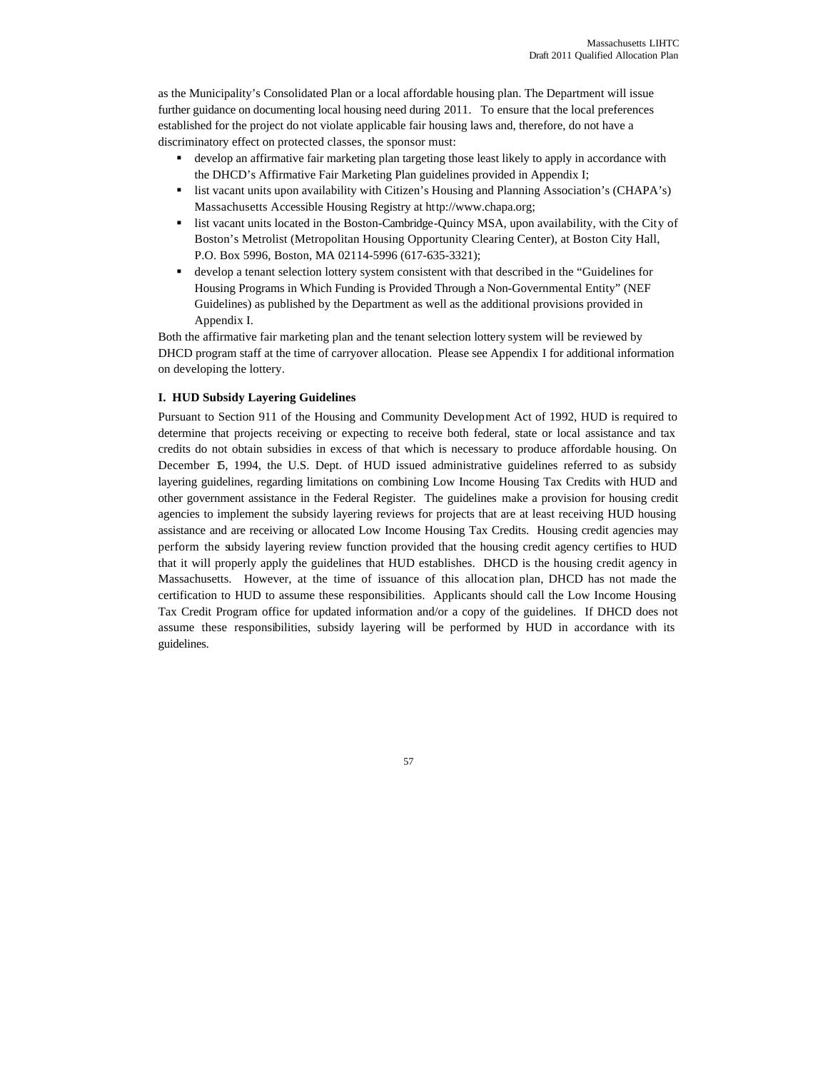as the Municipality's Consolidated Plan or a local affordable housing plan. The Department will issue further guidance on documenting local housing need during 2011. To ensure that the local preferences established for the project do not violate applicable fair housing laws and, therefore, do not have a discriminatory effect on protected classes, the sponsor must:

- develop an affirmative fair marketing plan targeting those least likely to apply in accordance with the DHCD's Affirmative Fair Marketing Plan guidelines provided in Appendix I;
- list vacant units upon availability with Citizen's Housing and Planning Association's (CHAPA's) Massachusetts Accessible Housing Registry at http://www.chapa.org;
- list vacant units located in the Boston-Cambridge-Quincy MSA, upon availability, with the City of Boston's Metrolist (Metropolitan Housing Opportunity Clearing Center), at Boston City Hall, P.O. Box 5996, Boston, MA 02114-5996 (617-635-3321);
- develop a tenant selection lottery system consistent with that described in the "Guidelines for Housing Programs in Which Funding is Provided Through a Non-Governmental Entity" (NEF Guidelines) as published by the Department as well as the additional provisions provided in Appendix I.

Both the affirmative fair marketing plan and the tenant selection lottery system will be reviewed by DHCD program staff at the time of carryover allocation. Please see Appendix I for additional information on developing the lottery.

**I. HUD Subsidy Layering Guidelines**

Pursuant to Section 911 of the Housing and Community Development Act of 1992, HUD is required to determine that projects receiving or expecting to receive both federal, state or local assistance and tax credits do not obtain subsidies in excess of that which is necessary to produce affordable housing. On December 15, 1994, the U.S. Dept. of HUD issued administrative guidelines referred to as subsidy layering guidelines, regarding limitations on combining Low Income Housing Tax Credits with HUD and other government assistance in the Federal Register. The guidelines make a provision for housing credit agencies to implement the subsidy layering reviews for projects that are at least receiving HUD housing assistance and are receiving or allocated Low Income Housing Tax Credits. Housing credit agencies may perform the subsidy layering review function provided that the housing credit agency certifies to HUD that it will properly apply the guidelines that HUD establishes. DHCD is the housing credit agency in Massachusetts. However, at the time of issuance of this allocation plan, DHCD has not made the certification to HUD to assume these responsibilities. Applicants should call the Low Income Housing Tax Credit Program office for updated information and/or a copy of the guidelines. If DHCD does not assume these responsibilities, subsidy layering will be performed by HUD in accordance with its guidelines.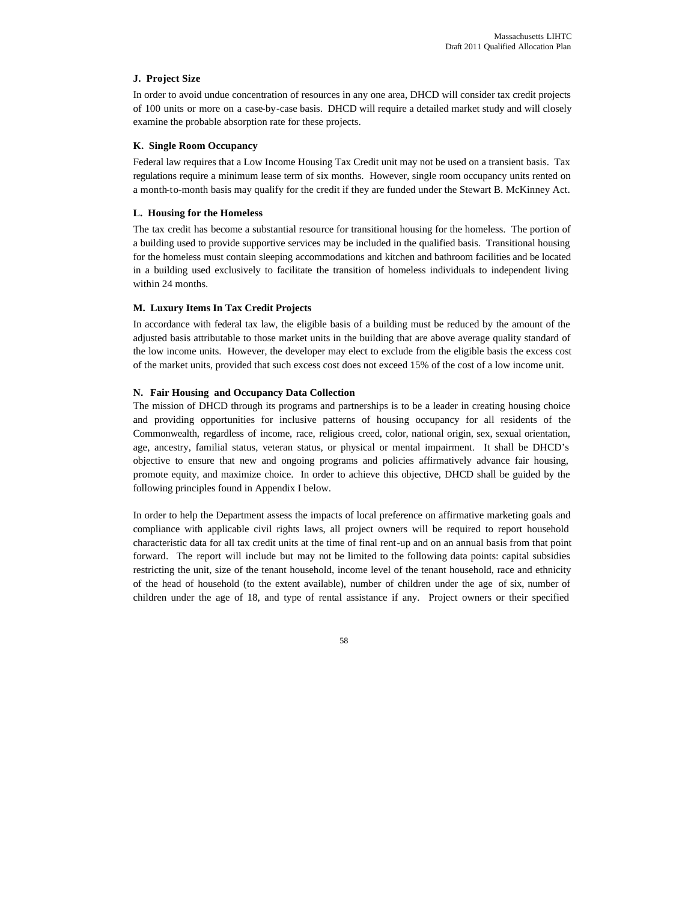### J. Project Size

In order to avoid undue concentration of resources in any one area, DHCD will consider tax credit projects of 100 units or more on a case-by-case basis. DHCD will require a detailed market study and will closely examine the probable absorption rate for these projects.

### K. Single Room Occupancy

Federal law requires that a Low Income Housing Tax Credit unit may not be used on a transient basis. Tax regulations require a minimum lease term of six months. However, single room occupancy units rented on a month-to-month basis may qualify for the credit if they are funded under the Stewart B. McKinney Act.

### L. Housing for the Homeless

The tax credit has become a substantial resource for transitional housing for the homeless. The portion of a building used to provide supportive services may be included in the qualified basis. Transitional housing for the homeless must contain sleeping accommodations and kitchen and bathroom facilities and be located in a building used exclusively to facilitate the transition of homeless individuals to independent living within 24 months.

### M. Luxury Items In Tax Credit Projects

In accordance with federal tax law, the eligible basis of a building must be reduced by the amount of the adjusted basis attributable to those market units in the building that are above average quality standard of the low income units. However, the developer may elect to exclude from the eligible basis the excess cost of the market units, provided that such excess cost does not exceed 15% of the cost of a low income unit.

### N. Fair Housing and Occupancy Data Collection

The mission of DHCD through its programs and partnerships is to be a leader in creating housing choice and providing opportunities for inclusive patterns of housing occupancy for all residents of the Commonwealth, regardless of income, race, religious creed, color, national origin, sex, sexual orientation, age, ancestry, familial status, veteran status, or physical or mental impairment. It shall be DHCD's objective to ensure that new and ongoing programs and policies affirmatively advance fair housing, promote equity, and maximize choice. In order to achieve this objective, DHCD shall be guided by the following principles found in Appendix I below.

In order to help the Department assess the impacts of local preference on affirmative marketing goals and compliance with applicable civil rights laws, all project owners will be required to report household characteristic data for all tax credit units at the time of final rent-up and on an annual basis from that point forward. The report will include but may not be limited to the following data points: capital subsidies restricting the unit, size of the tenant household, income level of the tenant household, race and ethnicity of the head of household (to the extent available), number of children under the age of six, number of children under the age of 18, and type of rental assistance if any. Project owners or their specified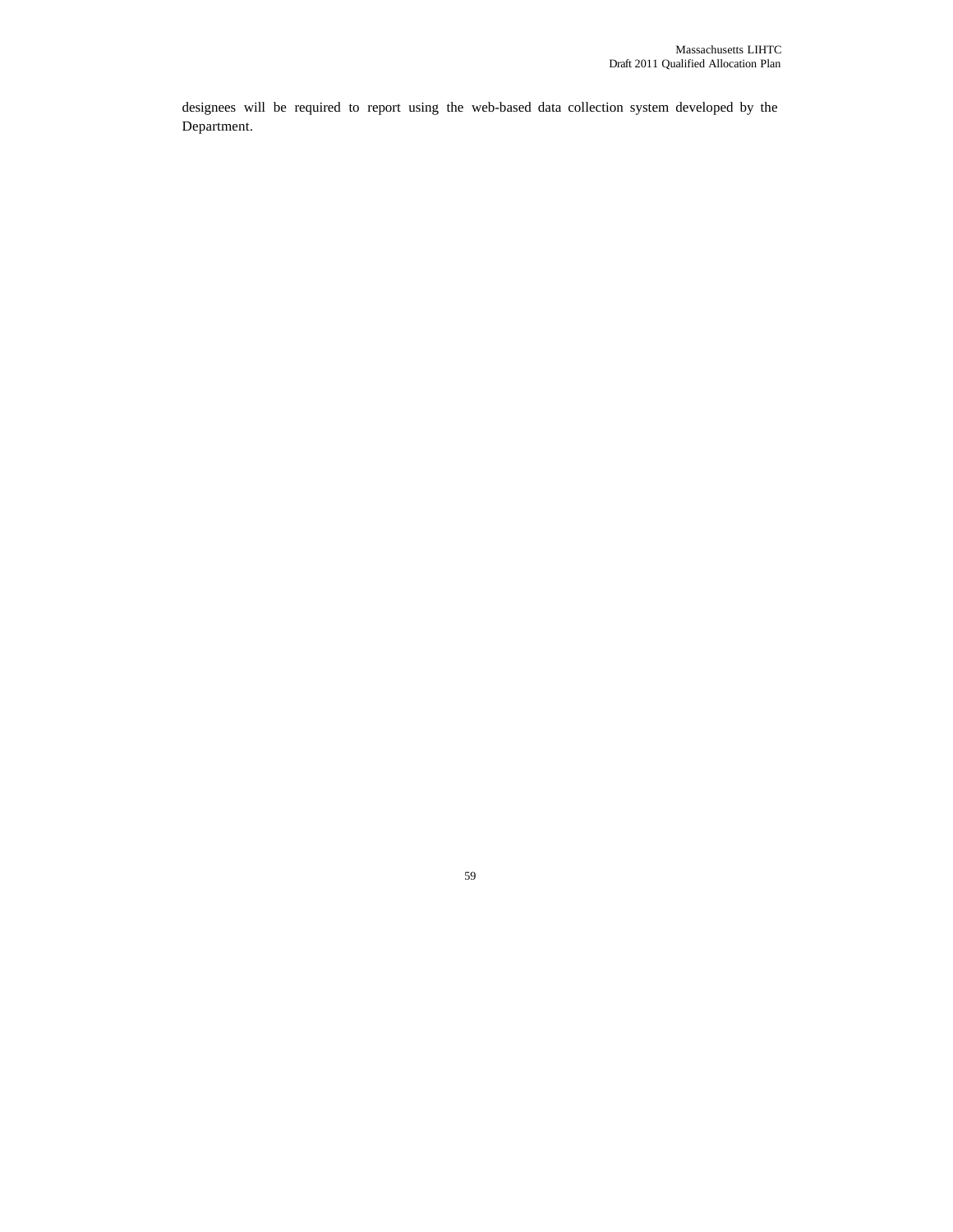designees will be required to report using the web-based data collection system developed by the Department.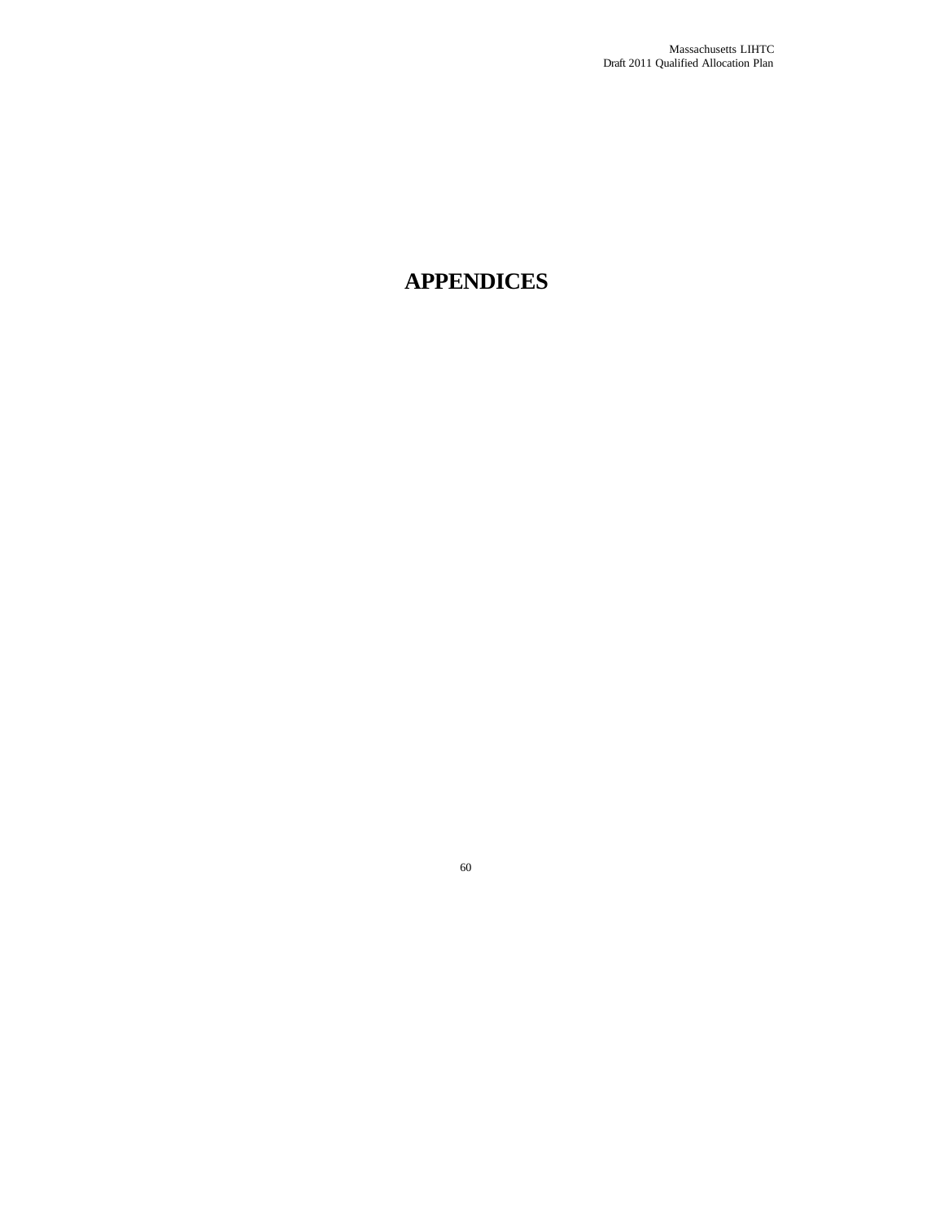# APPENDICES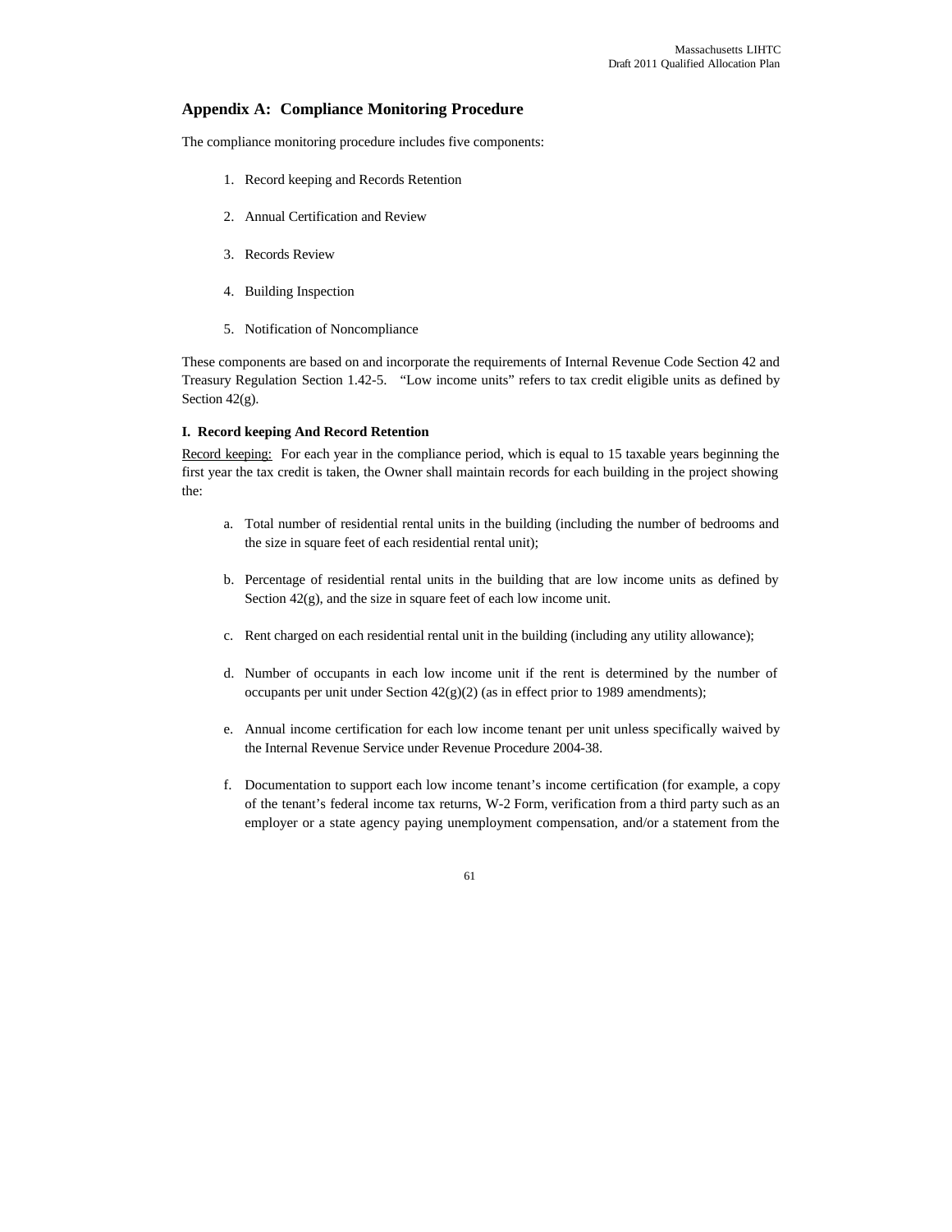## Appendix A: Compliance Monitoring Procedure

The compliance monitoring procedure includes five components:

1. Record keeping and Records Retention

2. Annual Certification and Review

3. Records Review

4. Building Inspection

5. Notification of Noncompliance

These components are based on and incorporate the requirements of Internal Revenue Code Section 42 and Treasury Regulation Section 1.42-5. "Low income units" refers to tax credit eligible units as defined by Section 42(g).

**I. Record keeping And Record Retention**

Record keeping: For each year in the compliance period, which is equal to 15 taxable years beginning the first year the tax credit is taken, the Owner shall maintain records for each building in the project showing the:

a. Total number of residential rental units in the building (including the number of bedrooms and the size in square feet of each residential rental unit);

b. Percentage of residential rental units in the building that are low income units as defined by Section 42(g), and the size in square feet of each low income unit.

c. Rent charged on each residential rental unit in the building (including any utility allowance);

d. Number of occupants in each low income unit if the rent is determined by the number of occupants per unit under Section 42(g)(2) (as in effect prior to 1989 amendments);

e. Annual income certification for each low income tenant per unit unless specifically waived by the Internal Revenue Service under Revenue Procedure 2004-38.

f. Documentation to support each low income tenant's income certification (for example, a copy of the tenant's federal income tax returns, W-2 Form, verification from a third party such as an employer or a state agency paying unemployment compensation, and/or a statement from the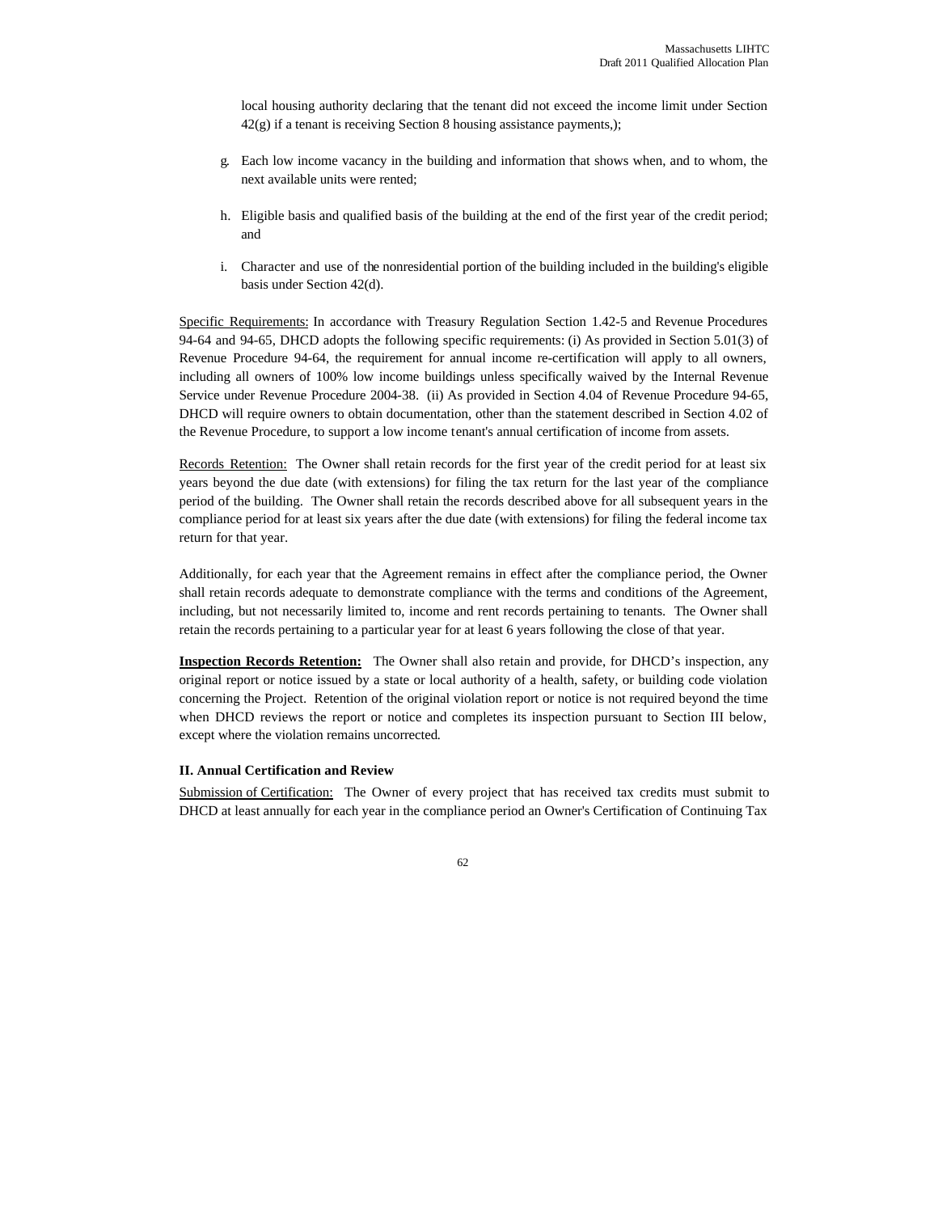local housing authority declaring that the tenant did not exceed the income limit under Section 42(g) if a tenant is receiving Section 8 housing assistance payments,);

g. Each low income vacancy in the building and information that shows when, and to whom, the next available units were rented;

h. Eligible basis and qualified basis of the building at the end of the first year of the credit period; and

i. Character and use of the nonresidential portion of the building included in the building's eligible basis under Section 42(d).

Specific Requirements: In accordance with Treasury Regulation Section 1.42-5 and Revenue Procedures 94-64 and 94-65, DHCD adopts the following specific requirements: (i) As provided in Section 5.01(3) of Revenue Procedure 94-64, the requirement for annual income re-certification will apply to all owners, including all owners of 100% low income buildings unless specifically waived by the Internal Revenue Service under Revenue Procedure 2004-38. (ii) As provided in Section 4.04 of Revenue Procedure 94-65, DHCD will require owners to obtain documentation, other than the statement described in Section 4.02 of the Revenue Procedure, to support a low income tenant's annual certification of income from assets.

Records Retention: The Owner shall retain records for the first year of the credit period for at least six years beyond the due date (with extensions) for filing the tax return for the last year of the compliance period of the building. The Owner shall retain the records described above for all subsequent years in the compliance period for at least six years after the due date (with extensions) for filing the federal income tax return for that year.

Additionally, for each year that the Agreement remains in effect after the compliance period, the Owner shall retain records adequate to demonstrate compliance with the terms and conditions of the Agreement, including, but not necessarily limited to, income and rent records pertaining to tenants. The Owner shall retain the records pertaining to a particular year for at least 6 years following the close of that year.

**Inspection Records Retention:** The Owner shall also retain and provide, for DHCD's inspection, any original report or notice issued by a state or local authority of a health, safety, or building code violation concerning the Project. Retention of the original violation report or notice is not required beyond the time when DHCD reviews the report or notice and completes its inspection pursuant to Section III below, except where the violation remains uncorrected.

**II. Annual Certification and Review**

Submission of Certification: The Owner of every project that has received tax credits must submit to DHCD at least annually for each year in the compliance period an Owner's Certification of Continuing Tax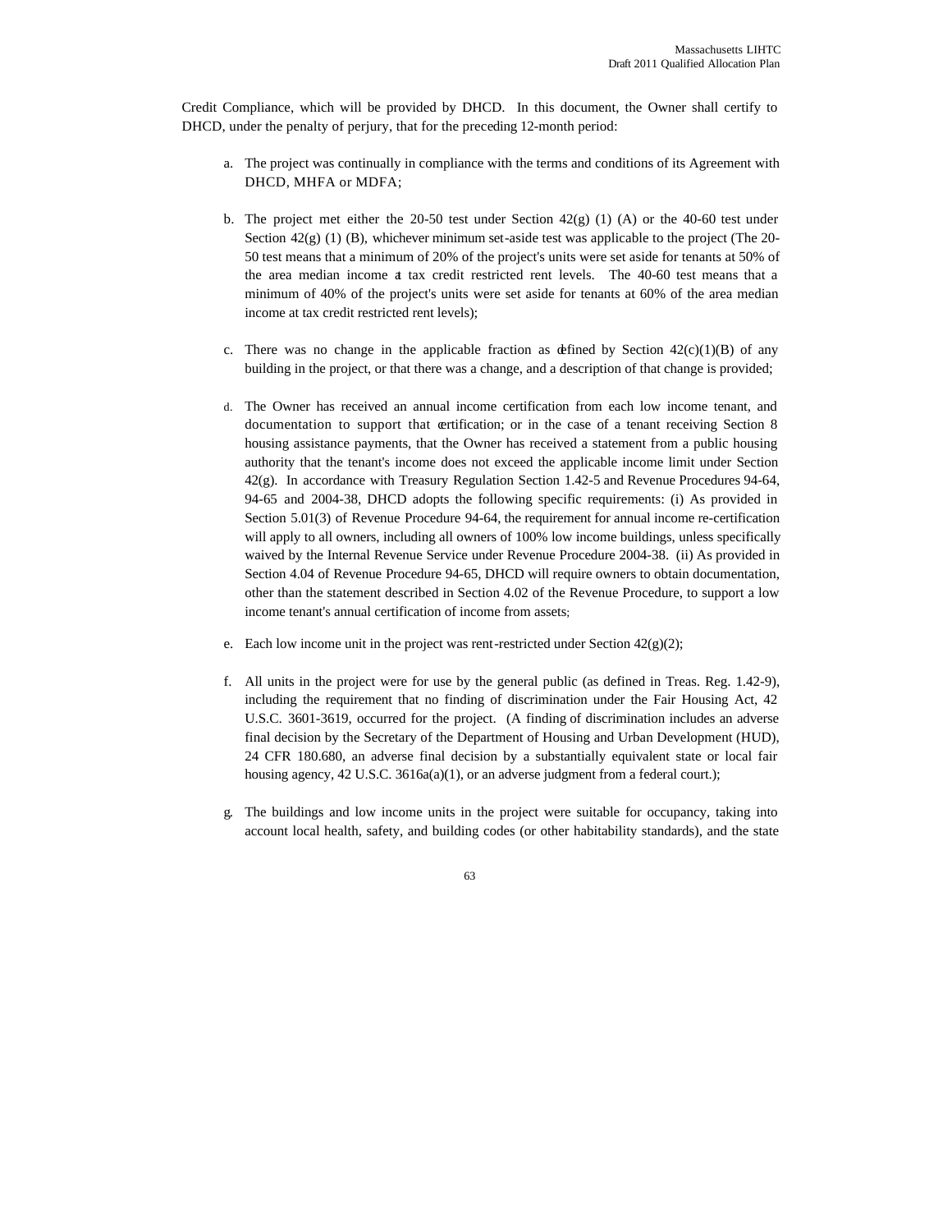Credit Compliance, which will be provided by DHCD. In this document, the Owner shall certify to DHCD, under the penalty of perjury, that for the preceding 12-month period:

a. The project was continually in compliance with the terms and conditions of its Agreement with DHCD, MHFA or MDFA;

b. The project met either the 20-50 test under Section 42(g) (1) (A) or the 40-60 test under Section 42(g) (1) (B), whichever minimum set-aside test was applicable to the project (The 20-50 test means that a minimum of 20% of the project's units were set aside for tenants at 50% of the area median income at tax credit restricted rent levels. The 40-60 test means that a minimum of 40% of the project's units were set aside for tenants at 60% of the area median income at tax credit restricted rent levels);

c. There was no change in the applicable fraction as defined by Section 42(c)(1)(B) of any building in the project, or that there was a change, and a description of that change is provided;

d. The Owner has received an annual income certification from each low income tenant, and documentation to support that certification; or in the case of a tenant receiving Section 8 housing assistance payments, that the Owner has received a statement from a public housing authority that the tenant's income does not exceed the applicable income limit under Section 42(g). In accordance with Treasury Regulation Section 1.42-5 and Revenue Procedures 94-64, 94-65 and 2004-38, DHCD adopts the following specific requirements: (i) As provided in Section 5.01(3) of Revenue Procedure 94-64, the requirement for annual income re-certification will apply to all owners, including all owners of 100% low income buildings, unless specifically waived by the Internal Revenue Service under Revenue Procedure 2004-38. (ii) As provided in Section 4.04 of Revenue Procedure 94-65, DHCD will require owners to obtain documentation, other than the statement described in Section 4.02 of the Revenue Procedure, to support a low income tenant's annual certification of income from assets;

e. Each low income unit in the project was rent-restricted under Section 42(g)(2);

f. All units in the project were for use by the general public (as defined in Treas. Reg. 1.42-9), including the requirement that no finding of discrimination under the Fair Housing Act, 42 U.S.C. 3601-3619, occurred for the project. (A finding of discrimination includes an adverse final decision by the Secretary of the Department of Housing and Urban Development (HUD), 24 CFR 180.680, an adverse final decision by a substantially equivalent state or local fair housing agency, 42 U.S.C. 3616a(a)(1), or an adverse judgment from a federal court.);

g. The buildings and low income units in the project were suitable for occupancy, taking into account local health, safety, and building codes (or other habitability standards), and the state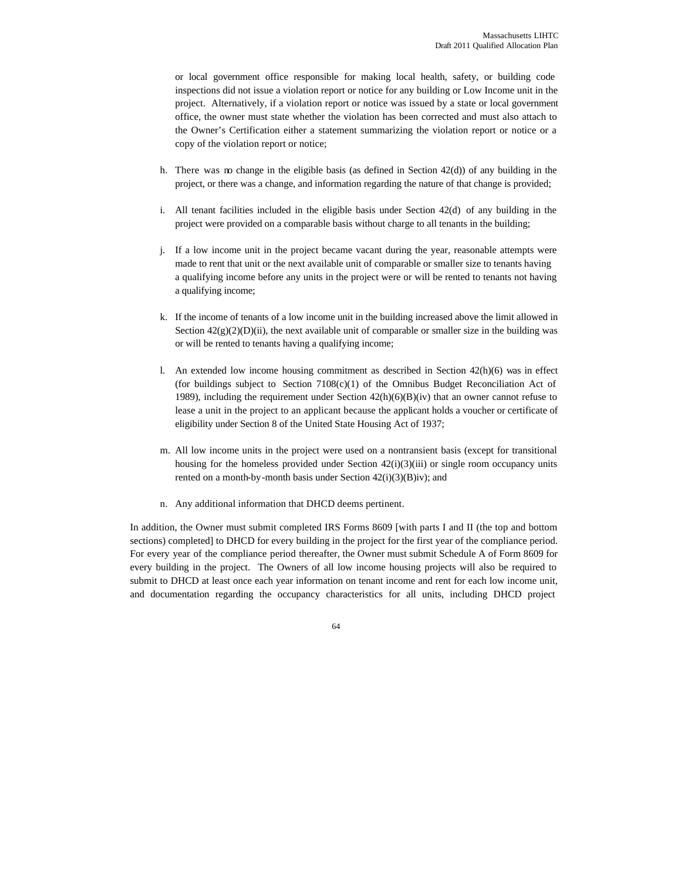or local government office responsible for making local health, safety, or building code inspections did not issue a violation report or notice for any building or Low Income unit in the project. Alternatively, if a violation report or notice was issued by a state or local government office, the owner must state whether the violation has been corrected and must also attach to the Owner's Certification either a statement summarizing the violation report or notice or a copy of the violation report or notice;

h. There was no change in the eligible basis (as defined in Section 42(d)) of any building in the project, or there was a change, and information regarding the nature of that change is provided;

i. All tenant facilities included in the eligible basis under Section 42(d) of any building in the project were provided on a comparable basis without charge to all tenants in the building;

j. If a low income unit in the project became vacant during the year, reasonable attempts were made to rent that unit or the next available unit of comparable or smaller size to tenants having a qualifying income before any units in the project were or will be rented to tenants not having a qualifying income;

k. If the income of tenants of a low income unit in the building increased above the limit allowed in Section 42(g)(2)(D)(ii), the next available unit of comparable or smaller size in the building was or will be rented to tenants having a qualifying income;

l. An extended low income housing commitment as described in Section 42(h)(6) was in effect (for buildings subject to Section 7108(c)(1) of the Omnibus Budget Reconciliation Act of 1989), including the requirement under Section 42(h)(6)(B)(iv) that an owner cannot refuse to lease a unit in the project to an applicant because the applicant holds a voucher or certificate of eligibility under Section 8 of the United State Housing Act of 1937;

m. All low income units in the project were used on a nontransient basis (except for transitional housing for the homeless provided under Section 42(i)(3)(iii) or single room occupancy units rented on a month-by-month basis under Section 42(i)(3)(B)iv); and

n. Any additional information that DHCD deems pertinent.

In addition, the Owner must submit completed IRS Forms 8609 [with parts I and II (the top and bottom sections) completed] to DHCD for every building in the project for the first year of the compliance period. For every year of the compliance period thereafter, the Owner must submit Schedule A of Form 8609 for every building in the project. The Owners of all low income housing projects will also be required to submit to DHCD at least once each year information on tenant income and rent for each low income unit, and documentation regarding the occupancy characteristics for all units, including DHCD project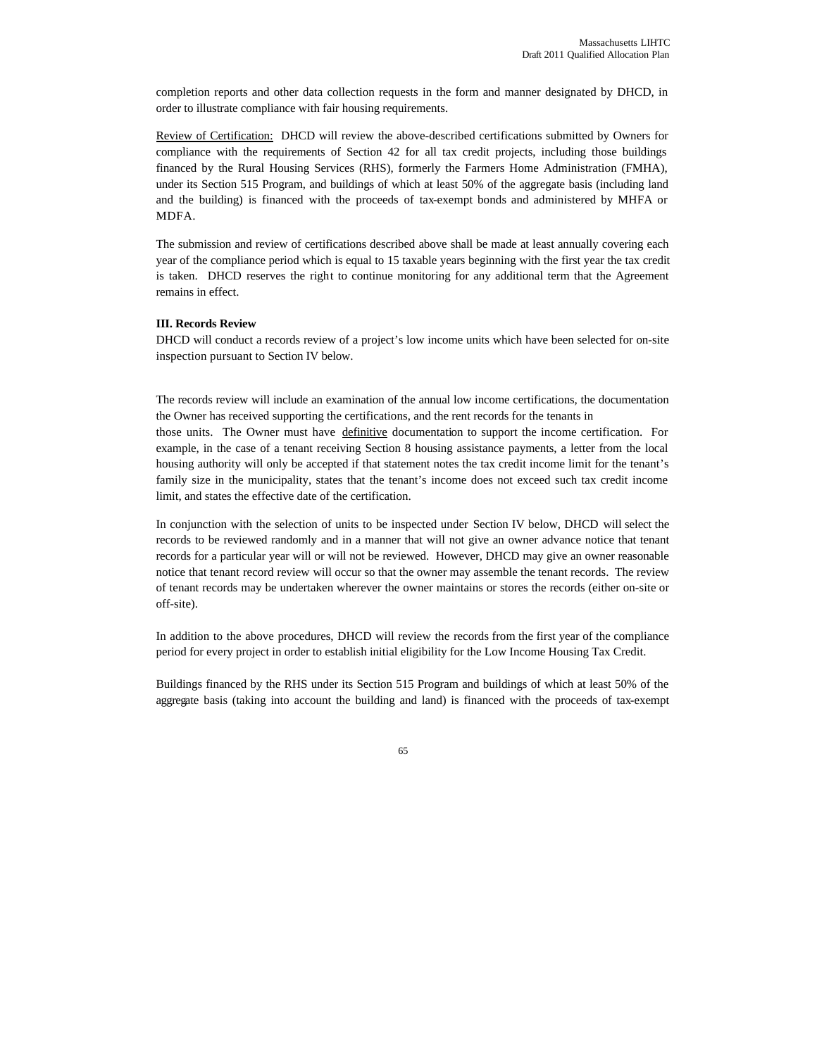completion reports and other data collection requests in the form and manner designated by DHCD, in order to illustrate compliance with fair housing requirements.

Review of Certification: DHCD will review the above-described certifications submitted by Owners for compliance with the requirements of Section 42 for all tax credit projects, including those buildings financed by the Rural Housing Services (RHS), formerly the Farmers Home Administration (FMHA), under its Section 515 Program, and buildings of which at least 50% of the aggregate basis (including land and the building) is financed with the proceeds of tax-exempt bonds and administered by MHFA or MDFA.

The submission and review of certifications described above shall be made at least annually covering each year of the compliance period which is equal to 15 taxable years beginning with the first year the tax credit is taken. DHCD reserves the right to continue monitoring for any additional term that the Agreement remains in effect.

**III. Records Review**

DHCD will conduct a records review of a project's low income units which have been selected for on-site inspection pursuant to Section IV below.

The records review will include an examination of the annual low income certifications, the documentation the Owner has received supporting the certifications, and the rent records for the tenants in those units. The Owner must have definitive documentation to support the income certification. For example, in the case of a tenant receiving Section 8 housing assistance payments, a letter from the local housing authority will only be accepted if that statement notes the tax credit income limit for the tenant's family size in the municipality, states that the tenant's income does not exceed such tax credit income limit, and states the effective date of the certification.

In conjunction with the selection of units to be inspected under Section IV below, DHCD will select the records to be reviewed randomly and in a manner that will not give an owner advance notice that tenant records for a particular year will or will not be reviewed. However, DHCD may give an owner reasonable notice that tenant record review will occur so that the owner may assemble the tenant records. The review of tenant records may be undertaken wherever the owner maintains or stores the records (either on-site or off-site).

In addition to the above procedures, DHCD will review the records from the first year of the compliance period for every project in order to establish initial eligibility for the Low Income Housing Tax Credit.

Buildings financed by the RHS under its Section 515 Program and buildings of which at least 50% of the aggregate basis (taking into account the building and land) is financed with the proceeds of tax-exempt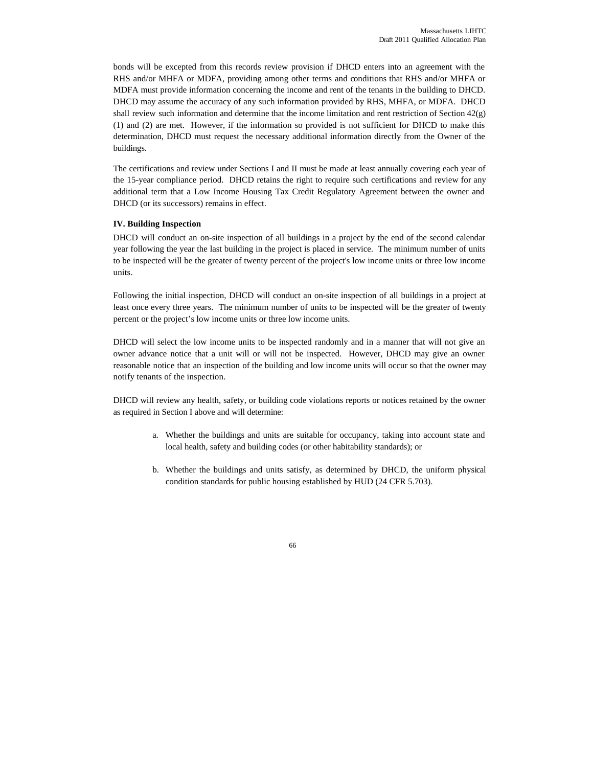bonds will be excepted from this records review provision if DHCD enters into an agreement with the RHS and/or MHFA or MDFA, providing among other terms and conditions that RHS and/or MHFA or MDFA must provide information concerning the income and rent of the tenants in the building to DHCD. DHCD may assume the accuracy of any such information provided by RHS, MHFA, or MDFA. DHCD shall review such information and determine that the income limitation and rent restriction of Section 42(g) (1) and (2) are met. However, if the information so provided is not sufficient for DHCD to make this determination, DHCD must request the necessary additional information directly from the Owner of the buildings.

The certifications and review under Sections I and II must be made at least annually covering each year of the 15-year compliance period. DHCD retains the right to require such certifications and review for any additional term that a Low Income Housing Tax Credit Regulatory Agreement between the owner and DHCD (or its successors) remains in effect.

**IV. Building Inspection**

DHCD will conduct an on-site inspection of all buildings in a project by the end of the second calendar year following the year the last building in the project is placed in service. The minimum number of units to be inspected will be the greater of twenty percent of the project's low income units or three low income units.

Following the initial inspection, DHCD will conduct an on-site inspection of all buildings in a project at least once every three years. The minimum number of units to be inspected will be the greater of twenty percent or the project's low income units or three low income units.

DHCD will select the low income units to be inspected randomly and in a manner that will not give an owner advance notice that a unit will or will not be inspected. However, DHCD may give an owner reasonable notice that an inspection of the building and low income units will occur so that the owner may notify tenants of the inspection.

DHCD will review any health, safety, or building code violations reports or notices retained by the owner as required in Section I above and will determine:

a. Whether the buildings and units are suitable for occupancy, taking into account state and local health, safety and building codes (or other habitability standards); or

b. Whether the buildings and units satisfy, as determined by DHCD, the uniform physical condition standards for public housing established by HUD (24 CFR 5.703).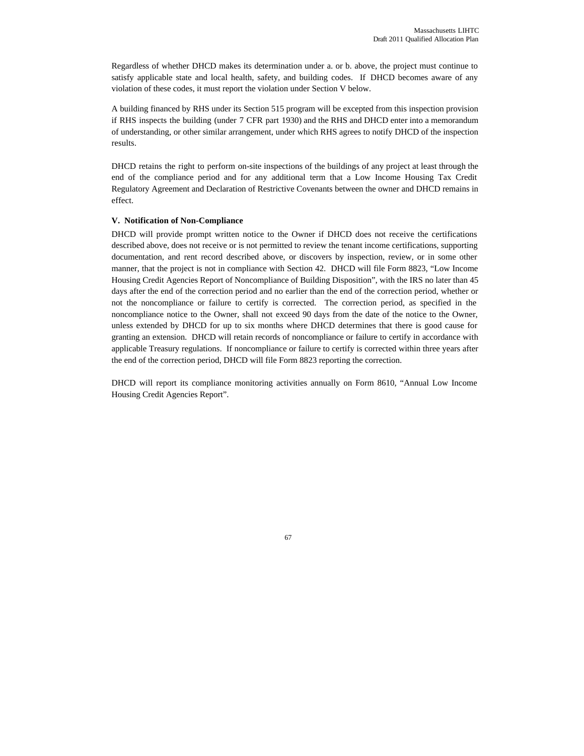Regardless of whether DHCD makes its determination under a. or b. above, the project must continue to satisfy applicable state and local health, safety, and building codes. If DHCD becomes aware of any violation of these codes, it must report the violation under Section V below.

A building financed by RHS under its Section 515 program will be excepted from this inspection provision if RHS inspects the building (under 7 CFR part 1930) and the RHS and DHCD enter into a memorandum of understanding, or other similar arrangement, under which RHS agrees to notify DHCD of the inspection results.

DHCD retains the right to perform on-site inspections of the buildings of any project at least through the end of the compliance period and for any additional term that a Low Income Housing Tax Credit Regulatory Agreement and Declaration of Restrictive Covenants between the owner and DHCD remains in effect.

**V. Notification of Non-Compliance**

DHCD will provide prompt written notice to the Owner if DHCD does not receive the certifications described above, does not receive or is not permitted to review the tenant income certifications, supporting documentation, and rent record described above, or discovers by inspection, review, or in some other manner, that the project is not in compliance with Section 42. DHCD will file Form 8823, "Low Income Housing Credit Agencies Report of Noncompliance of Building Disposition", with the IRS no later than 45 days after the end of the correction period and no earlier than the end of the correction period, whether or not the noncompliance or failure to certify is corrected. The correction period, as specified in the noncompliance notice to the Owner, shall not exceed 90 days from the date of the notice to the Owner, unless extended by DHCD for up to six months where DHCD determines that there is good cause for granting an extension. DHCD will retain records of noncompliance or failure to certify in accordance with applicable Treasury regulations. If noncompliance or failure to certify is corrected within three years after the end of the correction period, DHCD will file Form 8823 reporting the correction.

DHCD will report its compliance monitoring activities annually on Form 8610, "Annual Low Income Housing Credit Agencies Report".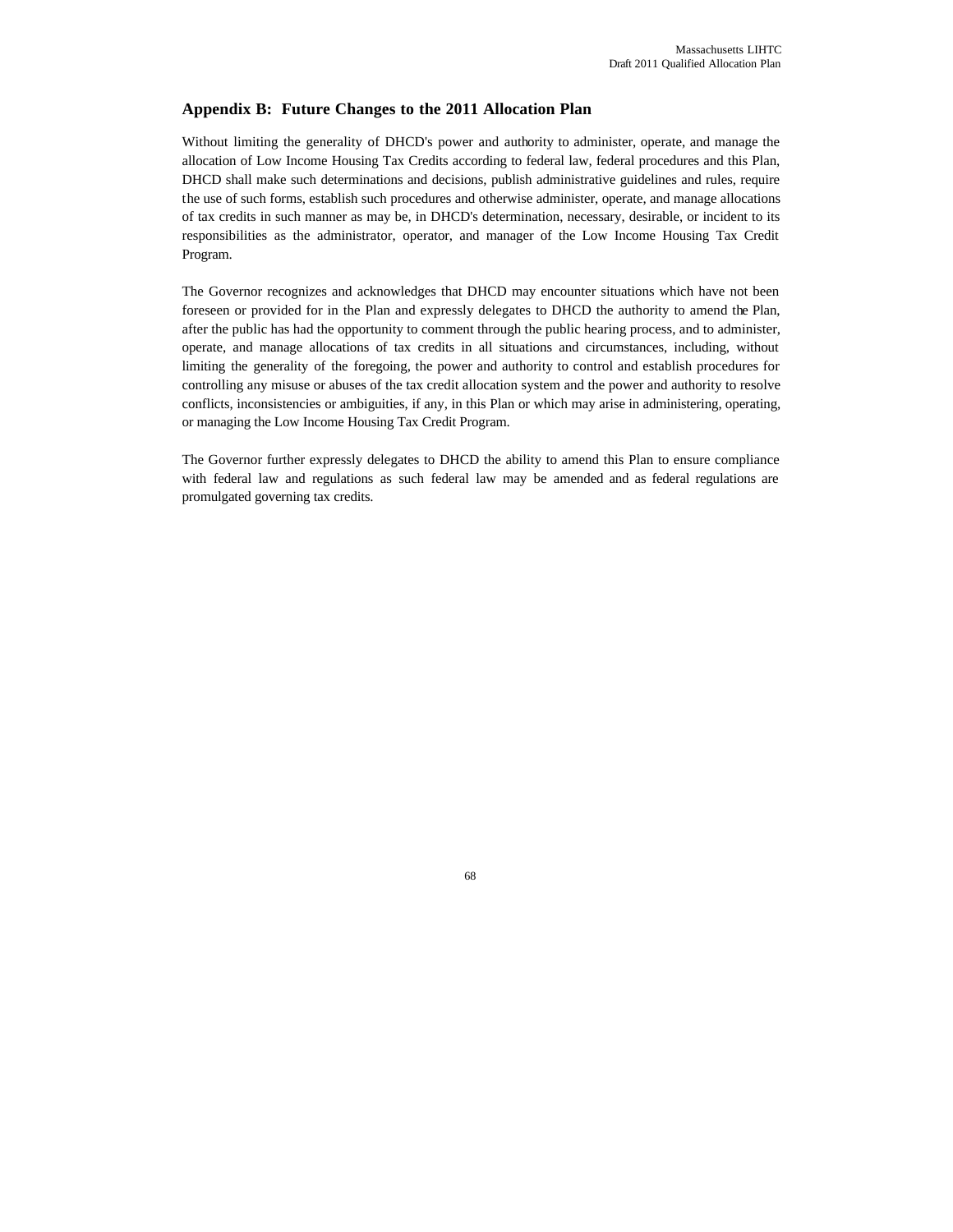## Appendix B: Future Changes to the 2011 Allocation Plan

Without limiting the generality of DHCD's power and authority to administer, operate, and manage the allocation of Low Income Housing Tax Credits according to federal law, federal procedures and this Plan, DHCD shall make such determinations and decisions, publish administrative guidelines and rules, require the use of such forms, establish such procedures and otherwise administer, operate, and manage allocations of tax credits in such manner as may be, in DHCD's determination, necessary, desirable, or incident to its responsibilities as the administrator, operator, and manager of the Low Income Housing Tax Credit Program.

The Governor recognizes and acknowledges that DHCD may encounter situations which have not been foreseen or provided for in the Plan and expressly delegates to DHCD the authority to amend the Plan, after the public has had the opportunity to comment through the public hearing process, and to administer, operate, and manage allocations of tax credits in all situations and circumstances, including, without limiting the generality of the foregoing, the power and authority to control and establish procedures for controlling any misuse or abuses of the tax credit allocation system and the power and authority to resolve conflicts, inconsistencies or ambiguities, if any, in this Plan or which may arise in administering, operating, or managing the Low Income Housing Tax Credit Program.

The Governor further expressly delegates to DHCD the ability to amend this Plan to ensure compliance with federal law and regulations as such federal law may be amended and as federal regulations are promulgated governing tax credits.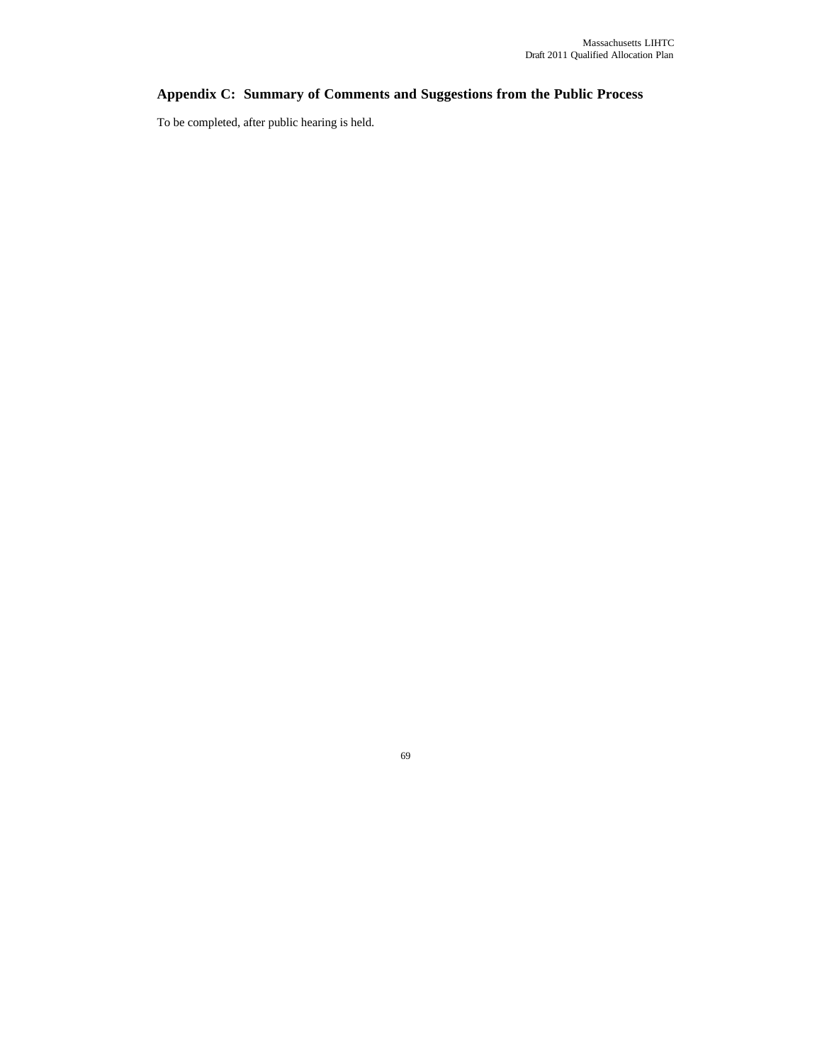## Appendix C: Summary of Comments and Suggestions from the Public Process

To be completed, after public hearing is held.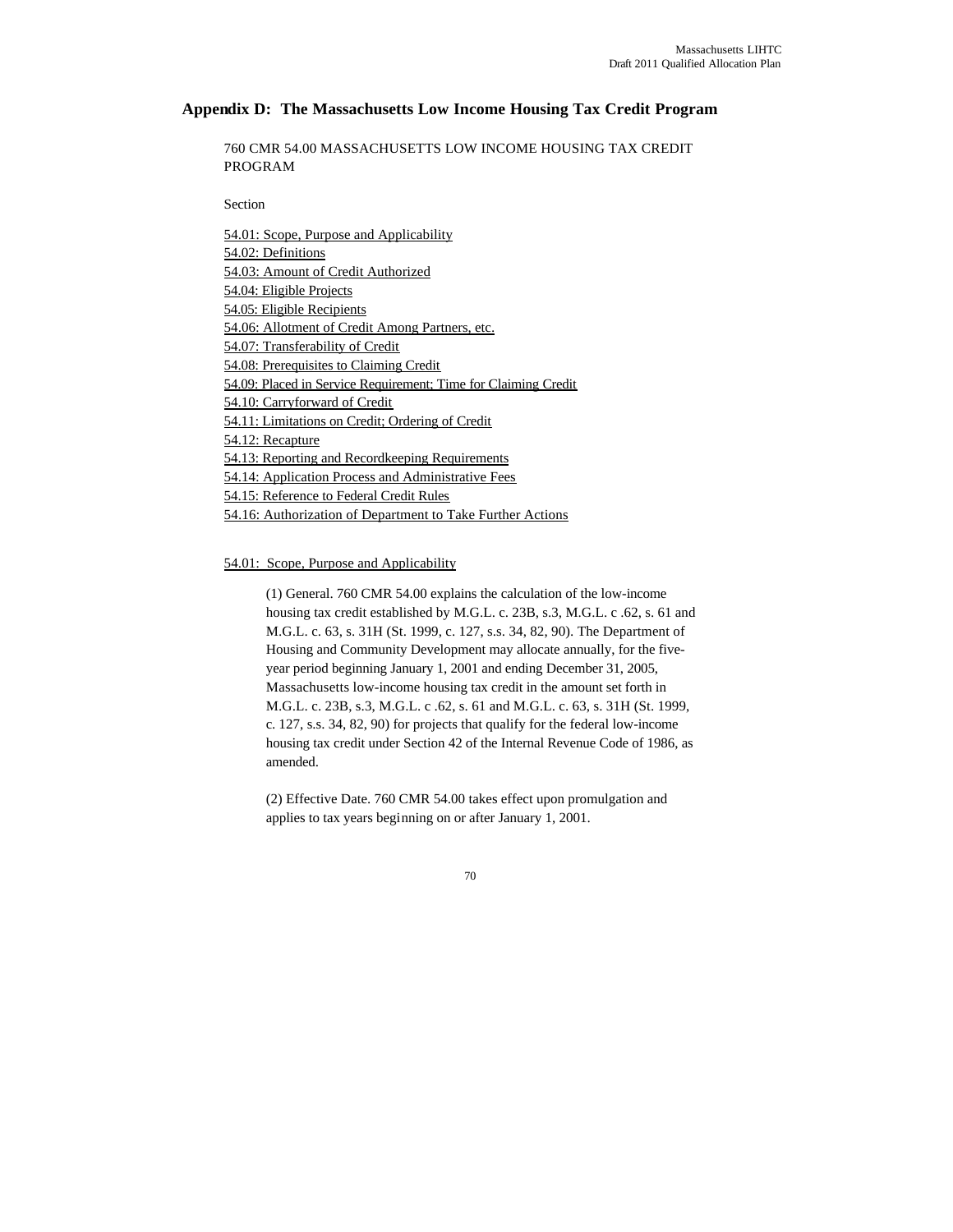## Appendix D: The Massachusetts Low Income Housing Tax Credit Program

760 CMR 54.00 MASSACHUSETTS LOW INCOME HOUSING TAX CREDIT PROGRAM

Section

54.01: Scope, Purpose and Applicability
54.02: Definitions
54.03: Amount of Credit Authorized
54.04: Eligible Projects
54.05: Eligible Recipients
54.06: Allotment of Credit Among Partners, etc.
54.07: Transferability of Credit
54.08: Prerequisites to Claiming Credit
54.09: Placed in Service Requirement; Time for Claiming Credit
54.10: Carryforward of Credit
54.11: Limitations on Credit; Ordering of Credit
54.12: Recapture
54.13: Reporting and Recordkeeping Requirements
54.14: Application Process and Administrative Fees
54.15: Reference to Federal Credit Rules
54.16: Authorization of Department to Take Further Actions

54.01: Scope, Purpose and Applicability

(1) General. 760 CMR 54.00 explains the calculation of the low-income housing tax credit established by M.G.L. c. 23B, s.3, M.G.L. c .62, s. 61 and M.G.L. c. 63, s. 31H (St. 1999, c. 127, s.s. 34, 82, 90). The Department of Housing and Community Development may allocate annually, for the five-year period beginning January 1, 2001 and ending December 31, 2005, Massachusetts low-income housing tax credit in the amount set forth in M.G.L. c. 23B, s.3, M.G.L. c .62, s. 61 and M.G.L. c. 63, s. 31H (St. 1999, c. 127, s.s. 34, 82, 90) for projects that qualify for the federal low-income housing tax credit under Section 42 of the Internal Revenue Code of 1986, as amended.

(2) Effective Date. 760 CMR 54.00 takes effect upon promulgation and applies to tax years beginning on or after January 1, 2001.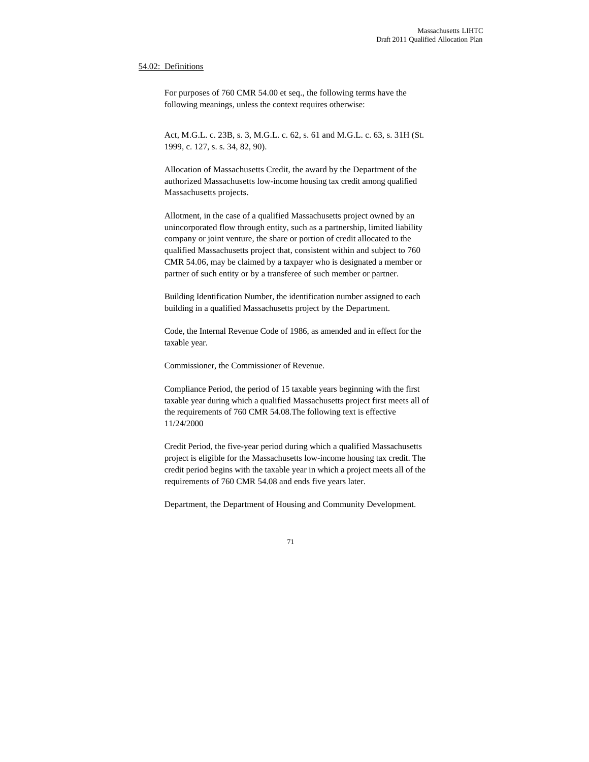54.02: Definitions

For purposes of 760 CMR 54.00 et seq., the following terms have the following meanings, unless the context requires otherwise:

Act, M.G.L. c. 23B, s. 3, M.G.L. c. 62, s. 61 and M.G.L. c. 63, s. 31H (St. 1999, c. 127, s. s. 34, 82, 90).

Allocation of Massachusetts Credit, the award by the Department of the authorized Massachusetts low-income housing tax credit among qualified Massachusetts projects.

Allotment, in the case of a qualified Massachusetts project owned by an unincorporated flow through entity, such as a partnership, limited liability company or joint venture, the share or portion of credit allocated to the qualified Massachusetts project that, consistent within and subject to 760 CMR 54.06, may be claimed by a taxpayer who is designated a member or partner of such entity or by a transferee of such member or partner.

Building Identification Number, the identification number assigned to each building in a qualified Massachusetts project by the Department.

Code, the Internal Revenue Code of 1986, as amended and in effect for the taxable year.

Commissioner, the Commissioner of Revenue.

Compliance Period, the period of 15 taxable years beginning with the first taxable year during which a qualified Massachusetts project first meets all of the requirements of 760 CMR 54.08.The following text is effective 11/24/2000

Credit Period, the five-year period during which a qualified Massachusetts project is eligible for the Massachusetts low-income housing tax credit. The credit period begins with the taxable year in which a project meets all of the requirements of 760 CMR 54.08 and ends five years later.

Department, the Department of Housing and Community Development.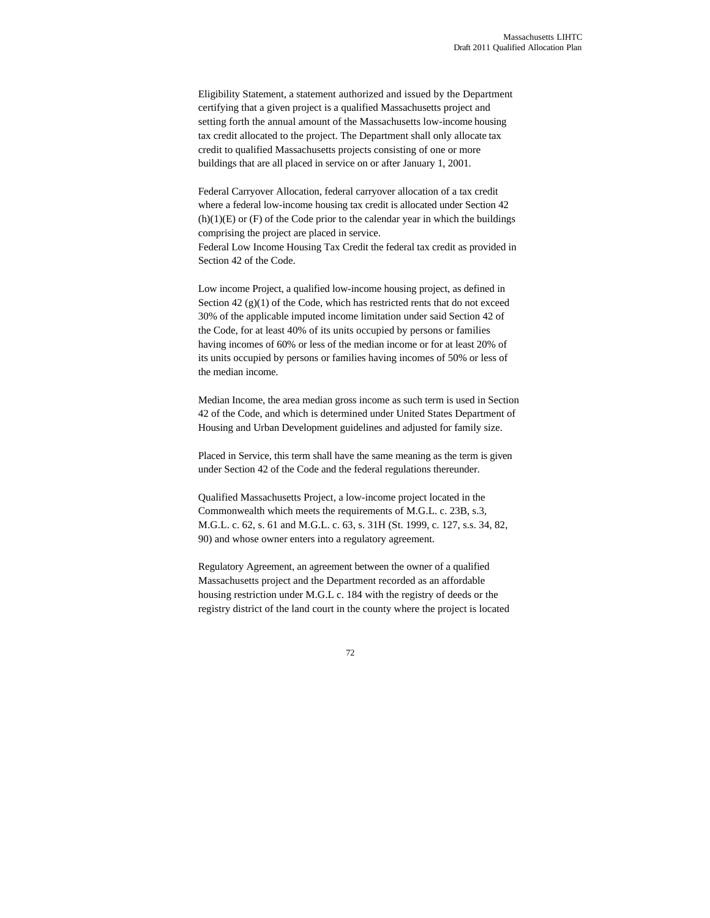Eligibility Statement, a statement authorized and issued by the Department certifying that a given project is a qualified Massachusetts project and setting forth the annual amount of the Massachusetts low-income housing tax credit allocated to the project. The Department shall only allocate tax credit to qualified Massachusetts projects consisting of one or more buildings that are all placed in service on or after January 1, 2001.

Federal Carryover Allocation, federal carryover allocation of a tax credit where a federal low-income housing tax credit is allocated under Section 42 (h)(1)(E) or (F) of the Code prior to the calendar year in which the buildings comprising the project are placed in service.
Federal Low Income Housing Tax Credit the federal tax credit as provided in Section 42 of the Code.

Low income Project, a qualified low-income housing project, as defined in Section 42 (g)(1) of the Code, which has restricted rents that do not exceed 30% of the applicable imputed income limitation under said Section 42 of the Code, for at least 40% of its units occupied by persons or families having incomes of 60% or less of the median income or for at least 20% of its units occupied by persons or families having incomes of 50% or less of the median income.

Median Income, the area median gross income as such term is used in Section 42 of the Code, and which is determined under United States Department of Housing and Urban Development guidelines and adjusted for family size.

Placed in Service, this term shall have the same meaning as the term is given under Section 42 of the Code and the federal regulations thereunder.

Qualified Massachusetts Project, a low-income project located in the Commonwealth which meets the requirements of M.G.L. c. 23B, s.3, M.G.L. c. 62, s. 61 and M.G.L. c. 63, s. 31H (St. 1999, c. 127, s.s. 34, 82, 90) and whose owner enters into a regulatory agreement.

Regulatory Agreement, an agreement between the owner of a qualified Massachusetts project and the Department recorded as an affordable housing restriction under M.G.L c. 184 with the registry of deeds or the registry district of the land court in the county where the project is located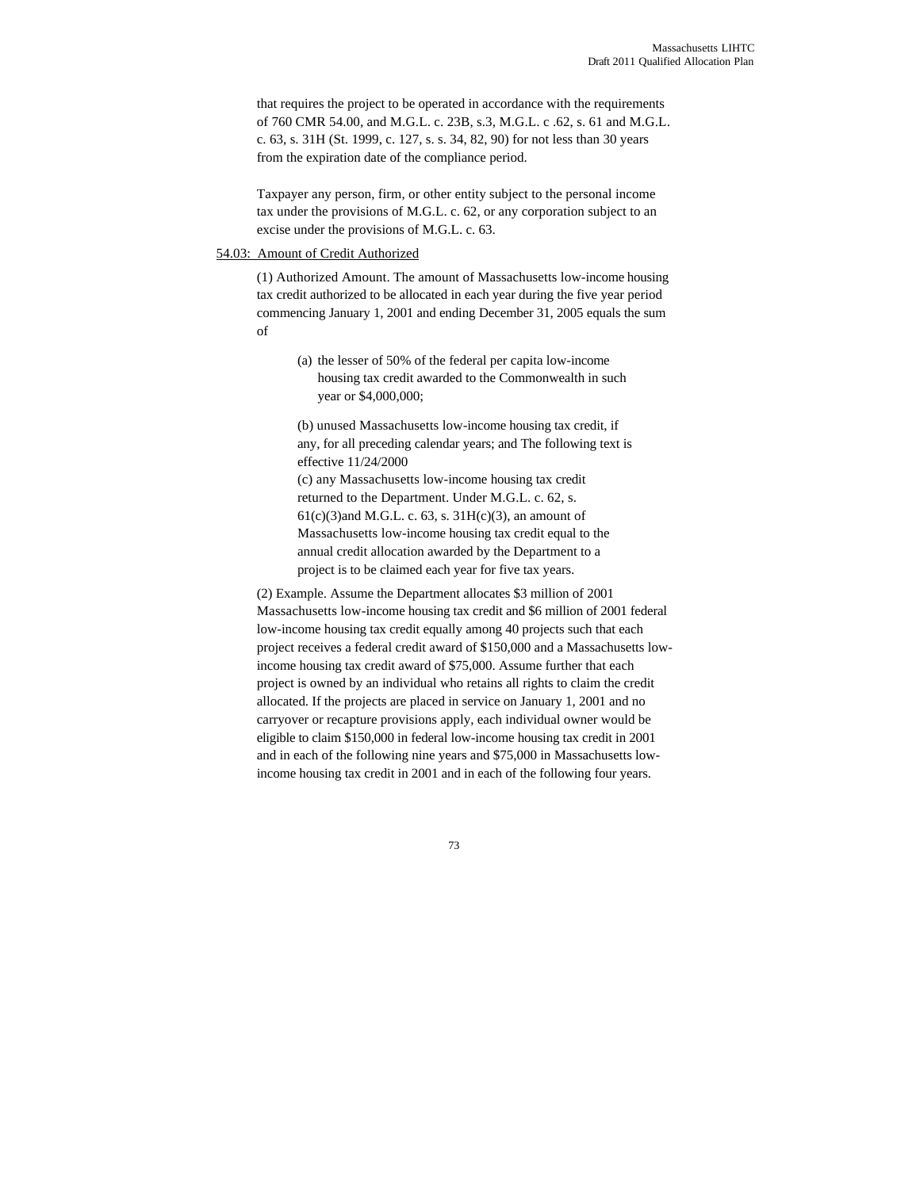that requires the project to be operated in accordance with the requirements of 760 CMR 54.00, and M.G.L. c. 23B, s.3, M.G.L. c .62, s. 61 and M.G.L. c. 63, s. 31H (St. 1999, c. 127, s. s. 34, 82, 90) for not less than 30 years from the expiration date of the compliance period.

Taxpayer any person, firm, or other entity subject to the personal income tax under the provisions of M.G.L. c. 62, or any corporation subject to an excise under the provisions of M.G.L. c. 63.

54.03: Amount of Credit Authorized

(1) Authorized Amount. The amount of Massachusetts low-income housing tax credit authorized to be allocated in each year during the five year period commencing January 1, 2001 and ending December 31, 2005 equals the sum of

(a) the lesser of 50% of the federal per capita low-income housing tax credit awarded to the Commonwealth in such year or $4,000,000;

(b) unused Massachusetts low-income housing tax credit, if any, for all preceding calendar years; and The following text is effective 11/24/2000

(c) any Massachusetts low-income housing tax credit returned to the Department. Under M.G.L. c. 62, s. 61(c)(3)and M.G.L. c. 63, s. 31H(c)(3), an amount of Massachusetts low-income housing tax credit equal to the annual credit allocation awarded by the Department to a project is to be claimed each year for five tax years.

(2) Example. Assume the Department allocates $3 million of 2001 Massachusetts low-income housing tax credit and $6 million of 2001 federal low-income housing tax credit equally among 40 projects such that each project receives a federal credit award of $150,000 and a Massachusetts low-income housing tax credit award of $75,000. Assume further that each project is owned by an individual who retains all rights to claim the credit allocated. If the projects are placed in service on January 1, 2001 and no carryover or recapture provisions apply, each individual owner would be eligible to claim $150,000 in federal low-income housing tax credit in 2001 and in each of the following nine years and $75,000 in Massachusetts low-income housing tax credit in 2001 and in each of the following four years.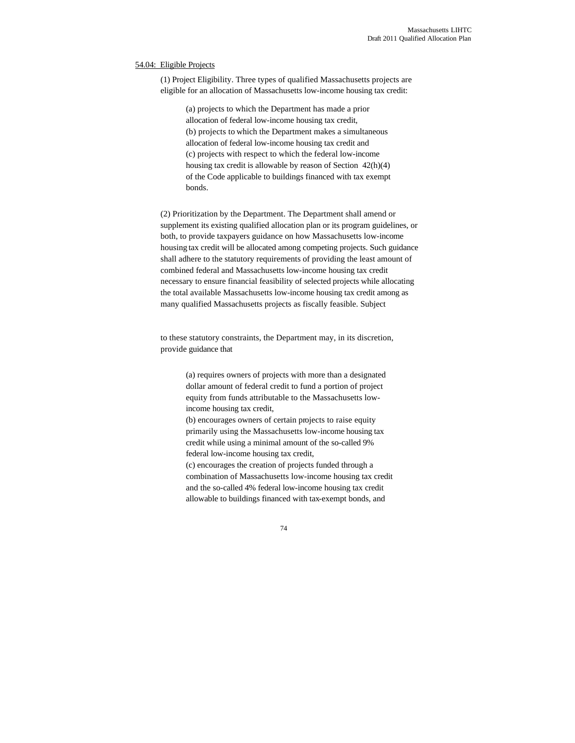54.04: Eligible Projects

(1) Project Eligibility. Three types of qualified Massachusetts projects are eligible for an allocation of Massachusetts low-income housing tax credit:

(a) projects to which the Department has made a prior allocation of federal low-income housing tax credit,
(b) projects to which the Department makes a simultaneous allocation of federal low-income housing tax credit and
(c) projects with respect to which the federal low-income housing tax credit is allowable by reason of Section 42(h)(4) of the Code applicable to buildings financed with tax exempt bonds.

(2) Prioritization by the Department. The Department shall amend or supplement its existing qualified allocation plan or its program guidelines, or both, to provide taxpayers guidance on how Massachusetts low-income housing tax credit will be allocated among competing projects. Such guidance shall adhere to the statutory requirements of providing the least amount of combined federal and Massachusetts low-income housing tax credit necessary to ensure financial feasibility of selected projects while allocating the total available Massachusetts low-income housing tax credit among as many qualified Massachusetts projects as fiscally feasible. Subject to these statutory constraints, the Department may, in its discretion, provide guidance that

(a) requires owners of projects with more than a designated dollar amount of federal credit to fund a portion of project equity from funds attributable to the Massachusetts low-income housing tax credit,
(b) encourages owners of certain projects to raise equity primarily using the Massachusetts low-income housing tax credit while using a minimal amount of the so-called 9% federal low-income housing tax credit,
(c) encourages the creation of projects funded through a combination of Massachusetts low-income housing tax credit and the so-called 4% federal low-income housing tax credit allowable to buildings financed with tax-exempt bonds, and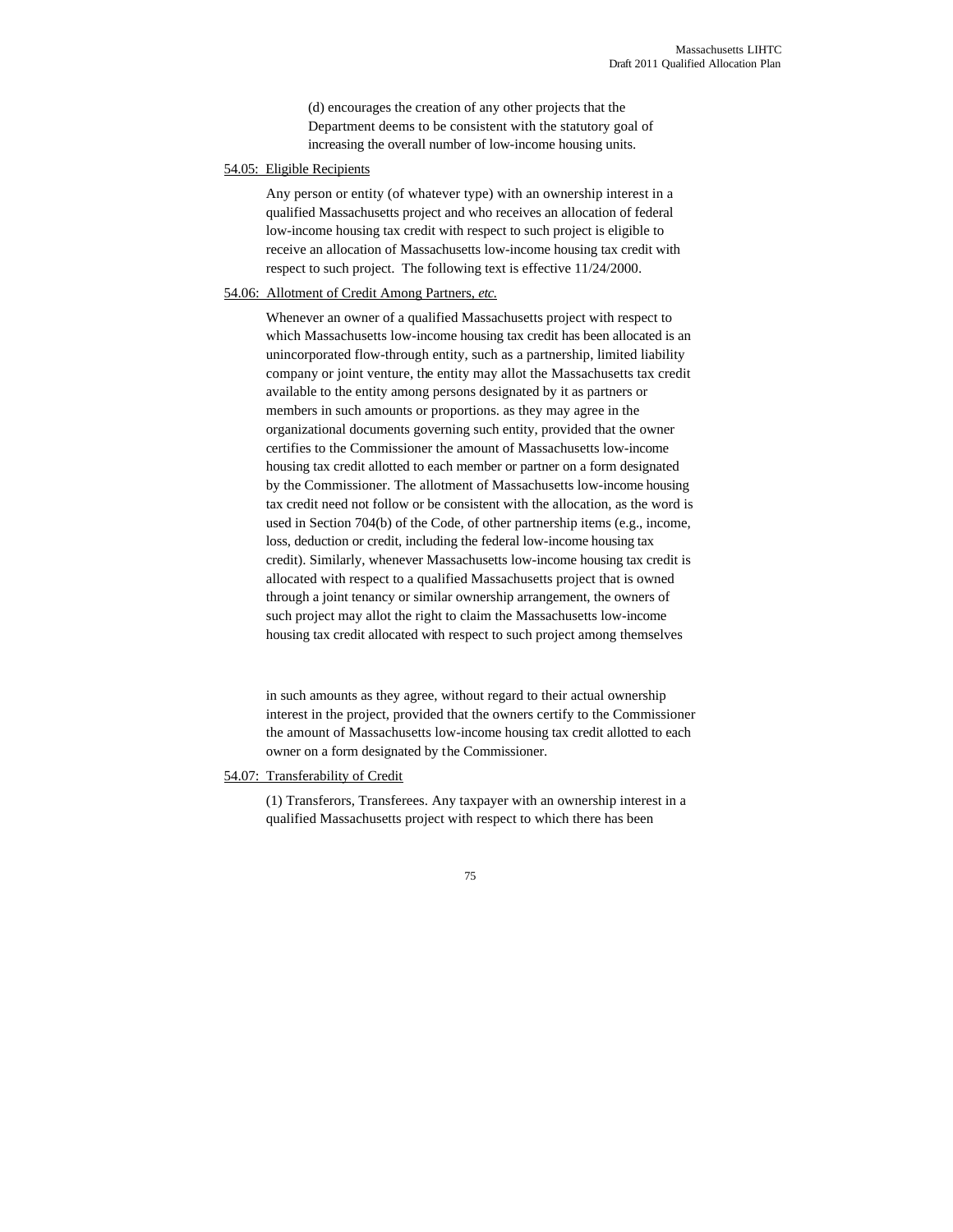(d) encourages the creation of any other projects that the Department deems to be consistent with the statutory goal of increasing the overall number of low-income housing units.

54.05: Eligible Recipients

Any person or entity (of whatever type) with an ownership interest in a qualified Massachusetts project and who receives an allocation of federal low-income housing tax credit with respect to such project is eligible to receive an allocation of Massachusetts low-income housing tax credit with respect to such project. The following text is effective 11/24/2000.

54.06: Allotment of Credit Among Partners, *etc.*

Whenever an owner of a qualified Massachusetts project with respect to which Massachusetts low-income housing tax credit has been allocated is an unincorporated flow-through entity, such as a partnership, limited liability company or joint venture, the entity may allot the Massachusetts tax credit available to the entity among persons designated by it as partners or members in such amounts or proportions. as they may agree in the organizational documents governing such entity, provided that the owner certifies to the Commissioner the amount of Massachusetts low-income housing tax credit allotted to each member or partner on a form designated by the Commissioner. The allotment of Massachusetts low-income housing tax credit need not follow or be consistent with the allocation, as the word is used in Section 704(b) of the Code, of other partnership items (e.g., income, loss, deduction or credit, including the federal low-income housing tax credit). Similarly, whenever Massachusetts low-income housing tax credit is allocated with respect to a qualified Massachusetts project that is owned through a joint tenancy or similar ownership arrangement, the owners of such project may allot the right to claim the Massachusetts low-income housing tax credit allocated with respect to such project among themselves in such amounts as they agree, without regard to their actual ownership interest in the project, provided that the owners certify to the Commissioner the amount of Massachusetts low-income housing tax credit allotted to each owner on a form designated by the Commissioner.

54.07: Transferability of Credit

(1) Transferors, Transferees. Any taxpayer with an ownership interest in a qualified Massachusetts project with respect to which there has been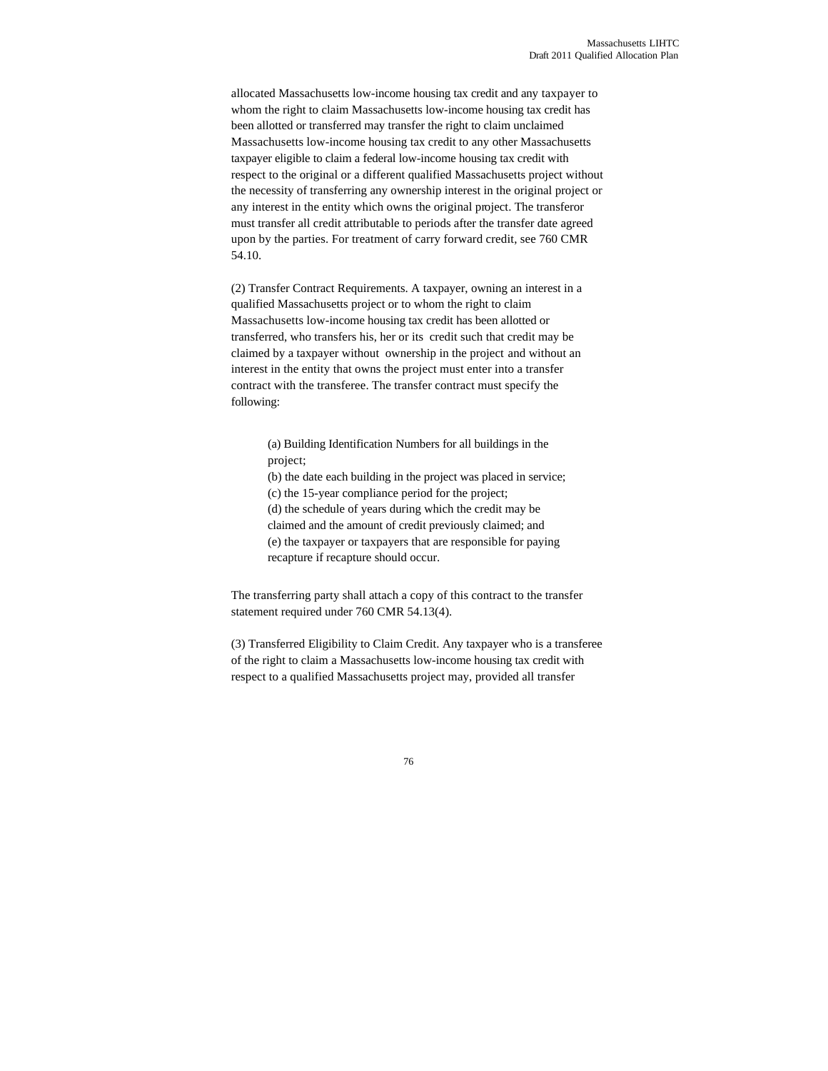allocated Massachusetts low-income housing tax credit and any taxpayer to whom the right to claim Massachusetts low-income housing tax credit has been allotted or transferred may transfer the right to claim unclaimed Massachusetts low-income housing tax credit to any other Massachusetts taxpayer eligible to claim a federal low-income housing tax credit with respect to the original or a different qualified Massachusetts project without the necessity of transferring any ownership interest in the original project or any interest in the entity which owns the original project. The transferor must transfer all credit attributable to periods after the transfer date agreed upon by the parties. For treatment of carry forward credit, see 760 CMR 54.10.

(2) Transfer Contract Requirements. A taxpayer, owning an interest in a qualified Massachusetts project or to whom the right to claim Massachusetts low-income housing tax credit has been allotted or transferred, who transfers his, her or its credit such that credit may be claimed by a taxpayer without ownership in the project and without an interest in the entity that owns the project must enter into a transfer contract with the transferee. The transfer contract must specify the following:

(a) Building Identification Numbers for all buildings in the project;
(b) the date each building in the project was placed in service;
(c) the 15-year compliance period for the project;
(d) the schedule of years during which the credit may be claimed and the amount of credit previously claimed; and
(e) the taxpayer or taxpayers that are responsible for paying recapture if recapture should occur.

The transferring party shall attach a copy of this contract to the transfer statement required under 760 CMR 54.13(4).

(3) Transferred Eligibility to Claim Credit. Any taxpayer who is a transferee of the right to claim a Massachusetts low-income housing tax credit with respect to a qualified Massachusetts project may, provided all transfer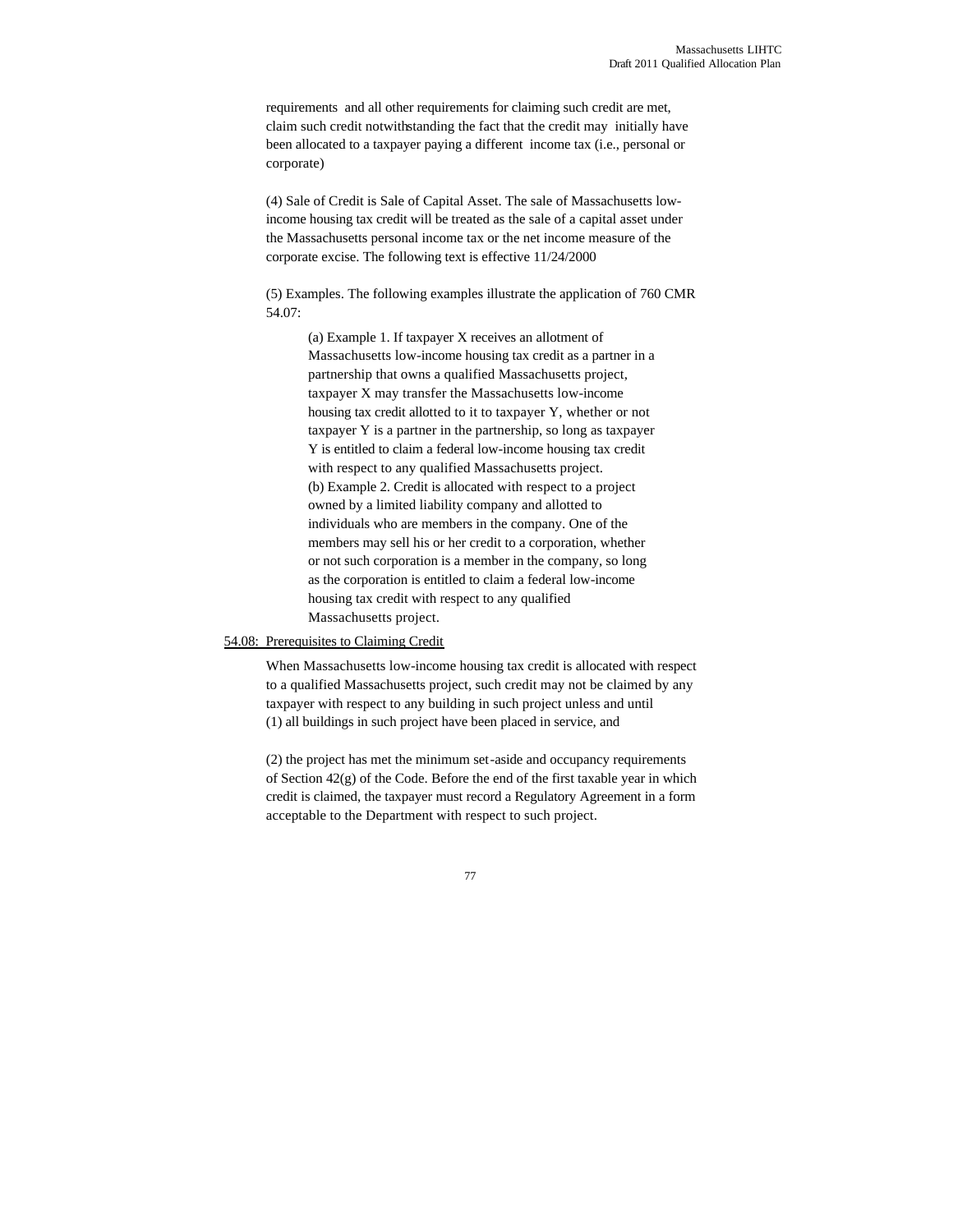requirements and all other requirements for claiming such credit are met, claim such credit notwithstanding the fact that the credit may initially have been allocated to a taxpayer paying a different income tax (i.e., personal or corporate)

(4) Sale of Credit is Sale of Capital Asset. The sale of Massachusetts low-income housing tax credit will be treated as the sale of a capital asset under the Massachusetts personal income tax or the net income measure of the corporate excise. The following text is effective 11/24/2000

(5) Examples. The following examples illustrate the application of 760 CMR 54.07:

(a) Example 1. If taxpayer X receives an allotment of Massachusetts low-income housing tax credit as a partner in a partnership that owns a qualified Massachusetts project, taxpayer X may transfer the Massachusetts low-income housing tax credit allotted to it to taxpayer Y, whether or not taxpayer Y is a partner in the partnership, so long as taxpayer Y is entitled to claim a federal low-income housing tax credit with respect to any qualified Massachusetts project.
(b) Example 2. Credit is allocated with respect to a project owned by a limited liability company and allotted to individuals who are members in the company. One of the members may sell his or her credit to a corporation, whether or not such corporation is a member in the company, so long as the corporation is entitled to claim a federal low-income housing tax credit with respect to any qualified Massachusetts project.

54.08: Prerequisites to Claiming Credit

When Massachusetts low-income housing tax credit is allocated with respect to a qualified Massachusetts project, such credit may not be claimed by any taxpayer with respect to any building in such project unless and until
(1) all buildings in such project have been placed in service, and

(2) the project has met the minimum set-aside and occupancy requirements of Section 42(g) of the Code. Before the end of the first taxable year in which credit is claimed, the taxpayer must record a Regulatory Agreement in a form acceptable to the Department with respect to such project.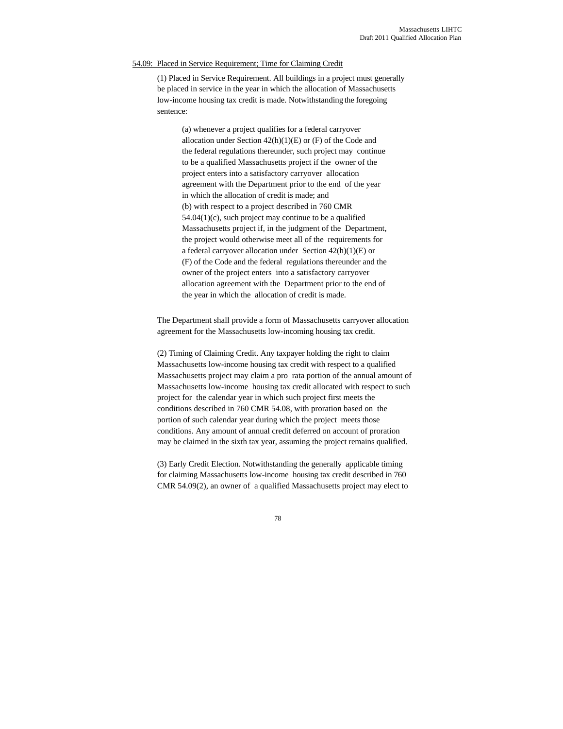54.09: Placed in Service Requirement; Time for Claiming Credit

(1) Placed in Service Requirement. All buildings in a project must generally be placed in service in the year in which the allocation of Massachusetts low-income housing tax credit is made. Notwithstanding the foregoing sentence:

> (a) whenever a project qualifies for a federal carryover allocation under Section 42(h)(1)(E) or (F) of the Code and the federal regulations thereunder, such project may continue to be a qualified Massachusetts project if the owner of the project enters into a satisfactory carryover allocation agreement with the Department prior to the end of the year in which the allocation of credit is made; and
>
> (b) with respect to a project described in 760 CMR 54.04(1)(c), such project may continue to be a qualified Massachusetts project if, in the judgment of the Department, the project would otherwise meet all of the requirements for a federal carryover allocation under Section 42(h)(1)(E) or (F) of the Code and the federal regulations thereunder and the owner of the project enters into a satisfactory carryover allocation agreement with the Department prior to the end of the year in which the allocation of credit is made.

The Department shall provide a form of Massachusetts carryover allocation agreement for the Massachusetts low-incoming housing tax credit.

(2) Timing of Claiming Credit. Any taxpayer holding the right to claim Massachusetts low-income housing tax credit with respect to a qualified Massachusetts project may claim a pro rata portion of the annual amount of Massachusetts low-income housing tax credit allocated with respect to such project for the calendar year in which such project first meets the conditions described in 760 CMR 54.08, with proration based on the portion of such calendar year during which the project meets those conditions. Any amount of annual credit deferred on account of proration may be claimed in the sixth tax year, assuming the project remains qualified.

(3) Early Credit Election. Notwithstanding the generally applicable timing for claiming Massachusetts low-income housing tax credit described in 760 CMR 54.09(2), an owner of a qualified Massachusetts project may elect to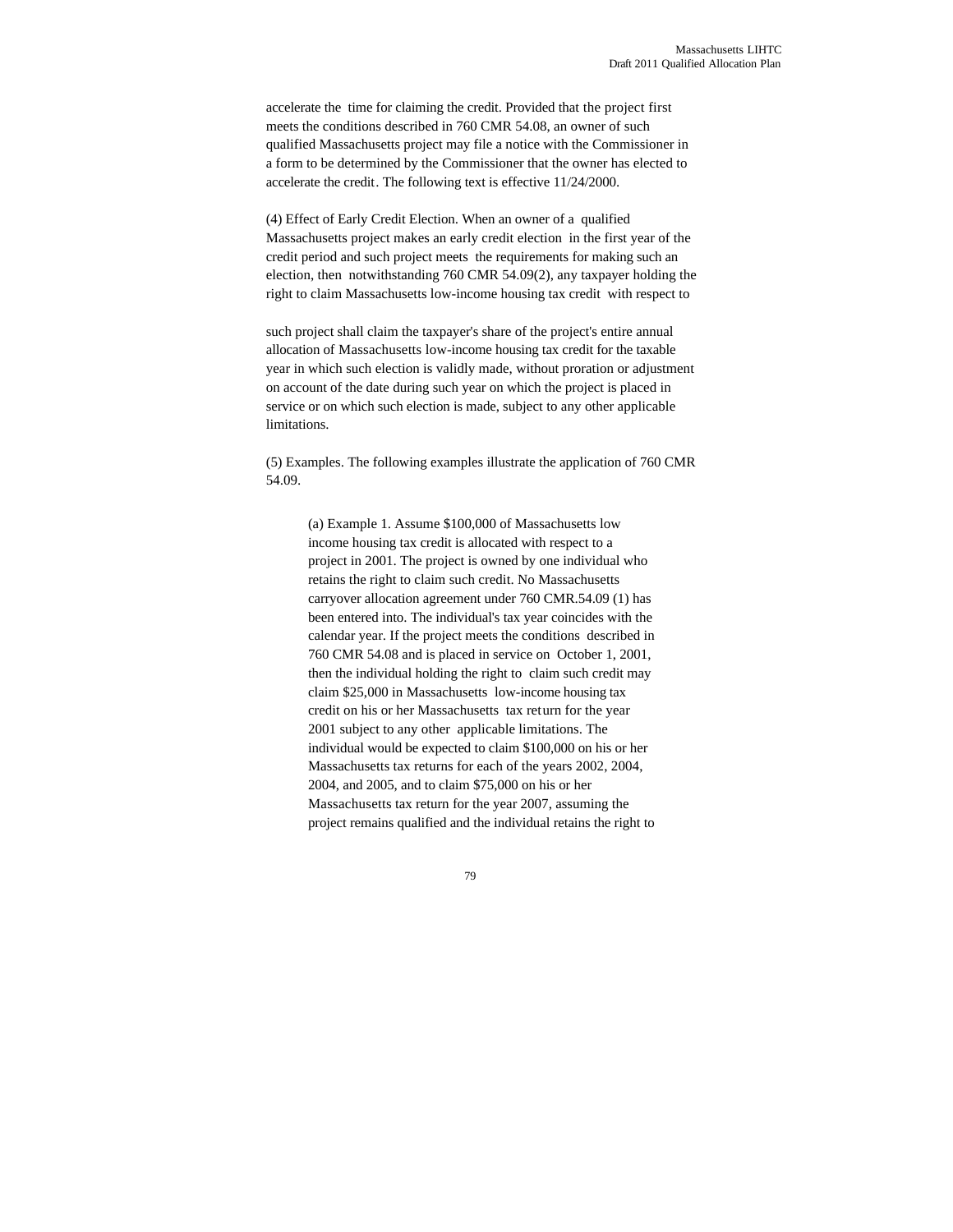accelerate the time for claiming the credit. Provided that the project first meets the conditions described in 760 CMR 54.08, an owner of such qualified Massachusetts project may file a notice with the Commissioner in a form to be determined by the Commissioner that the owner has elected to accelerate the credit. The following text is effective 11/24/2000.

(4) Effect of Early Credit Election. When an owner of a qualified Massachusetts project makes an early credit election in the first year of the credit period and such project meets the requirements for making such an election, then notwithstanding 760 CMR 54.09(2), any taxpayer holding the right to claim Massachusetts low-income housing tax credit with respect to

such project shall claim the taxpayer's share of the project's entire annual allocation of Massachusetts low-income housing tax credit for the taxable year in which such election is validly made, without proration or adjustment on account of the date during such year on which the project is placed in service or on which such election is made, subject to any other applicable limitations.

(5) Examples. The following examples illustrate the application of 760 CMR 54.09.

> (a) Example 1. Assume $100,000 of Massachusetts low income housing tax credit is allocated with respect to a project in 2001. The project is owned by one individual who retains the right to claim such credit. No Massachusetts carryover allocation agreement under 760 CMR.54.09 (1) has been entered into. The individual's tax year coincides with the calendar year. If the project meets the conditions described in 760 CMR 54.08 and is placed in service on October 1, 2001, then the individual holding the right to claim such credit may claim $25,000 in Massachusetts low-income housing tax credit on his or her Massachusetts tax return for the year 2001 subject to any other applicable limitations. The individual would be expected to claim $100,000 on his or her Massachusetts tax returns for each of the years 2002, 2004, 2004, and 2005, and to claim $75,000 on his or her Massachusetts tax return for the year 2007, assuming the project remains qualified and the individual retains the right to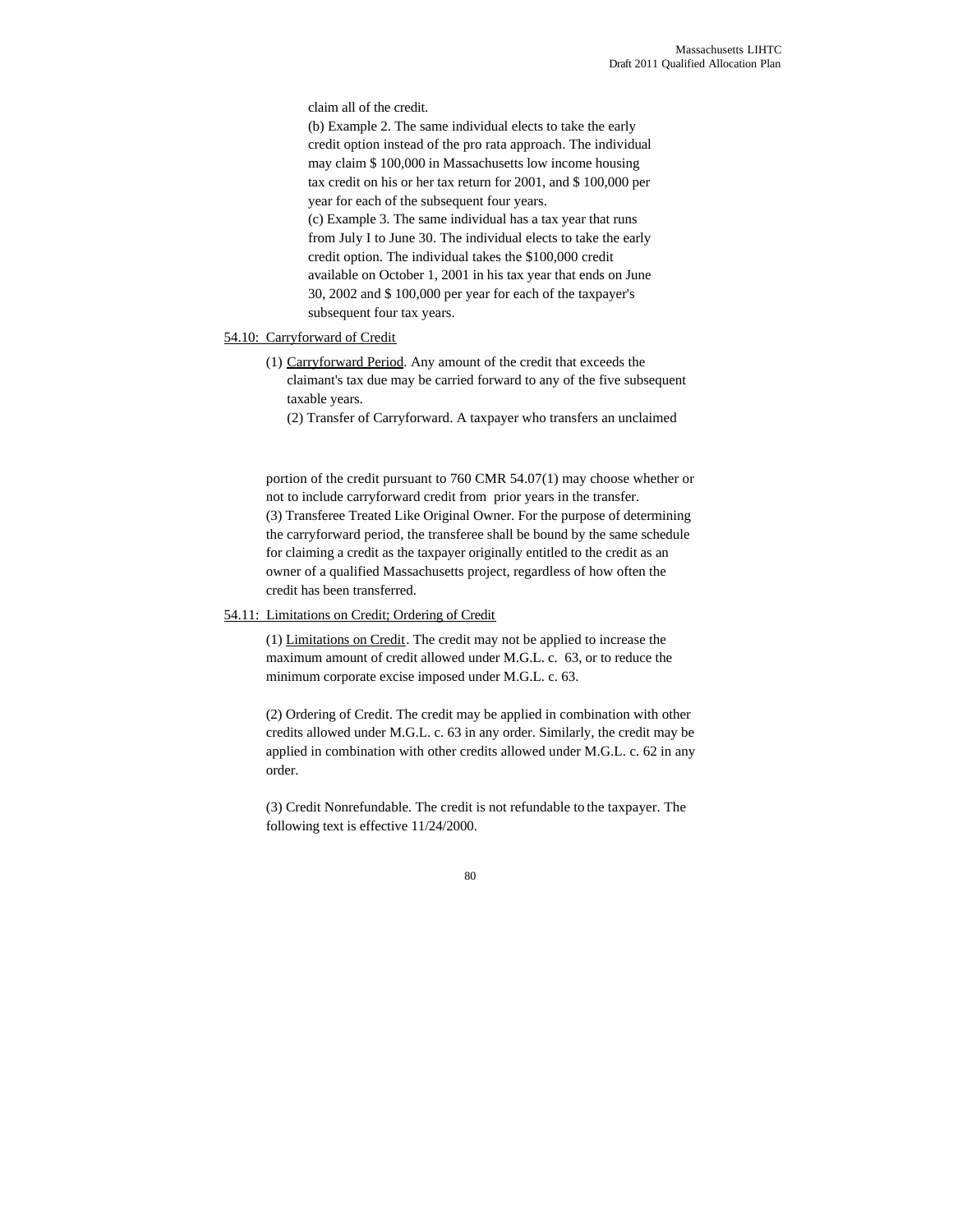claim all of the credit.

(b) Example 2. The same individual elects to take the early credit option instead of the pro rata approach. The individual may claim $ 100,000 in Massachusetts low income housing tax credit on his or her tax return for 2001, and $ 100,000 per year for each of the subsequent four years.

(c) Example 3. The same individual has a tax year that runs from July I to June 30. The individual elects to take the early credit option. The individual takes the $100,000 credit available on October 1, 2001 in his tax year that ends on June 30, 2002 and $ 100,000 per year for each of the taxpayer's subsequent four tax years.

54.10: Carryforward of Credit

(1) Carryforward Period. Any amount of the credit that exceeds the claimant's tax due may be carried forward to any of the five subsequent taxable years.

(2) Transfer of Carryforward. A taxpayer who transfers an unclaimed portion of the credit pursuant to 760 CMR 54.07(1) may choose whether or not to include carryforward credit from prior years in the transfer.

(3) Transferee Treated Like Original Owner. For the purpose of determining the carryforward period, the transferee shall be bound by the same schedule for claiming a credit as the taxpayer originally entitled to the credit as an owner of a qualified Massachusetts project, regardless of how often the credit has been transferred.

54.11: Limitations on Credit; Ordering of Credit

(1) Limitations on Credit. The credit may not be applied to increase the maximum amount of credit allowed under M.G.L. c. 63, or to reduce the minimum corporate excise imposed under M.G.L. c. 63.

(2) Ordering of Credit. The credit may be applied in combination with other credits allowed under M.G.L. c. 63 in any order. Similarly, the credit may be applied in combination with other credits allowed under M.G.L. c. 62 in any order.

(3) Credit Nonrefundable. The credit is not refundable to the taxpayer. The following text is effective 11/24/2000.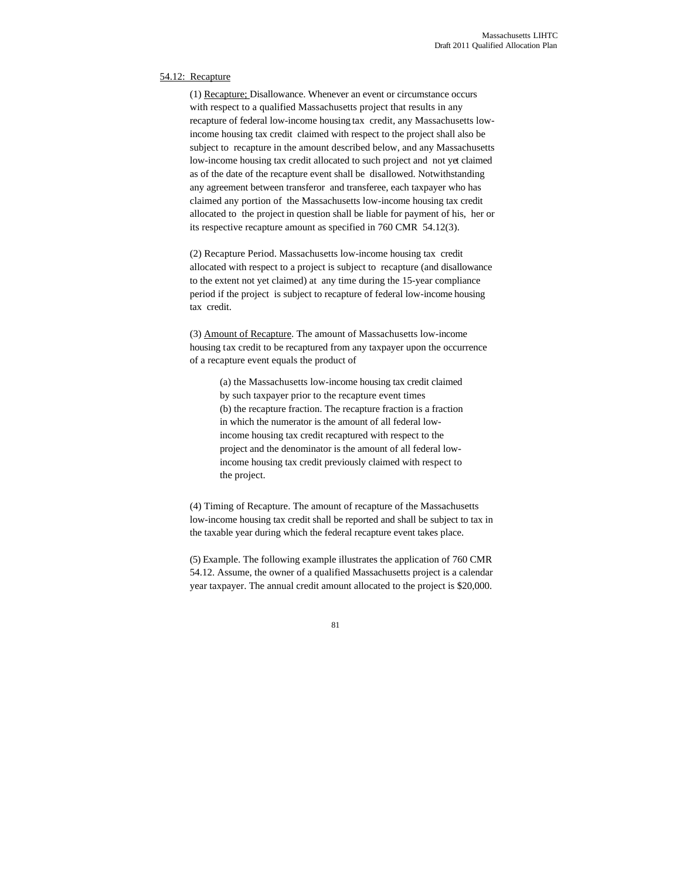54.12: Recapture

(1) Recapture; Disallowance. Whenever an event or circumstance occurs with respect to a qualified Massachusetts project that results in any recapture of federal low-income housing tax credit, any Massachusetts low-income housing tax credit claimed with respect to the project shall also be subject to recapture in the amount described below, and any Massachusetts low-income housing tax credit allocated to such project and not yet claimed as of the date of the recapture event shall be disallowed. Notwithstanding any agreement between transferor and transferee, each taxpayer who has claimed any portion of the Massachusetts low-income housing tax credit allocated to the project in question shall be liable for payment of his, her or its respective recapture amount as specified in 760 CMR 54.12(3).

(2) Recapture Period. Massachusetts low-income housing tax credit allocated with respect to a project is subject to recapture (and disallowance to the extent not yet claimed) at any time during the 15-year compliance period if the project is subject to recapture of federal low-income housing tax credit.

(3) Amount of Recapture. The amount of Massachusetts low-income housing tax credit to be recaptured from any taxpayer upon the occurrence of a recapture event equals the product of

(a) the Massachusetts low-income housing tax credit claimed by such taxpayer prior to the recapture event times
(b) the recapture fraction. The recapture fraction is a fraction in which the numerator is the amount of all federal low-income housing tax credit recaptured with respect to the project and the denominator is the amount of all federal low-income housing tax credit previously claimed with respect to the project.

(4) Timing of Recapture. The amount of recapture of the Massachusetts low-income housing tax credit shall be reported and shall be subject to tax in the taxable year during which the federal recapture event takes place.

(5) Example. The following example illustrates the application of 760 CMR 54.12. Assume, the owner of a qualified Massachusetts project is a calendar year taxpayer. The annual credit amount allocated to the project is $20,000.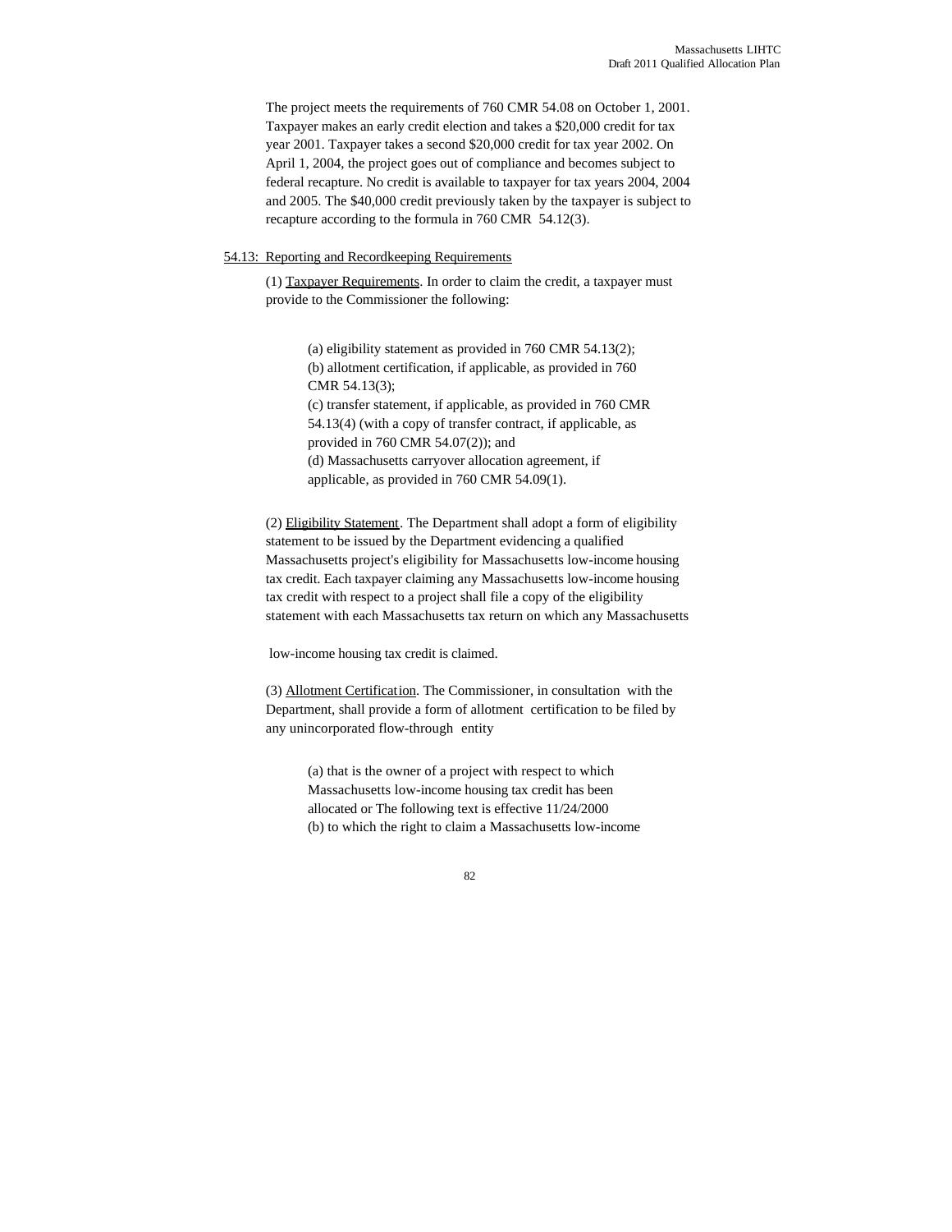The project meets the requirements of 760 CMR 54.08 on October 1, 2001. Taxpayer makes an early credit election and takes a $20,000 credit for tax year 2001. Taxpayer takes a second $20,000 credit for tax year 2002. On April 1, 2004, the project goes out of compliance and becomes subject to federal recapture. No credit is available to taxpayer for tax years 2004, 2004 and 2005. The $40,000 credit previously taken by the taxpayer is subject to recapture according to the formula in 760 CMR 54.12(3).

54.13: Reporting and Recordkeeping Requirements

(1) Taxpayer Requirements. In order to claim the credit, a taxpayer must provide to the Commissioner the following:

(a) eligibility statement as provided in 760 CMR 54.13(2);
(b) allotment certification, if applicable, as provided in 760 CMR 54.13(3);
(c) transfer statement, if applicable, as provided in 760 CMR 54.13(4) (with a copy of transfer contract, if applicable, as provided in 760 CMR 54.07(2)); and
(d) Massachusetts carryover allocation agreement, if applicable, as provided in 760 CMR 54.09(1).

(2) Eligibility Statement. The Department shall adopt a form of eligibility statement to be issued by the Department evidencing a qualified Massachusetts project's eligibility for Massachusetts low-income housing tax credit. Each taxpayer claiming any Massachusetts low-income housing tax credit with respect to a project shall file a copy of the eligibility statement with each Massachusetts tax return on which any Massachusetts low-income housing tax credit is claimed.

(3) Allotment Certification. The Commissioner, in consultation with the Department, shall provide a form of allotment certification to be filed by any unincorporated flow-through entity

(a) that is the owner of a project with respect to which Massachusetts low-income housing tax credit has been allocated or The following text is effective 11/24/2000
(b) to which the right to claim a Massachusetts low-income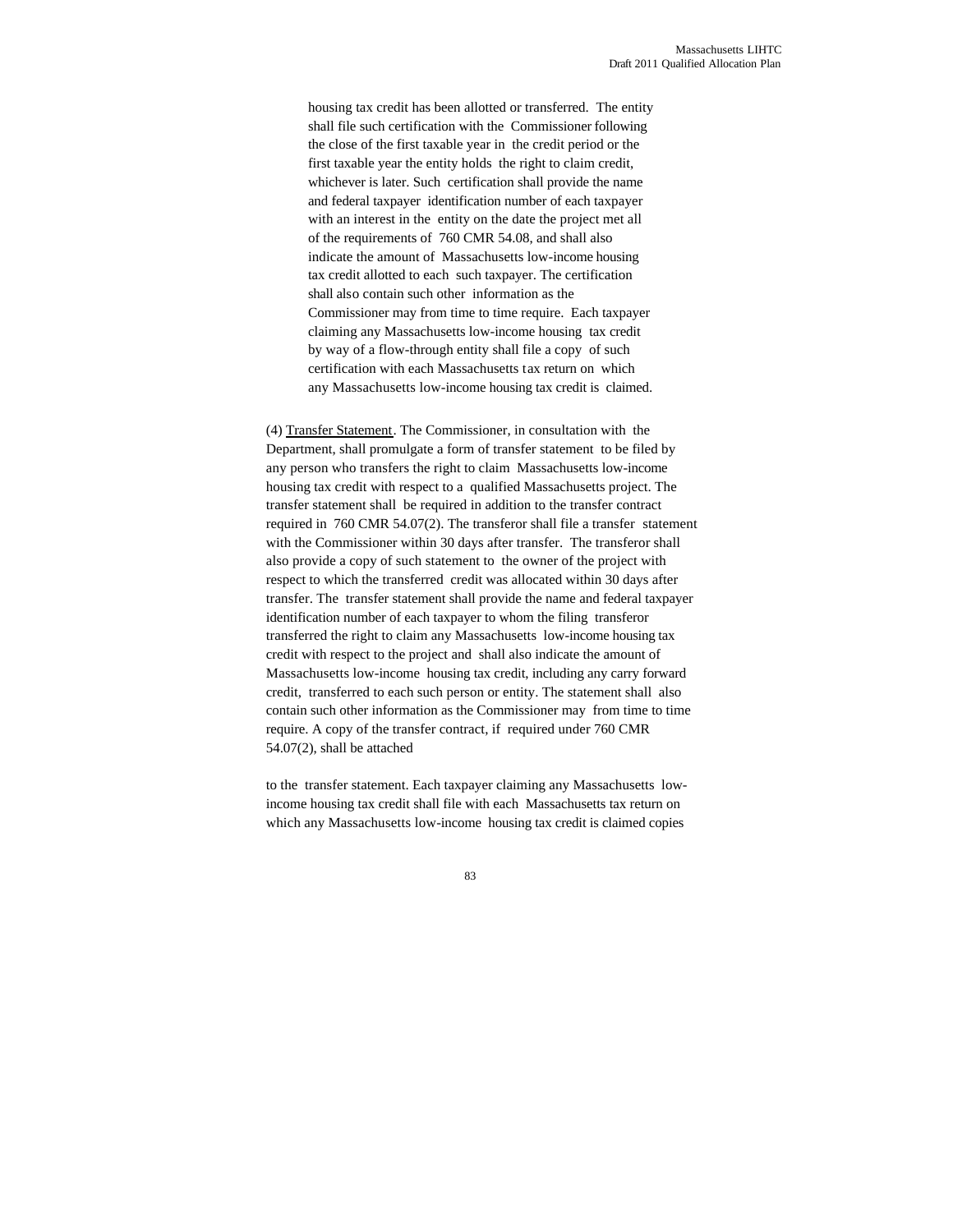housing tax credit has been allotted or transferred. The entity shall file such certification with the Commissioner following the close of the first taxable year in the credit period or the first taxable year the entity holds the right to claim credit, whichever is later. Such certification shall provide the name and federal taxpayer identification number of each taxpayer with an interest in the entity on the date the project met all of the requirements of 760 CMR 54.08, and shall also indicate the amount of Massachusetts low-income housing tax credit allotted to each such taxpayer. The certification shall also contain such other information as the Commissioner may from time to time require. Each taxpayer claiming any Massachusetts low-income housing tax credit by way of a flow-through entity shall file a copy of such certification with each Massachusetts tax return on which any Massachusetts low-income housing tax credit is claimed.

(4) Transfer Statement. The Commissioner, in consultation with the Department, shall promulgate a form of transfer statement to be filed by any person who transfers the right to claim Massachusetts low-income housing tax credit with respect to a qualified Massachusetts project. The transfer statement shall be required in addition to the transfer contract required in 760 CMR 54.07(2). The transferor shall file a transfer statement with the Commissioner within 30 days after transfer. The transferor shall also provide a copy of such statement to the owner of the project with respect to which the transferred credit was allocated within 30 days after transfer. The transfer statement shall provide the name and federal taxpayer identification number of each taxpayer to whom the filing transferor transferred the right to claim any Massachusetts low-income housing tax credit with respect to the project and shall also indicate the amount of Massachusetts low-income housing tax credit, including any carry forward credit, transferred to each such person or entity. The statement shall also contain such other information as the Commissioner may from time to time require. A copy of the transfer contract, if required under 760 CMR 54.07(2), shall be attached

to the transfer statement. Each taxpayer claiming any Massachusetts low-income housing tax credit shall file with each Massachusetts tax return on which any Massachusetts low-income housing tax credit is claimed copies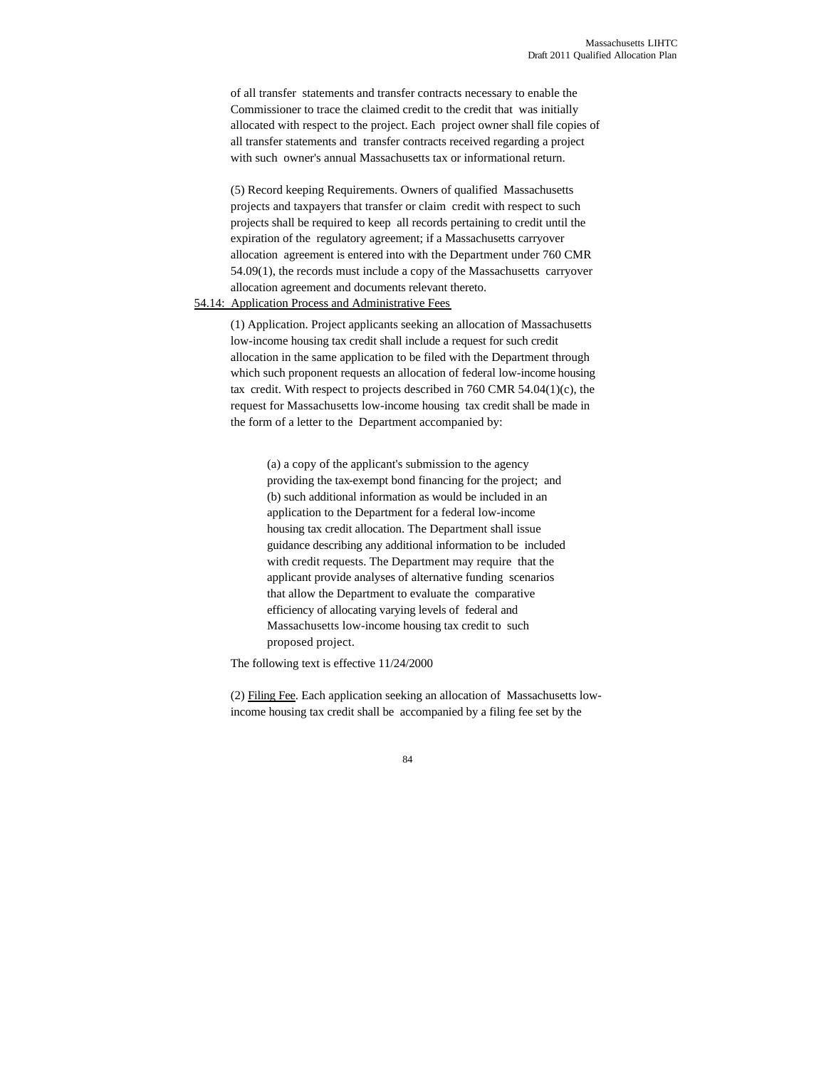of all transfer statements and transfer contracts necessary to enable the Commissioner to trace the claimed credit to the credit that was initially allocated with respect to the project. Each project owner shall file copies of all transfer statements and transfer contracts received regarding a project with such owner's annual Massachusetts tax or informational return.

(5) Record keeping Requirements. Owners of qualified Massachusetts projects and taxpayers that transfer or claim credit with respect to such projects shall be required to keep all records pertaining to credit until the expiration of the regulatory agreement; if a Massachusetts carryover allocation agreement is entered into with the Department under 760 CMR 54.09(1), the records must include a copy of the Massachusetts carryover allocation agreement and documents relevant thereto.

<u>54.14: Application Process and Administrative Fees</u>

(1) Application. Project applicants seeking an allocation of Massachusetts low-income housing tax credit shall include a request for such credit allocation in the same application to be filed with the Department through which such proponent requests an allocation of federal low-income housing tax credit. With respect to projects described in 760 CMR 54.04(1)(c), the request for Massachusetts low-income housing tax credit shall be made in the form of a letter to the Department accompanied by:

(a) a copy of the applicant's submission to the agency providing the tax-exempt bond financing for the project; and
(b) such additional information as would be included in an application to the Department for a federal low-income housing tax credit allocation. The Department shall issue guidance describing any additional information to be included with credit requests. The Department may require that the applicant provide analyses of alternative funding scenarios that allow the Department to evaluate the comparative efficiency of allocating varying levels of federal and Massachusetts low-income housing tax credit to such proposed project.

The following text is effective 11/24/2000

(2) <u>Filing Fee</u>. Each application seeking an allocation of Massachusetts low-income housing tax credit shall be accompanied by a filing fee set by the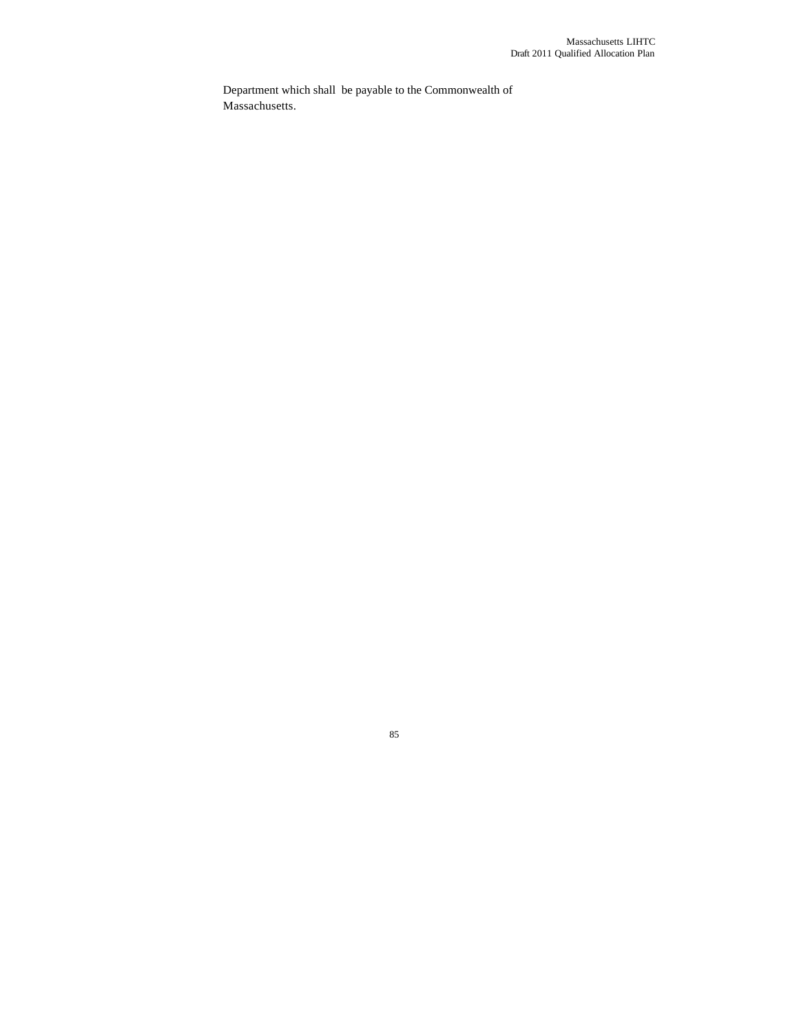Department which shall be payable to the Commonwealth of Massachusetts.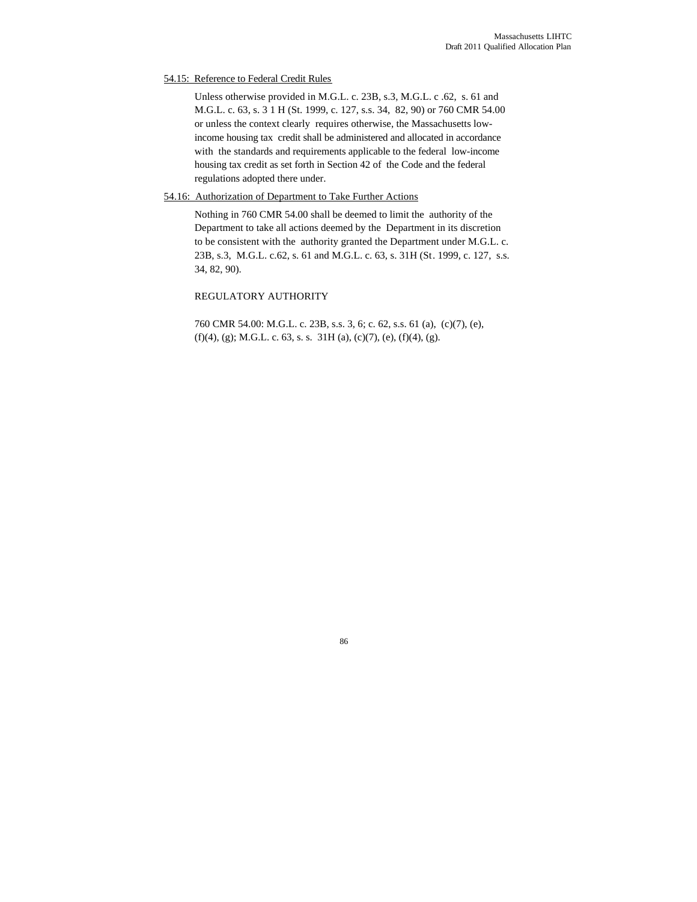<u>54.15: Reference to Federal Credit Rules</u>

Unless otherwise provided in M.G.L. c. 23B, s.3, M.G.L. c .62, s. 61 and M.G.L. c. 63, s. 3 1 H (St. 1999, c. 127, s.s. 34, 82, 90) or 760 CMR 54.00 or unless the context clearly requires otherwise, the Massachusetts low-income housing tax credit shall be administered and allocated in accordance with the standards and requirements applicable to the federal low-income housing tax credit as set forth in Section 42 of the Code and the federal regulations adopted there under.

<u>54.16: Authorization of Department to Take Further Actions</u>

Nothing in 760 CMR 54.00 shall be deemed to limit the authority of the Department to take all actions deemed by the Department in its discretion to be consistent with the authority granted the Department under M.G.L. c. 23B, s.3, M.G.L. c.62, s. 61 and M.G.L. c. 63, s. 31H (St. 1999, c. 127, s.s. 34, 82, 90).

REGULATORY AUTHORITY

760 CMR 54.00: M.G.L. c. 23B, s.s. 3, 6; c. 62, s.s. 61 (a), (c)(7), (e), (f)(4), (g); M.G.L. c. 63, s. s. 31H (a), (c)(7), (e), (f)(4), (g).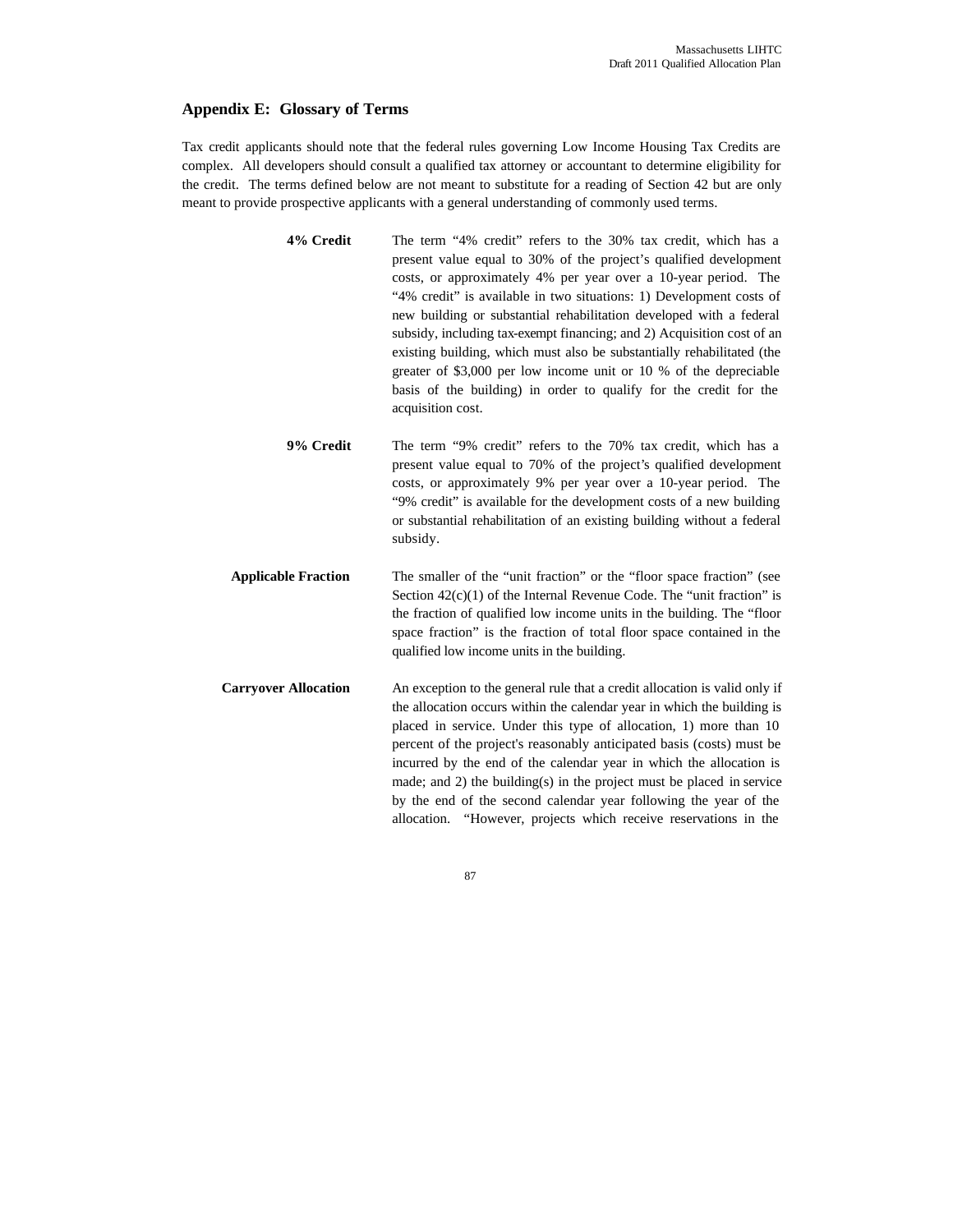## Appendix E: Glossary of Terms

Tax credit applicants should note that the federal rules governing Low Income Housing Tax Credits are complex. All developers should consult a qualified tax attorney or accountant to determine eligibility for the credit. The terms defined below are not meant to substitute for a reading of Section 42 but are only meant to provide prospective applicants with a general understanding of commonly used terms.

**4% Credit** The term "4% credit" refers to the 30% tax credit, which has a present value equal to 30% of the project's qualified development costs, or approximately 4% per year over a 10-year period. The "4% credit" is available in two situations: 1) Development costs of new building or substantial rehabilitation developed with a federal subsidy, including tax-exempt financing; and 2) Acquisition cost of an existing building, which must also be substantially rehabilitated (the greater of $3,000 per low income unit or 10 % of the depreciable basis of the building) in order to qualify for the credit for the acquisition cost.

**9% Credit** The term "9% credit" refers to the 70% tax credit, which has a present value equal to 70% of the project's qualified development costs, or approximately 9% per year over a 10-year period. The "9% credit" is available for the development costs of a new building or substantial rehabilitation of an existing building without a federal subsidy.

**Applicable Fraction** The smaller of the "unit fraction" or the "floor space fraction" (see Section 42(c)(1) of the Internal Revenue Code. The "unit fraction" is the fraction of qualified low income units in the building. The "floor space fraction" is the fraction of total floor space contained in the qualified low income units in the building.

**Carryover Allocation** An exception to the general rule that a credit allocation is valid only if the allocation occurs within the calendar year in which the building is placed in service. Under this type of allocation, 1) more than 10 percent of the project's reasonably anticipated basis (costs) must be incurred by the end of the calendar year in which the allocation is made; and 2) the building(s) in the project must be placed in service by the end of the second calendar year following the year of the allocation. "However, projects which receive reservations in the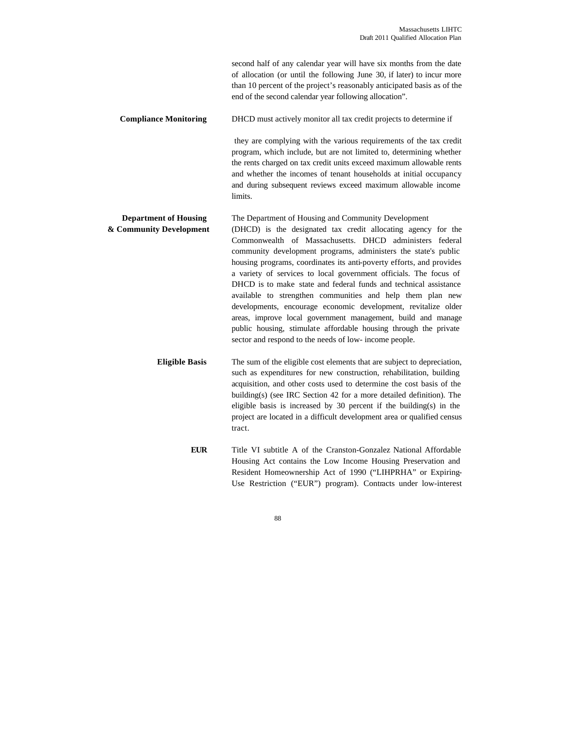second half of any calendar year will have six months from the date of allocation (or until the following June 30, if later) to incur more than 10 percent of the project's reasonably anticipated basis as of the end of the second calendar year following allocation".

**Compliance Monitoring**

DHCD must actively monitor all tax credit projects to determine if they are complying with the various requirements of the tax credit program, which include, but are not limited to, determining whether the rents charged on tax credit units exceed maximum allowable rents and whether the incomes of tenant households at initial occupancy and during subsequent reviews exceed maximum allowable income limits.

**Department of Housing & Community Development**

The Department of Housing and Community Development (DHCD) is the designated tax credit allocating agency for the Commonwealth of Massachusetts. DHCD administers federal community development programs, administers the state's public housing programs, coordinates its anti-poverty efforts, and provides a variety of services to local government officials. The focus of DHCD is to make state and federal funds and technical assistance available to strengthen communities and help them plan new developments, encourage economic development, revitalize older areas, improve local government management, build and manage public housing, stimulate affordable housing through the private sector and respond to the needs of low- income people.

**Eligible Basis**

The sum of the eligible cost elements that are subject to depreciation, such as expenditures for new construction, rehabilitation, building acquisition, and other costs used to determine the cost basis of the building(s) (see IRC Section 42 for a more detailed definition). The eligible basis is increased by 30 percent if the building(s) in the project are located in a difficult development area or qualified census tract.

**EUR**

Title VI subtitle A of the Cranston-Gonzalez National Affordable Housing Act contains the Low Income Housing Preservation and Resident Homeownership Act of 1990 ("LIHPRHA" or Expiring-Use Restriction ("EUR") program). Contracts under low-interest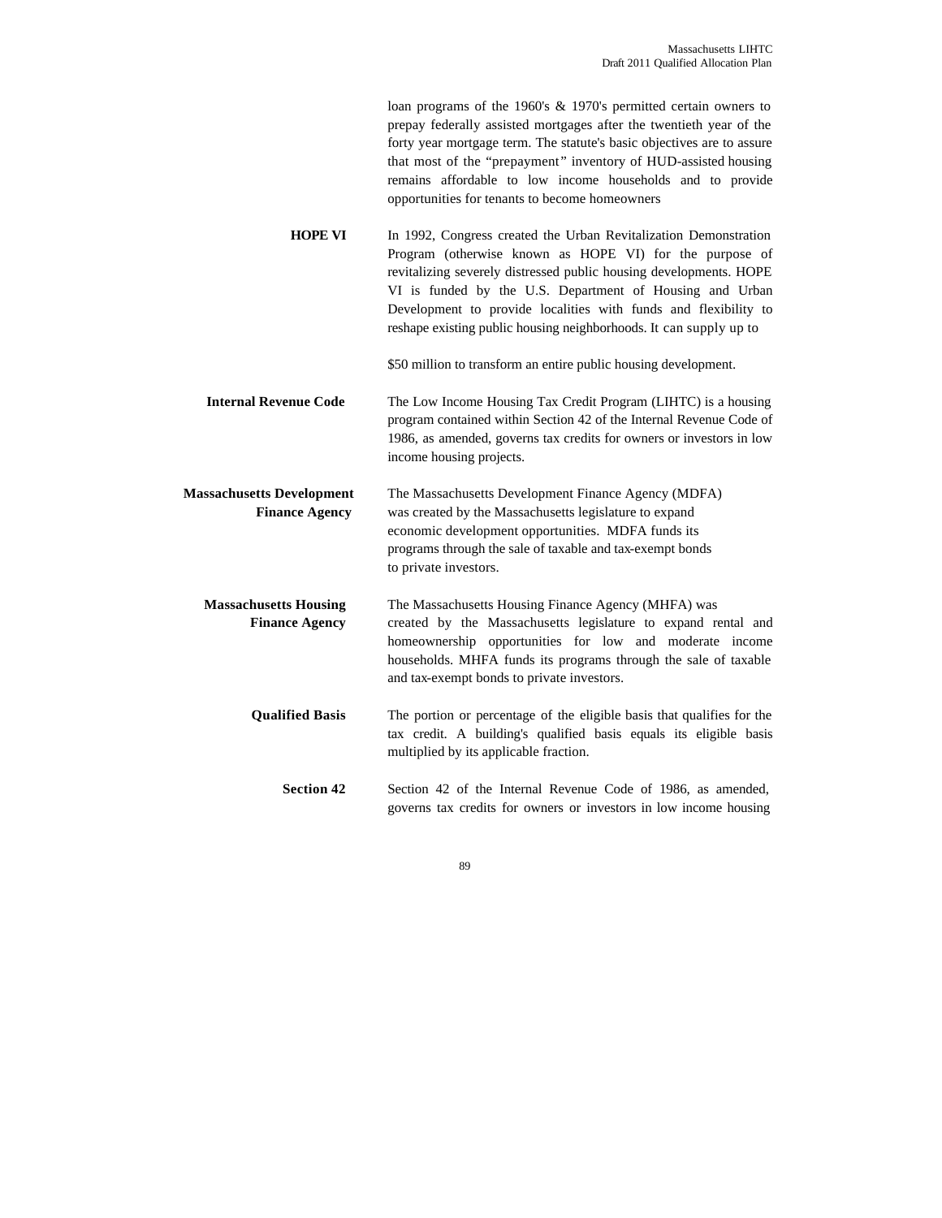loan programs of the 1960's & 1970's permitted certain owners to prepay federally assisted mortgages after the twentieth year of the forty year mortgage term. The statute's basic objectives are to assure that most of the "prepayment" inventory of HUD-assisted housing remains affordable to low income households and to provide opportunities for tenants to become homeowners

**HOPE VI** In 1992, Congress created the Urban Revitalization Demonstration Program (otherwise known as HOPE VI) for the purpose of revitalizing severely distressed public housing developments. HOPE VI is funded by the U.S. Department of Housing and Urban Development to provide localities with funds and flexibility to reshape existing public housing neighborhoods. It can supply up to

$50 million to transform an entire public housing development.

**Internal Revenue Code** The Low Income Housing Tax Credit Program (LIHTC) is a housing program contained within Section 42 of the Internal Revenue Code of 1986, as amended, governs tax credits for owners or investors in low income housing projects.

**Massachusetts Development Finance Agency** The Massachusetts Development Finance Agency (MDFA) was created by the Massachusetts legislature to expand economic development opportunities. MDFA funds its programs through the sale of taxable and tax-exempt bonds to private investors.

**Massachusetts Housing Finance Agency** The Massachusetts Housing Finance Agency (MHFA) was created by the Massachusetts legislature to expand rental and homeownership opportunities for low and moderate income households. MHFA funds its programs through the sale of taxable and tax-exempt bonds to private investors.

**Qualified Basis** The portion or percentage of the eligible basis that qualifies for the tax credit. A building's qualified basis equals its eligible basis multiplied by its applicable fraction.

**Section 42** Section 42 of the Internal Revenue Code of 1986, as amended, governs tax credits for owners or investors in low income housing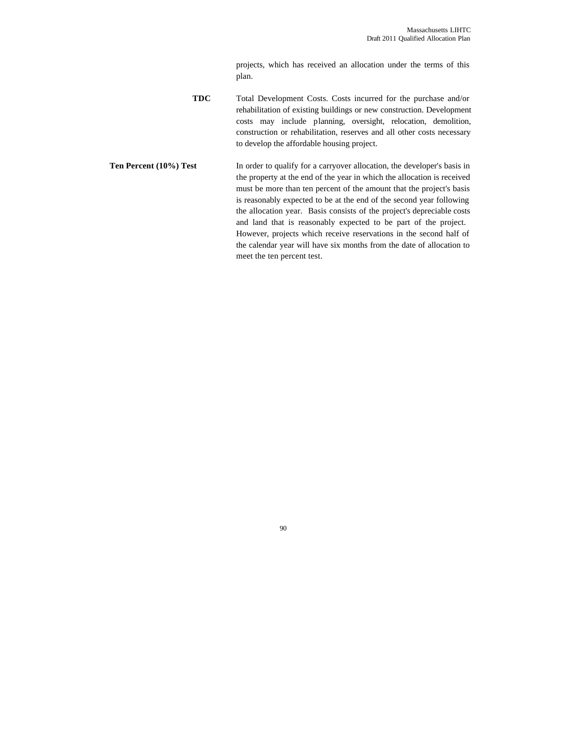projects, which has received an allocation under the terms of this plan.

**TDC** Total Development Costs. Costs incurred for the purchase and/or rehabilitation of existing buildings or new construction. Development costs may include planning, oversight, relocation, demolition, construction or rehabilitation, reserves and all other costs necessary to develop the affordable housing project.

**Ten Percent (10%) Test** In order to qualify for a carryover allocation, the developer's basis in the property at the end of the year in which the allocation is received must be more than ten percent of the amount that the project's basis is reasonably expected to be at the end of the second year following the allocation year. Basis consists of the project's depreciable costs and land that is reasonably expected to be part of the project. However, projects which receive reservations in the second half of the calendar year will have six months from the date of allocation to meet the ten percent test.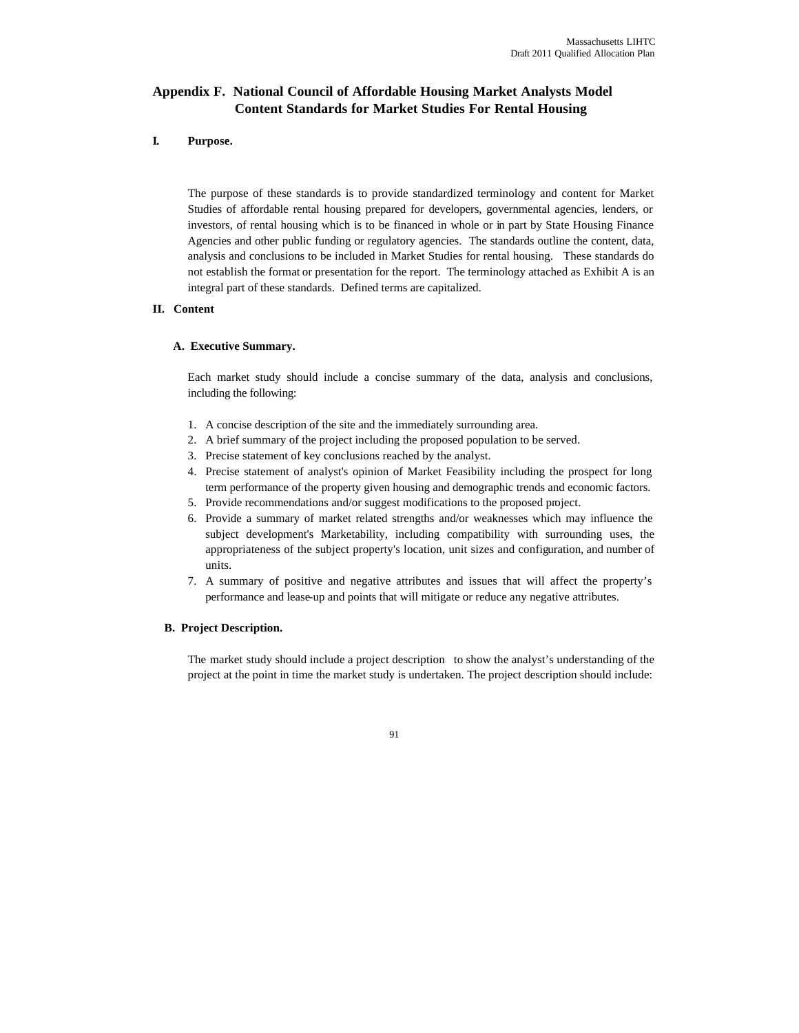## Appendix F. National Council of Affordable Housing Market Analysts Model Content Standards for Market Studies For Rental Housing

**I. Purpose.**

The purpose of these standards is to provide standardized terminology and content for Market Studies of affordable rental housing prepared for developers, governmental agencies, lenders, or investors, of rental housing which is to be financed in whole or in part by State Housing Finance Agencies and other public funding or regulatory agencies. The standards outline the content, data, analysis and conclusions to be included in Market Studies for rental housing. These standards do not establish the format or presentation for the report. The terminology attached as Exhibit A is an integral part of these standards. Defined terms are capitalized.

**II. Content**

**A. Executive Summary.**

Each market study should include a concise summary of the data, analysis and conclusions, including the following:

1. A concise description of the site and the immediately surrounding area.
2. A brief summary of the project including the proposed population to be served.
3. Precise statement of key conclusions reached by the analyst.
4. Precise statement of analyst's opinion of Market Feasibility including the prospect for long term performance of the property given housing and demographic trends and economic factors.
5. Provide recommendations and/or suggest modifications to the proposed project.
6. Provide a summary of market related strengths and/or weaknesses which may influence the subject development's Marketability, including compatibility with surrounding uses, the appropriateness of the subject property's location, unit sizes and configuration, and number of units.
7. A summary of positive and negative attributes and issues that will affect the property's performance and lease-up and points that will mitigate or reduce any negative attributes.

**B. Project Description.**

The market study should include a project description to show the analyst's understanding of the project at the point in time the market study is undertaken. The project description should include: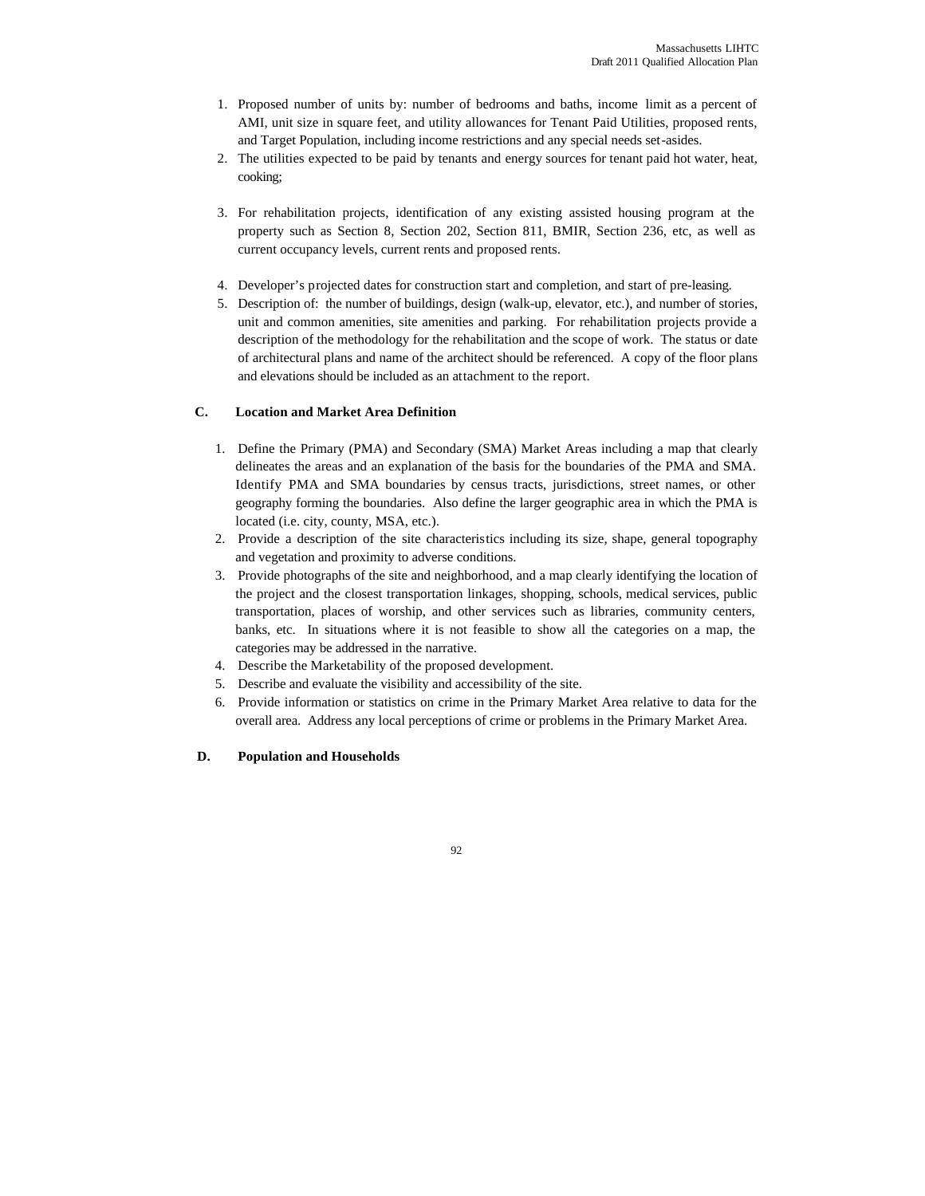1. Proposed number of units by: number of bedrooms and baths, income limit as a percent of AMI, unit size in square feet, and utility allowances for Tenant Paid Utilities, proposed rents, and Target Population, including income restrictions and any special needs set-asides.
2. The utilities expected to be paid by tenants and energy sources for tenant paid hot water, heat, cooking;
3. For rehabilitation projects, identification of any existing assisted housing program at the property such as Section 8, Section 202, Section 811, BMIR, Section 236, etc, as well as current occupancy levels, current rents and proposed rents.
4. Developer's projected dates for construction start and completion, and start of pre-leasing.
5. Description of: the number of buildings, design (walk-up, elevator, etc.), and number of stories, unit and common amenities, site amenities and parking. For rehabilitation projects provide a description of the methodology for the rehabilitation and the scope of work. The status or date of architectural plans and name of the architect should be referenced. A copy of the floor plans and elevations should be included as an attachment to the report.

**C. Location and Market Area Definition**

1. Define the Primary (PMA) and Secondary (SMA) Market Areas including a map that clearly delineates the areas and an explanation of the basis for the boundaries of the PMA and SMA. Identify PMA and SMA boundaries by census tracts, jurisdictions, street names, or other geography forming the boundaries. Also define the larger geographic area in which the PMA is located (i.e. city, county, MSA, etc.).
2. Provide a description of the site characteristics including its size, shape, general topography and vegetation and proximity to adverse conditions.
3. Provide photographs of the site and neighborhood, and a map clearly identifying the location of the project and the closest transportation linkages, shopping, schools, medical services, public transportation, places of worship, and other services such as libraries, community centers, banks, etc. In situations where it is not feasible to show all the categories on a map, the categories may be addressed in the narrative.
4. Describe the Marketability of the proposed development.
5. Describe and evaluate the visibility and accessibility of the site.
6. Provide information or statistics on crime in the Primary Market Area relative to data for the overall area. Address any local perceptions of crime or problems in the Primary Market Area.

**D. Population and Households**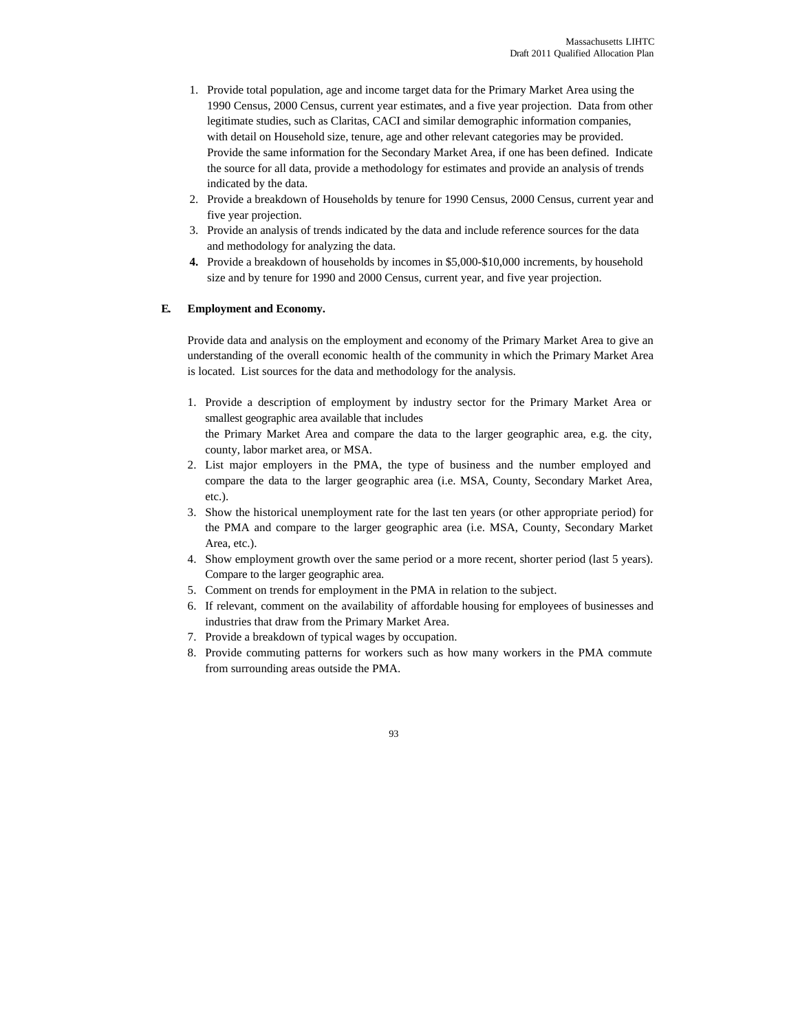1. Provide total population, age and income target data for the Primary Market Area using the 1990 Census, 2000 Census, current year estimates, and a five year projection. Data from other legitimate studies, such as Claritas, CACI and similar demographic information companies, with detail on Household size, tenure, age and other relevant categories may be provided. Provide the same information for the Secondary Market Area, if one has been defined. Indicate the source for all data, provide a methodology for estimates and provide an analysis of trends indicated by the data.
2. Provide a breakdown of Households by tenure for 1990 Census, 2000 Census, current year and five year projection.
3. Provide an analysis of trends indicated by the data and include reference sources for the data and methodology for analyzing the data.
4. Provide a breakdown of households by incomes in $5,000-$10,000 increments, by household size and by tenure for 1990 and 2000 Census, current year, and five year projection.

**E. Employment and Economy.**

Provide data and analysis on the employment and economy of the Primary Market Area to give an understanding of the overall economic health of the community in which the Primary Market Area is located. List sources for the data and methodology for the analysis.

1. Provide a description of employment by industry sector for the Primary Market Area or smallest geographic area available that includes the Primary Market Area and compare the data to the larger geographic area, e.g. the city, county, labor market area, or MSA.
2. List major employers in the PMA, the type of business and the number employed and compare the data to the larger geographic area (i.e. MSA, County, Secondary Market Area, etc.).
3. Show the historical unemployment rate for the last ten years (or other appropriate period) for the PMA and compare to the larger geographic area (i.e. MSA, County, Secondary Market Area, etc.).
4. Show employment growth over the same period or a more recent, shorter period (last 5 years). Compare to the larger geographic area.
5. Comment on trends for employment in the PMA in relation to the subject.
6. If relevant, comment on the availability of affordable housing for employees of businesses and industries that draw from the Primary Market Area.
7. Provide a breakdown of typical wages by occupation.
8. Provide commuting patterns for workers such as how many workers in the PMA commute from surrounding areas outside the PMA.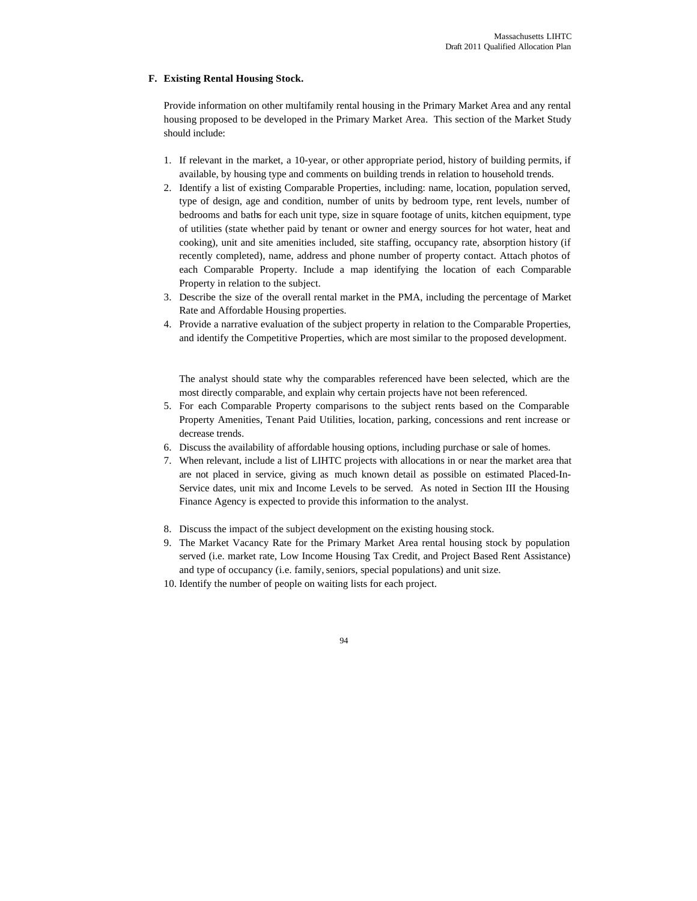### F. Existing Rental Housing Stock.

Provide information on other multifamily rental housing in the Primary Market Area and any rental housing proposed to be developed in the Primary Market Area. This section of the Market Study should include:

1. If relevant in the market, a 10-year, or other appropriate period, history of building permits, if available, by housing type and comments on building trends in relation to household trends.
2. Identify a list of existing Comparable Properties, including: name, location, population served, type of design, age and condition, number of units by bedroom type, rent levels, number of bedrooms and baths for each unit type, size in square footage of units, kitchen equipment, type of utilities (state whether paid by tenant or owner and energy sources for hot water, heat and cooking), unit and site amenities included, site staffing, occupancy rate, absorption history (if recently completed), name, address and phone number of property contact. Attach photos of each Comparable Property. Include a map identifying the location of each Comparable Property in relation to the subject.
3. Describe the size of the overall rental market in the PMA, including the percentage of Market Rate and Affordable Housing properties.
4. Provide a narrative evaluation of the subject property in relation to the Comparable Properties, and identify the Competitive Properties, which are most similar to the proposed development.

   The analyst should state why the comparables referenced have been selected, which are the most directly comparable, and explain why certain projects have not been referenced.
5. For each Comparable Property comparisons to the subject rents based on the Comparable Property Amenities, Tenant Paid Utilities, location, parking, concessions and rent increase or decrease trends.
6. Discuss the availability of affordable housing options, including purchase or sale of homes.
7. When relevant, include a list of LIHTC projects with allocations in or near the market area that are not placed in service, giving as much known detail as possible on estimated Placed-In-Service dates, unit mix and Income Levels to be served. As noted in Section III the Housing Finance Agency is expected to provide this information to the analyst.
8. Discuss the impact of the subject development on the existing housing stock.
9. The Market Vacancy Rate for the Primary Market Area rental housing stock by population served (i.e. market rate, Low Income Housing Tax Credit, and Project Based Rent Assistance) and type of occupancy (i.e. family, seniors, special populations) and unit size.
10. Identify the number of people on waiting lists for each project.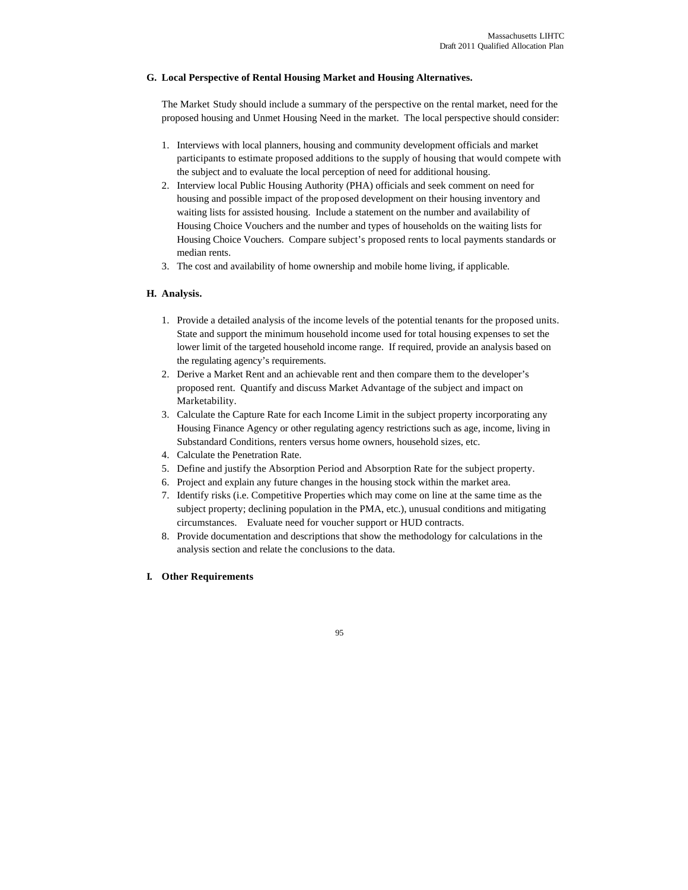### G. Local Perspective of Rental Housing Market and Housing Alternatives.

The Market Study should include a summary of the perspective on the rental market, need for the proposed housing and Unmet Housing Need in the market. The local perspective should consider:

1. Interviews with local planners, housing and community development officials and market participants to estimate proposed additions to the supply of housing that would compete with the subject and to evaluate the local perception of need for additional housing.
2. Interview local Public Housing Authority (PHA) officials and seek comment on need for housing and possible impact of the proposed development on their housing inventory and waiting lists for assisted housing. Include a statement on the number and availability of Housing Choice Vouchers and the number and types of households on the waiting lists for Housing Choice Vouchers. Compare subject's proposed rents to local payments standards or median rents.
3. The cost and availability of home ownership and mobile home living, if applicable.

### H. Analysis.

1. Provide a detailed analysis of the income levels of the potential tenants for the proposed units. State and support the minimum household income used for total housing expenses to set the lower limit of the targeted household income range. If required, provide an analysis based on the regulating agency's requirements.
2. Derive a Market Rent and an achievable rent and then compare them to the developer's proposed rent. Quantify and discuss Market Advantage of the subject and impact on Marketability.
3. Calculate the Capture Rate for each Income Limit in the subject property incorporating any Housing Finance Agency or other regulating agency restrictions such as age, income, living in Substandard Conditions, renters versus home owners, household sizes, etc.
4. Calculate the Penetration Rate.
5. Define and justify the Absorption Period and Absorption Rate for the subject property.
6. Project and explain any future changes in the housing stock within the market area.
7. Identify risks (i.e. Competitive Properties which may come on line at the same time as the subject property; declining population in the PMA, etc.), unusual conditions and mitigating circumstances. Evaluate need for voucher support or HUD contracts.
8. Provide documentation and descriptions that show the methodology for calculations in the analysis section and relate the conclusions to the data.

### I. Other Requirements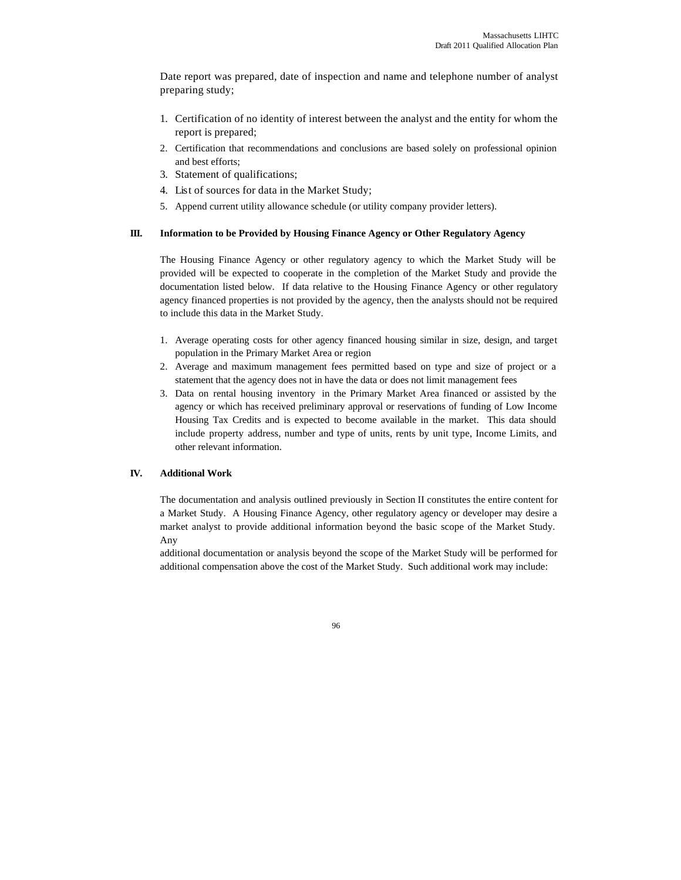Date report was prepared, date of inspection and name and telephone number of analyst preparing study;

1. Certification of no identity of interest between the analyst and the entity for whom the report is prepared;
2. Certification that recommendations and conclusions are based solely on professional opinion and best efforts;
3. Statement of qualifications;
4. List of sources for data in the Market Study;
5. Append current utility allowance schedule (or utility company provider letters).

**III. Information to be Provided by Housing Finance Agency or Other Regulatory Agency**

The Housing Finance Agency or other regulatory agency to which the Market Study will be provided will be expected to cooperate in the completion of the Market Study and provide the documentation listed below. If data relative to the Housing Finance Agency or other regulatory agency financed properties is not provided by the agency, then the analysts should not be required to include this data in the Market Study.

1. Average operating costs for other agency financed housing similar in size, design, and target population in the Primary Market Area or region
2. Average and maximum management fees permitted based on type and size of project or a statement that the agency does not in have the data or does not limit management fees
3. Data on rental housing inventory in the Primary Market Area financed or assisted by the agency or which has received preliminary approval or reservations of funding of Low Income Housing Tax Credits and is expected to become available in the market. This data should include property address, number and type of units, rents by unit type, Income Limits, and other relevant information.

**IV. Additional Work**

The documentation and analysis outlined previously in Section II constitutes the entire content for a Market Study. A Housing Finance Agency, other regulatory agency or developer may desire a market analyst to provide additional information beyond the basic scope of the Market Study. Any additional documentation or analysis beyond the scope of the Market Study will be performed for additional compensation above the cost of the Market Study. Such additional work may include: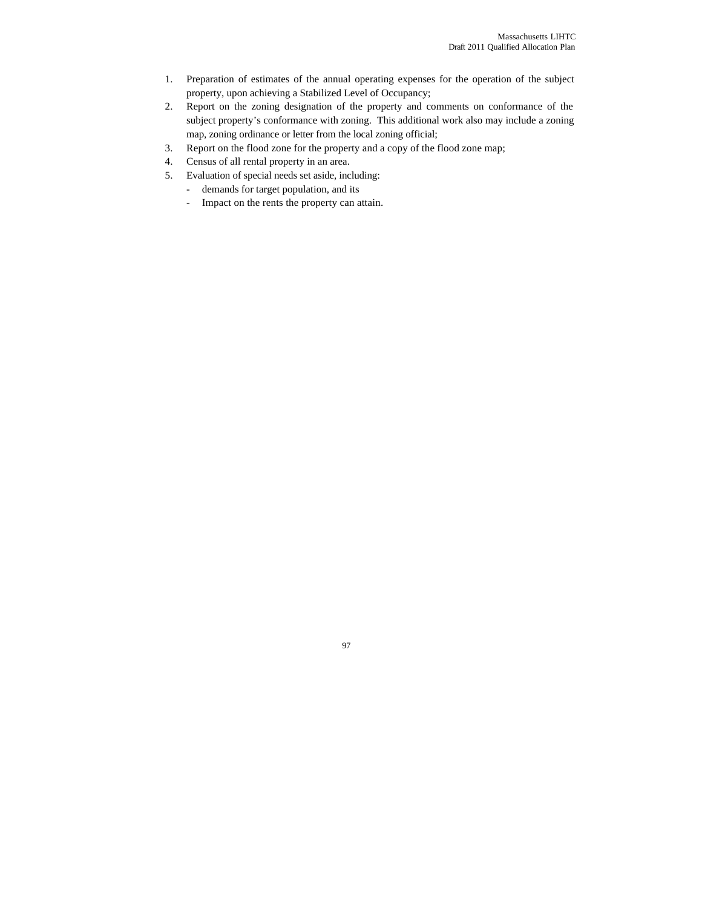1. Preparation of estimates of the annual operating expenses for the operation of the subject property, upon achieving a Stabilized Level of Occupancy;
2. Report on the zoning designation of the property and comments on conformance of the subject property's conformance with zoning. This additional work also may include a zoning map, zoning ordinance or letter from the local zoning official;
3. Report on the flood zone for the property and a copy of the flood zone map;
4. Census of all rental property in an area.
5. Evaluation of special needs set aside, including:
   - demands for target population, and its
   - Impact on the rents the property can attain.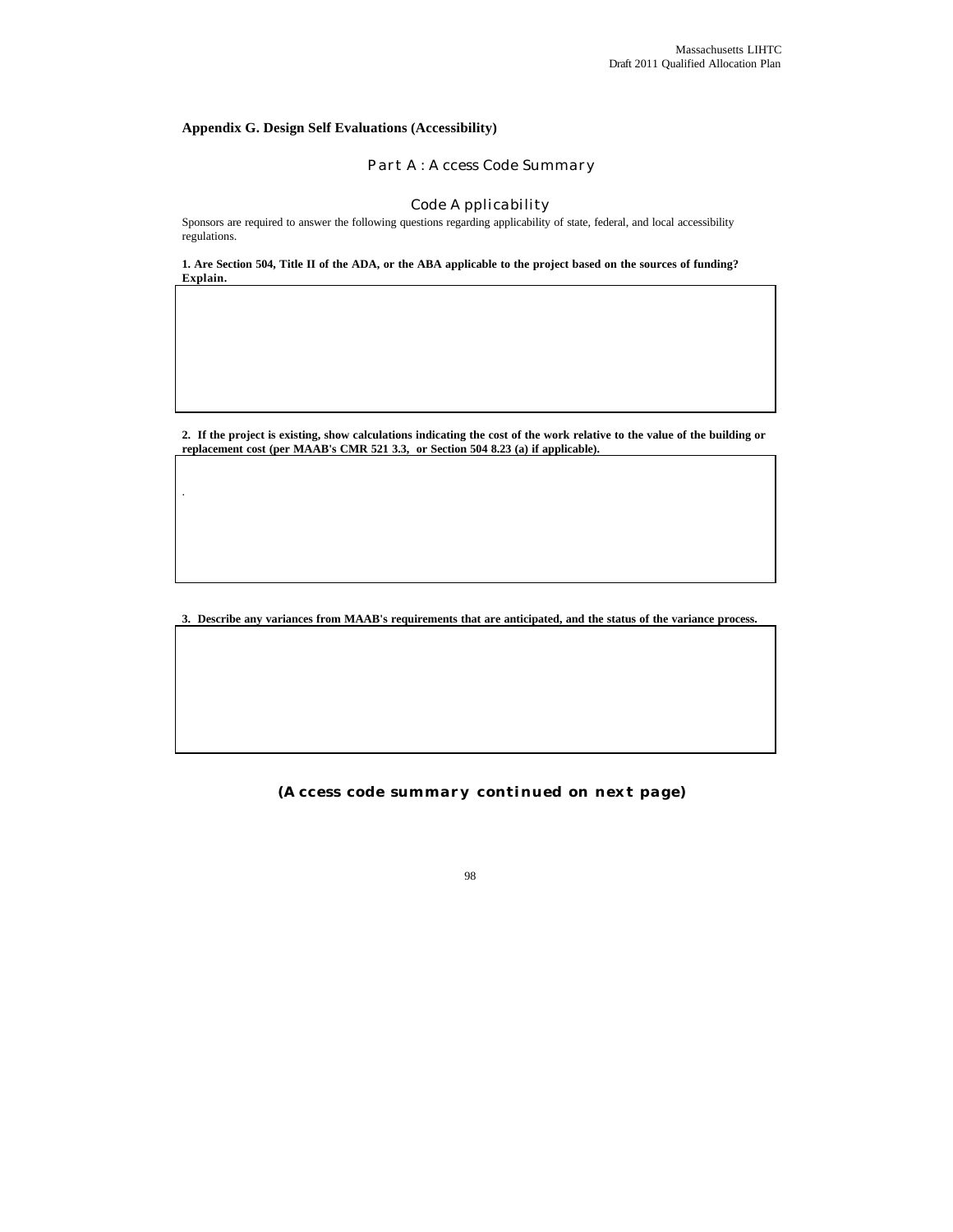## Appendix G. Design Self Evaluations (Accessibility)

### Part A: Access Code Summary

#### Code Applicability

Sponsors are required to answer the following questions regarding applicability of state, federal, and local accessibility regulations.

**1. Are Section 504, Title II of the ADA, or the ABA applicable to the project based on the sources of funding? Explain.**

**2. If the project is existing, show calculations indicating the cost of the work relative to the value of the building or replacement cost (per MAAB's CMR 521 3.3, or Section 504 8.23 (a) if applicable).**

**3. Describe any variances from MAAB's requirements that are anticipated, and the status of the variance process.**

**(Access code summary continued on next page)**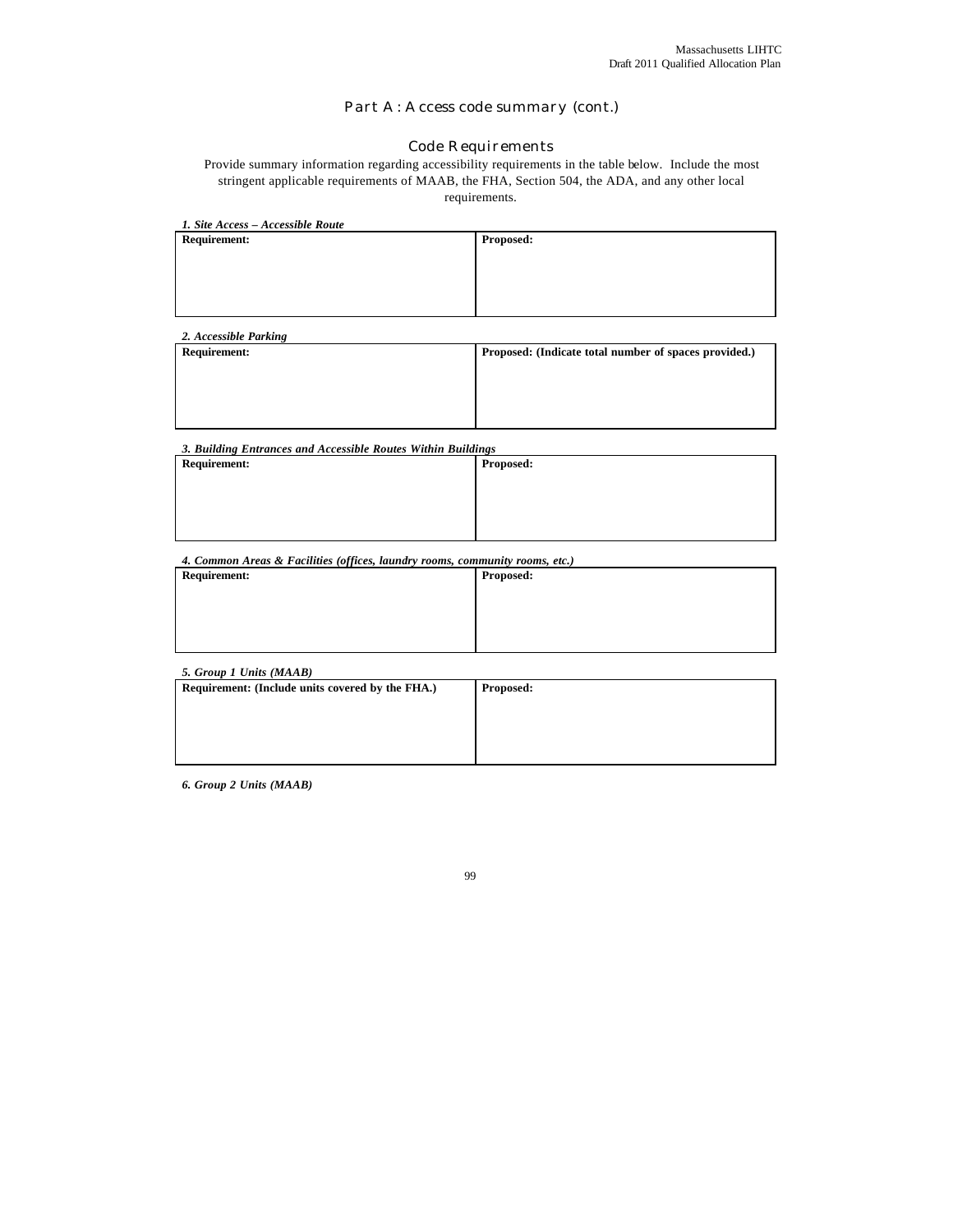## Part A: Access code summary (cont.)

### Code Requirements

Provide summary information regarding accessibility requirements in the table below. Include the most stringent applicable requirements of MAAB, the FHA, Section 504, the ADA, and any other local requirements.

***1. Site Access – Accessible Route***

| **Requirement:** | **Proposed:** |
|---|---|
| | |

***2. Accessible Parking***

| **Requirement:** | **Proposed: (Indicate total number of spaces provided.)** |
|---|---|
| | |

***3. Building Entrances and Accessible Routes Within Buildings***

| **Requirement:** | **Proposed:** |
|---|---|
| | |

***4. Common Areas & Facilities (offices, laundry rooms, community rooms, etc.)***

| **Requirement:** | **Proposed:** |
|---|---|
| | |

***5. Group 1 Units (MAAB)***

| **Requirement: (Include units covered by the FHA.)** | **Proposed:** |
|---|---|
| | |

***6. Group 2 Units (MAAB)***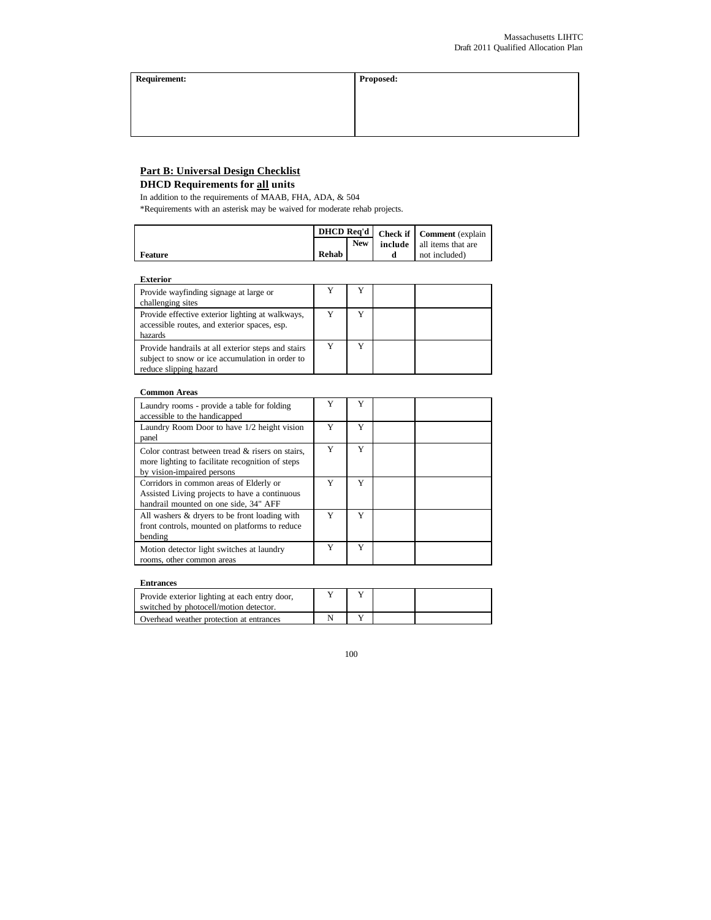| Requirement: | Proposed: |
| --- | --- |
| | |

## Part B: Universal Design Checklist

### DHCD Requirements for all units

In addition to the requirements of MAAB, FHA, ADA, & 504

*Requirements with an asterisk may be waived for moderate rehab projects.

| Feature | DHCD Req'd Rehab | DHCD Req'd New | Check if included | Comment (explain all items that are not included) |
| --- | --- | --- | --- | --- |
| **Exterior** | | | | |
| Provide wayfinding signage at large or challenging sites | Y | Y | | |
| Provide effective exterior lighting at walkways, accessible routes, and exterior spaces, esp. hazards | Y | Y | | |
| Provide handrails at all exterior steps and stairs subject to snow or ice accumulation in order to reduce slipping hazard | Y | Y | | |
| **Common Areas** | | | | |
| Laundry rooms - provide a table for folding accessible to the handicapped | Y | Y | | |
| Laundry Room Door to have 1/2 height vision panel | Y | Y | | |
| Color contrast between tread & risers on stairs, more lighting to facilitate recognition of steps by vision-impaired persons | Y | Y | | |
| Corridors in common areas of Elderly or Assisted Living projects to have a continuous handrail mounted on one side, 34" AFF | Y | Y | | |
| All washers & dryers to be front loading with front controls, mounted on platforms to reduce bending | Y | Y | | |
| Motion detector light switches at laundry rooms, other common areas | Y | Y | | |
| **Entrances** | | | | |
| Provide exterior lighting at each entry door, switched by photocell/motion detector. | Y | Y | | |
| Overhead weather protection at entrances | N | Y | | |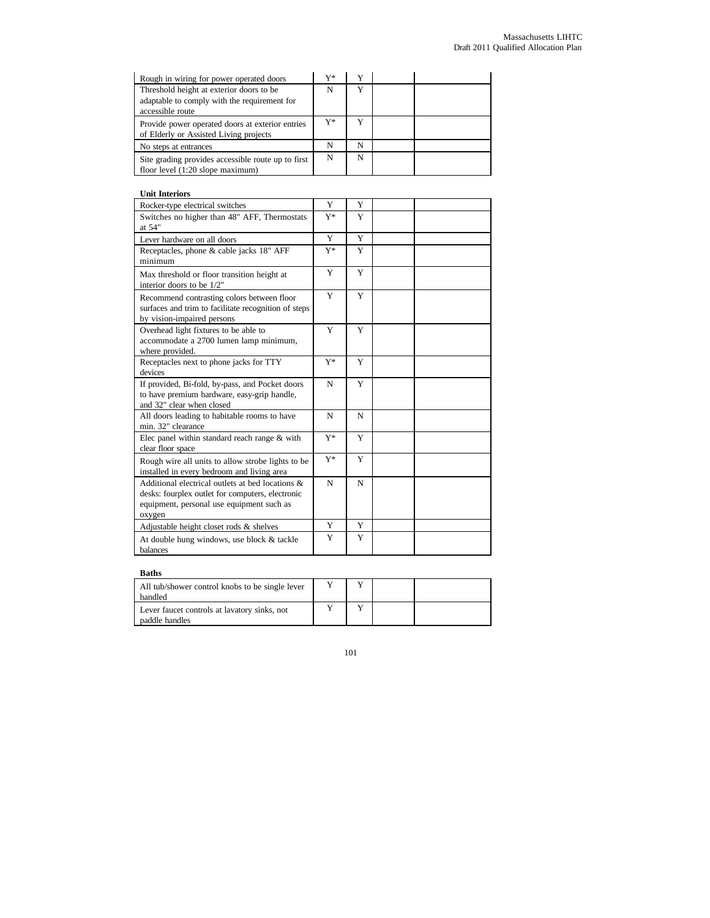| | | | | |
|---|---|---|---|---|
| Rough in wiring for power operated doors | Y* | Y | | |
| Threshold height at exterior doors to be adaptable to comply with the requirement for accessible route | N | Y | | |
| Provide power operated doors at exterior entries of Elderly or Assisted Living projects | Y* | Y | | |
| No steps at entrances | N | N | | |
| Site grading provides accessible route up to first floor level (1:20 slope maximum) | N | N | | |

**Unit Interiors**

| | | | | |
|---|---|---|---|---|
| Rocker-type electrical switches | Y | Y | | |
| Switches no higher than 48" AFF, Thermostats at 54" | Y* | Y | | |
| Lever hardware on all doors | Y | Y | | |
| Receptacles, phone & cable jacks 18" AFF minimum | Y* | Y | | |
| Max threshold or floor transition height at interior doors to be 1/2" | Y | Y | | |
| Recommend contrasting colors between floor surfaces and trim to facilitate recognition of steps by vision-impaired persons | Y | Y | | |
| Overhead light fixtures to be able to accommodate a 2700 lumen lamp minimum, where provided. | Y | Y | | |
| Receptacles next to phone jacks for TTY devices | Y* | Y | | |
| If provided, Bi-fold, by-pass, and Pocket doors to have premium hardware, easy-grip handle, and 32" clear when closed | N | Y | | |
| All doors leading to habitable rooms to have min. 32" clearance | N | N | | |
| Elec panel within standard reach range & with clear floor space | Y* | Y | | |
| Rough wire all units to allow strobe lights to be installed in every bedroom and living area | Y* | Y | | |
| Additional electrical outlets at bed locations & desks: fourplex outlet for computers, electronic equipment, personal use equipment such as oxygen | N | N | | |
| Adjustable height closet rods & shelves | Y | Y | | |
| At double hung windows, use block & tackle balances | Y | Y | | |

**Baths**

| | | | | |
|---|---|---|---|---|
| All tub/shower control knobs to be single lever handled | Y | Y | | |
| Lever faucet controls at lavatory sinks, not paddle handles | Y | Y | | |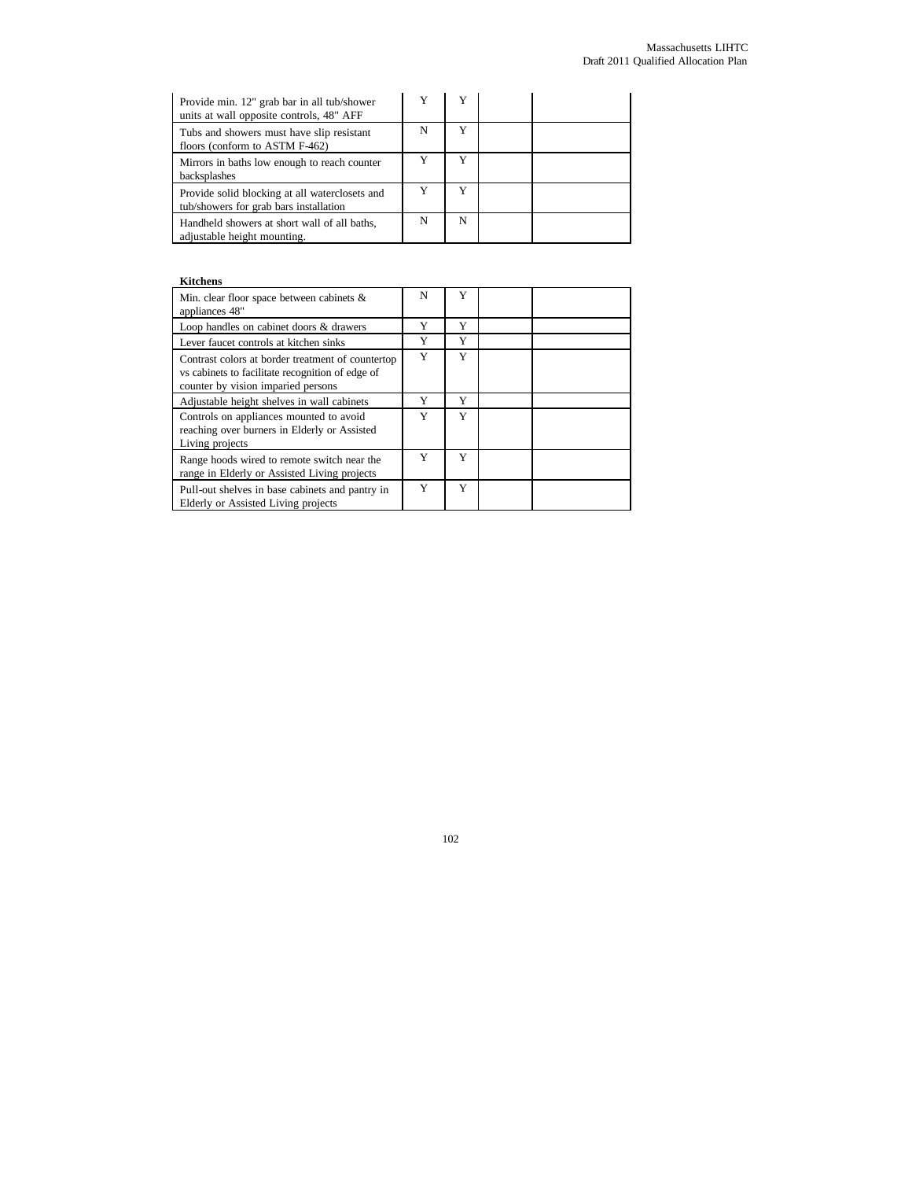| | | | | |
|---|---|---|---|---|
| Provide min. 12" grab bar in all tub/shower units at wall opposite controls, 48" AFF | Y | Y | | |
| Tubs and showers must have slip resistant floors (conform to ASTM F-462) | N | Y | | |
| Mirrors in baths low enough to reach counter backsplashes | Y | Y | | |
| Provide solid blocking at all waterclosets and tub/showers for grab bars installation | Y | Y | | |
| Handheld showers at short wall of all baths, adjustable height mounting. | N | N | | |

**Kitchens**

| | | | | |
|---|---|---|---|---|
| Min. clear floor space between cabinets & appliances 48" | N | Y | | |
| Loop handles on cabinet doors & drawers | Y | Y | | |
| Lever faucet controls at kitchen sinks | Y | Y | | |
| Contrast colors at border treatment of countertop vs cabinets to facilitate recognition of edge of counter by vision imparied persons | Y | Y | | |
| Adjustable height shelves in wall cabinets | Y | Y | | |
| Controls on appliances mounted to avoid reaching over burners in Elderly or Assisted Living projects | Y | Y | | |
| Range hoods wired to remote switch near the range in Elderly or Assisted Living projects | Y | Y | | |
| Pull-out shelves in base cabinets and pantry in Elderly or Assisted Living projects | Y | Y | | |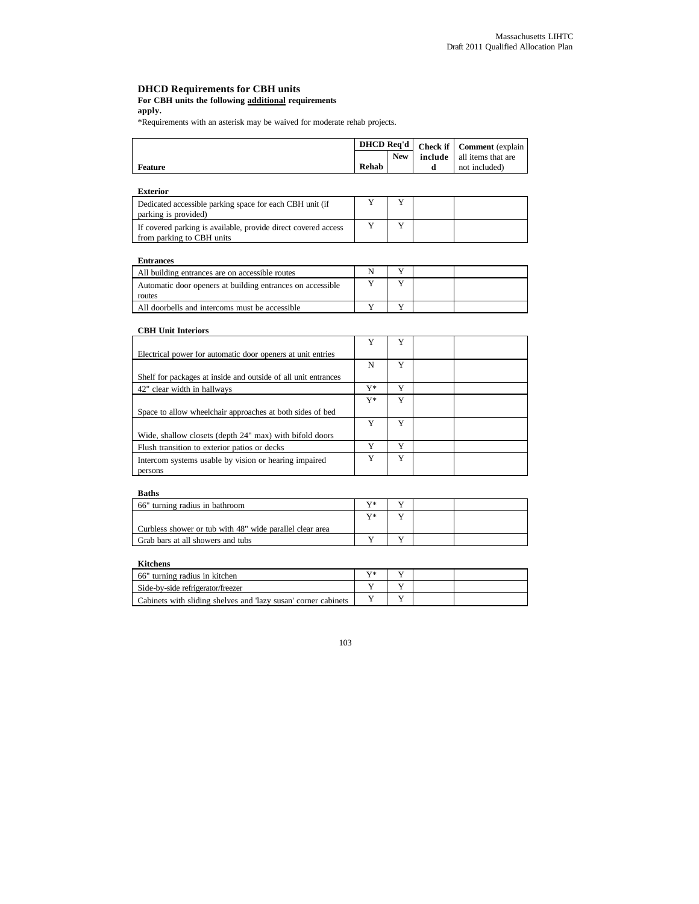## DHCD Requirements for CBH units

**For CBH units the following additional requirements apply.**

*Requirements with an asterisk may be waived for moderate rehab projects.

| Feature | DHCD Req'd | | Check if included | Comment (explain all items that are not included) |
|---|---|---|---|---|
| | Rehab | New | | |
| **Exterior** | | | | |
| Dedicated accessible parking space for each CBH unit (if parking is provided) | Y | Y | | |
| If covered parking is available, provide direct covered access from parking to CBH units | Y | Y | | |
| **Entrances** | | | | |
| All building entrances are on accessible routes | N | Y | | |
| Automatic door openers at building entrances on accessible routes | Y | Y | | |
| All doorbells and intercoms must be accessible | Y | Y | | |
| **CBH Unit Interiors** | | | | |
| Electrical power for automatic door openers at unit entries | Y | Y | | |
| Shelf for packages at inside and outside of all unit entrances | N | Y | | |
| 42" clear width in hallways | Y* | Y | | |
| Space to allow wheelchair approaches at both sides of bed | Y* | Y | | |
| Wide, shallow closets (depth 24" max) with bifold doors | Y | Y | | |
| Flush transition to exterior patios or decks | Y | Y | | |
| Intercom systems usable by vision or hearing impaired persons | Y | Y | | |
| **Baths** | | | | |
| 66" turning radius in bathroom | Y* | Y | | |
| Curbless shower or tub with 48" wide parallel clear area | Y* | Y | | |
| Grab bars at all showers and tubs | Y | Y | | |
| **Kitchens** | | | | |
| 66" turning radius in kitchen | Y* | Y | | |
| Side-by-side refrigerator/freezer | Y | Y | | |
| Cabinets with sliding shelves and 'lazy susan' corner cabinets | Y | Y | | |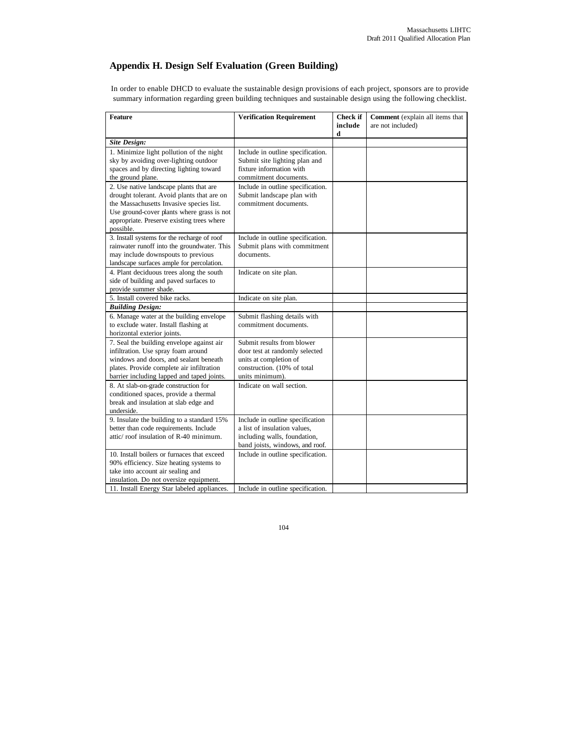## Appendix H. Design Self Evaluation (Green Building)

In order to enable DHCD to evaluate the sustainable design provisions of each project, sponsors are to provide summary information regarding green building techniques and sustainable design using the following checklist.

| **Feature** | **Verification Requirement** | **Check if included** | **Comment** (explain all items that are not included) |
|---|---|---|---|
| ***Site Design:*** | | | |
| 1. Minimize light pollution of the night sky by avoiding over-lighting outdoor spaces and by directing lighting toward the ground plane. | Include in outline specification. Submit site lighting plan and fixture information with commitment documents. | | |
| 2. Use native landscape plants that are drought tolerant. Avoid plants that are on the Massachusetts Invasive species list. Use ground-cover plants where grass is not appropriate. Preserve existing trees where possible. | Include in outline specification. Submit landscape plan with commitment documents. | | |
| 3. Install systems for the recharge of roof rainwater runoff into the groundwater. This may include downspouts to previous landscape surfaces ample for percolation. | Include in outline specification. Submit plans with commitment documents. | | |
| 4. Plant deciduous trees along the south side of building and paved surfaces to provide summer shade. | Indicate on site plan. | | |
| 5. Install covered bike racks. | Indicate on site plan. | | |
| ***Building Design:*** | | | |
| 6. Manage water at the building envelope to exclude water. Install flashing at horizontal exterior joints. | Submit flashing details with commitment documents. | | |
| 7. Seal the building envelope against air infiltration. Use spray foam around windows and doors, and sealant beneath plates. Provide complete air infiltration barrier including lapped and taped joints. | Submit results from blower door test at randomly selected units at completion of construction. (10% of total units minimum). | | |
| 8. At slab-on-grade construction for conditioned spaces, provide a thermal break and insulation at slab edge and underside. | Indicate on wall section. | | |
| 9. Insulate the building to a standard 15% better than code requirements. Include attic/ roof insulation of R-40 minimum. | Include in outline specification a list of insulation values, including walls, foundation, band joists, windows, and roof. | | |
| 10. Install boilers or furnaces that exceed 90% efficiency. Size heating systems to take into account air sealing and insulation. Do not oversize equipment. | Include in outline specification. | | |
| 11. Install Energy Star labeled appliances. | Include in outline specification. | | |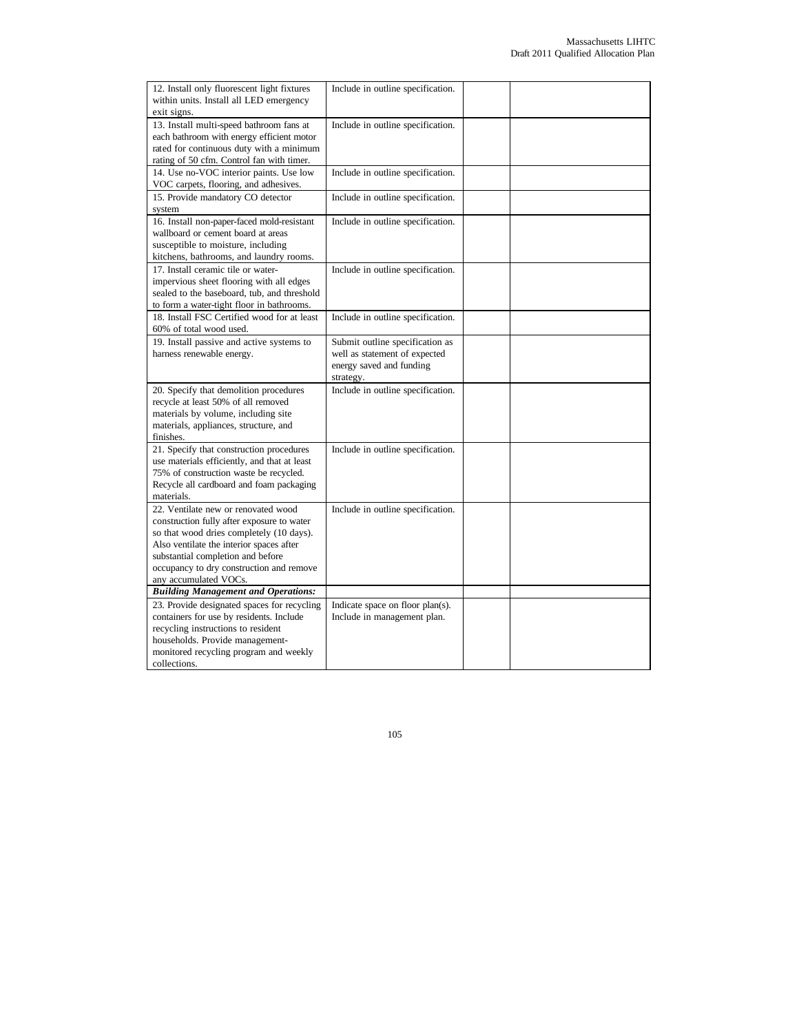| | | | |
|---|---|---|---|
| 12. Install only fluorescent light fixtures within units. Install all LED emergency exit signs. | Include in outline specification. | | |
| 13. Install multi-speed bathroom fans at each bathroom with energy efficient motor rated for continuous duty with a minimum rating of 50 cfm. Control fan with timer. | Include in outline specification. | | |
| 14. Use no-VOC interior paints. Use low VOC carpets, flooring, and adhesives. | Include in outline specification. | | |
| 15. Provide mandatory CO detector system | Include in outline specification. | | |
| 16. Install non-paper-faced mold-resistant wallboard or cement board at areas susceptible to moisture, including kitchens, bathrooms, and laundry rooms. | Include in outline specification. | | |
| 17. Install ceramic tile or water-impervious sheet flooring with all edges sealed to the baseboard, tub, and threshold to form a water-tight floor in bathrooms. | Include in outline specification. | | |
| 18. Install FSC Certified wood for at least 60% of total wood used. | Include in outline specification. | | |
| 19. Install passive and active systems to harness renewable energy. | Submit outline specification as well as statement of expected energy saved and funding strategy. | | |
| 20. Specify that demolition procedures recycle at least 50% of all removed materials by volume, including site materials, appliances, structure, and finishes. | Include in outline specification. | | |
| 21. Specify that construction procedures use materials efficiently, and that at least 75% of construction waste be recycled. Recycle all cardboard and foam packaging materials. | Include in outline specification. | | |
| 22. Ventilate new or renovated wood construction fully after exposure to water so that wood dries completely (10 days). Also ventilate the interior spaces after substantial completion and before occupancy to dry construction and remove any accumulated VOCs. | Include in outline specification. | | |
| ***Building Management and Operations:*** | | | |
| 23. Provide designated spaces for recycling containers for use by residents. Include recycling instructions to resident households. Provide management-monitored recycling program and weekly collections. | Indicate space on floor plan(s). Include in management plan. | | |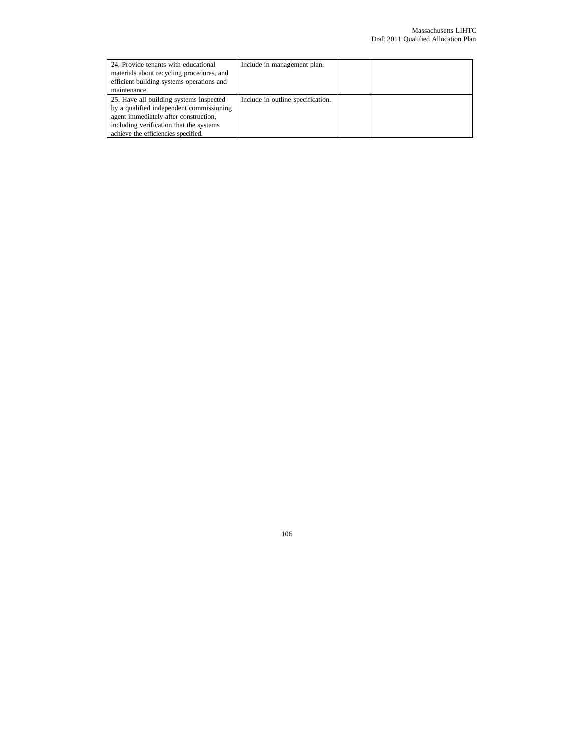| | | | |
|---|---|---|---|
| 24. Provide tenants with educational materials about recycling procedures, and efficient building systems operations and maintenance. | Include in management plan. | | |
| 25. Have all building systems inspected by a qualified independent commissioning agent immediately after construction, including verification that the systems achieve the efficiencies specified. | Include in outline specification. | | |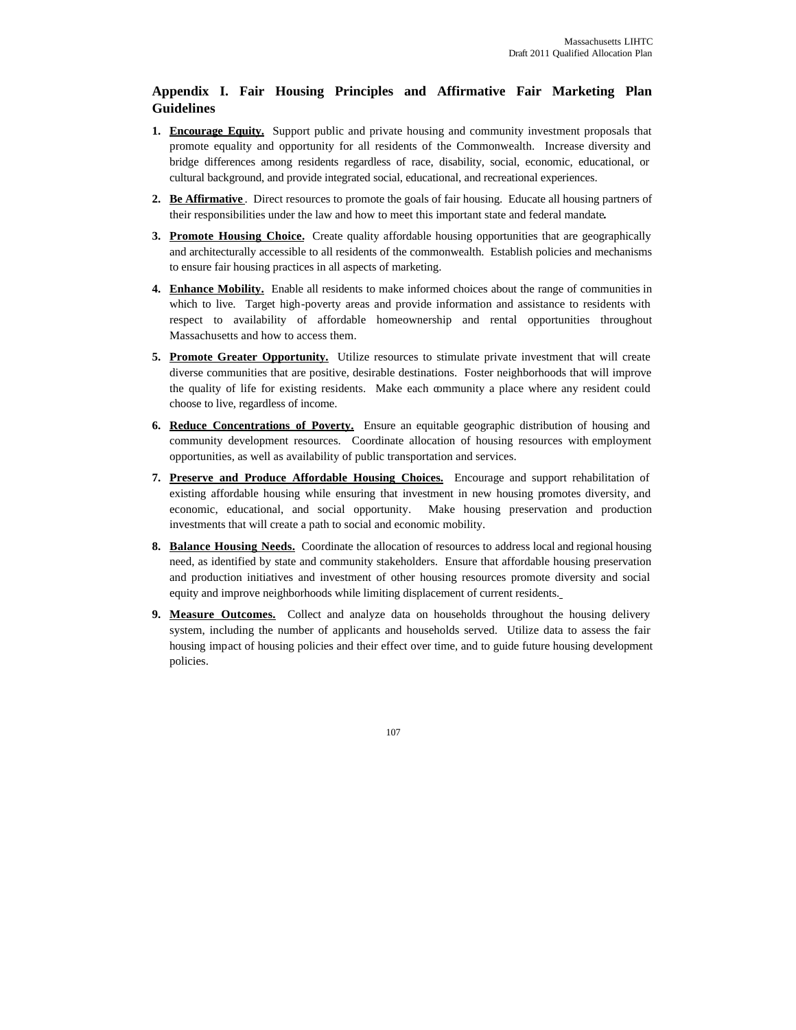## Appendix I. Fair Housing Principles and Affirmative Fair Marketing Plan Guidelines

1. **Encourage Equity.** Support public and private housing and community investment proposals that promote equality and opportunity for all residents of the Commonwealth. Increase diversity and bridge differences among residents regardless of race, disability, social, economic, educational, or cultural background, and provide integrated social, educational, and recreational experiences.
2. **Be Affirmative**. Direct resources to promote the goals of fair housing. Educate all housing partners of their responsibilities under the law and how to meet this important state and federal mandate**.**
3. **Promote Housing Choice.** Create quality affordable housing opportunities that are geographically and architecturally accessible to all residents of the commonwealth. Establish policies and mechanisms to ensure fair housing practices in all aspects of marketing.
4. **Enhance Mobility.** Enable all residents to make informed choices about the range of communities in which to live. Target high-poverty areas and provide information and assistance to residents with respect to availability of affordable homeownership and rental opportunities throughout Massachusetts and how to access them.
5. **Promote Greater Opportunity.** Utilize resources to stimulate private investment that will create diverse communities that are positive, desirable destinations. Foster neighborhoods that will improve the quality of life for existing residents. Make each community a place where any resident could choose to live, regardless of income.
6. **Reduce Concentrations of Poverty.** Ensure an equitable geographic distribution of housing and community development resources. Coordinate allocation of housing resources with employment opportunities, as well as availability of public transportation and services.
7. **Preserve and Produce Affordable Housing Choices.** Encourage and support rehabilitation of existing affordable housing while ensuring that investment in new housing promotes diversity, and economic, educational, and social opportunity. Make housing preservation and production investments that will create a path to social and economic mobility.
8. **Balance Housing Needs.** Coordinate the allocation of resources to address local and regional housing need, as identified by state and community stakeholders. Ensure that affordable housing preservation and production initiatives and investment of other housing resources promote diversity and social equity and improve neighborhoods while limiting displacement of current residents.
9. **Measure Outcomes.** Collect and analyze data on households throughout the housing delivery system, including the number of applicants and households served. Utilize data to assess the fair housing impact of housing policies and their effect over time, and to guide future housing development policies.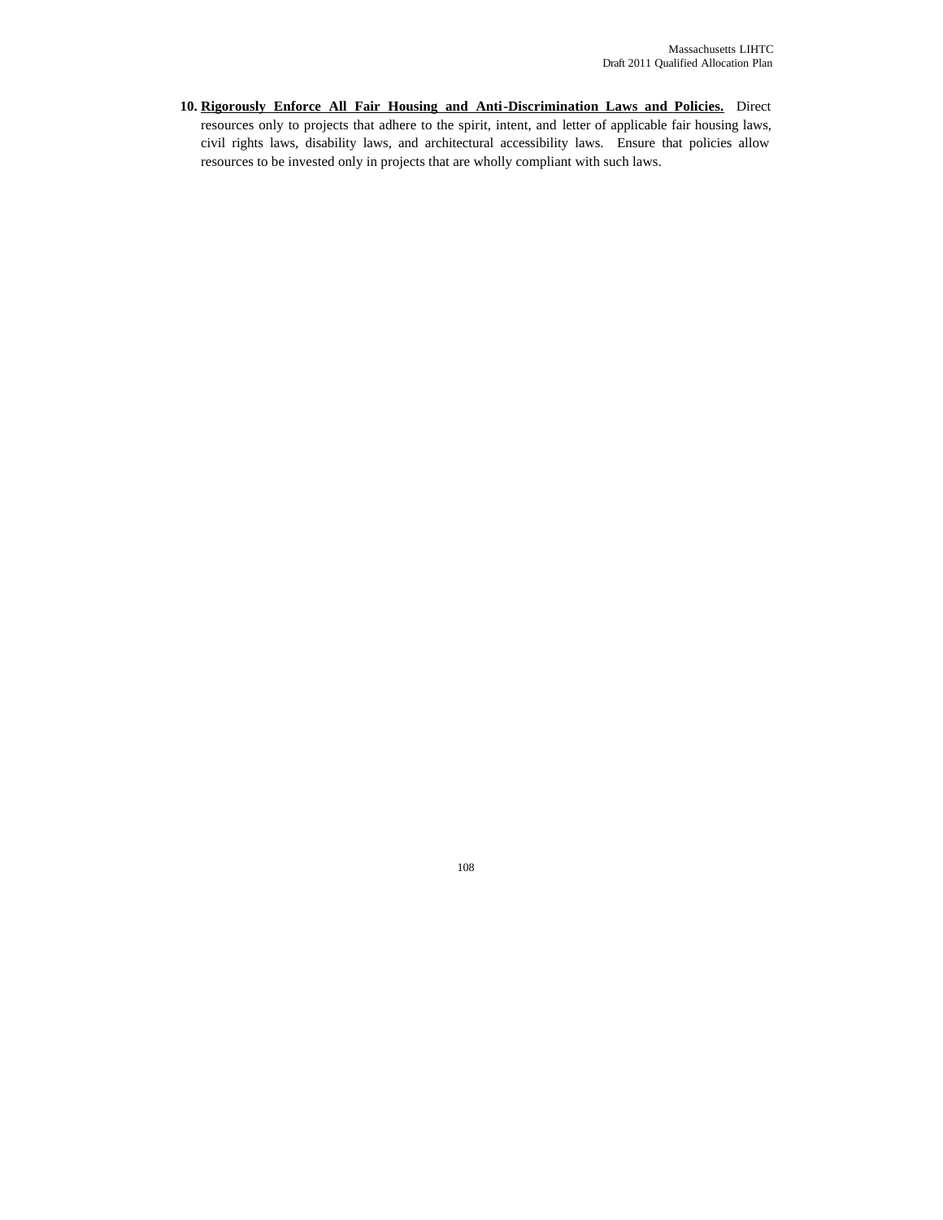10. **Rigorously Enforce All Fair Housing and Anti-Discrimination Laws and Policies.** Direct resources only to projects that adhere to the spirit, intent, and letter of applicable fair housing laws, civil rights laws, disability laws, and architectural accessibility laws. Ensure that policies allow resources to be invested only in projects that are wholly compliant with such laws.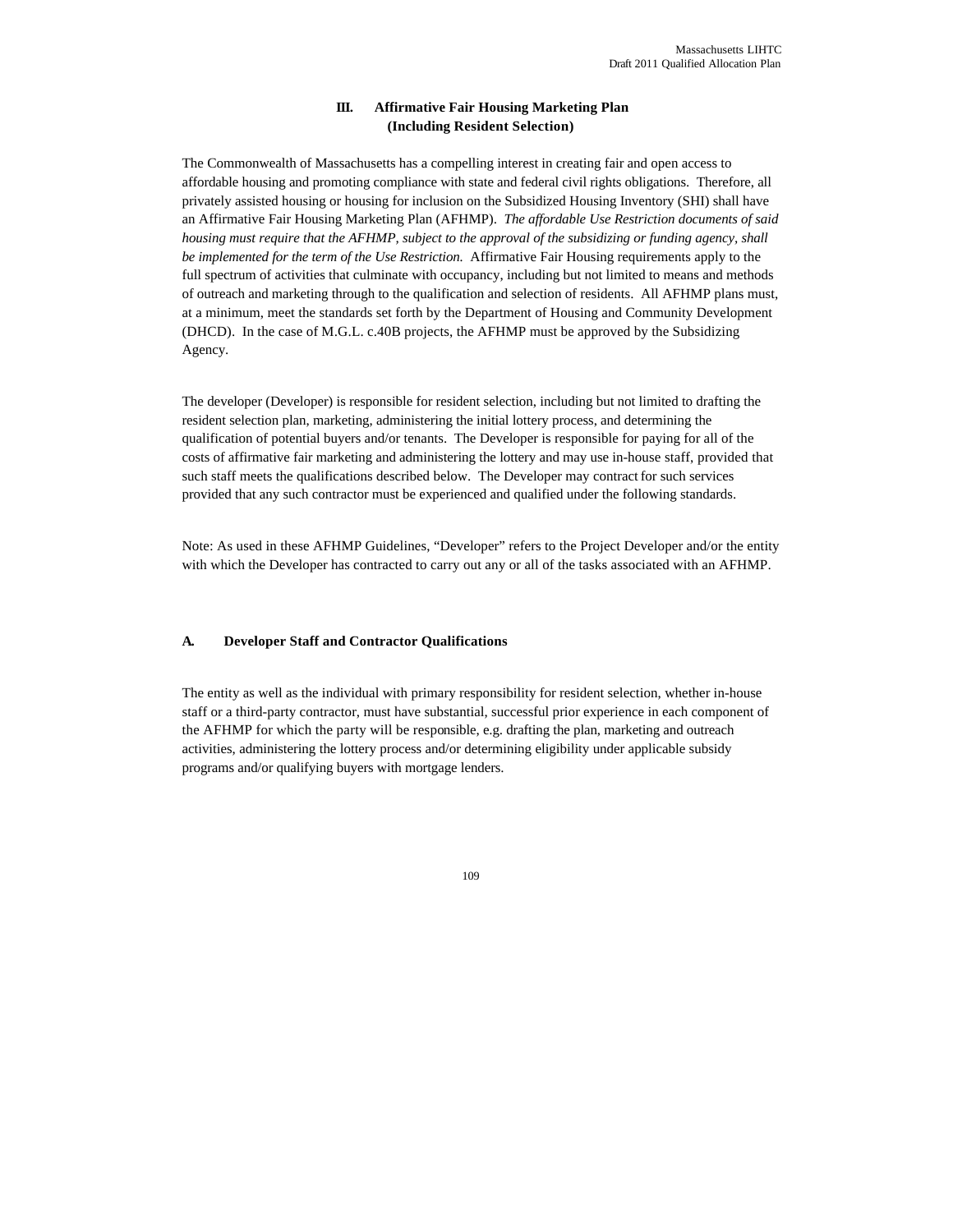## III. Affirmative Fair Housing Marketing Plan (Including Resident Selection)

The Commonwealth of Massachusetts has a compelling interest in creating fair and open access to affordable housing and promoting compliance with state and federal civil rights obligations. Therefore, all privately assisted housing or housing for inclusion on the Subsidized Housing Inventory (SHI) shall have an Affirmative Fair Housing Marketing Plan (AFHMP). *The affordable Use Restriction documents of said housing must require that the AFHMP, subject to the approval of the subsidizing or funding agency, shall be implemented for the term of the Use Restriction.* Affirmative Fair Housing requirements apply to the full spectrum of activities that culminate with occupancy, including but not limited to means and methods of outreach and marketing through to the qualification and selection of residents. All AFHMP plans must, at a minimum, meet the standards set forth by the Department of Housing and Community Development (DHCD). In the case of M.G.L. c.40B projects, the AFHMP must be approved by the Subsidizing Agency.

The developer (Developer) is responsible for resident selection, including but not limited to drafting the resident selection plan, marketing, administering the initial lottery process, and determining the qualification of potential buyers and/or tenants. The Developer is responsible for paying for all of the costs of affirmative fair marketing and administering the lottery and may use in-house staff, provided that such staff meets the qualifications described below. The Developer may contract for such services provided that any such contractor must be experienced and qualified under the following standards.

Note: As used in these AFHMP Guidelines, "Developer" refers to the Project Developer and/or the entity with which the Developer has contracted to carry out any or all of the tasks associated with an AFHMP.

### A. Developer Staff and Contractor Qualifications

The entity as well as the individual with primary responsibility for resident selection, whether in-house staff or a third-party contractor, must have substantial, successful prior experience in each component of the AFHMP for which the party will be responsible, e.g. drafting the plan, marketing and outreach activities, administering the lottery process and/or determining eligibility under applicable subsidy programs and/or qualifying buyers with mortgage lenders.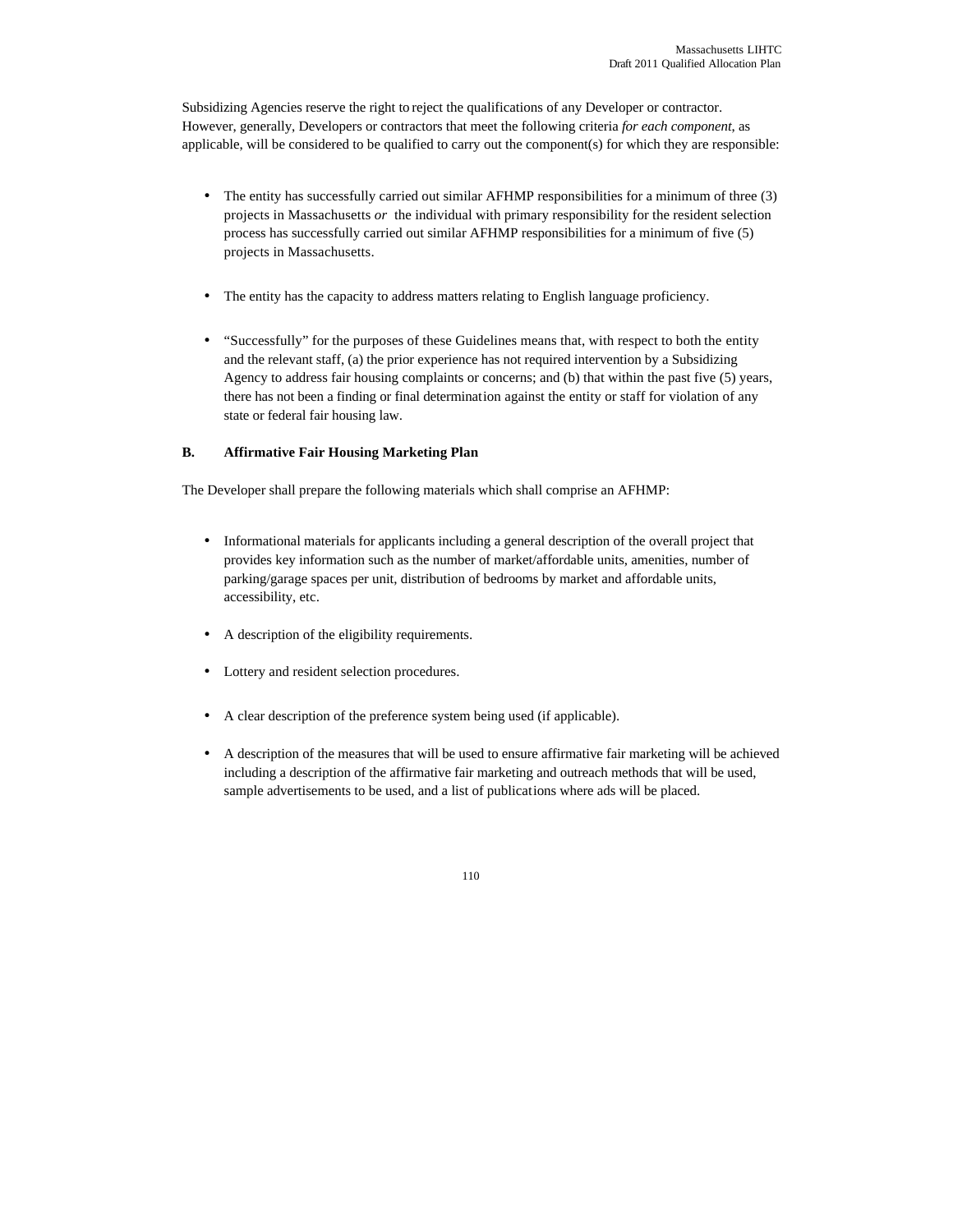Subsidizing Agencies reserve the right to reject the qualifications of any Developer or contractor. However, generally, Developers or contractors that meet the following criteria *for each component,* as applicable, will be considered to be qualified to carry out the component(s) for which they are responsible:

- The entity has successfully carried out similar AFHMP responsibilities for a minimum of three (3) projects in Massachusetts *or* the individual with primary responsibility for the resident selection process has successfully carried out similar AFHMP responsibilities for a minimum of five (5) projects in Massachusetts.

- The entity has the capacity to address matters relating to English language proficiency.

- "Successfully" for the purposes of these Guidelines means that, with respect to both the entity and the relevant staff, (a) the prior experience has not required intervention by a Subsidizing Agency to address fair housing complaints or concerns; and (b) that within the past five (5) years, there has not been a finding or final determination against the entity or staff for violation of any state or federal fair housing law.

**B. Affirmative Fair Housing Marketing Plan**

The Developer shall prepare the following materials which shall comprise an AFHMP:

- Informational materials for applicants including a general description of the overall project that provides key information such as the number of market/affordable units, amenities, number of parking/garage spaces per unit, distribution of bedrooms by market and affordable units, accessibility, etc.

- A description of the eligibility requirements.

- Lottery and resident selection procedures.

- A clear description of the preference system being used (if applicable).

- A description of the measures that will be used to ensure affirmative fair marketing will be achieved including a description of the affirmative fair marketing and outreach methods that will be used, sample advertisements to be used, and a list of publications where ads will be placed.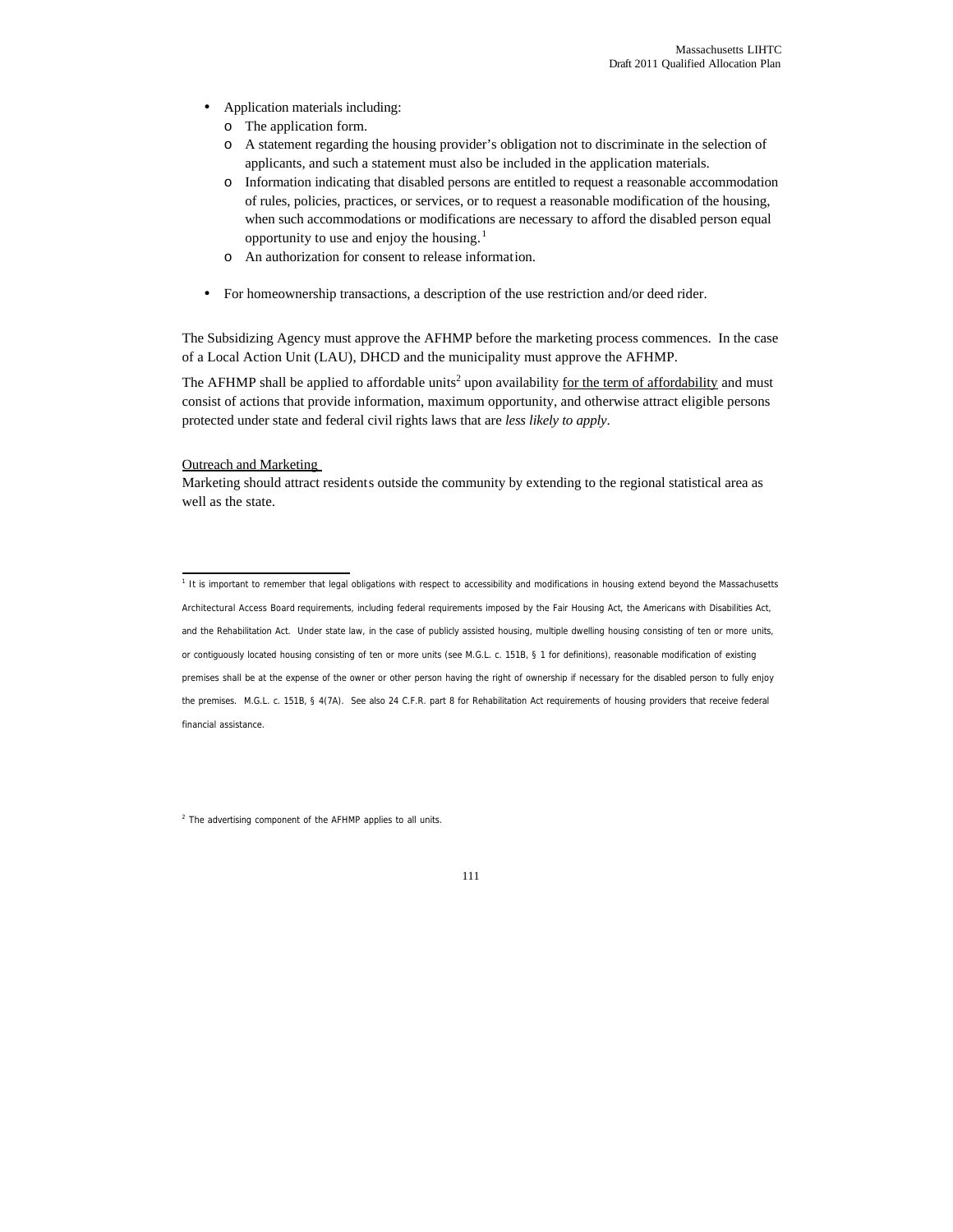- Application materials including:
  - The application form.
  - A statement regarding the housing provider's obligation not to discriminate in the selection of applicants, and such a statement must also be included in the application materials.
  - Information indicating that disabled persons are entitled to request a reasonable accommodation of rules, policies, practices, or services, or to request a reasonable modification of the housing, when such accommodations or modifications are necessary to afford the disabled person equal opportunity to use and enjoy the housing.[1]
  - An authorization for consent to release information.

- For homeownership transactions, a description of the use restriction and/or deed rider.

The Subsidizing Agency must approve the AFHMP before the marketing process commences. In the case of a Local Action Unit (LAU), DHCD and the municipality must approve the AFHMP.

The AFHMP shall be applied to affordable units[2] upon availability <u>for the term of affordability</u> and must consist of actions that provide information, maximum opportunity, and otherwise attract eligible persons protected under state and federal civil rights laws that are *less likely to apply*.

<u>Outreach and Marketing</u>

Marketing should attract residents outside the community by extending to the regional statistical area as well as the state.

---

[1] It is important to remember that legal obligations with respect to accessibility and modifications in housing extend beyond the Massachusetts Architectural Access Board requirements, including federal requirements imposed by the Fair Housing Act, the Americans with Disabilities Act, and the Rehabilitation Act. Under state law, in the case of publicly assisted housing, multiple dwelling housing consisting of ten or more units, or contiguously located housing consisting of ten or more units (see M.G.L. c. 151B, § 1 for definitions), reasonable modification of existing premises shall be at the expense of the owner or other person having the right of ownership if necessary for the disabled person to fully enjoy the premises. M.G.L. c. 151B, § 4(7A). See also 24 C.F.R. part 8 for Rehabilitation Act requirements of housing providers that receive federal financial assistance.

[2] The advertising component of the AFHMP applies to all units.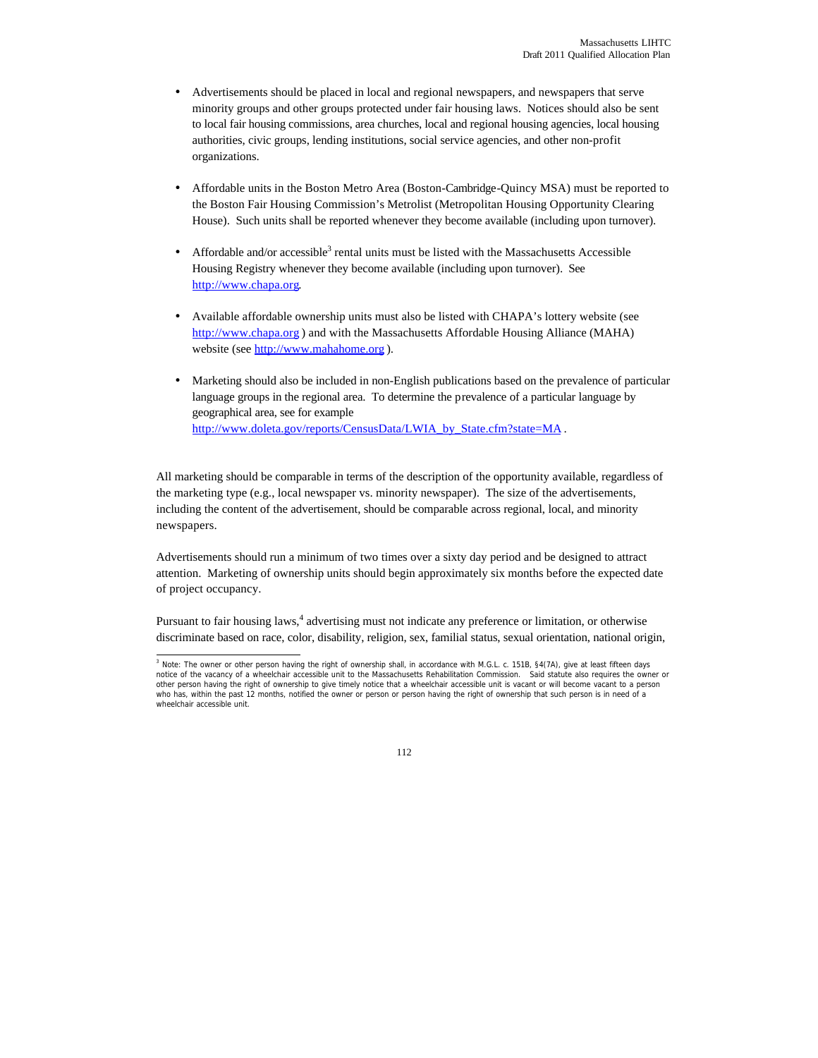- Advertisements should be placed in local and regional newspapers, and newspapers that serve minority groups and other groups protected under fair housing laws. Notices should also be sent to local fair housing commissions, area churches, local and regional housing agencies, local housing authorities, civic groups, lending institutions, social service agencies, and other non-profit organizations.

- Affordable units in the Boston Metro Area (Boston-Cambridge-Quincy MSA) must be reported to the Boston Fair Housing Commission's Metrolist (Metropolitan Housing Opportunity Clearing House). Such units shall be reported whenever they become available (including upon turnover).

- Affordable and/or accessible[3] rental units must be listed with the Massachusetts Accessible Housing Registry whenever they become available (including upon turnover). See http://www.chapa.org.

- Available affordable ownership units must also be listed with CHAPA's lottery website (see http://www.chapa.org ) and with the Massachusetts Affordable Housing Alliance (MAHA) website (see http://www.mahahome.org ).

- Marketing should also be included in non-English publications based on the prevalence of particular language groups in the regional area. To determine the prevalence of a particular language by geographical area, see for example http://www.doleta.gov/reports/CensusData/LWIA_by_State.cfm?state=MA .

All marketing should be comparable in terms of the description of the opportunity available, regardless of the marketing type (e.g., local newspaper vs. minority newspaper). The size of the advertisements, including the content of the advertisement, should be comparable across regional, local, and minority newspapers.

Advertisements should run a minimum of two times over a sixty day period and be designed to attract attention. Marketing of ownership units should begin approximately six months before the expected date of project occupancy.

Pursuant to fair housing laws,[4] advertising must not indicate any preference or limitation, or otherwise discriminate based on race, color, disability, religion, sex, familial status, sexual orientation, national origin,

[3] Note: The owner or other person having the right of ownership shall, in accordance with M.G.L. c. 151B, §4(7A), give at least fifteen days notice of the vacancy of a wheelchair accessible unit to the Massachusetts Rehabilitation Commission. Said statute also requires the owner or other person having the right of ownership to give timely notice that a wheelchair accessible unit is vacant or will become vacant to a person who has, within the past 12 months, notified the owner or person or person having the right of ownership that such person is in need of a wheelchair accessible unit.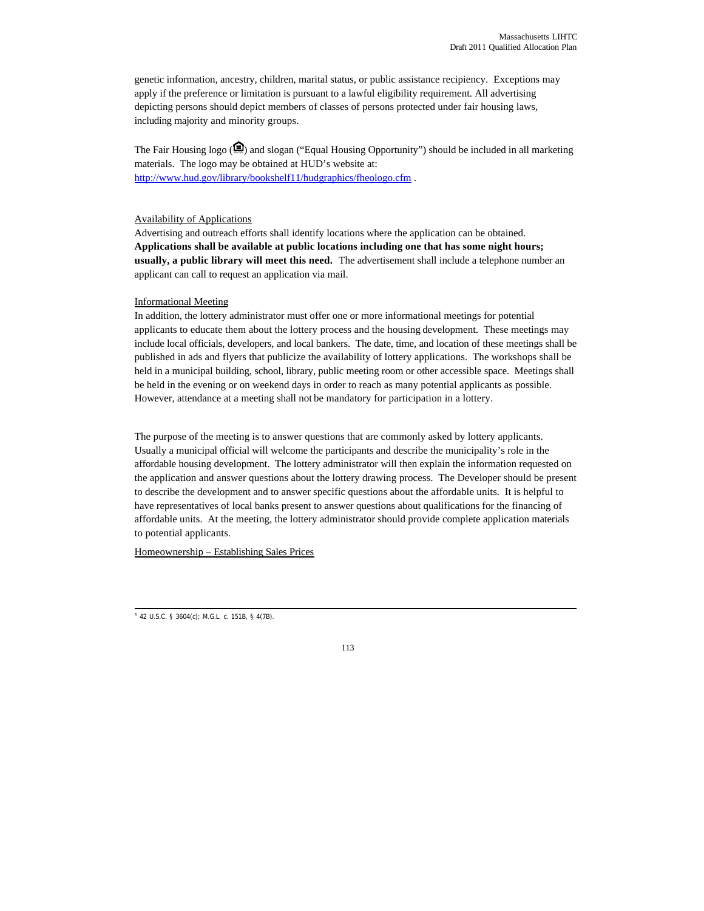genetic information, ancestry, children, marital status, or public assistance recipiency. Exceptions may apply if the preference or limitation is pursuant to a lawful eligibility requirement. All advertising depicting persons should depict members of classes of persons protected under fair housing laws, including majority and minority groups.

The Fair Housing logo (🏠) and slogan ("Equal Housing Opportunity") should be included in all marketing materials. The logo may be obtained at HUD's website at: http://www.hud.gov/library/bookshelf11/hudgraphics/fheologo.cfm .

Availability of Applications

Advertising and outreach efforts shall identify locations where the application can be obtained. **Applications shall be available at public locations including one that has some night hours; usually, a public library will meet this need.** The advertisement shall include a telephone number an applicant can call to request an application via mail.

Informational Meeting

In addition, the lottery administrator must offer one or more informational meetings for potential applicants to educate them about the lottery process and the housing development. These meetings may include local officials, developers, and local bankers. The date, time, and location of these meetings shall be published in ads and flyers that publicize the availability of lottery applications. The workshops shall be held in a municipal building, school, library, public meeting room or other accessible space. Meetings shall be held in the evening or on weekend days in order to reach as many potential applicants as possible. However, attendance at a meeting shall not be mandatory for participation in a lottery.

The purpose of the meeting is to answer questions that are commonly asked by lottery applicants. Usually a municipal official will welcome the participants and describe the municipality's role in the affordable housing development. The lottery administrator will then explain the information requested on the application and answer questions about the lottery drawing process. The Developer should be present to describe the development and to answer specific questions about the affordable units. It is helpful to have representatives of local banks present to answer questions about qualifications for the financing of affordable units. At the meeting, the lottery administrator should provide complete application materials to potential applicants.

Homeownership – Establishing Sales Prices

[4] 42 U.S.C. § 3604(c); M.G.L. c. 151B, § 4(7B).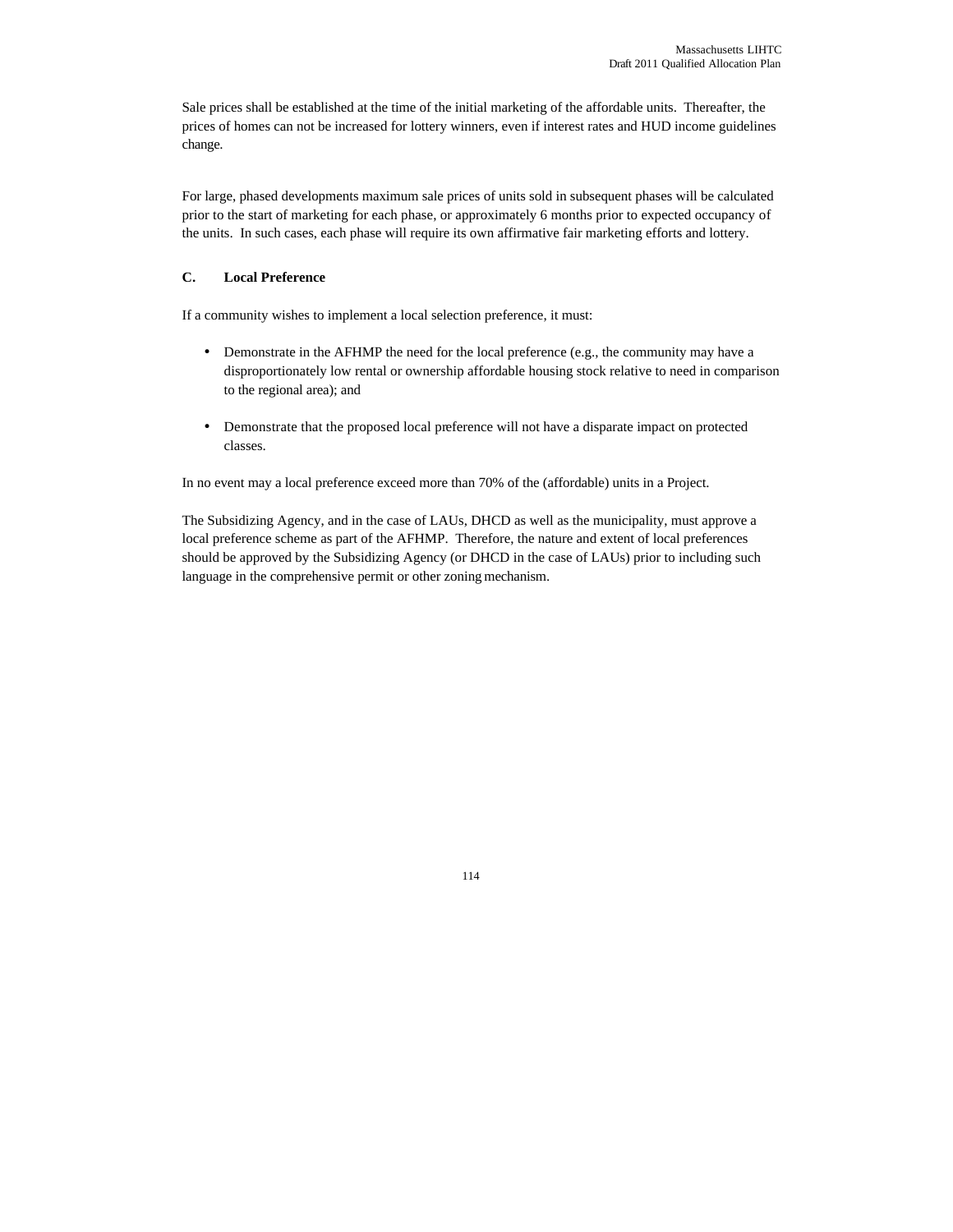Sale prices shall be established at the time of the initial marketing of the affordable units. Thereafter, the prices of homes can not be increased for lottery winners, even if interest rates and HUD income guidelines change.

For large, phased developments maximum sale prices of units sold in subsequent phases will be calculated prior to the start of marketing for each phase, or approximately 6 months prior to expected occupancy of the units. In such cases, each phase will require its own affirmative fair marketing efforts and lottery.

### C. Local Preference

If a community wishes to implement a local selection preference, it must:

- Demonstrate in the AFHMP the need for the local preference (e.g., the community may have a disproportionately low rental or ownership affordable housing stock relative to need in comparison to the regional area); and
- Demonstrate that the proposed local preference will not have a disparate impact on protected classes.

In no event may a local preference exceed more than 70% of the (affordable) units in a Project.

The Subsidizing Agency, and in the case of LAUs, DHCD as well as the municipality, must approve a local preference scheme as part of the AFHMP. Therefore, the nature and extent of local preferences should be approved by the Subsidizing Agency (or DHCD in the case of LAUs) prior to including such language in the comprehensive permit or other zoning mechanism.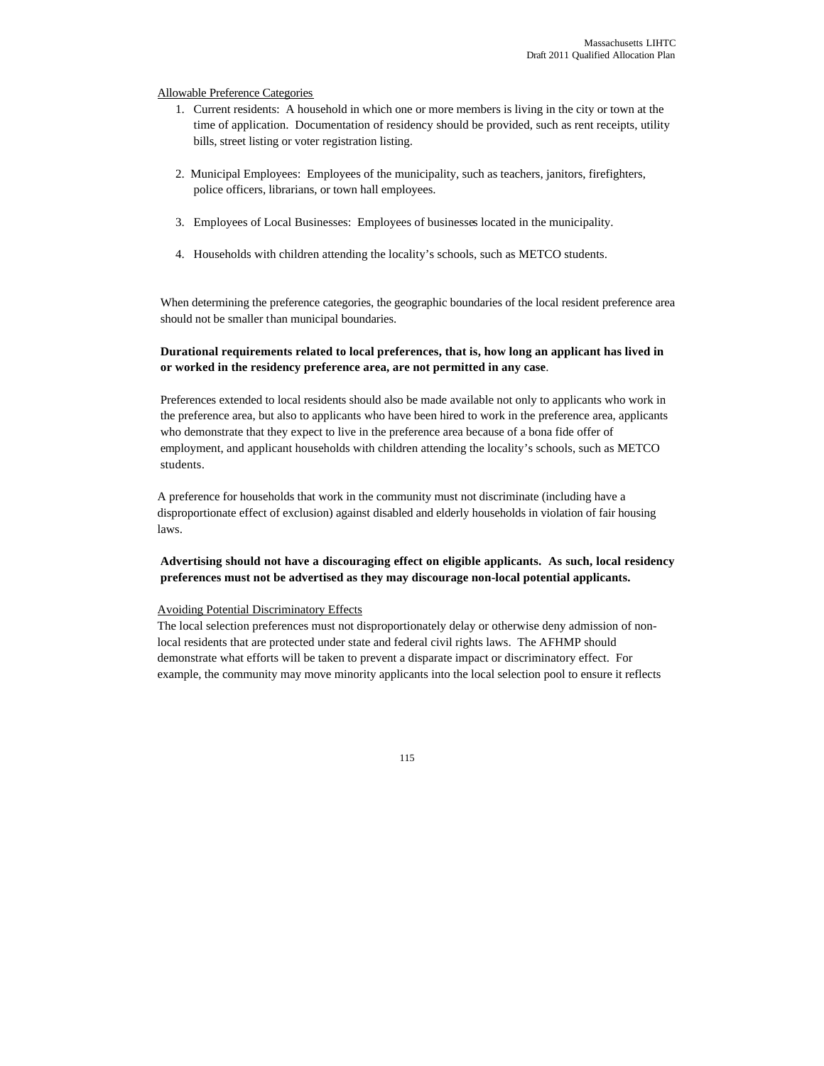Allowable Preference Categories

1. Current residents: A household in which one or more members is living in the city or town at the time of application. Documentation of residency should be provided, such as rent receipts, utility bills, street listing or voter registration listing.

2. Municipal Employees: Employees of the municipality, such as teachers, janitors, firefighters, police officers, librarians, or town hall employees.

3. Employees of Local Businesses: Employees of businesses located in the municipality.

4. Households with children attending the locality's schools, such as METCO students.

When determining the preference categories, the geographic boundaries of the local resident preference area should not be smaller than municipal boundaries.

**Durational requirements related to local preferences, that is, how long an applicant has lived in or worked in the residency preference area, are not permitted in any case**.

Preferences extended to local residents should also be made available not only to applicants who work in the preference area, but also to applicants who have been hired to work in the preference area, applicants who demonstrate that they expect to live in the preference area because of a bona fide offer of employment, and applicant households with children attending the locality's schools, such as METCO students.

A preference for households that work in the community must not discriminate (including have a disproportionate effect of exclusion) against disabled and elderly households in violation of fair housing laws.

**Advertising should not have a discouraging effect on eligible applicants. As such, local residency preferences must not be advertised as they may discourage non-local potential applicants.**

Avoiding Potential Discriminatory Effects

The local selection preferences must not disproportionately delay or otherwise deny admission of non-local residents that are protected under state and federal civil rights laws. The AFHMP should demonstrate what efforts will be taken to prevent a disparate impact or discriminatory effect. For example, the community may move minority applicants into the local selection pool to ensure it reflects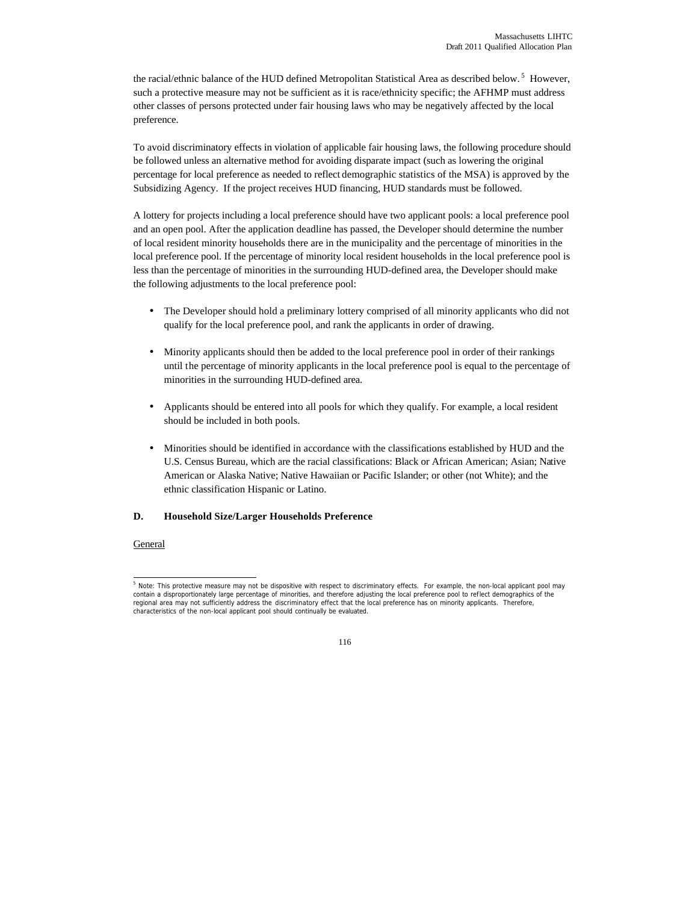the racial/ethnic balance of the HUD defined Metropolitan Statistical Area as described below.[5] However, such a protective measure may not be sufficient as it is race/ethnicity specific; the AFHMP must address other classes of persons protected under fair housing laws who may be negatively affected by the local preference.

To avoid discriminatory effects in violation of applicable fair housing laws, the following procedure should be followed unless an alternative method for avoiding disparate impact (such as lowering the original percentage for local preference as needed to reflect demographic statistics of the MSA) is approved by the Subsidizing Agency. If the project receives HUD financing, HUD standards must be followed.

A lottery for projects including a local preference should have two applicant pools: a local preference pool and an open pool. After the application deadline has passed, the Developer should determine the number of local resident minority households there are in the municipality and the percentage of minorities in the local preference pool. If the percentage of minority local resident households in the local preference pool is less than the percentage of minorities in the surrounding HUD-defined area, the Developer should make the following adjustments to the local preference pool:

- The Developer should hold a preliminary lottery comprised of all minority applicants who did not qualify for the local preference pool, and rank the applicants in order of drawing.
- Minority applicants should then be added to the local preference pool in order of their rankings until the percentage of minority applicants in the local preference pool is equal to the percentage of minorities in the surrounding HUD-defined area.
- Applicants should be entered into all pools for which they qualify. For example, a local resident should be included in both pools.
- Minorities should be identified in accordance with the classifications established by HUD and the U.S. Census Bureau, which are the racial classifications: Black or African American; Asian; Native American or Alaska Native; Native Hawaiian or Pacific Islander; or other (not White); and the ethnic classification Hispanic or Latino.

**D. Household Size/Larger Households Preference**

General

[5] Note: This protective measure may not be dispositive with respect to discriminatory effects. For example, the non-local applicant pool may contain a disproportionately large percentage of minorities, and therefore adjusting the local preference pool to reflect demographics of the regional area may not sufficiently address the discriminatory effect that the local preference has on minority applicants. Therefore, characteristics of the non-local applicant pool should continually be evaluated.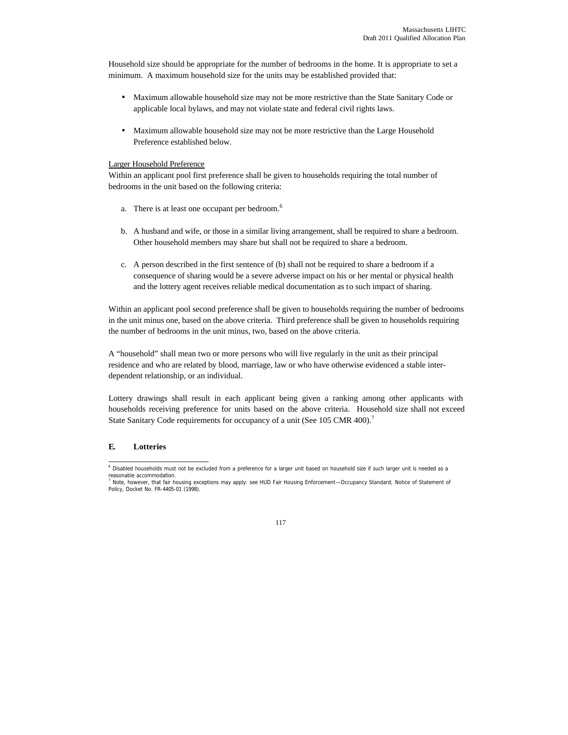Household size should be appropriate for the number of bedrooms in the home. It is appropriate to set a minimum. A maximum household size for the units may be established provided that:

- Maximum allowable household size may not be more restrictive than the State Sanitary Code or applicable local bylaws, and may not violate state and federal civil rights laws.
- Maximum allowable household size may not be more restrictive than the Large Household Preference established below.

Larger Household Preference

Within an applicant pool first preference shall be given to households requiring the total number of bedrooms in the unit based on the following criteria:

a. There is at least one occupant per bedroom.[6]

b. A husband and wife, or those in a similar living arrangement, shall be required to share a bedroom. Other household members may share but shall not be required to share a bedroom.

c. A person described in the first sentence of (b) shall not be required to share a bedroom if a consequence of sharing would be a severe adverse impact on his or her mental or physical health and the lottery agent receives reliable medical documentation as to such impact of sharing.

Within an applicant pool second preference shall be given to households requiring the number of bedrooms in the unit minus one, based on the above criteria. Third preference shall be given to households requiring the number of bedrooms in the unit minus, two, based on the above criteria.

A "household" shall mean two or more persons who will live regularly in the unit as their principal residence and who are related by blood, marriage, law or who have otherwise evidenced a stable inter-dependent relationship, or an individual.

Lottery drawings shall result in each applicant being given a ranking among other applicants with households receiving preference for units based on the above criteria. Household size shall not exceed State Sanitary Code requirements for occupancy of a unit (See 105 CMR 400).[7]

**E. Lotteries**

---

[6] Disabled households must not be excluded from a preference for a larger unit based on household size if such larger unit is needed as a reasonable accommodation.

[7] Note, however, that fair housing exceptions may apply: see HUD Fair Housing Enforcement—Occupancy Standard; Notice of Statement of Policy, Docket No. FR-4405-01 (1998).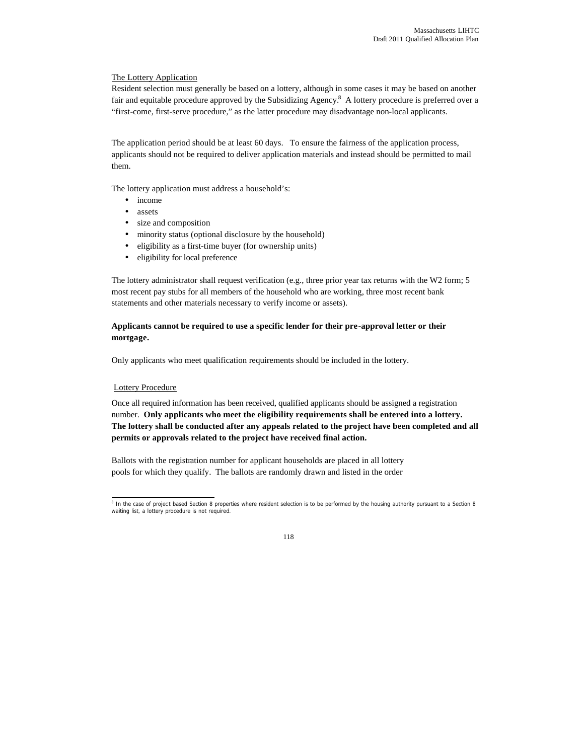<u>The Lottery Application</u>

Resident selection must generally be based on a lottery, although in some cases it may be based on another fair and equitable procedure approved by the Subsidizing Agency.[8] A lottery procedure is preferred over a "first-come, first-serve procedure," as the latter procedure may disadvantage non-local applicants.

The application period should be at least 60 days. To ensure the fairness of the application process, applicants should not be required to deliver application materials and instead should be permitted to mail them.

The lottery application must address a household's:

- income
- assets
- size and composition
- minority status (optional disclosure by the household)
- eligibility as a first-time buyer (for ownership units)
- eligibility for local preference

The lottery administrator shall request verification (e.g., three prior year tax returns with the W2 form; 5 most recent pay stubs for all members of the household who are working, three most recent bank statements and other materials necessary to verify income or assets).

**Applicants cannot be required to use a specific lender for their pre-approval letter or their mortgage.**

Only applicants who meet qualification requirements should be included in the lottery.

<u>Lottery Procedure</u>

Once all required information has been received, qualified applicants should be assigned a registration number. **Only applicants who meet the eligibility requirements shall be entered into a lottery. The lottery shall be conducted after any appeals related to the project have been completed and all permits or approvals related to the project have received final action.**

Ballots with the registration number for applicant households are placed in all lottery pools for which they qualify. The ballots are randomly drawn and listed in the order

[8] In the case of project based Section 8 properties where resident selection is to be performed by the housing authority pursuant to a Section 8 waiting list, a lottery procedure is not required.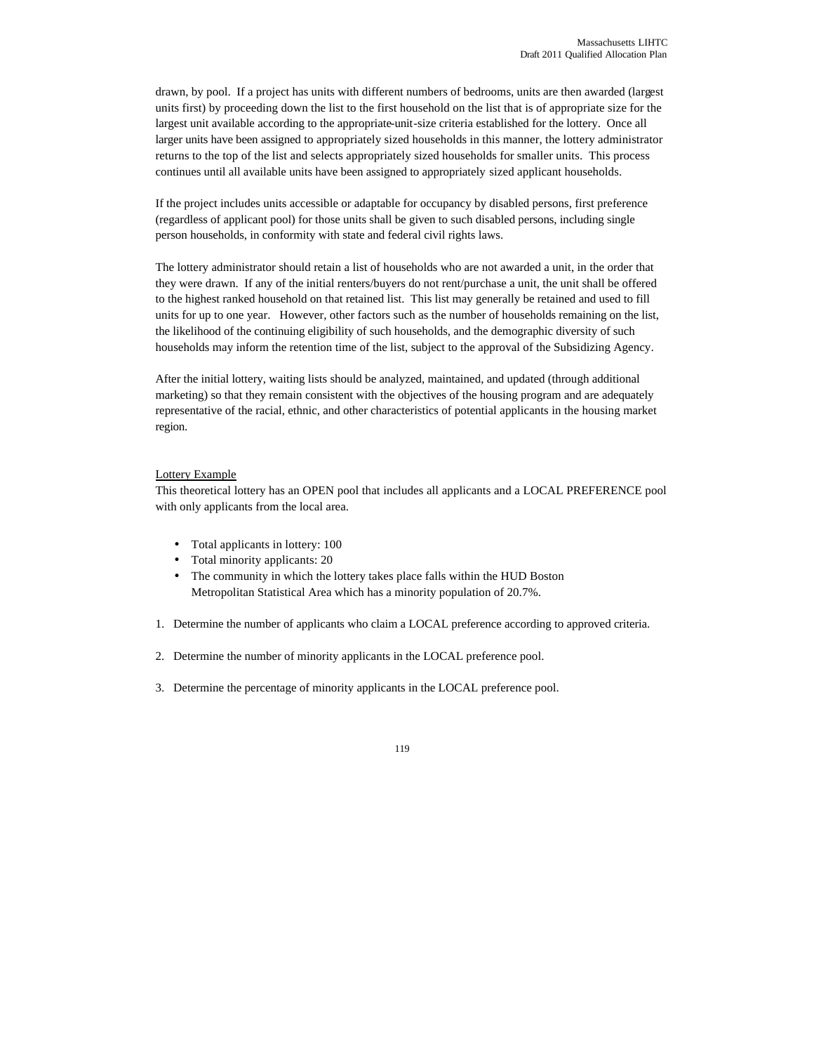drawn, by pool. If a project has units with different numbers of bedrooms, units are then awarded (largest units first) by proceeding down the list to the first household on the list that is of appropriate size for the largest unit available according to the appropriate-unit-size criteria established for the lottery. Once all larger units have been assigned to appropriately sized households in this manner, the lottery administrator returns to the top of the list and selects appropriately sized households for smaller units. This process continues until all available units have been assigned to appropriately sized applicant households.

If the project includes units accessible or adaptable for occupancy by disabled persons, first preference (regardless of applicant pool) for those units shall be given to such disabled persons, including single person households, in conformity with state and federal civil rights laws.

The lottery administrator should retain a list of households who are not awarded a unit, in the order that they were drawn. If any of the initial renters/buyers do not rent/purchase a unit, the unit shall be offered to the highest ranked household on that retained list. This list may generally be retained and used to fill units for up to one year. However, other factors such as the number of households remaining on the list, the likelihood of the continuing eligibility of such households, and the demographic diversity of such households may inform the retention time of the list, subject to the approval of the Subsidizing Agency.

After the initial lottery, waiting lists should be analyzed, maintained, and updated (through additional marketing) so that they remain consistent with the objectives of the housing program and are adequately representative of the racial, ethnic, and other characteristics of potential applicants in the housing market region.

Lottery Example

This theoretical lottery has an OPEN pool that includes all applicants and a LOCAL PREFERENCE pool with only applicants from the local area.

- Total applicants in lottery: 100
- Total minority applicants: 20
- The community in which the lottery takes place falls within the HUD Boston Metropolitan Statistical Area which has a minority population of 20.7%.

1. Determine the number of applicants who claim a LOCAL preference according to approved criteria.

2. Determine the number of minority applicants in the LOCAL preference pool.

3. Determine the percentage of minority applicants in the LOCAL preference pool.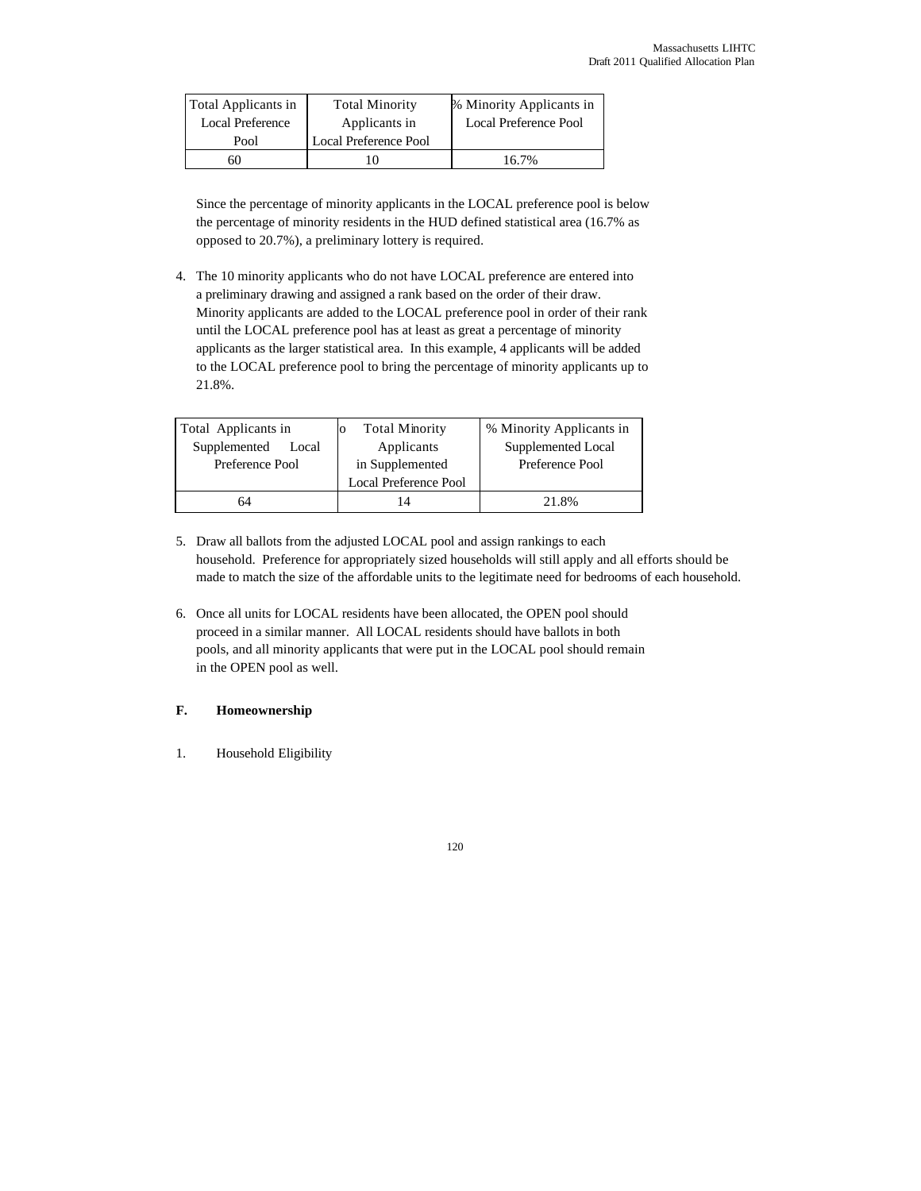| Total Applicants in Local Preference Pool | Total Minority Applicants in Local Preference Pool | % Minority Applicants in Local Preference Pool |
|---|---|---|
| 60 | 10 | 16.7% |

Since the percentage of minority applicants in the LOCAL preference pool is below the percentage of minority residents in the HUD defined statistical area (16.7% as opposed to 20.7%), a preliminary lottery is required.

4. The 10 minority applicants who do not have LOCAL preference are entered into a preliminary drawing and assigned a rank based on the order of their draw. Minority applicants are added to the LOCAL preference pool in order of their rank until the LOCAL preference pool has at least as great a percentage of minority applicants as the larger statistical area. In this example, 4 applicants will be added to the LOCAL preference pool to bring the percentage of minority applicants up to 21.8%.

| Total Applicants in Supplemented Local Preference Pool | o Total Minority Applicants in Supplemented Local Preference Pool | % Minority Applicants in Supplemented Local Preference Pool |
|---|---|---|
| 64 | 14 | 21.8% |

5. Draw all ballots from the adjusted LOCAL pool and assign rankings to each household. Preference for appropriately sized households will still apply and all efforts should be made to match the size of the affordable units to the legitimate need for bedrooms of each household.

6. Once all units for LOCAL residents have been allocated, the OPEN pool should proceed in a similar manner. All LOCAL residents should have ballots in both pools, and all minority applicants that were put in the LOCAL pool should remain in the OPEN pool as well.

**F. Homeownership**

1. Household Eligibility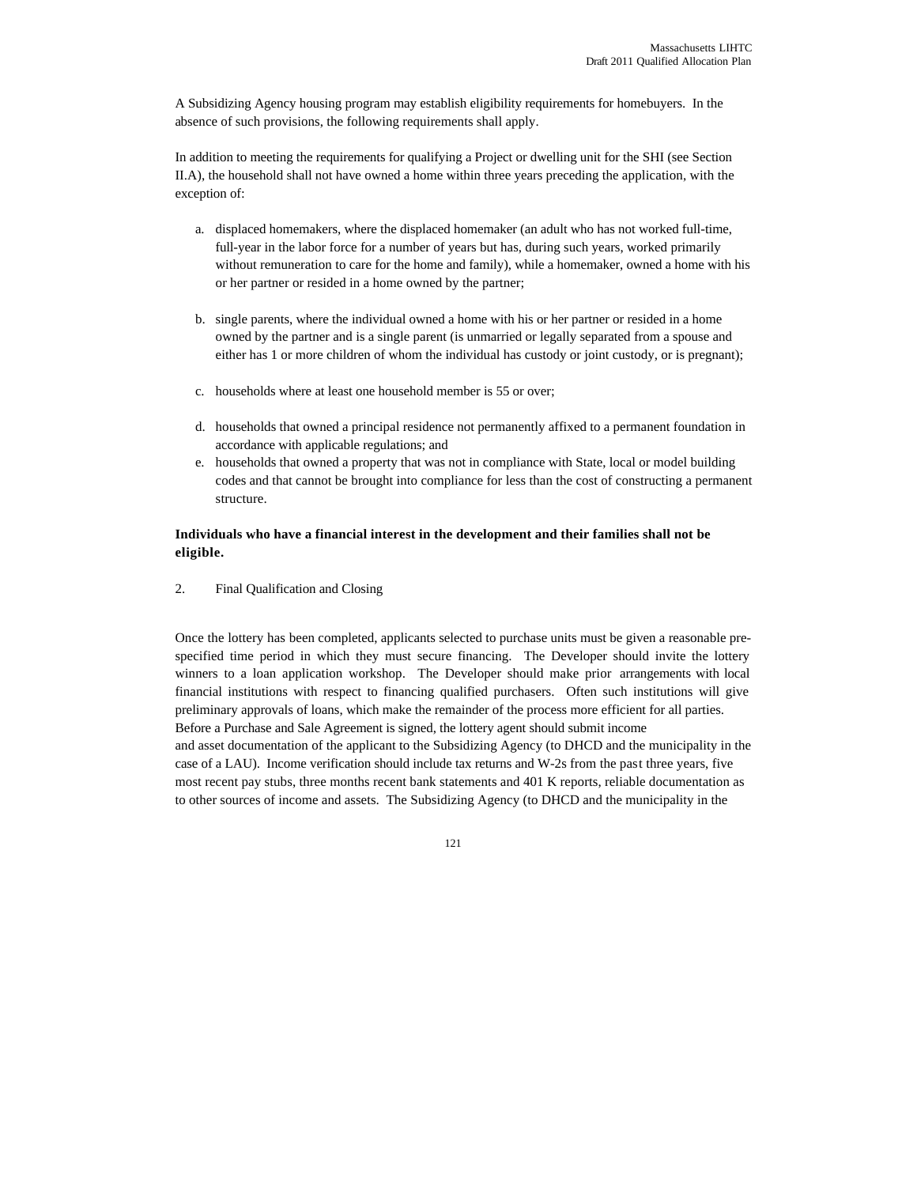A Subsidizing Agency housing program may establish eligibility requirements for homebuyers. In the absence of such provisions, the following requirements shall apply.

In addition to meeting the requirements for qualifying a Project or dwelling unit for the SHI (see Section II.A), the household shall not have owned a home within three years preceding the application, with the exception of:

a. displaced homemakers, where the displaced homemaker (an adult who has not worked full-time, full-year in the labor force for a number of years but has, during such years, worked primarily without remuneration to care for the home and family), while a homemaker, owned a home with his or her partner or resided in a home owned by the partner;

b. single parents, where the individual owned a home with his or her partner or resided in a home owned by the partner and is a single parent (is unmarried or legally separated from a spouse and either has 1 or more children of whom the individual has custody or joint custody, or is pregnant);

c. households where at least one household member is 55 or over;

d. households that owned a principal residence not permanently affixed to a permanent foundation in accordance with applicable regulations; and
e. households that owned a property that was not in compliance with State, local or model building codes and that cannot be brought into compliance for less than the cost of constructing a permanent structure.

**Individuals who have a financial interest in the development and their families shall not be eligible.**

2. Final Qualification and Closing

Once the lottery has been completed, applicants selected to purchase units must be given a reasonable pre-specified time period in which they must secure financing. The Developer should invite the lottery winners to a loan application workshop. The Developer should make prior arrangements with local financial institutions with respect to financing qualified purchasers. Often such institutions will give preliminary approvals of loans, which make the remainder of the process more efficient for all parties. Before a Purchase and Sale Agreement is signed, the lottery agent should submit income and asset documentation of the applicant to the Subsidizing Agency (to DHCD and the municipality in the case of a LAU). Income verification should include tax returns and W-2s from the past three years, five most recent pay stubs, three months recent bank statements and 401 K reports, reliable documentation as to other sources of income and assets. The Subsidizing Agency (to DHCD and the municipality in the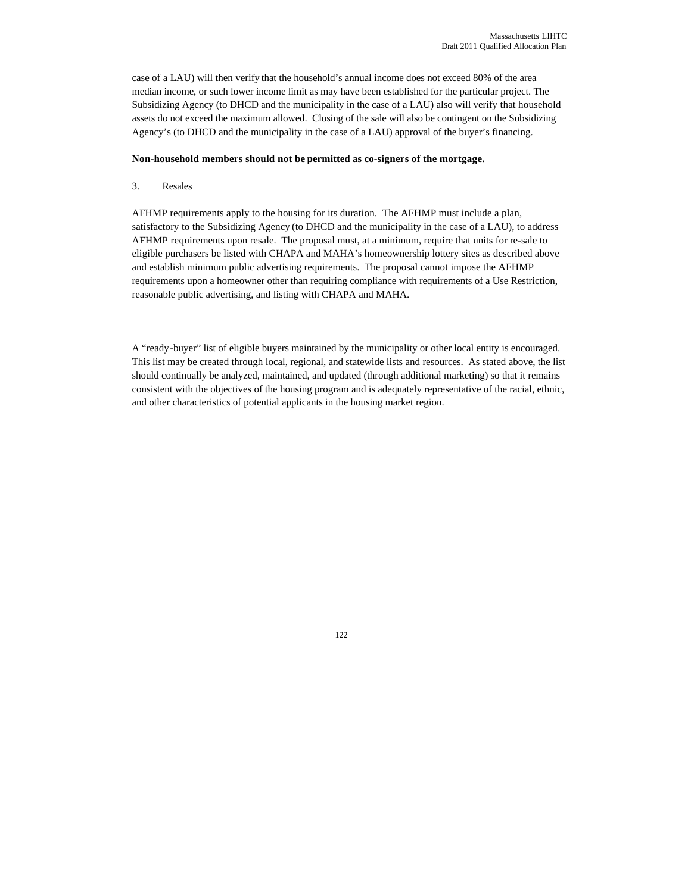case of a LAU) will then verify that the household's annual income does not exceed 80% of the area median income, or such lower income limit as may have been established for the particular project. The Subsidizing Agency (to DHCD and the municipality in the case of a LAU) also will verify that household assets do not exceed the maximum allowed. Closing of the sale will also be contingent on the Subsidizing Agency's (to DHCD and the municipality in the case of a LAU) approval of the buyer's financing.

**Non-household members should not be permitted as co-signers of the mortgage.**

3. Resales

AFHMP requirements apply to the housing for its duration. The AFHMP must include a plan, satisfactory to the Subsidizing Agency (to DHCD and the municipality in the case of a LAU), to address AFHMP requirements upon resale. The proposal must, at a minimum, require that units for re-sale to eligible purchasers be listed with CHAPA and MAHA's homeownership lottery sites as described above and establish minimum public advertising requirements. The proposal cannot impose the AFHMP requirements upon a homeowner other than requiring compliance with requirements of a Use Restriction, reasonable public advertising, and listing with CHAPA and MAHA.

A "ready-buyer" list of eligible buyers maintained by the municipality or other local entity is encouraged. This list may be created through local, regional, and statewide lists and resources. As stated above, the list should continually be analyzed, maintained, and updated (through additional marketing) so that it remains consistent with the objectives of the housing program and is adequately representative of the racial, ethnic, and other characteristics of potential applicants in the housing market region.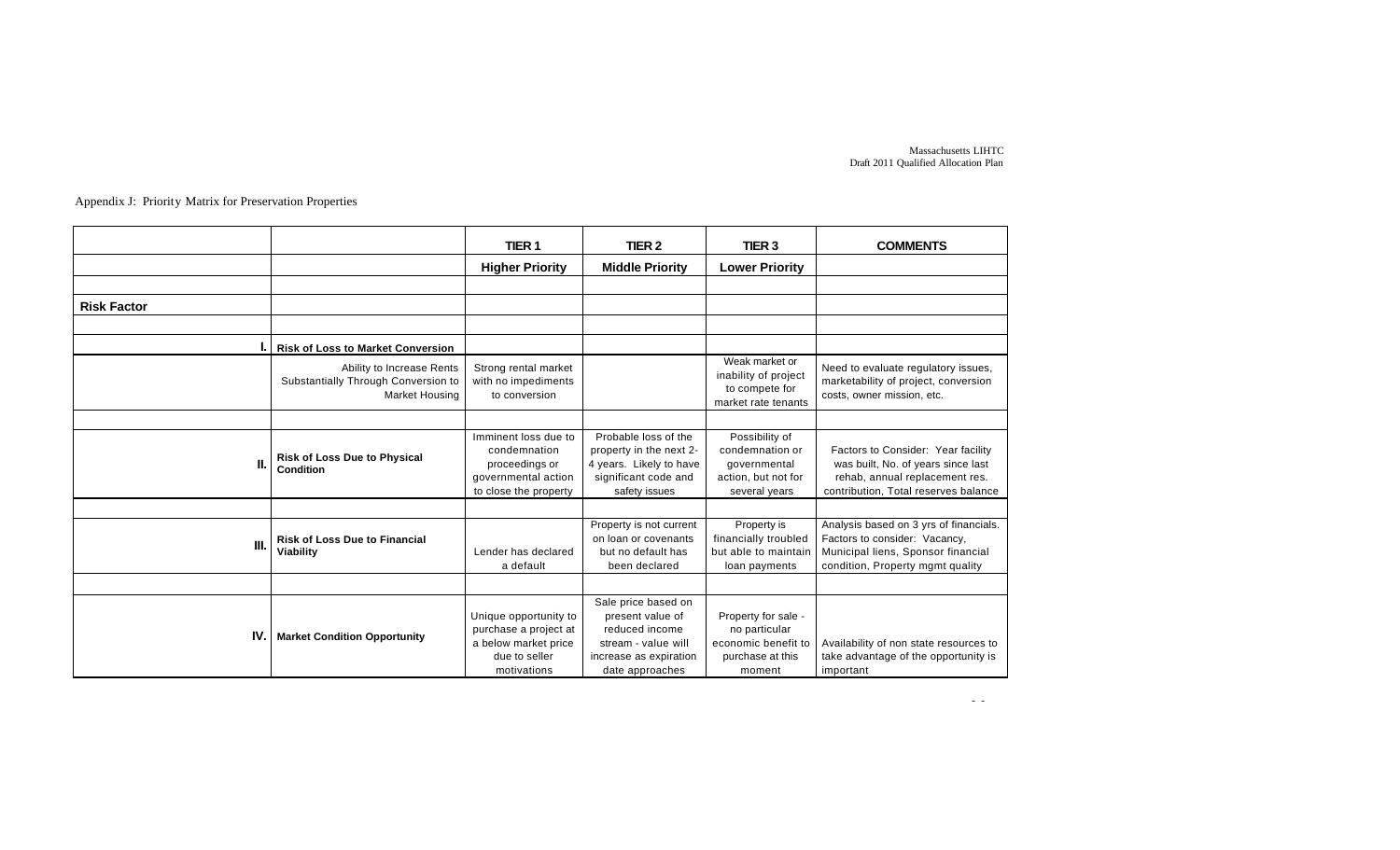Appendix J: Priority Matrix for Preservation Properties

| | | TIER 1 | TIER 2 | TIER 3 | COMMENTS |
|---|---|---|---|---|---|
| | | **Higher Priority** | **Middle Priority** | **Lower Priority** | |
| | | | | | |
| **Risk Factor** | | | | | |
| | | | | | |
| **I.** | **Risk of Loss to Market Conversion** | | | | |
| | Ability to Increase Rents Substantially Through Conversion to Market Housing | Strong rental market with no impediments to conversion | | Weak market or inability of project to compete for market rate tenants | Need to evaluate regulatory issues, marketability of project, conversion costs, owner mission, etc. |
| | | | | | |
| **II.** | **Risk of Loss Due to Physical Condition** | Imminent loss due to condemnation proceedings or governmental action to close the property | Probable loss of the property in the next 2-4 years. Likely to have significant code and safety issues | Possibility of condemnation or governmental action, but not for several years | Factors to Consider: Year facility was built, No. of years since last rehab, annual replacement res. contribution, Total reserves balance |
| | | | | | |
| **III.** | **Risk of Loss Due to Financial Viability** | Lender has declared a default | Property is not current on loan or covenants but no default has been declared | Property is financially troubled but able to maintain loan payments | Analysis based on 3 yrs of financials. Factors to consider: Vacancy, Municipal liens, Sponsor financial condition, Property mgmt quality |
| | | | | | |
| **IV.** | **Market Condition Opportunity** | Unique opportunity to purchase a project at a below market price due to seller motivations | Sale price based on present value of reduced income stream - value will increase as expiration date approaches | Property for sale - no particular economic benefit to purchase at this moment | Availability of non state resources to take advantage of the opportunity is important |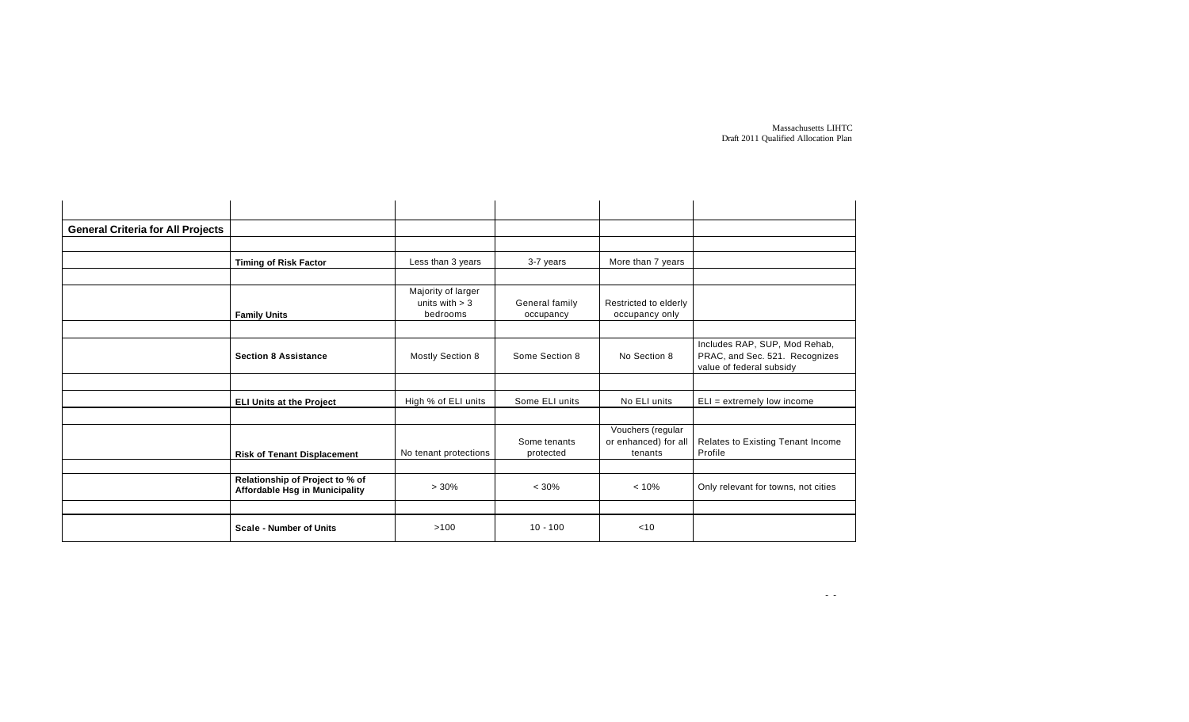| | | | | | |
|---|---|---|---|---|---|
| **General Criteria for All Projects** | | | | | |
| | **Timing of Risk Factor** | Less than 3 years | 3-7 years | More than 7 years | |
| | **Family Units** | Majority of larger units with > 3 bedrooms | General family occupancy | Restricted to elderly occupancy only | |
| | **Section 8 Assistance** | Mostly Section 8 | Some Section 8 | No Section 8 | Includes RAP, SUP, Mod Rehab, PRAC, and Sec. 521. Recognizes value of federal subsidy |
| | **ELI Units at the Project** | High % of ELI units | Some ELI units | No ELI units | ELI = extremely low income |
| | **Risk of Tenant Displacement** | No tenant protections | Some tenants protected | Vouchers (regular or enhanced) for all tenants | Relates to Existing Tenant Income Profile |
| | **Relationship of Project to % of Affordable Hsg in Municipality** | > 30% | < 30% | < 10% | Only relevant for towns, not cities |
| | **Scale - Number of Units** | >100 | 10 - 100 | <10 | |